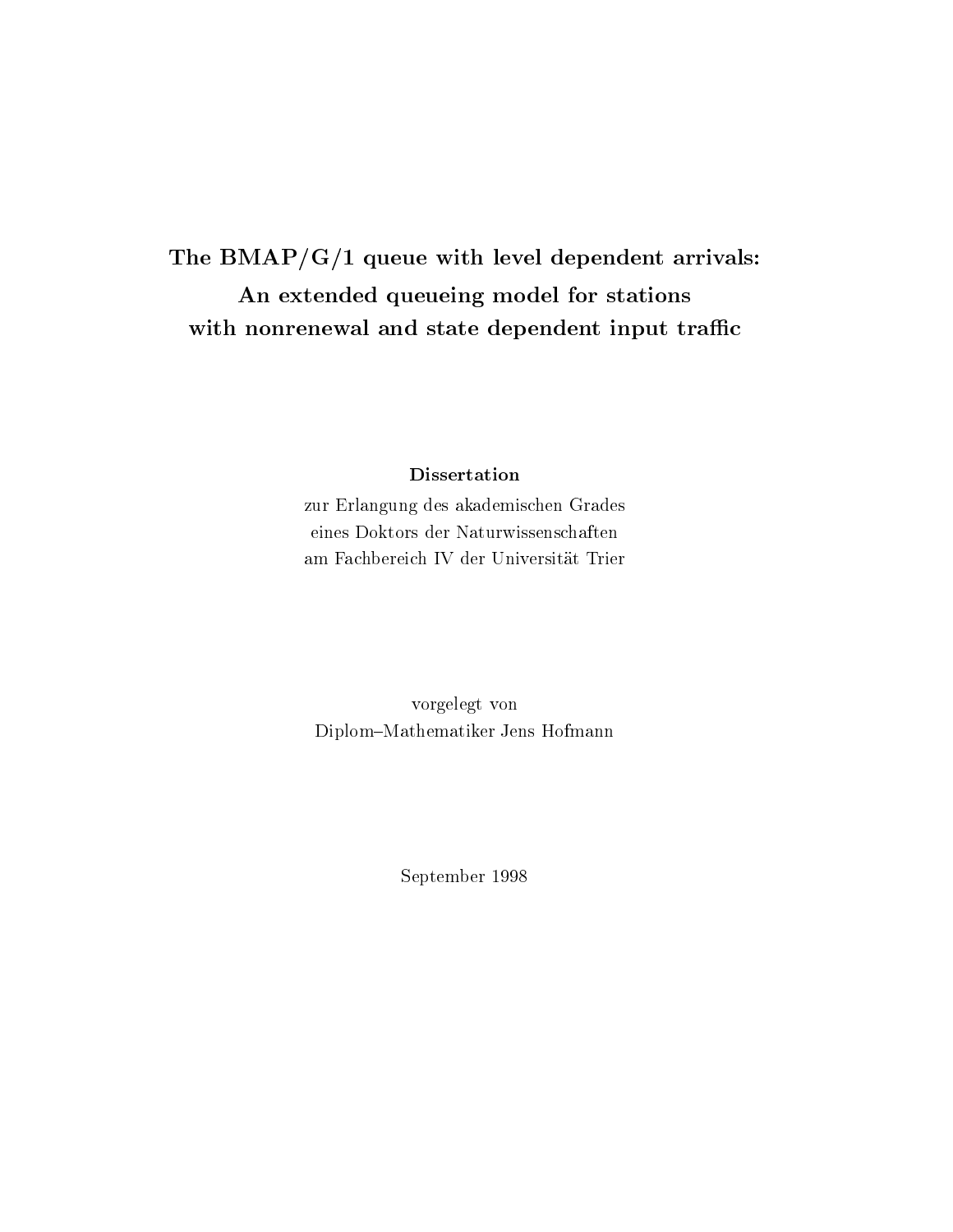# The BMAP/G/1 queue with level dependent arrivals: An extended queueing model for stations with nonrenewal and state dependent input traffic

**Dissertation**

zur Erlangung des akademischen Grades
eines Doktors der Naturwissenschaften
am Fachbereich IV der Universität Trier

vorgelegt von
Diplom–Mathematiker Jens Hofmann

September 1998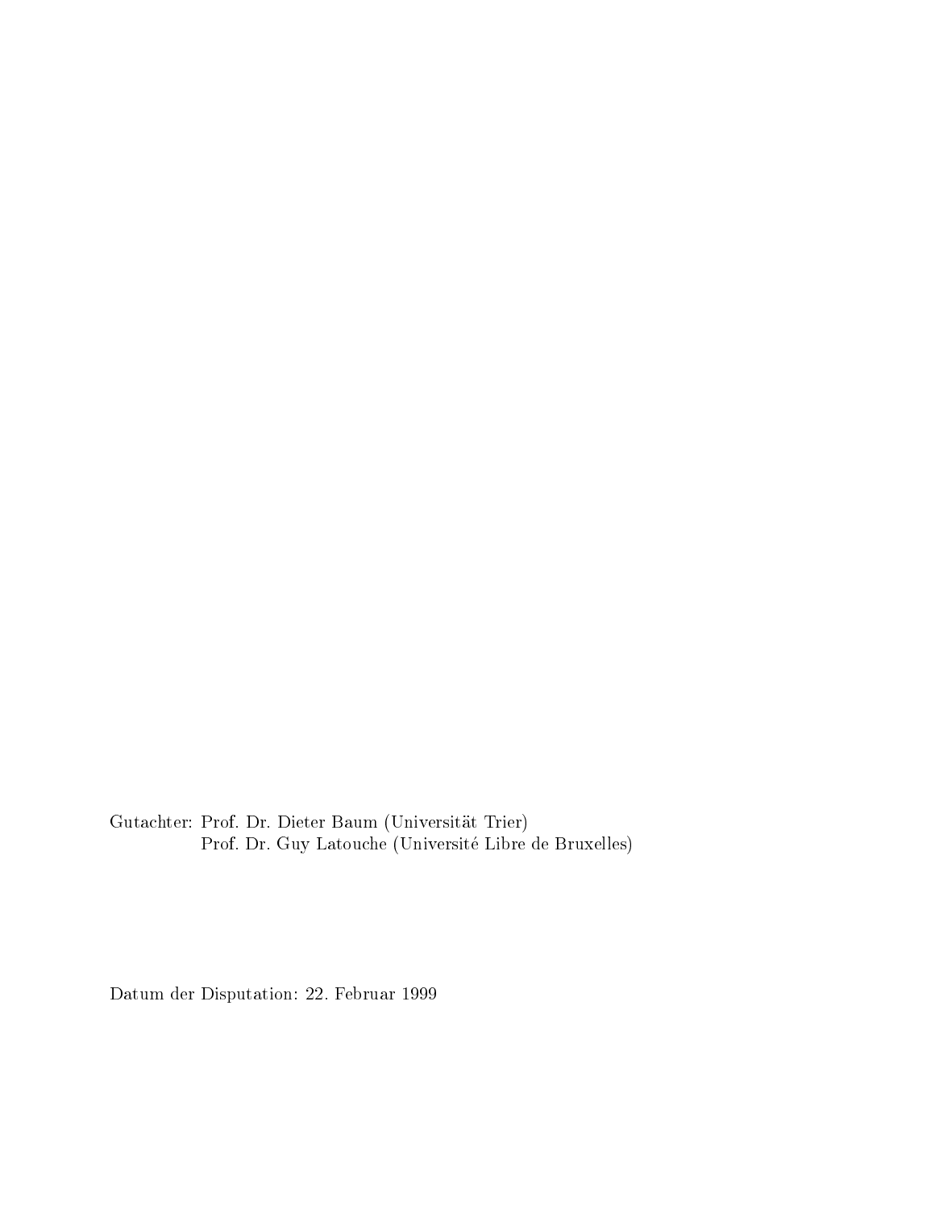Gutachter: Prof. Dr. Dieter Baum (Universität Trier)
Prof. Dr. Guy Latouche (Université Libre de Bruxelles)

Datum der Disputation: 22. Februar 1999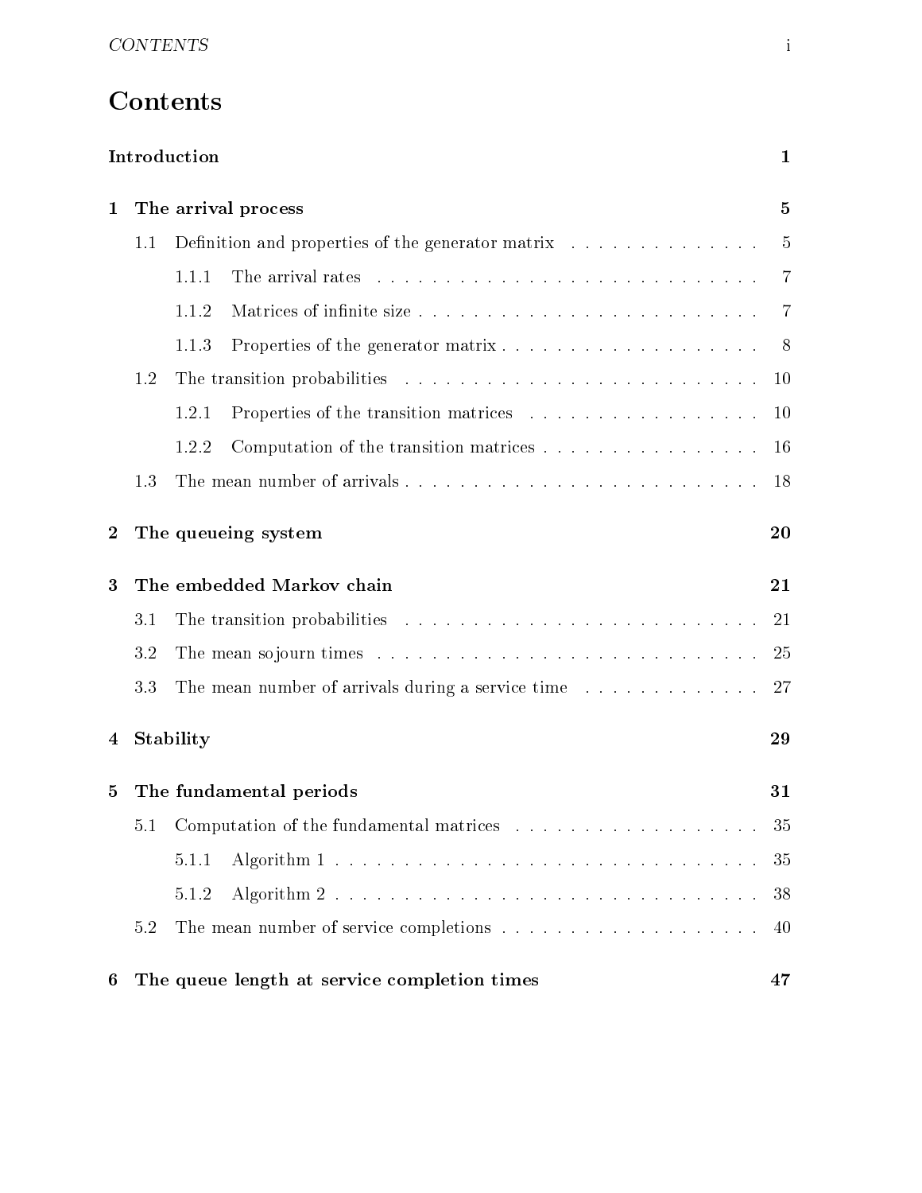# Contents

**Introduction** **1**

**1 The arrival process** **5**

- 1.1 Definition and properties of the generator matrix . . . . . . . . . . . . . . . 5
  - 1.1.1 The arrival rates . . . . . . . . . . . . . . . . . . . . . . . . . . . . . 7
  - 1.1.2 Matrices of infinite size . . . . . . . . . . . . . . . . . . . . . . . . . 7
  - 1.1.3 Properties of the generator matrix . . . . . . . . . . . . . . . . . . . 8
- 1.2 The transition probabilities . . . . . . . . . . . . . . . . . . . . . . . . . . . 10
  - 1.2.1 Properties of the transition matrices . . . . . . . . . . . . . . . . . . 10
  - 1.2.2 Computation of the transition matrices . . . . . . . . . . . . . . . . 16
- 1.3 The mean number of arrivals . . . . . . . . . . . . . . . . . . . . . . . . . . 18

**2 The queueing system** **20**

**3 The embedded Markov chain** **21**

- 3.1 The transition probabilities . . . . . . . . . . . . . . . . . . . . . . . . . . . 21
- 3.2 The mean sojourn times . . . . . . . . . . . . . . . . . . . . . . . . . . . . . 25
- 3.3 The mean number of arrivals during a service time . . . . . . . . . . . . . . 27

**4 Stability** **29**

**5 The fundamental periods** **31**

- 5.1 Computation of the fundamental matrices . . . . . . . . . . . . . . . . . . . 35
  - 5.1.1 Algorithm 1 . . . . . . . . . . . . . . . . . . . . . . . . . . . . . . . 35
  - 5.1.2 Algorithm 2 . . . . . . . . . . . . . . . . . . . . . . . . . . . . . . . 38
- 5.2 The mean number of service completions . . . . . . . . . . . . . . . . . . . . 40

**6 The queue length at service completion times** **47**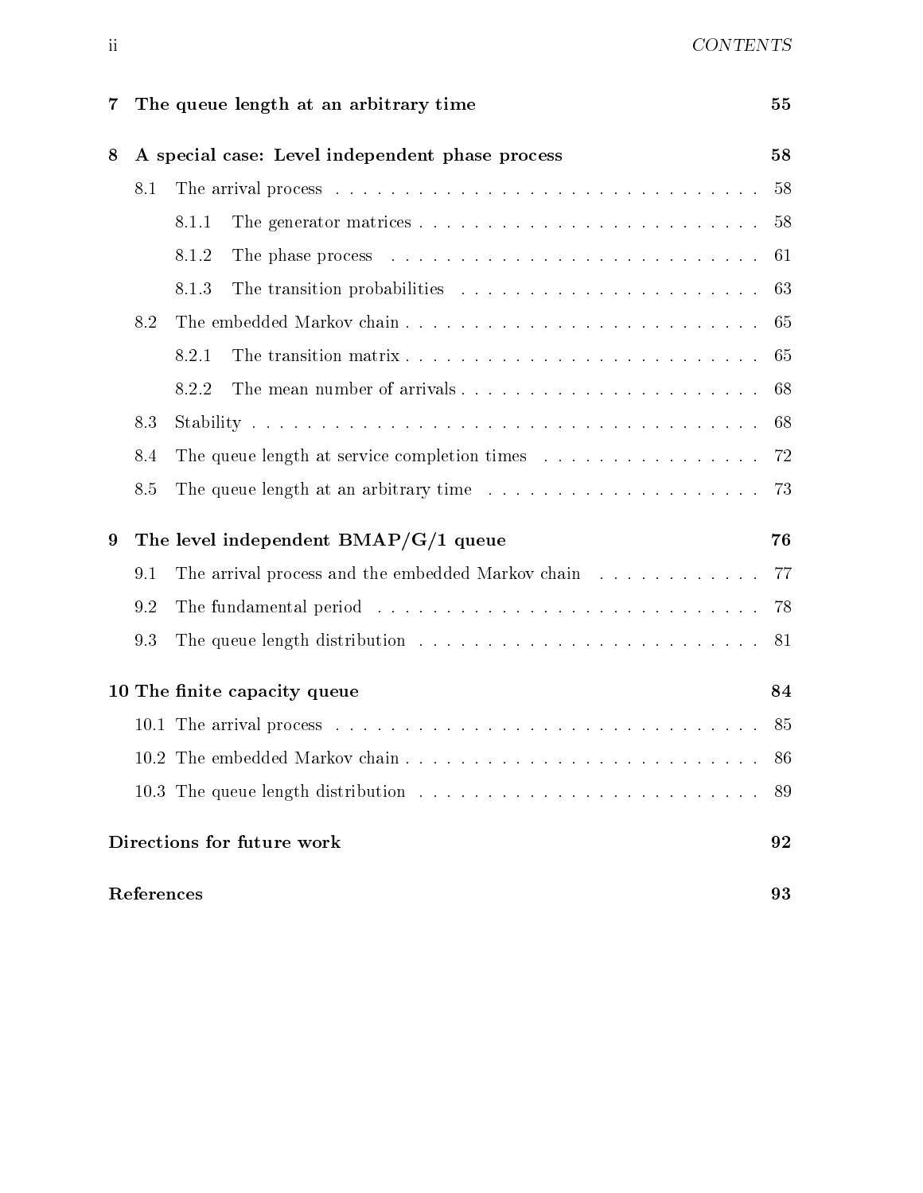**7 The queue length at an arbitrary time** 55

**8 A special case: Level independent phase process** 58

- 8.1 The arrival process . . . . . . . . . . 58
  - 8.1.1 The generator matrices . . . . . . . . . . 58
  - 8.1.2 The phase process . . . . . . . . . . 61
  - 8.1.3 The transition probabilities . . . . . . . . . . 63
- 8.2 The embedded Markov chain . . . . . . . . . . 65
  - 8.2.1 The transition matrix . . . . . . . . . . 65
  - 8.2.2 The mean number of arrivals . . . . . . . . . . 68
- 8.3 Stability . . . . . . . . . . 68
- 8.4 The queue length at service completion times . . . . . . . . . . 72
- 8.5 The queue length at an arbitrary time . . . . . . . . . . 73

**9 The level independent BMAP/G/1 queue** 76

- 9.1 The arrival process and the embedded Markov chain . . . . . . . . . . 77
- 9.2 The fundamental period . . . . . . . . . . 78
- 9.3 The queue length distribution . . . . . . . . . . 81

**10 The finite capacity queue** 84

- 10.1 The arrival process . . . . . . . . . . 85
- 10.2 The embedded Markov chain . . . . . . . . . . 86
- 10.3 The queue length distribution . . . . . . . . . . 89

**Directions for future work** 92

**References** 93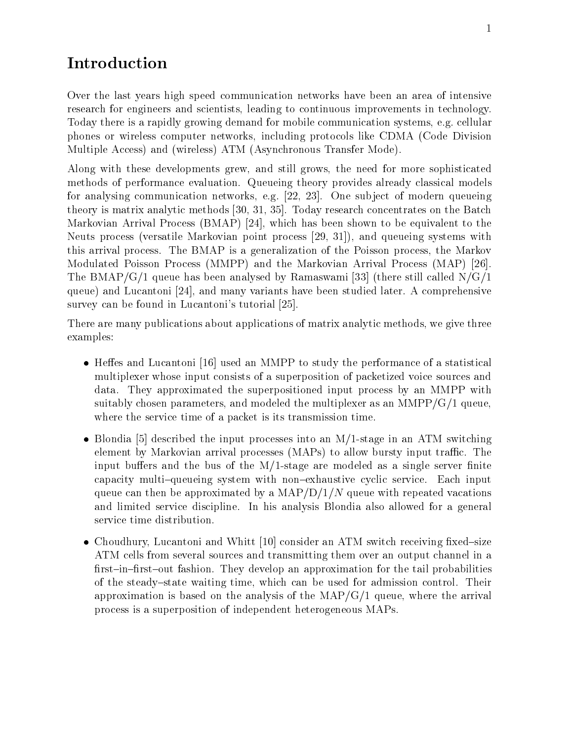# Introduction

Over the last years high speed communication networks have been an area of intensive research for engineers and scientists, leading to continuous improvements in technology. Today there is a rapidly growing demand for mobile communication systems, e.g. cellular phones or wireless computer networks, including protocols like CDMA (Code Division Multiple Access) and (wireless) ATM (Asynchronous Transfer Mode).

Along with these developments grew, and still grows, the need for more sophisticated methods of performance evaluation. Queueing theory provides already classical models for analysing communication networks, e.g. [22, 23]. One subject of modern queueing theory is matrix analytic methods [30, 31, 35]. Today research concentrates on the Batch Markovian Arrival Process (BMAP) [24], which has been shown to be equivalent to the Neuts process (versatile Markovian point process [29, 31]), and queueing systems with this arrival process. The BMAP is a generalization of the Poisson process, the Markov Modulated Poisson Process (MMPP) and the Markovian Arrival Process (MAP) [26]. The BMAP/G/1 queue has been analysed by Ramaswami [33] (there still called N/G/1 queue) and Lucantoni [24], and many variants have been studied later. A comprehensive survey can be found in Lucantoni's tutorial [25].

There are many publications about applications of matrix analytic methods, we give three examples:

- Heffes and Lucantoni [16] used an MMPP to study the performance of a statistical multiplexer whose input consists of a superposition of packetized voice sources and data. They approximated the superpositioned input process by an MMPP with suitably chosen parameters, and modeled the multiplexer as an MMPP/G/1 queue, where the service time of a packet is its transmission time.
- Blondia [5] described the input processes into an M/1-stage in an ATM switching element by Markovian arrival processes (MAPs) to allow bursty input traffic. The input buffers and the bus of the M/1-stage are modeled as a single server finite capacity multi–queueing system with non–exhaustive cyclic service. Each input queue can then be approximated by a MAP/D/1/$N$ queue with repeated vacations and limited service discipline. In his analysis Blondia also allowed for a general service time distribution.
- Choudhury, Lucantoni and Whitt [10] consider an ATM switch receiving fixed–size ATM cells from several sources and transmitting them over an output channel in a first–in–first–out fashion. They develop an approximation for the tail probabilities of the steady–state waiting time, which can be used for admission control. Their approximation is based on the analysis of the MAP/G/1 queue, where the arrival process is a superposition of independent heterogeneous MAPs.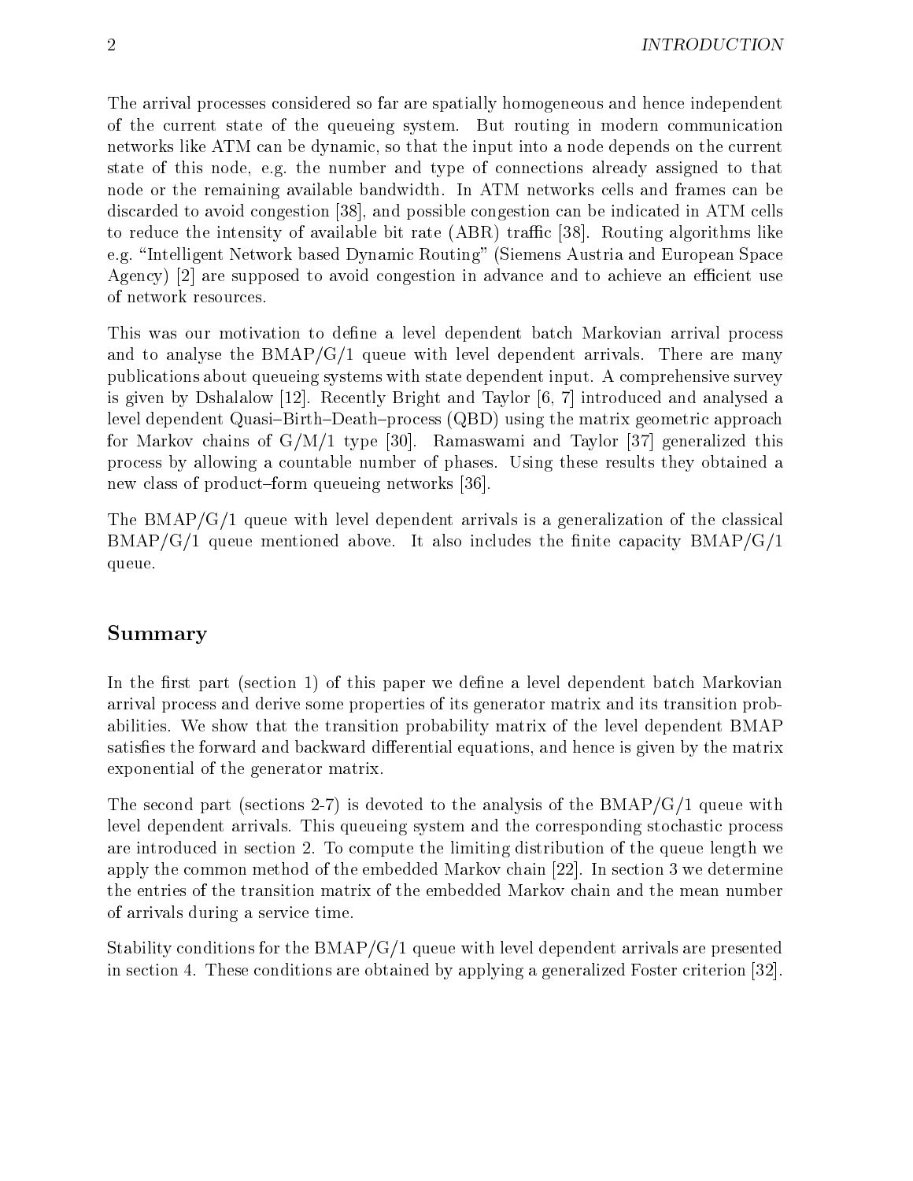The arrival processes considered so far are spatially homogeneous and hence independent of the current state of the queueing system. But routing in modern communication networks like ATM can be dynamic, so that the input into a node depends on the current state of this node, e.g. the number and type of connections already assigned to that node or the remaining available bandwidth. In ATM networks cells and frames can be discarded to avoid congestion [38], and possible congestion can be indicated in ATM cells to reduce the intensity of available bit rate (ABR) traffic [38]. Routing algorithms like e.g. "Intelligent Network based Dynamic Routing" (Siemens Austria and European Space Agency) [2] are supposed to avoid congestion in advance and to achieve an efficient use of network resources.

This was our motivation to define a level dependent batch Markovian arrival process and to analyse the BMAP/G/1 queue with level dependent arrivals. There are many publications about queueing systems with state dependent input. A comprehensive survey is given by Dshalalow [12]. Recently Bright and Taylor [6, 7] introduced and analysed a level dependent Quasi–Birth–Death–process (QBD) using the matrix geometric approach for Markov chains of G/M/1 type [30]. Ramaswami and Taylor [37] generalized this process by allowing a countable number of phases. Using these results they obtained a new class of product–form queueing networks [36].

The BMAP/G/1 queue with level dependent arrivals is a generalization of the classical BMAP/G/1 queue mentioned above. It also includes the finite capacity BMAP/G/1 queue.

## Summary

In the first part (section 1) of this paper we define a level dependent batch Markovian arrival process and derive some properties of its generator matrix and its transition probabilities. We show that the transition probability matrix of the level dependent BMAP satisfies the forward and backward differential equations, and hence is given by the matrix exponential of the generator matrix.

The second part (sections 2-7) is devoted to the analysis of the BMAP/G/1 queue with level dependent arrivals. This queueing system and the corresponding stochastic process are introduced in section 2. To compute the limiting distribution of the queue length we apply the common method of the embedded Markov chain [22]. In section 3 we determine the entries of the transition matrix of the embedded Markov chain and the mean number of arrivals during a service time.

Stability conditions for the BMAP/G/1 queue with level dependent arrivals are presented in section 4. These conditions are obtained by applying a generalized Foster criterion [32].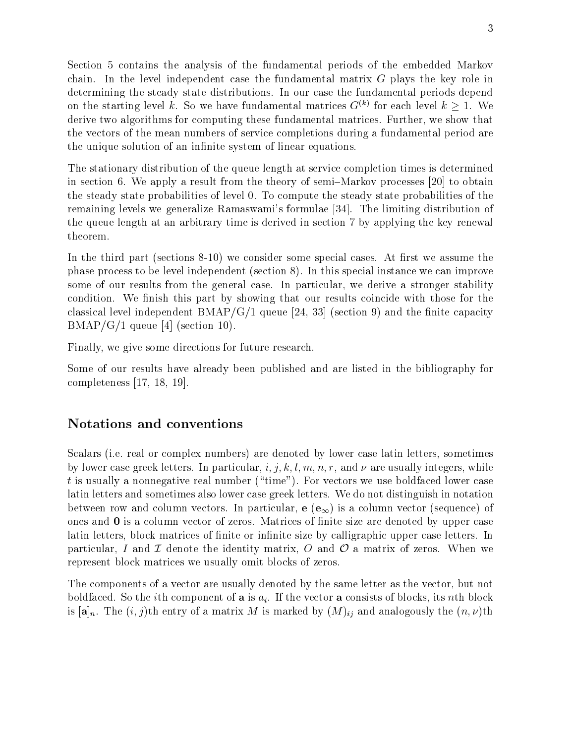Section 5 contains the analysis of the fundamental periods of the embedded Markov chain. In the level independent case the fundamental matrix $G$ plays the key role in determining the steady state distributions. In our case the fundamental periods depend on the starting level $k$. So we have fundamental matrices $G^{(k)}$ for each level $k \geq 1$. We derive two algorithms for computing these fundamental matrices. Further, we show that the vectors of the mean numbers of service completions during a fundamental period are the unique solution of an infinite system of linear equations.

The stationary distribution of the queue length at service completion times is determined in section 6. We apply a result from the theory of semi–Markov processes [20] to obtain the steady state probabilities of level 0. To compute the steady state probabilities of the remaining levels we generalize Ramaswami's formulae [34]. The limiting distribution of the queue length at an arbitrary time is derived in section 7 by applying the key renewal theorem.

In the third part (sections 8-10) we consider some special cases. At first we assume the phase process to be level independent (section 8). In this special instance we can improve some of our results from the general case. In particular, we derive a stronger stability condition. We finish this part by showing that our results coincide with those for the classical level independent BMAP/G/1 queue [24, 33] (section 9) and the finite capacity BMAP/G/1 queue [4] (section 10).

Finally, we give some directions for future research.

Some of our results have already been published and are listed in the bibliography for completeness [17, 18, 19].

## Notations and conventions

Scalars (i.e. real or complex numbers) are denoted by lower case latin letters, sometimes by lower case greek letters. In particular, $i, j, k, l, m, n, r$, and $\nu$ are usually integers, while $t$ is usually a nonnegative real number ("time"). For vectors we use boldfaced lower case latin letters and sometimes also lower case greek letters. We do not distinguish in notation between row and column vectors. In particular, $\mathbf{e}$ ($\mathbf{e}_\infty$) is a column vector (sequence) of ones and $\mathbf{0}$ is a column vector of zeros. Matrices of finite size are denoted by upper case latin letters, block matrices of finite or infinite size by calligraphic upper case letters. In particular, $I$ and $\mathcal{I}$ denote the identity matrix, $O$ and $\mathcal{O}$ a matrix of zeros. When we represent block matrices we usually omit blocks of zeros.

The components of a vector are usually denoted by the same letter as the vector, but not boldfaced. So the $i$th component of $\mathbf{a}$ is $a_i$. If the vector $\mathbf{a}$ consists of blocks, its $n$th block is $[\mathbf{a}]_n$. The $(i, j)$th entry of a matrix $M$ is marked by $(M)_{ij}$ and analogously the $(n, \nu)$th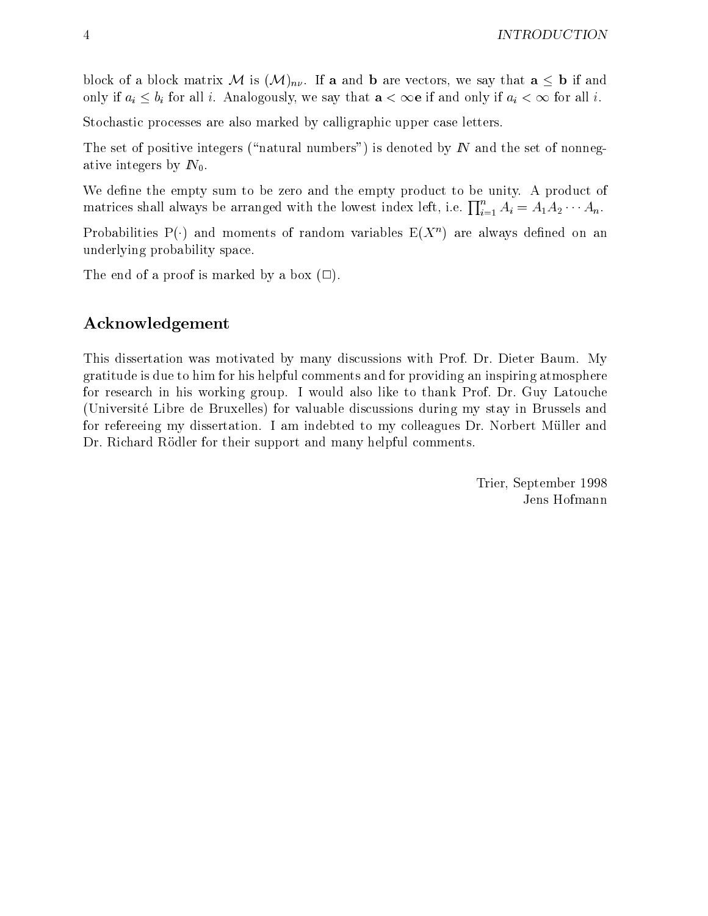block of a block matrix $\mathcal{M}$ is $(\mathcal{M})_{n\nu}$. If $\mathbf{a}$ and $\mathbf{b}$ are vectors, we say that $\mathbf{a} \leq \mathbf{b}$ if and only if $a_i \leq b_i$ for all $i$. Analogously, we say that $\mathbf{a} < \infty\mathbf{e}$ if and only if $a_i < \infty$ for all $i$.

Stochastic processes are also marked by calligraphic upper case letters.

The set of positive integers ("natural numbers") is denoted by $I\!N$ and the set of nonnegative integers by $I\!N_0$.

We define the empty sum to be zero and the empty product to be unity. A product of matrices shall always be arranged with the lowest index left, i.e. $\prod_{i=1}^{n} A_i = A_1 A_2 \cdots A_n$.

Probabilities $\mathrm{P}(\cdot)$ and moments of random variables $\mathrm{E}(X^n)$ are always defined on an underlying probability space.

The end of a proof is marked by a box ($\Box$).

## Acknowledgement

This dissertation was motivated by many discussions with Prof. Dr. Dieter Baum. My gratitude is due to him for his helpful comments and for providing an inspiring atmosphere for research in his working group. I would also like to thank Prof. Dr. Guy Latouche (Université Libre de Bruxelles) for valuable discussions during my stay in Brussels and for refereeing my dissertation. I am indebted to my colleagues Dr. Norbert Müller and Dr. Richard Rödler for their support and many helpful comments.

Trier, September 1998
Jens Hofmann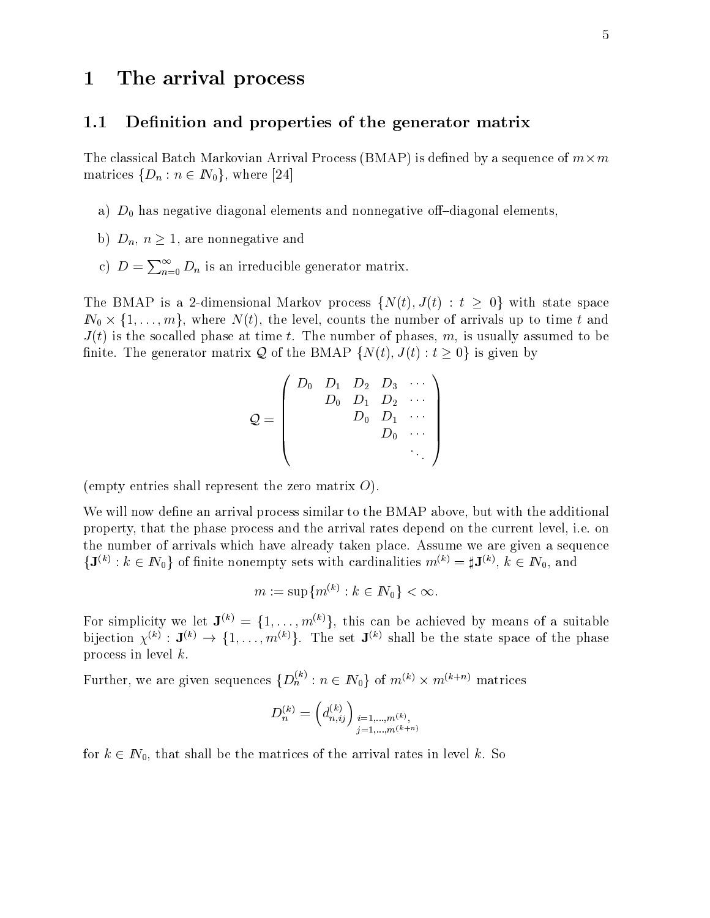# 1 The arrival process

## 1.1 Definition and properties of the generator matrix

The classical Batch Markovian Arrival Process (BMAP) is defined by a sequence of $m \times m$ matrices $\{D_n : n \in \mathbb{N}_0\}$, where [24]

a) $D_0$ has negative diagonal elements and nonnegative off–diagonal elements,

b) $D_n$, $n \geq 1$, are nonnegative and

c) $D = \sum_{n=0}^{\infty} D_n$ is an irreducible generator matrix.

The BMAP is a 2-dimensional Markov process $\{N(t), J(t) : t \geq 0\}$ with state space $\mathbb{N}_0 \times \{1, \ldots, m\}$, where $N(t)$, the level, counts the number of arrivals up to time $t$ and $J(t)$ is the socalled phase at time $t$. The number of phases, $m$, is usually assumed to be finite. The generator matrix $\mathcal{Q}$ of the BMAP $\{N(t), J(t) : t \geq 0\}$ is given by

$$
\mathcal{Q} = \begin{pmatrix} D_0 & D_1 & D_2 & D_3 & \cdots \\ & D_0 & D_1 & D_2 & \cdots \\ & & D_0 & D_1 & \cdots \\ & & & D_0 & \cdots \\ & & & & \ddots \end{pmatrix}
$$

(empty entries shall represent the zero matrix $O$).

We will now define an arrival process similar to the BMAP above, but with the additional property, that the phase process and the arrival rates depend on the current level, i.e. on the number of arrivals which have already taken place. Assume we are given a sequence $\{\mathbf{J}^{(k)} : k \in \mathbb{N}_0\}$ of finite nonempty sets with cardinalities $m^{(k)} = \sharp \mathbf{J}^{(k)}$, $k \in \mathbb{N}_0$, and

$$
m := \sup\{m^{(k)} : k \in \mathbb{N}_0\} < \infty.
$$

For simplicity we let $\mathbf{J}^{(k)} = \{1, \ldots, m^{(k)}\}$, this can be achieved by means of a suitable bijection $\chi^{(k)} : \mathbf{J}^{(k)} \to \{1, \ldots, m^{(k)}\}$. The set $\mathbf{J}^{(k)}$ shall be the state space of the phase process in level $k$.

Further, we are given sequences $\{D_n^{(k)} : n \in \mathbb{N}_0\}$ of $m^{(k)} \times m^{(k+n)}$ matrices

$$
D_n^{(k)} = \left( d_{n,ij}^{(k)} \right)_{\substack{i=1,\ldots,m^{(k)}, \\ j=1,\ldots,m^{(k+n)}}}
$$

for $k \in \mathbb{N}_0$, that shall be the matrices of the arrival rates in level $k$. So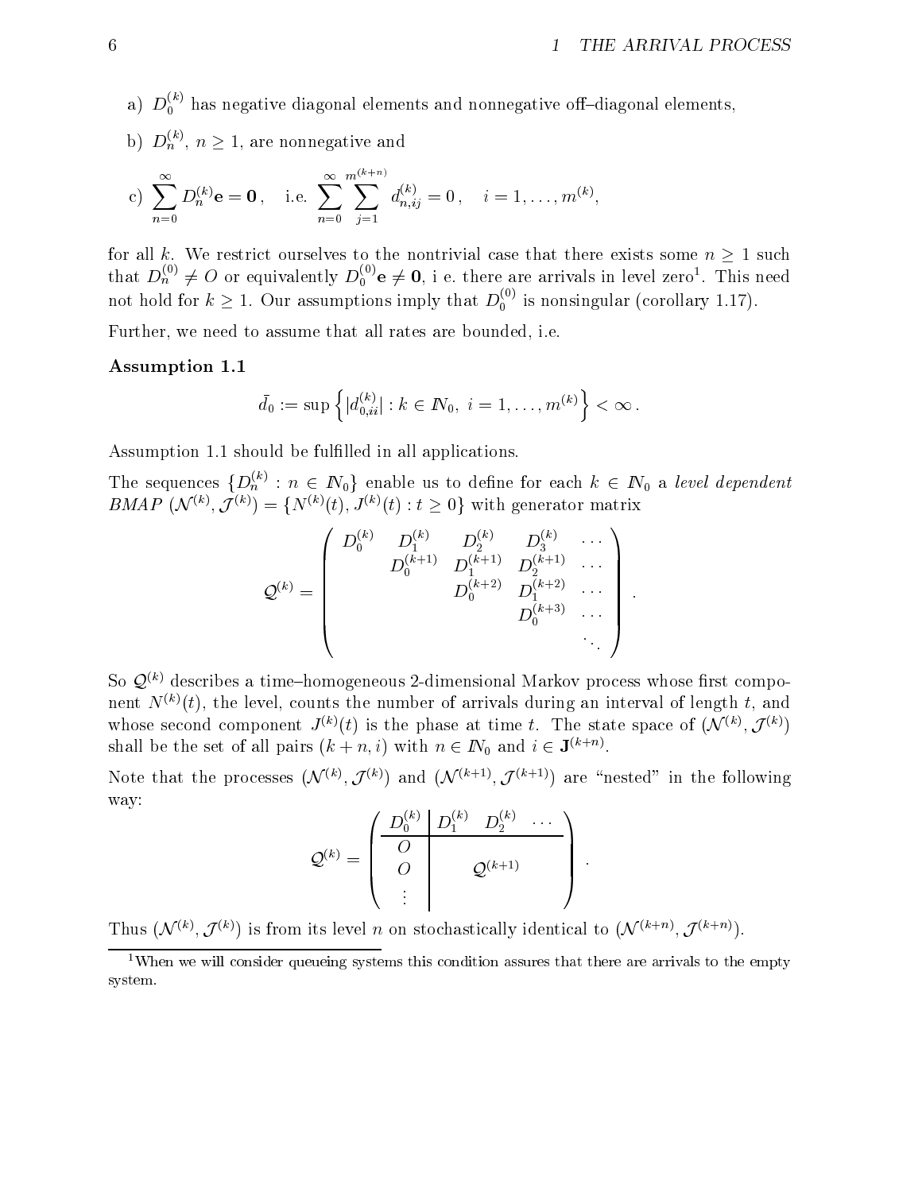a) $D_0^{(k)}$ has negative diagonal elements and nonnegative off–diagonal elements,

b) $D_n^{(k)}$, $n \geq 1$, are nonnegative and

c) $\displaystyle\sum_{n=0}^{\infty} D_n^{(k)} \mathbf{e} = \mathbf{0}$, i.e. $\displaystyle\sum_{n=0}^{\infty} \sum_{j=1}^{m^{(k+n)}} d_{n,ij}^{(k)} = 0$, $i = 1, \ldots, m^{(k)}$,

for all $k$. We restrict ourselves to the nontrivial case that there exists some $n \geq 1$ such that $D_n^{(0)} \neq O$ or equivalently $D_0^{(0)} \mathbf{e} \neq \mathbf{0}$, i e. there are arrivals in level zero[1]. This need not hold for $k \geq 1$. Our assumptions imply that $D_0^{(0)}$ is nonsingular (corollary 1.17).

Further, we need to assume that all rates are bounded, i.e.

**Assumption 1.1**

$$\bar{d}_0 := \sup \left\{ |d_{0,ii}^{(k)}| : k \in \mathbb{N}_0,\ i = 1, \ldots, m^{(k)} \right\} < \infty .$$

Assumption 1.1 should be fulfilled in all applications.

The sequences $\{D_n^{(k)} : n \in \mathbb{N}_0\}$ enable us to define for each $k \in \mathbb{N}_0$ a *level dependent BMAP* $(\mathcal{N}^{(k)}, \mathcal{J}^{(k)}) = \{N^{(k)}(t), J^{(k)}(t) : t \geq 0\}$ with generator matrix

$$\mathcal{Q}^{(k)} = \begin{pmatrix} D_0^{(k)} & D_1^{(k)} & D_2^{(k)} & D_3^{(k)} & \cdots \\ & D_0^{(k+1)} & D_1^{(k+1)} & D_2^{(k+1)} & \cdots \\ & & D_0^{(k+2)} & D_1^{(k+2)} & \cdots \\ & & & D_0^{(k+3)} & \cdots \\ & & & & \ddots \end{pmatrix} .$$

So $\mathcal{Q}^{(k)}$ describes a time–homogeneous 2-dimensional Markov process whose first component $N^{(k)}(t)$, the level, counts the number of arrivals during an interval of length $t$, and whose second component $J^{(k)}(t)$ is the phase at time $t$. The state space of $(\mathcal{N}^{(k)}, \mathcal{J}^{(k)})$ shall be the set of all pairs $(k+n, i)$ with $n \in \mathbb{N}_0$ and $i \in \mathbf{J}^{(k+n)}$.

Note that the processes $(\mathcal{N}^{(k)}, \mathcal{J}^{(k)})$ and $(\mathcal{N}^{(k+1)}, \mathcal{J}^{(k+1)})$ are "nested" in the following way:

$$\mathcal{Q}^{(k)} = \left( \begin{array}{c|ccc} D_0^{(k)} & D_1^{(k)} & D_2^{(k)} & \cdots \\ \hline O & & & \\ O & & \mathcal{Q}^{(k+1)} & \\ \vdots & & & \end{array} \right) .$$

Thus $(\mathcal{N}^{(k)}, \mathcal{J}^{(k)})$ is from its level $n$ on stochastically identical to $(\mathcal{N}^{(k+n)}, \mathcal{J}^{(k+n)})$.

[1] When we will consider queueing systems this condition assures that there are arrivals to the empty system.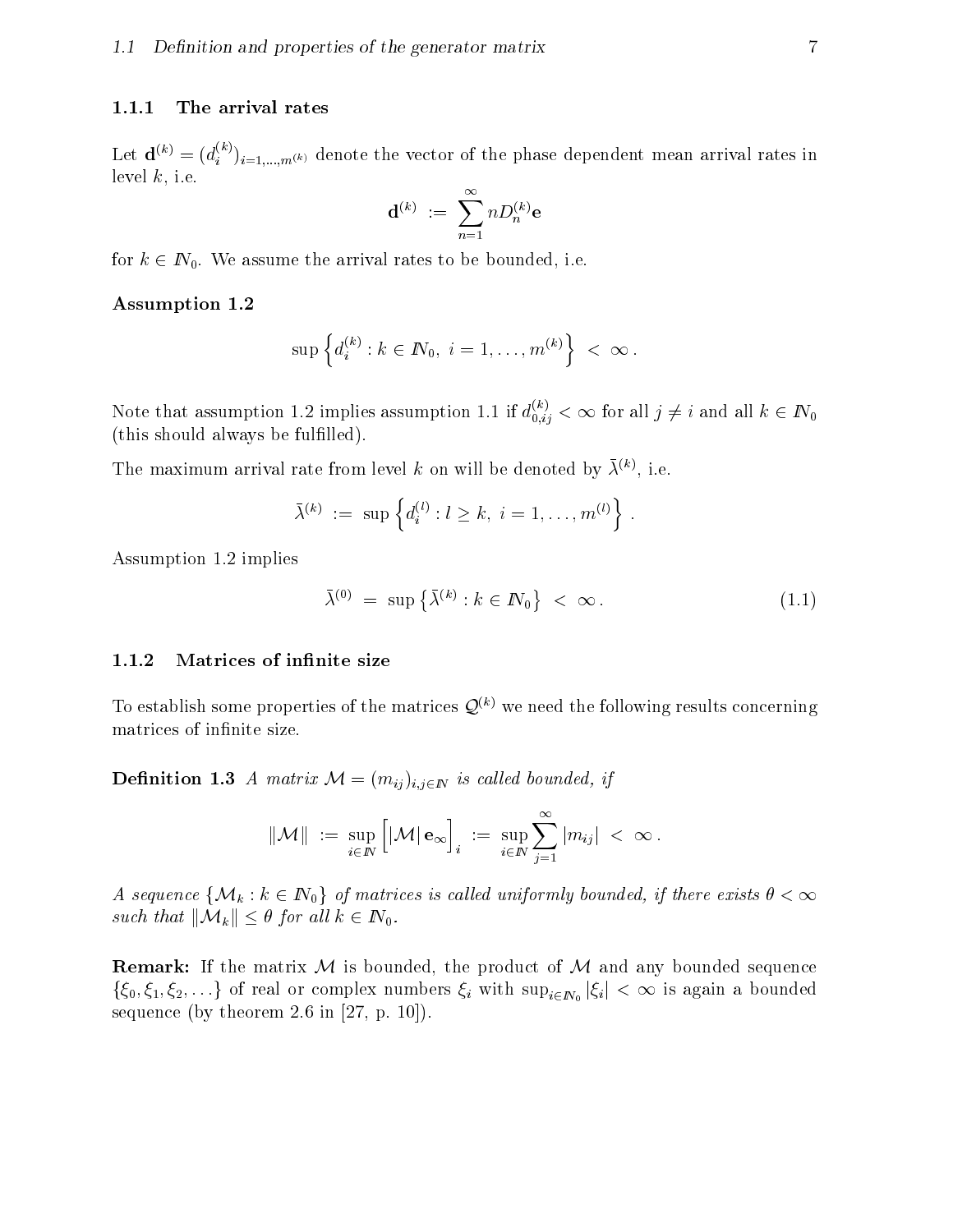### 1.1.1 The arrival rates

Let $\mathbf{d}^{(k)} = (d_i^{(k)})_{i=1,\ldots,m^{(k)}}$ denote the vector of the phase dependent mean arrival rates in level $k$, i.e.

$$\mathbf{d}^{(k)} := \sum_{n=1}^{\infty} n D_n^{(k)} \mathbf{e}$$

for $k \in I\!N_0$. We assume the arrival rates to be bounded, i.e.

**Assumption 1.2**

$$\sup\left\{ d_i^{(k)} : k \in I\!N_0,\ i = 1, \ldots, m^{(k)} \right\} < \infty .$$

Note that assumption 1.2 implies assumption 1.1 if $d_{0,ij}^{(k)} < \infty$ for all $j \neq i$ and all $k \in I\!N_0$ (this should always be fulfilled).

The maximum arrival rate from level $k$ on will be denoted by $\bar{\lambda}^{(k)}$, i.e.

$$\bar{\lambda}^{(k)} := \sup\left\{ d_i^{(l)} : l \geq k,\ i = 1, \ldots, m^{(l)} \right\} .$$

Assumption 1.2 implies

$$\bar{\lambda}^{(0)} = \sup\left\{ \bar{\lambda}^{(k)} : k \in I\!N_0 \right\} < \infty . \tag{1.1}$$

### 1.1.2 Matrices of infinite size

To establish some properties of the matrices $\mathcal{Q}^{(k)}$ we need the following results concerning matrices of infinite size.

**Definition 1.3** *A matrix $\mathcal{M} = (m_{ij})_{i,j \in I\!N}$ is called bounded, if*

$$\|\mathcal{M}\| := \sup_{i \in I\!N} \Big[ |\mathcal{M}|\, \mathbf{e}_\infty \Big]_i := \sup_{i \in I\!N} \sum_{j=1}^{\infty} |m_{ij}| < \infty .$$

*A sequence $\{\mathcal{M}_k : k \in I\!N_0\}$ of matrices is called uniformly bounded, if there exists $\theta < \infty$ such that $\|\mathcal{M}_k\| \leq \theta$ for all $k \in I\!N_0$.*

**Remark:** If the matrix $\mathcal{M}$ is bounded, the product of $\mathcal{M}$ and any bounded sequence $\{\xi_0, \xi_1, \xi_2, \ldots\}$ of real or complex numbers $\xi_i$ with $\sup_{i \in I\!N_0} |\xi_i| < \infty$ is again a bounded sequence (by theorem 2.6 in [27, p. 10]).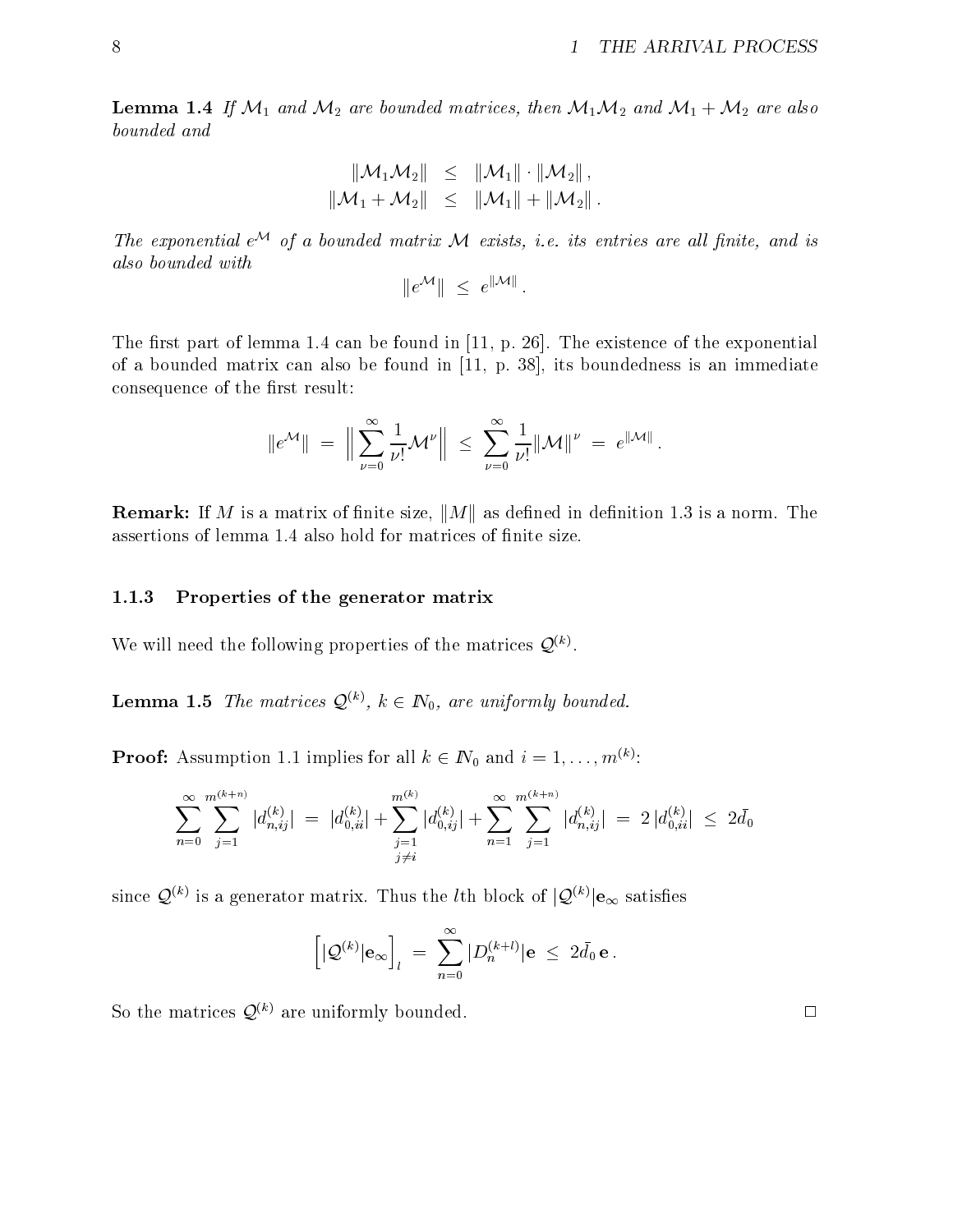**Lemma 1.4** *If $\mathcal{M}_1$ and $\mathcal{M}_2$ are bounded matrices, then $\mathcal{M}_1\mathcal{M}_2$ and $\mathcal{M}_1 + \mathcal{M}_2$ are also bounded and*

$$\begin{aligned} \|\mathcal{M}_1\mathcal{M}_2\| &\leq \|\mathcal{M}_1\| \cdot \|\mathcal{M}_2\| , \\ \|\mathcal{M}_1 + \mathcal{M}_2\| &\leq \|\mathcal{M}_1\| + \|\mathcal{M}_2\| . \end{aligned}$$

*The exponential $e^{\mathcal{M}}$ of a bounded matrix $\mathcal{M}$ exists, i.e. its entries are all finite, and is also bounded with*

$$\|e^{\mathcal{M}}\| \leq e^{\|\mathcal{M}\|} .$$

The first part of lemma 1.4 can be found in [11, p. 26]. The existence of the exponential of a bounded matrix can also be found in [11, p. 38], its boundedness is an immediate consequence of the first result:

$$\|e^{\mathcal{M}}\| = \Big\| \sum_{\nu=0}^{\infty} \frac{1}{\nu!}\mathcal{M}^{\nu} \Big\| \leq \sum_{\nu=0}^{\infty} \frac{1}{\nu!}\|\mathcal{M}\|^{\nu} = e^{\|\mathcal{M}\|} .$$

**Remark:** If $M$ is a matrix of finite size, $\|M\|$ as defined in definition 1.3 is a norm. The assertions of lemma 1.4 also hold for matrices of finite size.

### 1.1.3 Properties of the generator matrix

We will need the following properties of the matrices $\mathcal{Q}^{(k)}$.

**Lemma 1.5** *The matrices $\mathcal{Q}^{(k)}$, $k \in I\!N_0$, are uniformly bounded.*

**Proof:** Assumption 1.1 implies for all $k \in I\!N_0$ and $i = 1, \ldots, m^{(k)}$:

$$\sum_{n=0}^{\infty} \sum_{j=1}^{m^{(k+n)}} |d_{n,ij}^{(k)}| = |d_{0,ii}^{(k)}| + \sum_{\substack{j=1 \\ j \neq i}}^{m^{(k)}} |d_{0,ij}^{(k)}| + \sum_{n=1}^{\infty} \sum_{j=1}^{m^{(k+n)}} |d_{n,ij}^{(k)}| = 2\, |d_{0,ii}^{(k)}| \leq 2\bar{d}_0$$

since $\mathcal{Q}^{(k)}$ is a generator matrix. Thus the $l$th block of $|\mathcal{Q}^{(k)}|\mathbf{e}_{\infty}$ satisfies

$$\Big[ |\mathcal{Q}^{(k)}|\mathbf{e}_{\infty} \Big]_l = \sum_{n=0}^{\infty} |D_n^{(k+l)}|\mathbf{e} \leq 2\bar{d}_0\, \mathbf{e} .$$

So the matrices $\mathcal{Q}^{(k)}$ are uniformly bounded. □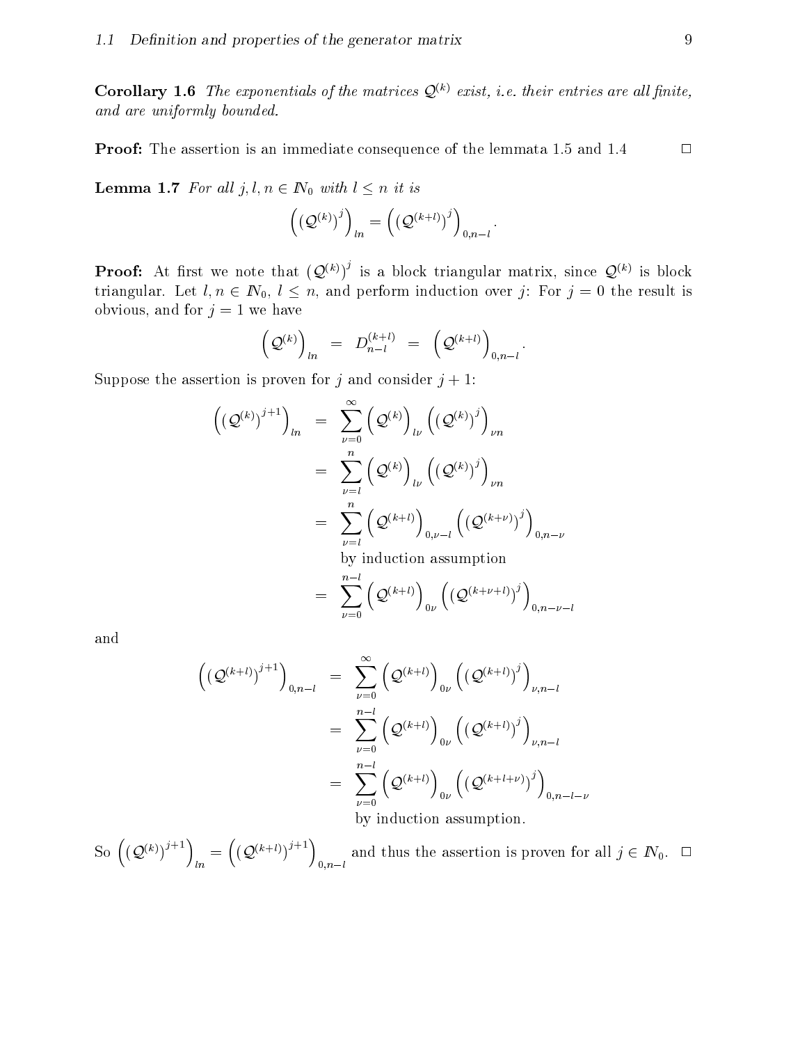**Corollary 1.6** *The exponentials of the matrices $\mathcal{Q}^{(k)}$ exist, i.e. their entries are all finite, and are uniformly bounded.*

**Proof:** The assertion is an immediate consequence of the lemmata 1.5 and 1.4 $\square$

**Lemma 1.7** *For all $j, l, n \in \mathbb{N}_0$ with $l \leq n$ it is*

$$\left( (\mathcal{Q}^{(k)})^j \right)_{ln} = \left( (\mathcal{Q}^{(k+l)})^j \right)_{0,n-l}.$$

**Proof:** At first we note that $(\mathcal{Q}^{(k)})^j$ is a block triangular matrix, since $\mathcal{Q}^{(k)}$ is block triangular. Let $l, n \in \mathbb{N}_0$, $l \leq n$, and perform induction over $j$: For $j = 0$ the result is obvious, and for $j = 1$ we have

$$\left( \mathcal{Q}^{(k)} \right)_{ln} = D_{n-l}^{(k+l)} = \left( \mathcal{Q}^{(k+l)} \right)_{0,n-l}.$$

Suppose the assertion is proven for $j$ and consider $j + 1$:

$$\begin{aligned}
\left( (\mathcal{Q}^{(k)})^{j+1} \right)_{ln} &= \sum_{\nu=0}^{\infty} \left( \mathcal{Q}^{(k)} \right)_{l\nu} \left( (\mathcal{Q}^{(k)})^j \right)_{\nu n} \\
&= \sum_{\nu=l}^{n} \left( \mathcal{Q}^{(k)} \right)_{l\nu} \left( (\mathcal{Q}^{(k)})^j \right)_{\nu n} \\
&= \sum_{\nu=l}^{n} \left( \mathcal{Q}^{(k+l)} \right)_{0,\nu-l} \left( (\mathcal{Q}^{(k+\nu)})^j \right)_{0,n-\nu} \\
&\phantom{=} \text{ by induction assumption} \\
&= \sum_{\nu=0}^{n-l} \left( \mathcal{Q}^{(k+l)} \right)_{0\nu} \left( (\mathcal{Q}^{(k+\nu+l)})^j \right)_{0,n-\nu-l}
\end{aligned}$$

and

$$\begin{aligned}
\left( (\mathcal{Q}^{(k+l)})^{j+1} \right)_{0,n-l} &= \sum_{\nu=0}^{\infty} \left( \mathcal{Q}^{(k+l)} \right)_{0\nu} \left( (\mathcal{Q}^{(k+l)})^j \right)_{\nu,n-l} \\
&= \sum_{\nu=0}^{n-l} \left( \mathcal{Q}^{(k+l)} \right)_{0\nu} \left( (\mathcal{Q}^{(k+l)})^j \right)_{\nu,n-l} \\
&= \sum_{\nu=0}^{n-l} \left( \mathcal{Q}^{(k+l)} \right)_{0\nu} \left( (\mathcal{Q}^{(k+l+\nu)})^j \right)_{0,n-l-\nu} \\
&\phantom{=} \text{ by induction assumption.}
\end{aligned}$$

So $\left( (\mathcal{Q}^{(k)})^{j+1} \right)_{ln} = \left( (\mathcal{Q}^{(k+l)})^{j+1} \right)_{0,n-l}$ and thus the assertion is proven for all $j \in \mathbb{N}_0$. $\square$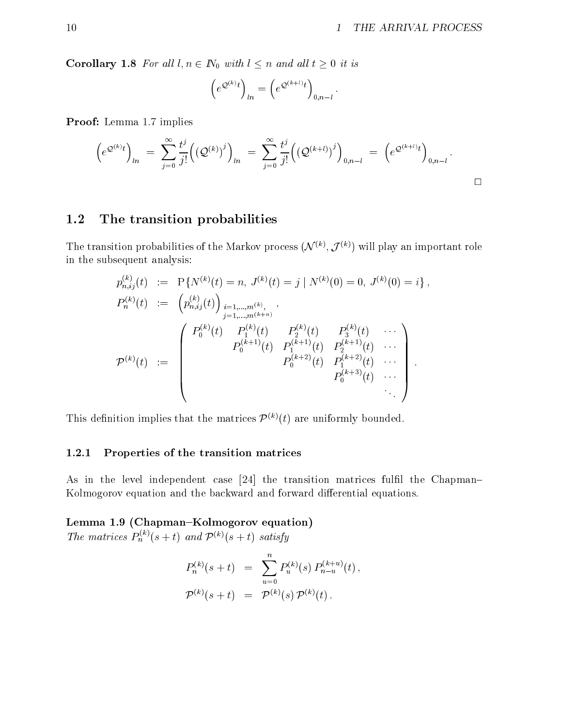**Corollary 1.8** *For all $l, n \in \mathbb{N}_0$ with $l \leq n$ and all $t \geq 0$ it is*

$$\left(e^{\mathcal{Q}^{(k)}t}\right)_{ln} = \left(e^{\mathcal{Q}^{(k+l)}t}\right)_{0,n-l}.$$

**Proof:** Lemma 1.7 implies

$$\left(e^{\mathcal{Q}^{(k)}t}\right)_{ln} = \sum_{j=0}^{\infty} \frac{t^j}{j!}\left(\left(\mathcal{Q}^{(k)}\right)^j\right)_{ln} = \sum_{j=0}^{\infty} \frac{t^j}{j!}\left(\left(\mathcal{Q}^{(k+l)}\right)^j\right)_{0,n-l} = \left(e^{\mathcal{Q}^{(k+l)}t}\right)_{0,n-l}.$$

□

## 1.2 The transition probabilities

The transition probabilities of the Markov process $(\mathcal{N}^{(k)}, \mathcal{J}^{(k)})$ will play an important role in the subsequent analysis:

$$\begin{aligned}
p_{n,ij}^{(k)}(t) &:= \mathrm{P}\{N^{(k)}(t) = n,\ J^{(k)}(t) = j \mid N^{(k)}(0) = 0,\ J^{(k)}(0) = i\}, \\
P_n^{(k)}(t) &:= \left(p_{n,ij}^{(k)}(t)\right)_{\substack{i=1,\ldots,m^{(k)}, \\ j=1,\ldots,m^{(k+n)}}}, \\
\mathcal{P}^{(k)}(t) &:= \begin{pmatrix} P_0^{(k)}(t) & P_1^{(k)}(t) & P_2^{(k)}(t) & P_3^{(k)}(t) & \cdots \\ & P_0^{(k+1)}(t) & P_1^{(k+1)}(t) & P_2^{(k+1)}(t) & \cdots \\ & & P_0^{(k+2)}(t) & P_1^{(k+2)}(t) & \cdots \\ & & & P_0^{(k+3)}(t) & \cdots \\ & & & & \ddots \end{pmatrix}.
\end{aligned}$$

This definition implies that the matrices $\mathcal{P}^{(k)}(t)$ are uniformly bounded.

### 1.2.1 Properties of the transition matrices

As in the level independent case [24] the transition matrices fulfil the Chapman–Kolmogorov equation and the backward and forward differential equations.

**Lemma 1.9 (Chapman–Kolmogorov equation)**
*The matrices $P_n^{(k)}(s+t)$ and $\mathcal{P}^{(k)}(s+t)$ satisfy*

$$\begin{aligned}
P_n^{(k)}(s+t) &= \sum_{u=0}^{n} P_u^{(k)}(s)\, P_{n-u}^{(k+u)}(t), \\
\mathcal{P}^{(k)}(s+t) &= \mathcal{P}^{(k)}(s)\, \mathcal{P}^{(k)}(t).
\end{aligned}$$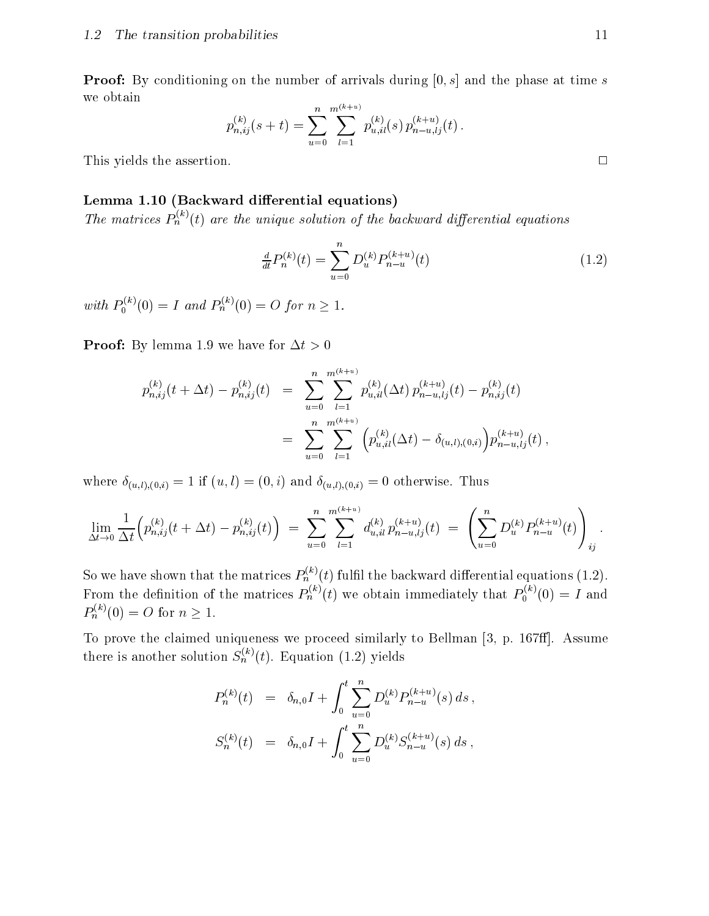**Proof:** By conditioning on the number of arrivals during $[0, s]$ and the phase at time $s$ we obtain

$$p^{(k)}_{n,ij}(s+t) = \sum_{u=0}^{n} \sum_{l=1}^{m^{(k+u)}} p^{(k)}_{u,il}(s)\, p^{(k+u)}_{n-u,lj}(t)\,.$$

This yields the assertion. □

**Lemma 1.10 (Backward differential equations)**
*The matrices $P^{(k)}_n(t)$ are the unique solution of the backward differential equations*

$$\tfrac{d}{dt} P^{(k)}_n(t) = \sum_{u=0}^{n} D^{(k)}_u P^{(k+u)}_{n-u}(t) \tag{1.2}$$

*with $P^{(k)}_0(0) = I$ and $P^{(k)}_n(0) = O$ for $n \geq 1$.*

**Proof:** By lemma 1.9 we have for $\Delta t > 0$

$$\begin{aligned}
p^{(k)}_{n,ij}(t+\Delta t) - p^{(k)}_{n,ij}(t) &= \sum_{u=0}^{n} \sum_{l=1}^{m^{(k+u)}} p^{(k)}_{u,il}(\Delta t)\, p^{(k+u)}_{n-u,lj}(t) - p^{(k)}_{n,ij}(t) \\
&= \sum_{u=0}^{n} \sum_{l=1}^{m^{(k+u)}} \Big( p^{(k)}_{u,il}(\Delta t) - \delta_{(u,l),(0,i)} \Big) p^{(k+u)}_{n-u,lj}(t)\,,
\end{aligned}$$

where $\delta_{(u,l),(0,i)} = 1$ if $(u,l) = (0,i)$ and $\delta_{(u,l),(0,i)} = 0$ otherwise. Thus

$$\lim_{\Delta t \to 0} \frac{1}{\Delta t} \Big( p^{(k)}_{n,ij}(t+\Delta t) - p^{(k)}_{n,ij}(t) \Big) \;=\; \sum_{u=0}^{n} \sum_{l=1}^{m^{(k+u)}} d^{(k)}_{u,il}\, p^{(k+u)}_{n-u,lj}(t) \;=\; \left( \sum_{u=0}^{n} D^{(k)}_u P^{(k+u)}_{n-u}(t) \right)_{ij}.$$

So we have shown that the matrices $P^{(k)}_n(t)$ fulfil the backward differential equations (1.2). From the definition of the matrices $P^{(k)}_n(t)$ we obtain immediately that $P^{(k)}_0(0) = I$ and $P^{(k)}_n(0) = O$ for $n \geq 1$.

To prove the claimed uniqueness we proceed similarly to Bellman [3, p. 167ff]. Assume there is another solution $S^{(k)}_n(t)$. Equation (1.2) yields

$$\begin{aligned}
P^{(k)}_n(t) &= \delta_{n,0} I + \int_0^t \sum_{u=0}^{n} D^{(k)}_u P^{(k+u)}_{n-u}(s)\, ds\,, \\
S^{(k)}_n(t) &= \delta_{n,0} I + \int_0^t \sum_{u=0}^{n} D^{(k)}_u S^{(k+u)}_{n-u}(s)\, ds\,,
\end{aligned}$$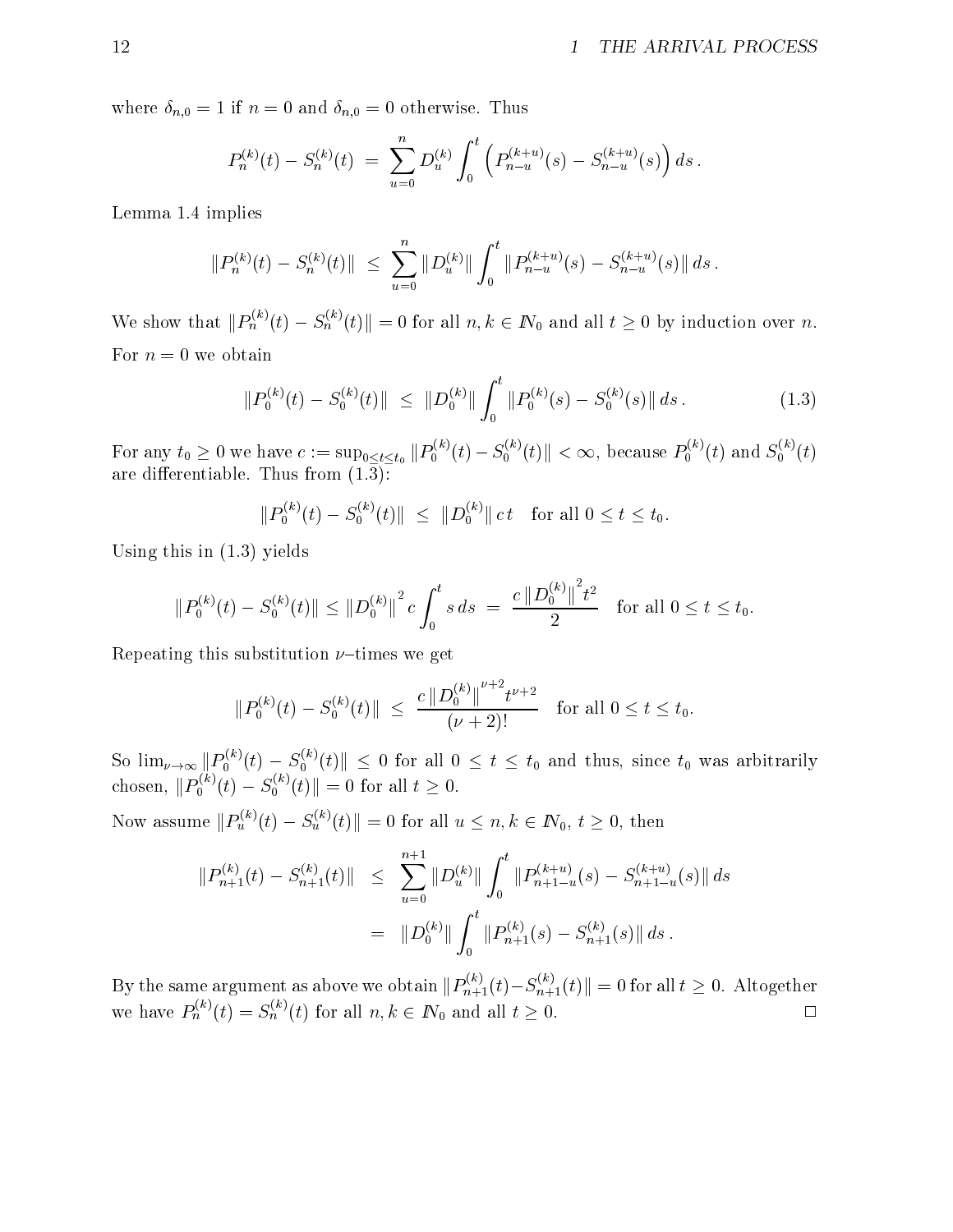where $\delta_{n,0} = 1$ if $n = 0$ and $\delta_{n,0} = 0$ otherwise. Thus

$$P_n^{(k)}(t) - S_n^{(k)}(t) \;=\; \sum_{u=0}^{n} D_u^{(k)} \int_0^t \left( P_{n-u}^{(k+u)}(s) - S_{n-u}^{(k+u)}(s) \right) ds\,.$$

Lemma 1.4 implies

$$\|P_n^{(k)}(t) - S_n^{(k)}(t)\| \;\leq\; \sum_{u=0}^{n} \|D_u^{(k)}\| \int_0^t \|P_{n-u}^{(k+u)}(s) - S_{n-u}^{(k+u)}(s)\|\, ds\,.$$

We show that $\|P_n^{(k)}(t) - S_n^{(k)}(t)\| = 0$ for all $n, k \in \mathbb{N}_0$ and all $t \geq 0$ by induction over $n$. For $n = 0$ we obtain

$$\|P_0^{(k)}(t) - S_0^{(k)}(t)\| \;\leq\; \|D_0^{(k)}\| \int_0^t \|P_0^{(k)}(s) - S_0^{(k)}(s)\|\, ds\,. \tag{1.3}$$

For any $t_0 \geq 0$ we have $c := \sup_{0 \leq t \leq t_0} \|P_0^{(k)}(t) - S_0^{(k)}(t)\| < \infty$, because $P_0^{(k)}(t)$ and $S_0^{(k)}(t)$ are differentiable. Thus from (1.3):

$$\|P_0^{(k)}(t) - S_0^{(k)}(t)\| \;\leq\; \|D_0^{(k)}\|\, c\, t \quad \text{for all } 0 \leq t \leq t_0.$$

Using this in (1.3) yields

$$\|P_0^{(k)}(t) - S_0^{(k)}(t)\| \leq \|D_0^{(k)}\|^2 c \int_0^t s\, ds \;=\; \frac{c\, \|D_0^{(k)}\|^2 t^2}{2} \quad \text{for all } 0 \leq t \leq t_0.$$

Repeating this substitution $\nu$–times we get

$$\|P_0^{(k)}(t) - S_0^{(k)}(t)\| \;\leq\; \frac{c\, \|D_0^{(k)}\|^{\nu+2} t^{\nu+2}}{(\nu+2)!} \quad \text{for all } 0 \leq t \leq t_0.$$

So $\lim_{\nu\to\infty} \|P_0^{(k)}(t) - S_0^{(k)}(t)\| \leq 0$ for all $0 \leq t \leq t_0$ and thus, since $t_0$ was arbitrarily chosen, $\|P_0^{(k)}(t) - S_0^{(k)}(t)\| = 0$ for all $t \geq 0$.

Now assume $\|P_u^{(k)}(t) - S_u^{(k)}(t)\| = 0$ for all $u \leq n, k \in \mathbb{N}_0$, $t \geq 0$, then

$$\begin{aligned}
\|P_{n+1}^{(k)}(t) - S_{n+1}^{(k)}(t)\| \;&\leq\; \sum_{u=0}^{n+1} \|D_u^{(k)}\| \int_0^t \|P_{n+1-u}^{(k+u)}(s) - S_{n+1-u}^{(k+u)}(s)\|\, ds \\
&=\; \|D_0^{(k)}\| \int_0^t \|P_{n+1}^{(k)}(s) - S_{n+1}^{(k)}(s)\|\, ds\,.
\end{aligned}$$

By the same argument as above we obtain $\|P_{n+1}^{(k)}(t) - S_{n+1}^{(k)}(t)\| = 0$ for all $t \geq 0$. Altogether we have $P_n^{(k)}(t) = S_n^{(k)}(t)$ for all $n, k \in \mathbb{N}_0$ and all $t \geq 0$. □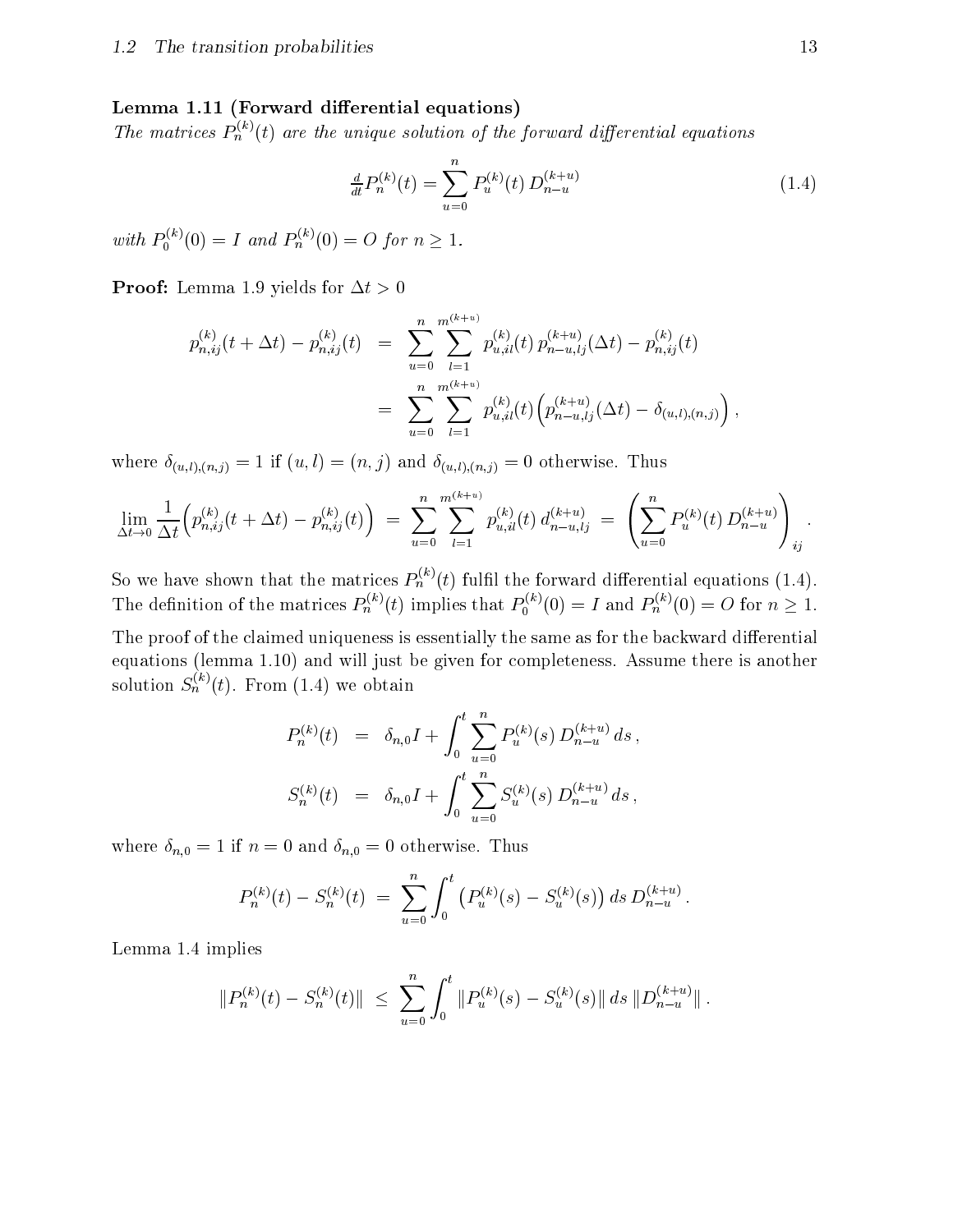**Lemma 1.11 (Forward differential equations)**
*The matrices $P_n^{(k)}(t)$ are the unique solution of the forward differential equations*

$$\tfrac{d}{dt} P_n^{(k)}(t) = \sum_{u=0}^{n} P_u^{(k)}(t)\, D_{n-u}^{(k+u)} \tag{1.4}$$

*with $P_0^{(k)}(0) = I$ and $P_n^{(k)}(0) = O$ for $n \geq 1$.*

**Proof:** Lemma 1.9 yields for $\Delta t > 0$

$$\begin{aligned}
p_{n,ij}^{(k)}(t+\Delta t) - p_{n,ij}^{(k)}(t) &= \sum_{u=0}^{n} \sum_{l=1}^{m^{(k+u)}} p_{u,il}^{(k)}(t)\, p_{n-u,lj}^{(k+u)}(\Delta t) - p_{n,ij}^{(k)}(t) \\
&= \sum_{u=0}^{n} \sum_{l=1}^{m^{(k+u)}} p_{u,il}^{(k)}(t) \Big( p_{n-u,lj}^{(k+u)}(\Delta t) - \delta_{(u,l),(n,j)} \Big) ,
\end{aligned}$$

where $\delta_{(u,l),(n,j)} = 1$ if $(u,l) = (n,j)$ and $\delta_{(u,l),(n,j)} = 0$ otherwise. Thus

$$\lim_{\Delta t \to 0} \frac{1}{\Delta t} \Big( p_{n,ij}^{(k)}(t+\Delta t) - p_{n,ij}^{(k)}(t) \Big) = \sum_{u=0}^{n} \sum_{l=1}^{m^{(k+u)}} p_{u,il}^{(k)}(t)\, d_{n-u,lj}^{(k+u)} = \left( \sum_{u=0}^{n} P_u^{(k)}(t)\, D_{n-u}^{(k+u)} \right)_{ij} .$$

So we have shown that the matrices $P_n^{(k)}(t)$ fulfil the forward differential equations (1.4). The definition of the matrices $P_n^{(k)}(t)$ implies that $P_0^{(k)}(0) = I$ and $P_n^{(k)}(0) = O$ for $n \geq 1$.

The proof of the claimed uniqueness is essentially the same as for the backward differential equations (lemma 1.10) and will just be given for completeness. Assume there is another solution $S_n^{(k)}(t)$. From (1.4) we obtain

$$\begin{aligned}
P_n^{(k)}(t) &= \delta_{n,0} I + \int_0^t \sum_{u=0}^{n} P_u^{(k)}(s)\, D_{n-u}^{(k+u)}\, ds , \\
S_n^{(k)}(t) &= \delta_{n,0} I + \int_0^t \sum_{u=0}^{n} S_u^{(k)}(s)\, D_{n-u}^{(k+u)}\, ds ,
\end{aligned}$$

where $\delta_{n,0} = 1$ if $n = 0$ and $\delta_{n,0} = 0$ otherwise. Thus

$$P_n^{(k)}(t) - S_n^{(k)}(t) = \sum_{u=0}^{n} \int_0^t \big( P_u^{(k)}(s) - S_u^{(k)}(s) \big)\, ds\, D_{n-u}^{(k+u)} .$$

Lemma 1.4 implies

$$\| P_n^{(k)}(t) - S_n^{(k)}(t) \| \leq \sum_{u=0}^{n} \int_0^t \| P_u^{(k)}(s) - S_u^{(k)}(s) \|\, ds\, \| D_{n-u}^{(k+u)} \| .$$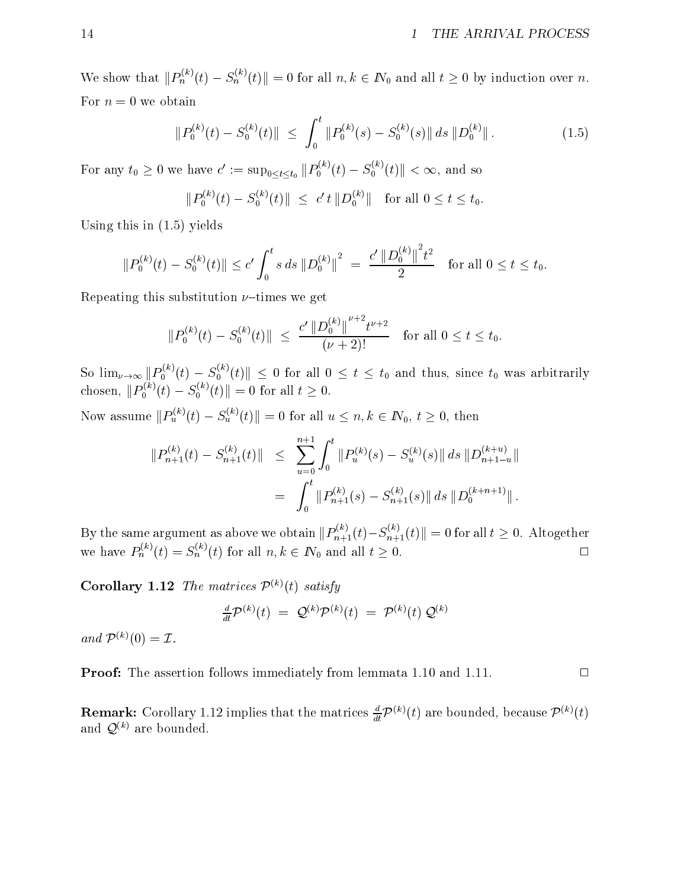We show that $\|P_n^{(k)}(t) - S_n^{(k)}(t)\| = 0$ for all $n, k \in \mathbb{N}_0$ and all $t \geq 0$ by induction over $n$. For $n = 0$ we obtain

$$\|P_0^{(k)}(t) - S_0^{(k)}(t)\| \;\leq\; \int_0^t \|P_0^{(k)}(s) - S_0^{(k)}(s)\| \, ds \, \|D_0^{(k)}\| \, . \tag{1.5}$$

For any $t_0 \geq 0$ we have $c' := \sup_{0 \leq t \leq t_0} \|P_0^{(k)}(t) - S_0^{(k)}(t)\| < \infty$, and so

$$\|P_0^{(k)}(t) - S_0^{(k)}(t)\| \;\leq\; c' \, t \, \|D_0^{(k)}\| \quad \text{for all } 0 \leq t \leq t_0.$$

Using this in (1.5) yields

$$\|P_0^{(k)}(t) - S_0^{(k)}(t)\| \leq c' \int_0^t s \, ds \, \|D_0^{(k)}\|^2 \;=\; \frac{c' \, \|D_0^{(k)}\|^2 t^2}{2} \quad \text{for all } 0 \leq t \leq t_0.$$

Repeating this substitution $\nu$–times we get

$$\|P_0^{(k)}(t) - S_0^{(k)}(t)\| \;\leq\; \frac{c' \, \|D_0^{(k)}\|^{\nu+2} t^{\nu+2}}{(\nu+2)!} \quad \text{for all } 0 \leq t \leq t_0.$$

So $\lim_{\nu \to \infty} \|P_0^{(k)}(t) - S_0^{(k)}(t)\| \leq 0$ for all $0 \leq t \leq t_0$ and thus, since $t_0$ was arbitrarily chosen, $\|P_0^{(k)}(t) - S_0^{(k)}(t)\| = 0$ for all $t \geq 0$.

Now assume $\|P_u^{(k)}(t) - S_u^{(k)}(t)\| = 0$ for all $u \leq n, k \in \mathbb{N}_0$, $t \geq 0$, then

$$\begin{aligned}
\|P_{n+1}^{(k)}(t) - S_{n+1}^{(k)}(t)\| \;&\leq\; \sum_{u=0}^{n+1} \int_0^t \|P_u^{(k)}(s) - S_u^{(k)}(s)\| \, ds \, \|D_{n+1-u}^{(k+u)}\| \\
&=\; \int_0^t \|P_{n+1}^{(k)}(s) - S_{n+1}^{(k)}(s)\| \, ds \, \|D_0^{(k+n+1)}\| \, .
\end{aligned}$$

By the same argument as above we obtain $\|P_{n+1}^{(k)}(t) - S_{n+1}^{(k)}(t)\| = 0$ for all $t \geq 0$. Altogether we have $P_n^{(k)}(t) = S_n^{(k)}(t)$ for all $n, k \in \mathbb{N}_0$ and all $t \geq 0$. □

**Corollary 1.12** *The matrices $\mathcal{P}^{(k)}(t)$ satisfy*

$$\tfrac{d}{dt}\mathcal{P}^{(k)}(t) \;=\; \mathcal{Q}^{(k)}\mathcal{P}^{(k)}(t) \;=\; \mathcal{P}^{(k)}(t) \, \mathcal{Q}^{(k)}$$

*and $\mathcal{P}^{(k)}(0) = \mathcal{I}$.*

**Proof:** The assertion follows immediately from lemmata 1.10 and 1.11. □

**Remark:** Corollary 1.12 implies that the matrices $\frac{d}{dt}\mathcal{P}^{(k)}(t)$ are bounded, because $\mathcal{P}^{(k)}(t)$ and $\mathcal{Q}^{(k)}$ are bounded.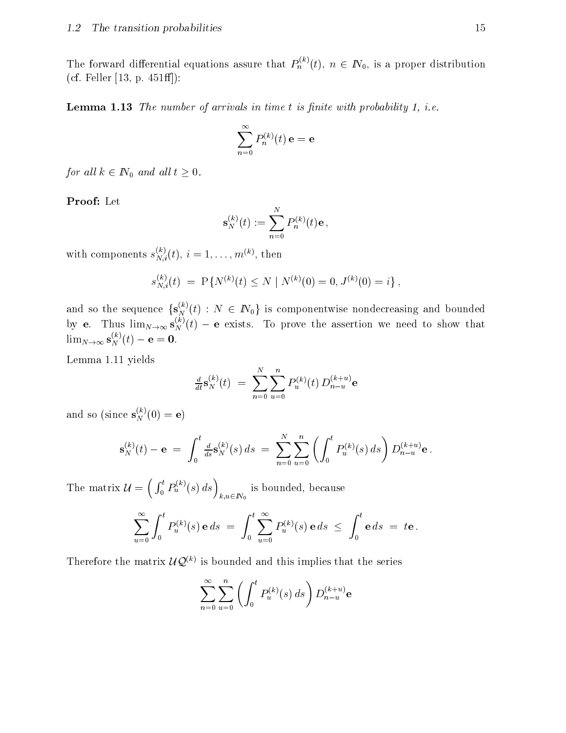The forward differential equations assure that $P_n^{(k)}(t)$, $n \in I\!N_0$, is a proper distribution (cf. Feller [13, p. 451ff]):

**Lemma 1.13** *The number of arrivals in time t is finite with probability 1, i.e.*

$$\sum_{n=0}^{\infty} P_n^{(k)}(t)\, \mathbf{e} = \mathbf{e}$$

*for all $k \in I\!N_0$ and all $t \geq 0$.*

**Proof:** Let

$$\mathbf{s}_N^{(k)}(t) := \sum_{n=0}^{N} P_n^{(k)}(t)\mathbf{e}\,,$$

with components $s_{N,i}^{(k)}(t)$, $i = 1, \ldots, m^{(k)}$, then

$$s_{N,i}^{(k)}(t) \;=\; \mathrm{P}\{N^{(k)}(t) \leq N \mid N^{(k)}(0) = 0, J^{(k)}(0) = i\}\,,$$

and so the sequence $\{\mathbf{s}_N^{(k)}(t) : N \in I\!N_0\}$ is componentwise nondecreasing and bounded by $\mathbf{e}$. Thus $\lim_{N\to\infty} \mathbf{s}_N^{(k)}(t) - \mathbf{e}$ exists. To prove the assertion we need to show that $\lim_{N\to\infty} \mathbf{s}_N^{(k)}(t) - \mathbf{e} = \mathbf{0}$.

Lemma 1.11 yields

$$\tfrac{d}{dt}\mathbf{s}_N^{(k)}(t) \;=\; \sum_{n=0}^{N}\sum_{u=0}^{n} P_u^{(k)}(t)\, D_{n-u}^{(k+u)}\mathbf{e}$$

and so (since $\mathbf{s}_N^{(k)}(0) = \mathbf{e}$)

$$\mathbf{s}_N^{(k)}(t) - \mathbf{e} \;=\; \int_0^t \tfrac{d}{ds}\mathbf{s}_N^{(k)}(s)\, ds \;=\; \sum_{n=0}^{N}\sum_{u=0}^{n} \left( \int_0^t P_u^{(k)}(s)\, ds \right) D_{n-u}^{(k+u)}\mathbf{e}\,.$$

The matrix $\mathcal{U} = \left( \int_0^t P_u^{(k)}(s)\, ds \right)_{k,u \in I\!N_0}$ is bounded, because

$$\sum_{u=0}^{\infty} \int_0^t P_u^{(k)}(s)\, \mathbf{e}\, ds \;=\; \int_0^t \sum_{u=0}^{\infty} P_u^{(k)}(s)\, \mathbf{e}\, ds \;\leq\; \int_0^t \mathbf{e}\, ds \;=\; t\mathbf{e}\,.$$

Therefore the matrix $\mathcal{U}\mathcal{Q}^{(k)}$ is bounded and this implies that the series

$$\sum_{n=0}^{\infty}\sum_{u=0}^{n} \left( \int_0^t P_u^{(k)}(s)\, ds \right) D_{n-u}^{(k+u)}\mathbf{e}$$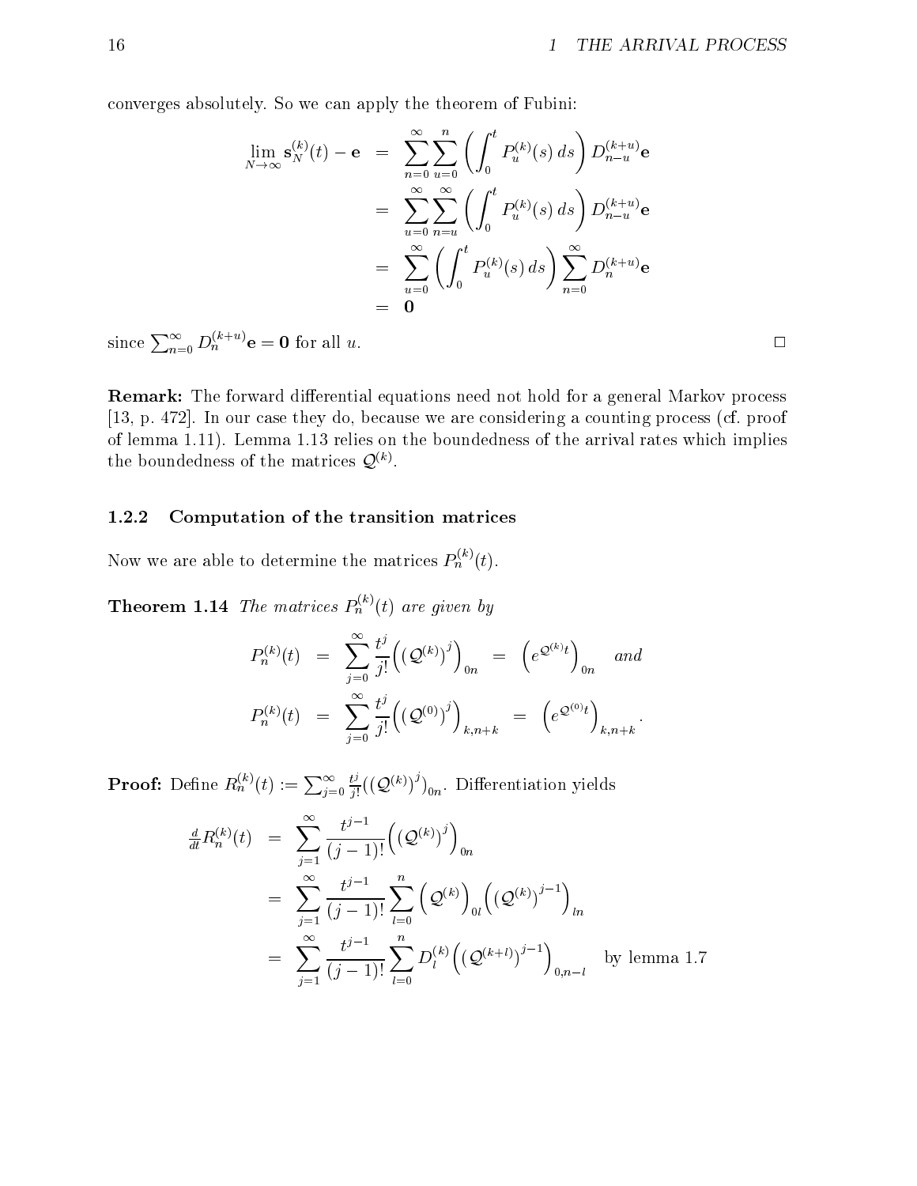converges absolutely. So we can apply the theorem of Fubini:

$$
\begin{aligned}
\lim_{N\to\infty} \mathbf{s}_N^{(k)}(t) - \mathbf{e} &= \sum_{n=0}^{\infty}\sum_{u=0}^{n}\left(\int_0^t P_u^{(k)}(s)\,ds\right) D_{n-u}^{(k+u)}\mathbf{e} \\
&= \sum_{u=0}^{\infty}\sum_{n=u}^{\infty}\left(\int_0^t P_u^{(k)}(s)\,ds\right) D_{n-u}^{(k+u)}\mathbf{e} \\
&= \sum_{u=0}^{\infty}\left(\int_0^t P_u^{(k)}(s)\,ds\right) \sum_{n=0}^{\infty} D_{n}^{(k+u)}\mathbf{e} \\
&= \mathbf{0}
\end{aligned}
$$

since $\sum_{n=0}^{\infty} D_n^{(k+u)}\mathbf{e} = \mathbf{0}$ for all $u$. □

**Remark:** The forward differential equations need not hold for a general Markov process [13, p. 472]. In our case they do, because we are considering a counting process (cf. proof of lemma 1.11). Lemma 1.13 relies on the boundedness of the arrival rates which implies the boundedness of the matrices $\mathcal{Q}^{(k)}$.

### 1.2.2 Computation of the transition matrices

Now we are able to determine the matrices $P_n^{(k)}(t)$.

**Theorem 1.14** *The matrices $P_n^{(k)}(t)$ are given by*

$$
\begin{aligned}
P_n^{(k)}(t) &= \sum_{j=0}^{\infty}\frac{t^j}{j!}\Big(\big(\mathcal{Q}^{(k)}\big)^j\Big)_{0n} = \Big(e^{\mathcal{Q}^{(k)}t}\Big)_{0n} \quad \textit{and} \\
P_n^{(k)}(t) &= \sum_{j=0}^{\infty}\frac{t^j}{j!}\Big(\big(\mathcal{Q}^{(0)}\big)^j\Big)_{k,n+k} = \Big(e^{\mathcal{Q}^{(0)}t}\Big)_{k,n+k}.
\end{aligned}
$$

**Proof:** Define $R_n^{(k)}(t) := \sum_{j=0}^{\infty}\frac{t^j}{j!}\big((\mathcal{Q}^{(k)})^j\big)_{0n}$. Differentiation yields

$$
\begin{aligned}
\tfrac{d}{dt}R_n^{(k)}(t) &= \sum_{j=1}^{\infty}\frac{t^{j-1}}{(j-1)!}\Big(\big(\mathcal{Q}^{(k)}\big)^j\Big)_{0n} \\
&= \sum_{j=1}^{\infty}\frac{t^{j-1}}{(j-1)!}\sum_{l=0}^{n}\Big(\mathcal{Q}^{(k)}\Big)_{0l}\Big(\big(\mathcal{Q}^{(k)}\big)^{j-1}\Big)_{ln} \\
&= \sum_{j=1}^{\infty}\frac{t^{j-1}}{(j-1)!}\sum_{l=0}^{n} D_l^{(k)}\Big(\big(\mathcal{Q}^{(k+l)}\big)^{j-1}\Big)_{0,n-l} \quad \text{by lemma 1.7}
\end{aligned}
$$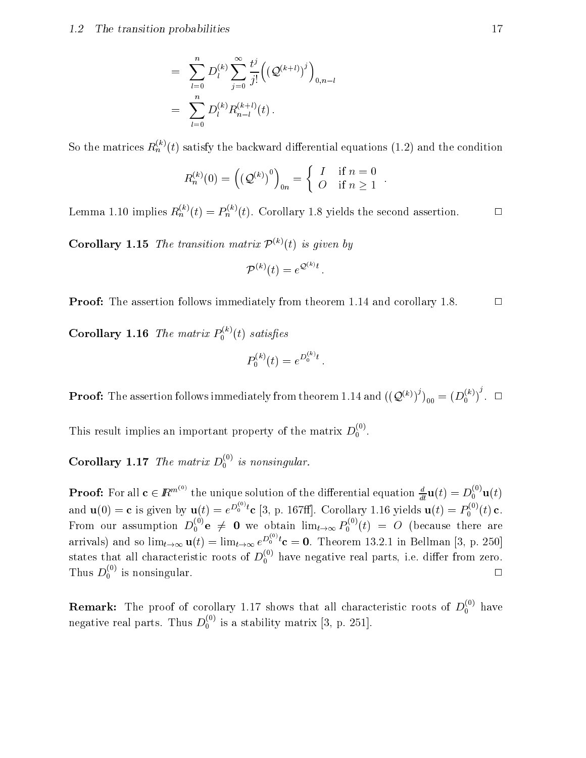$$
\begin{aligned}
&= \sum_{l=0}^{n} D_l^{(k)} \sum_{j=0}^{\infty} \frac{t^j}{j!} \Big( \big(\mathcal{Q}^{(k+l)}\big)^j \Big)_{0,n-l} \\
&= \sum_{l=0}^{n} D_l^{(k)} R_{n-l}^{(k+l)}(t)\,.
\end{aligned}
$$

So the matrices $R_n^{(k)}(t)$ satisfy the backward differential equations (1.2) and the condition

$$
R_n^{(k)}(0) = \Big( \big(\mathcal{Q}^{(k)}\big)^0 \Big)_{0n} = \begin{cases} I & \text{if } n = 0 \\ O & \text{if } n \geq 1 \end{cases}.
$$

Lemma 1.10 implies $R_n^{(k)}(t) = P_n^{(k)}(t)$. Corollary 1.8 yields the second assertion. □

**Corollary 1.15** *The transition matrix $\mathcal{P}^{(k)}(t)$ is given by*

$$
\mathcal{P}^{(k)}(t) = e^{\mathcal{Q}^{(k)} t}\,.
$$

**Proof:** The assertion follows immediately from theorem 1.14 and corollary 1.8. □

**Corollary 1.16** *The matrix $P_0^{(k)}(t)$ satisfies*

$$
P_0^{(k)}(t) = e^{D_0^{(k)} t}\,.
$$

**Proof:** The assertion follows immediately from theorem 1.14 and $\big((\mathcal{Q}^{(k)})^j\big)_{00} = \big(D_0^{(k)}\big)^j$. □

This result implies an important property of the matrix $D_0^{(0)}$.

**Corollary 1.17** *The matrix $D_0^{(0)}$ is nonsingular.*

**Proof:** For all $\mathbf{c} \in \mathbb{R}^{m^{(0)}}$ the unique solution of the differential equation $\frac{d}{dt}\mathbf{u}(t) = D_0^{(0)}\mathbf{u}(t)$ and $\mathbf{u}(0) = \mathbf{c}$ is given by $\mathbf{u}(t) = e^{D_0^{(0)} t}\mathbf{c}$ [3, p. 167ff]. Corollary 1.16 yields $\mathbf{u}(t) = P_0^{(0)}(t)\,\mathbf{c}$. From our assumption $D_0^{(0)}\mathbf{e} \neq \mathbf{0}$ we obtain $\lim_{t\to\infty} P_0^{(0)}(t) = O$ (because there are arrivals) and so $\lim_{t\to\infty}\mathbf{u}(t) = \lim_{t\to\infty} e^{D_0^{(0)} t}\mathbf{c} = \mathbf{0}$. Theorem 13.2.1 in Bellman [3, p. 250] states that all characteristic roots of $D_0^{(0)}$ have negative real parts, i.e. differ from zero. Thus $D_0^{(0)}$ is nonsingular. □

**Remark:** The proof of corollary 1.17 shows that all characteristic roots of $D_0^{(0)}$ have negative real parts. Thus $D_0^{(0)}$ is a stability matrix [3, p. 251].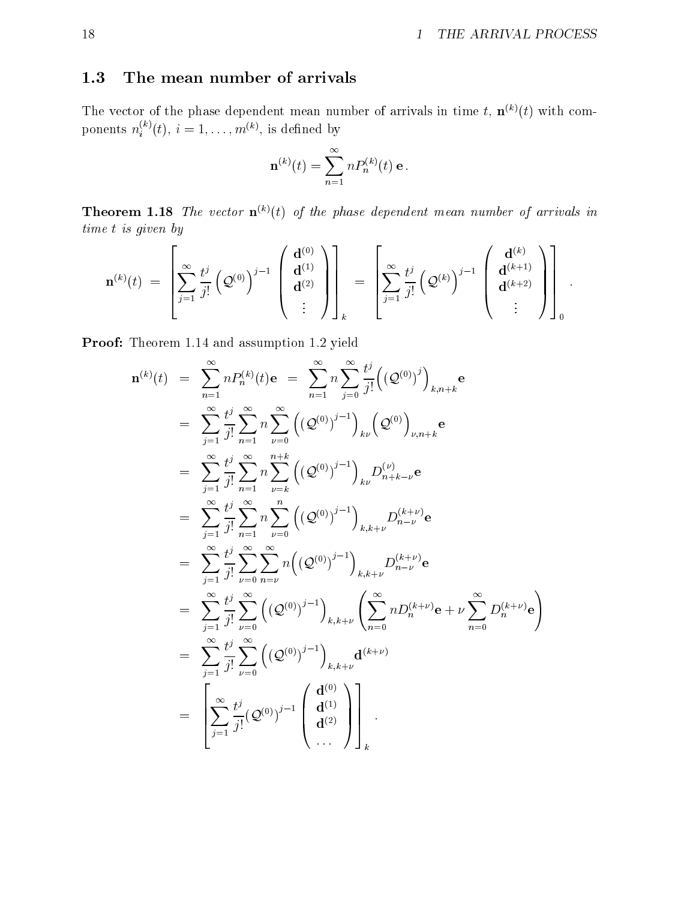## 1.3 The mean number of arrivals

The vector of the phase dependent mean number of arrivals in time $t$, $\mathbf{n}^{(k)}(t)$ with components $n_i^{(k)}(t)$, $i = 1, \ldots, m^{(k)}$, is defined by

$$\mathbf{n}^{(k)}(t) = \sum_{n=1}^{\infty} n P_n^{(k)}(t)\,\mathbf{e}\,.$$

**Theorem 1.18** *The vector $\mathbf{n}^{(k)}(t)$ of the phase dependent mean number of arrivals in time $t$ is given by*

$$\mathbf{n}^{(k)}(t) \;=\; \left[\sum_{j=1}^{\infty} \frac{t^j}{j!} \left(\mathcal{Q}^{(0)}\right)^{j-1} \begin{pmatrix} \mathbf{d}^{(0)} \\ \mathbf{d}^{(1)} \\ \mathbf{d}^{(2)} \\ \vdots \end{pmatrix}\right]_k \;=\; \left[\sum_{j=1}^{\infty} \frac{t^j}{j!} \left(\mathcal{Q}^{(k)}\right)^{j-1} \begin{pmatrix} \mathbf{d}^{(k)} \\ \mathbf{d}^{(k+1)} \\ \mathbf{d}^{(k+2)} \\ \vdots \end{pmatrix}\right]_0 .$$

**Proof:** Theorem 1.14 and assumption 1.2 yield

$$\begin{aligned}
\mathbf{n}^{(k)}(t) &= \sum_{n=1}^{\infty} n P_n^{(k)}(t)\mathbf{e} \;=\; \sum_{n=1}^{\infty} n \sum_{j=0}^{\infty} \frac{t^j}{j!}\Big(\big(\mathcal{Q}^{(0)}\big)^j\Big)_{k,n+k}\mathbf{e} \\
&= \sum_{j=1}^{\infty} \frac{t^j}{j!} \sum_{n=1}^{\infty} n \sum_{\nu=0}^{\infty} \Big(\big(\mathcal{Q}^{(0)}\big)^{j-1}\Big)_{k\nu} \Big(\mathcal{Q}^{(0)}\Big)_{\nu,n+k}\mathbf{e} \\
&= \sum_{j=1}^{\infty} \frac{t^j}{j!} \sum_{n=1}^{\infty} n \sum_{\nu=k}^{n+k} \Big(\big(\mathcal{Q}^{(0)}\big)^{j-1}\Big)_{k\nu} D_{n+k-\nu}^{(\nu)}\mathbf{e} \\
&= \sum_{j=1}^{\infty} \frac{t^j}{j!} \sum_{n=1}^{\infty} n \sum_{\nu=0}^{n} \Big(\big(\mathcal{Q}^{(0)}\big)^{j-1}\Big)_{k,k+\nu} D_{n-\nu}^{(k+\nu)}\mathbf{e} \\
&= \sum_{j=1}^{\infty} \frac{t^j}{j!} \sum_{\nu=0}^{\infty} \sum_{n=\nu}^{\infty} n\Big(\big(\mathcal{Q}^{(0)}\big)^{j-1}\Big)_{k,k+\nu} D_{n-\nu}^{(k+\nu)}\mathbf{e} \\
&= \sum_{j=1}^{\infty} \frac{t^j}{j!} \sum_{\nu=0}^{\infty} \Big(\big(\mathcal{Q}^{(0)}\big)^{j-1}\Big)_{k,k+\nu} \left(\sum_{n=0}^{\infty} n D_n^{(k+\nu)}\mathbf{e} + \nu \sum_{n=0}^{\infty} D_n^{(k+\nu)}\mathbf{e}\right) \\
&= \sum_{j=1}^{\infty} \frac{t^j}{j!} \sum_{\nu=0}^{\infty} \Big(\big(\mathcal{Q}^{(0)}\big)^{j-1}\Big)_{k,k+\nu} \mathbf{d}^{(k+\nu)} \\
&= \left[\sum_{j=1}^{\infty} \frac{t^j}{j!} \big(\mathcal{Q}^{(0)}\big)^{j-1} \begin{pmatrix} \mathbf{d}^{(0)} \\ \mathbf{d}^{(1)} \\ \mathbf{d}^{(2)} \\ \cdots \end{pmatrix}\right]_k .
\end{aligned}$$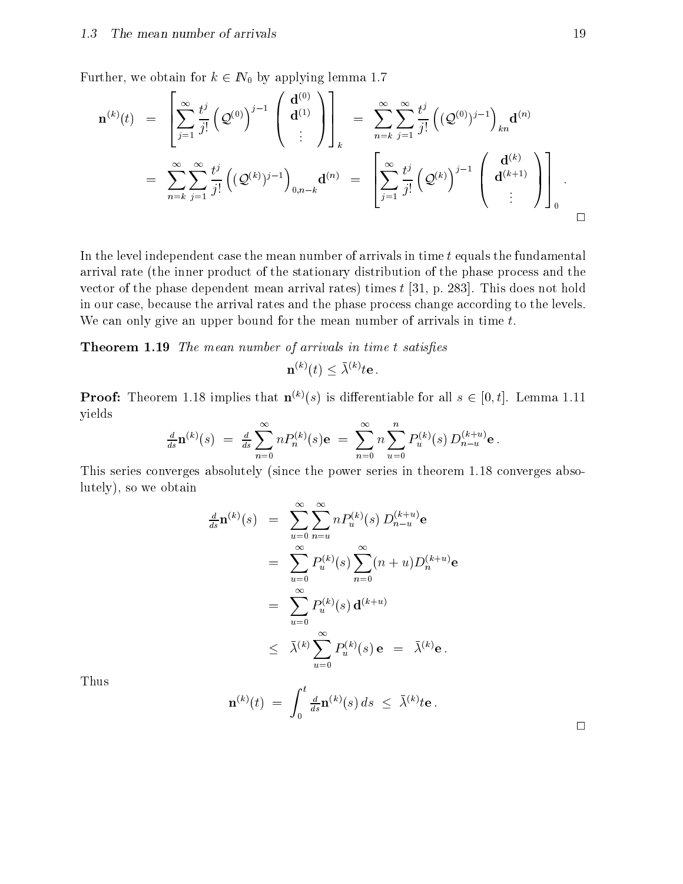Further, we obtain for $k \in I\!N_0$ by applying lemma 1.7

$$
\begin{aligned}
\mathbf{n}^{(k)}(t) &= \left[ \sum_{j=1}^{\infty} \frac{t^j}{j!} \left( \mathcal{Q}^{(0)} \right)^{j-1} \begin{pmatrix} \mathbf{d}^{(0)} \\ \mathbf{d}^{(1)} \\ \vdots \end{pmatrix} \right]_k = \sum_{n=k}^{\infty} \sum_{j=1}^{\infty} \frac{t^j}{j!} \left( (\mathcal{Q}^{(0)})^{j-1} \right)_{kn} \mathbf{d}^{(n)} \\
&= \sum_{n=k}^{\infty} \sum_{j=1}^{\infty} \frac{t^j}{j!} \left( (\mathcal{Q}^{(k)})^{j-1} \right)_{0,n-k} \mathbf{d}^{(n)} = \left[ \sum_{j=1}^{\infty} \frac{t^j}{j!} \left( \mathcal{Q}^{(k)} \right)^{j-1} \begin{pmatrix} \mathbf{d}^{(k)} \\ \mathbf{d}^{(k+1)} \\ \vdots \end{pmatrix} \right]_0 .
\end{aligned}
$$

□

In the level independent case the mean number of arrivals in time $t$ equals the fundamental arrival rate (the inner product of the stationary distribution of the phase process and the vector of the phase dependent mean arrival rates) times $t$ [31, p. 283]. This does not hold in our case, because the arrival rates and the phase process change according to the levels. We can only give an upper bound for the mean number of arrivals in time $t$.

**Theorem 1.19** *The mean number of arrivals in time $t$ satisfies*

$$
\mathbf{n}^{(k)}(t) \le \bar{\lambda}^{(k)} t \mathbf{e} .
$$

**Proof:** Theorem 1.18 implies that $\mathbf{n}^{(k)}(s)$ is differentiable for all $s \in [0, t]$. Lemma 1.11 yields

$$
\tfrac{d}{ds}\mathbf{n}^{(k)}(s) = \tfrac{d}{ds} \sum_{n=0}^{\infty} n P_n^{(k)}(s) \mathbf{e} = \sum_{n=0}^{\infty} n \sum_{u=0}^{n} P_u^{(k)}(s)\, D_{n-u}^{(k+u)} \mathbf{e} .
$$

This series converges absolutely (since the power series in theorem 1.18 converges absolutely), so we obtain

$$
\begin{aligned}
\tfrac{d}{ds}\mathbf{n}^{(k)}(s) &= \sum_{u=0}^{\infty} \sum_{n=u}^{\infty} n P_u^{(k)}(s)\, D_{n-u}^{(k+u)} \mathbf{e} \\
&= \sum_{u=0}^{\infty} P_u^{(k)}(s) \sum_{n=0}^{\infty} (n+u) D_n^{(k+u)} \mathbf{e} \\
&= \sum_{u=0}^{\infty} P_u^{(k)}(s)\, \mathbf{d}^{(k+u)} \\
&\le \bar{\lambda}^{(k)} \sum_{u=0}^{\infty} P_u^{(k)}(s)\, \mathbf{e} = \bar{\lambda}^{(k)} \mathbf{e} .
\end{aligned}
$$

Thus

$$
\mathbf{n}^{(k)}(t) = \int_0^t \tfrac{d}{ds}\mathbf{n}^{(k)}(s)\, ds \le \bar{\lambda}^{(k)} t \mathbf{e} .
$$

□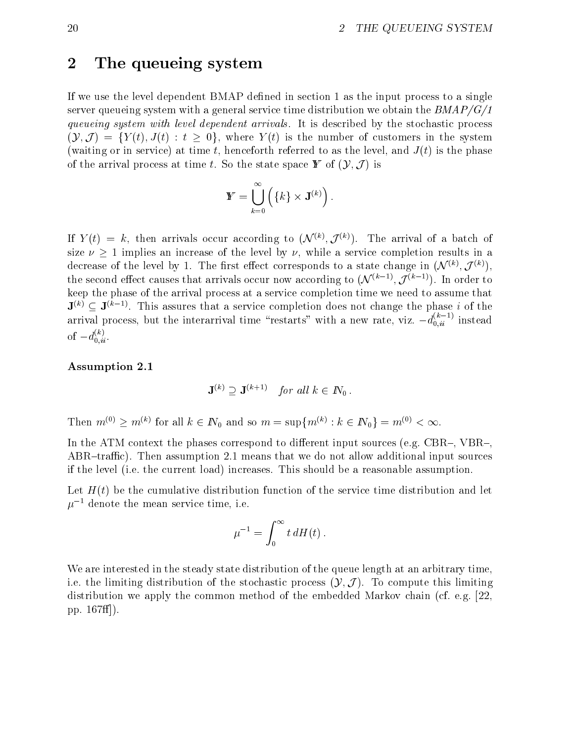# 2 The queueing system

If we use the level dependent BMAP defined in section 1 as the input process to a single server queueing system with a general service time distribution we obtain the *BMAP/G/1 queueing system with level dependent arrivals*. It is described by the stochastic process $(\mathcal{Y}, \mathcal{J}) = \{Y(t), J(t) : t \geq 0\}$, where $Y(t)$ is the number of customers in the system (waiting or in service) at time $t$, henceforth referred to as the level, and $J(t)$ is the phase of the arrival process at time $t$. So the state space $\mathbb{Y}$ of $(\mathcal{Y}, \mathcal{J})$ is

$$\mathbb{Y} = \bigcup_{k=0}^{\infty} \left( \{k\} \times \mathbf{J}^{(k)} \right) .$$

If $Y(t) = k$, then arrivals occur according to $(\mathcal{N}^{(k)}, \mathcal{J}^{(k)})$. The arrival of a batch of size $\nu \geq 1$ implies an increase of the level by $\nu$, while a service completion results in a decrease of the level by 1. The first effect corresponds to a state change in $(\mathcal{N}^{(k)}, \mathcal{J}^{(k)})$, the second effect causes that arrivals occur now according to $(\mathcal{N}^{(k-1)}, \mathcal{J}^{(k-1)})$. In order to keep the phase of the arrival process at a service completion time we need to assume that $\mathbf{J}^{(k)} \subseteq \mathbf{J}^{(k-1)}$. This assures that a service completion does not change the phase $i$ of the arrival process, but the interarrival time "restarts" with a new rate, viz. $-d_{0,ii}^{(k-1)}$ instead of $-d_{0,ii}^{(k)}$.

**Assumption 2.1**

$$\mathbf{J}^{(k)} \supseteq \mathbf{J}^{(k+1)} \quad \textit{for all } k \in \mathbb{N}_0 \,.$$

Then $m^{(0)} \geq m^{(k)}$ for all $k \in \mathbb{N}_0$ and so $m = \sup\{m^{(k)} : k \in \mathbb{N}_0\} = m^{(0)} < \infty$.

In the ATM context the phases correspond to different input sources (e.g. CBR–, VBR–, ABR–traffic). Then assumption 2.1 means that we do not allow additional input sources if the level (i.e. the current load) increases. This should be a reasonable assumption.

Let $H(t)$ be the cumulative distribution function of the service time distribution and let $\mu^{-1}$ denote the mean service time, i.e.

$$\mu^{-1} = \int_0^{\infty} t \, dH(t) \,.$$

We are interested in the steady state distribution of the queue length at an arbitrary time, i.e. the limiting distribution of the stochastic process $(\mathcal{Y}, \mathcal{J})$. To compute this limiting distribution we apply the common method of the embedded Markov chain (cf. e.g. [22, pp. 167ff]).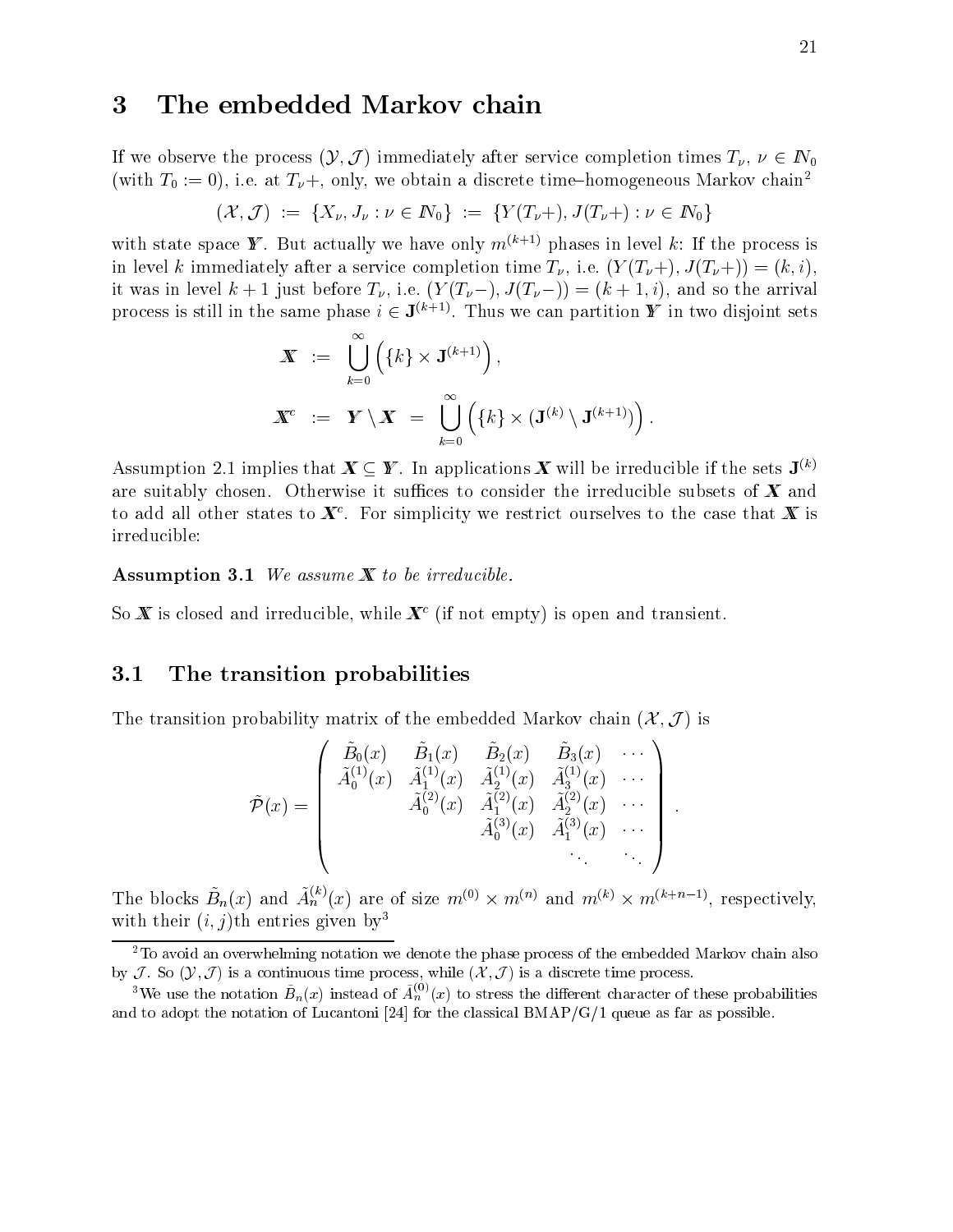# 3 The embedded Markov chain

If we observe the process $(\mathcal{Y}, \mathcal{J})$ immediately after service completion times $T_\nu$, $\nu \in \mathbb{N}_0$ (with $T_0 := 0$), i.e. at $T_\nu+$, only, we obtain a discrete time–homogeneous Markov chain[2]

$$(\mathcal{X}, \mathcal{J}) \;:=\; \{X_\nu, J_\nu : \nu \in \mathbb{N}_0\} \;:=\; \{Y(T_\nu+), J(T_\nu+) : \nu \in \mathbb{N}_0\}$$

with state space $\mathbb{Y}$. But actually we have only $m^{(k+1)}$ phases in level $k$: If the process is in level $k$ immediately after a service completion time $T_\nu$, i.e. $(Y(T_\nu+), J(T_\nu+)) = (k, i)$, it was in level $k+1$ just before $T_\nu$, i.e. $(Y(T_\nu-), J(T_\nu-)) = (k+1, i)$, and so the arrival process is still in the same phase $i \in \mathbf{J}^{(k+1)}$. Thus we can partition $\mathbb{Y}$ in two disjoint sets

$$\begin{aligned}
\mathbb{X} \;&:=\; \bigcup_{k=0}^{\infty} \left( \{k\} \times \mathbf{J}^{(k+1)} \right), \\
\mathbb{X}^c \;&:=\; \mathbb{Y} \setminus \mathbb{X} \;=\; \bigcup_{k=0}^{\infty} \left( \{k\} \times (\mathbf{J}^{(k)} \setminus \mathbf{J}^{(k+1)}) \right).
\end{aligned}$$

Assumption 2.1 implies that $\mathbb{X} \subseteq \mathbb{Y}$. In applications $\mathbb{X}$ will be irreducible if the sets $\mathbf{J}^{(k)}$ are suitably chosen. Otherwise it suffices to consider the irreducible subsets of $\mathbb{X}$ and to add all other states to $\mathbb{X}^c$. For simplicity we restrict ourselves to the case that $\mathbb{X}$ is irreducible:

**Assumption 3.1** *We assume $\mathbb{X}$ to be irreducible.*

So $\mathbb{X}$ is closed and irreducible, while $\mathbb{X}^c$ (if not empty) is open and transient.

## 3.1 The transition probabilities

The transition probability matrix of the embedded Markov chain $(\mathcal{X}, \mathcal{J})$ is

$$\tilde{\mathcal{P}}(x) = \begin{pmatrix}
\tilde{B}_0(x) & \tilde{B}_1(x) & \tilde{B}_2(x) & \tilde{B}_3(x) & \cdots \\
\tilde{A}_0^{(1)}(x) & \tilde{A}_1^{(1)}(x) & \tilde{A}_2^{(1)}(x) & \tilde{A}_3^{(1)}(x) & \cdots \\
 & \tilde{A}_0^{(2)}(x) & \tilde{A}_1^{(2)}(x) & \tilde{A}_2^{(2)}(x) & \cdots \\
 & & \tilde{A}_0^{(3)}(x) & \tilde{A}_1^{(3)}(x) & \cdots \\
 & & & \ddots & \ddots
\end{pmatrix}.$$

The blocks $\tilde{B}_n(x)$ and $\tilde{A}_n^{(k)}(x)$ are of size $m^{(0)} \times m^{(n)}$ and $m^{(k)} \times m^{(k+n-1)}$, respectively, with their $(i,j)$th entries given by[3]

[2] To avoid an overwhelming notation we denote the phase process of the embedded Markov chain also by $\mathcal{J}$. So $(\mathcal{Y}, \mathcal{J})$ is a continuous time process, while $(\mathcal{X}, \mathcal{J})$ is a discrete time process.

[3] We use the notation $\tilde{B}_n(x)$ instead of $\tilde{A}_n^{(0)}(x)$ to stress the different character of these probabilities and to adopt the notation of Lucantoni [24] for the classical BMAP/G/1 queue as far as possible.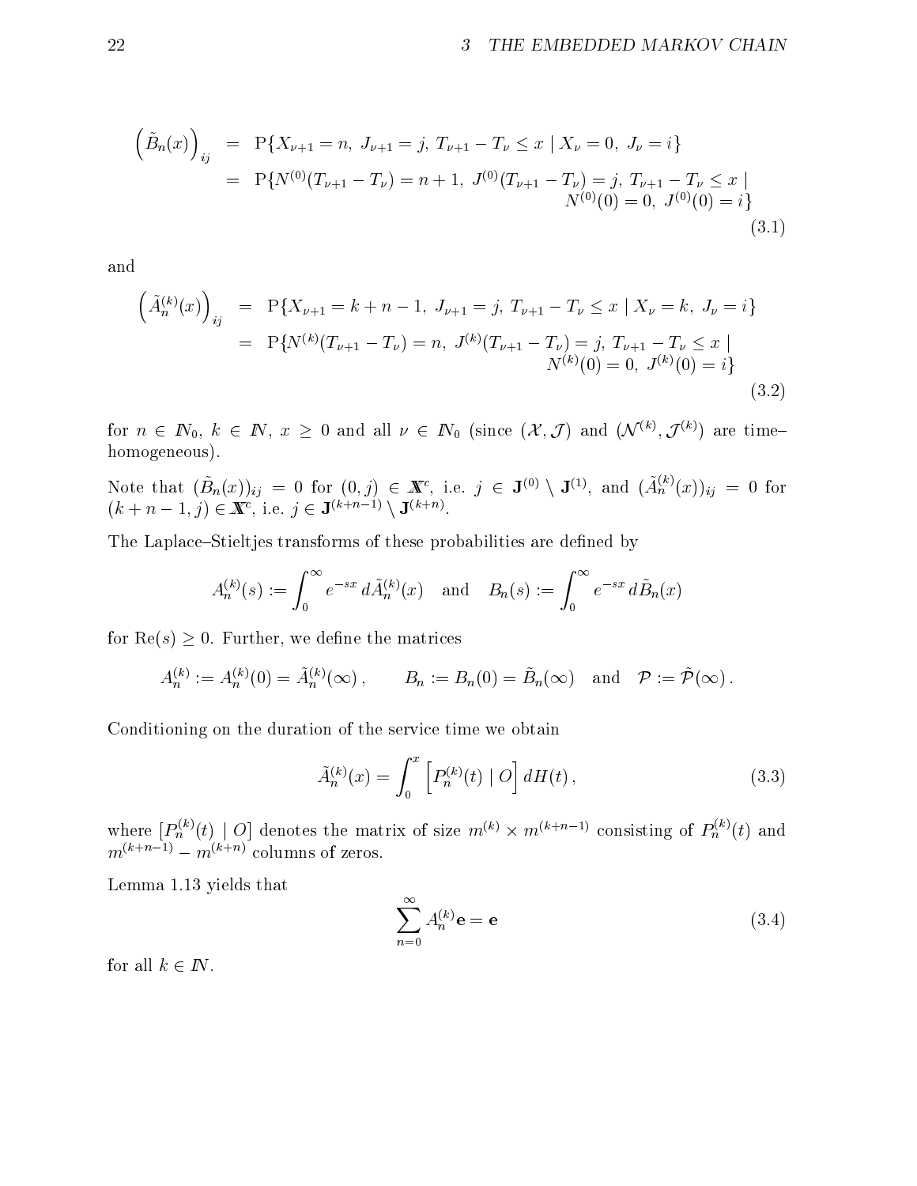$$
\begin{aligned}
\left(\tilde{B}_n(x)\right)_{ij} &= \mathrm{P}\{X_{\nu+1} = n,\ J_{\nu+1} = j,\ T_{\nu+1} - T_\nu \le x \mid X_\nu = 0,\ J_\nu = i\} \\
&= \mathrm{P}\{N^{(0)}(T_{\nu+1} - T_\nu) = n+1,\ J^{(0)}(T_{\nu+1} - T_\nu) = j,\ T_{\nu+1} - T_\nu \le x \mid \\
&\qquad\qquad N^{(0)}(0) = 0,\ J^{(0)}(0) = i\}
\end{aligned} \tag{3.1}
$$

and

$$
\begin{aligned}
\left(\tilde{A}_n^{(k)}(x)\right)_{ij} &= \mathrm{P}\{X_{\nu+1} = k+n-1,\ J_{\nu+1} = j,\ T_{\nu+1} - T_\nu \le x \mid X_\nu = k,\ J_\nu = i\} \\
&= \mathrm{P}\{N^{(k)}(T_{\nu+1} - T_\nu) = n,\ J^{(k)}(T_{\nu+1} - T_\nu) = j,\ T_{\nu+1} - T_\nu \le x \mid \\
&\qquad\qquad N^{(k)}(0) = 0,\ J^{(k)}(0) = i\}
\end{aligned} \tag{3.2}
$$

for $n \in \mathbb{N}_0$, $k \in \mathbb{N}$, $x \ge 0$ and all $\nu \in \mathbb{N}_0$ (since $(\mathcal{X}, \mathcal{J})$ and $(\mathcal{N}^{(k)}, \mathcal{J}^{(k)})$ are time–homogeneous).

Note that $(\tilde{B}_n(x))_{ij} = 0$ for $(0, j) \in \mathbb{X}^c$, i.e. $j \in \mathbf{J}^{(0)} \setminus \mathbf{J}^{(1)}$, and $(\tilde{A}_n^{(k)}(x))_{ij} = 0$ for $(k+n-1, j) \in \mathbb{X}^c$, i.e. $j \in \mathbf{J}^{(k+n-1)} \setminus \mathbf{J}^{(k+n)}$.

The Laplace–Stieltjes transforms of these probabilities are defined by

$$
A_n^{(k)}(s) := \int_0^\infty e^{-sx}\, d\tilde{A}_n^{(k)}(x) \quad \text{and} \quad B_n(s) := \int_0^\infty e^{-sx}\, d\tilde{B}_n(x)
$$

for $\mathrm{Re}(s) \ge 0$. Further, we define the matrices

$$
A_n^{(k)} := A_n^{(k)}(0) = \tilde{A}_n^{(k)}(\infty), \qquad B_n := B_n(0) = \tilde{B}_n(\infty) \quad \text{and} \quad \mathcal{P} := \tilde{\mathcal{P}}(\infty).
$$

Conditioning on the duration of the service time we obtain

$$
\tilde{A}_n^{(k)}(x) = \int_0^x \left[ P_n^{(k)}(t) \mid O \right] dH(t), \tag{3.3}
$$

where $[P_n^{(k)}(t) \mid O]$ denotes the matrix of size $m^{(k)} \times m^{(k+n-1)}$ consisting of $P_n^{(k)}(t)$ and $m^{(k+n-1)} - m^{(k+n)}$ columns of zeros.

Lemma 1.13 yields that

$$
\sum_{n=0}^{\infty} A_n^{(k)} \mathbf{e} = \mathbf{e} \tag{3.4}
$$

for all $k \in \mathbb{N}$.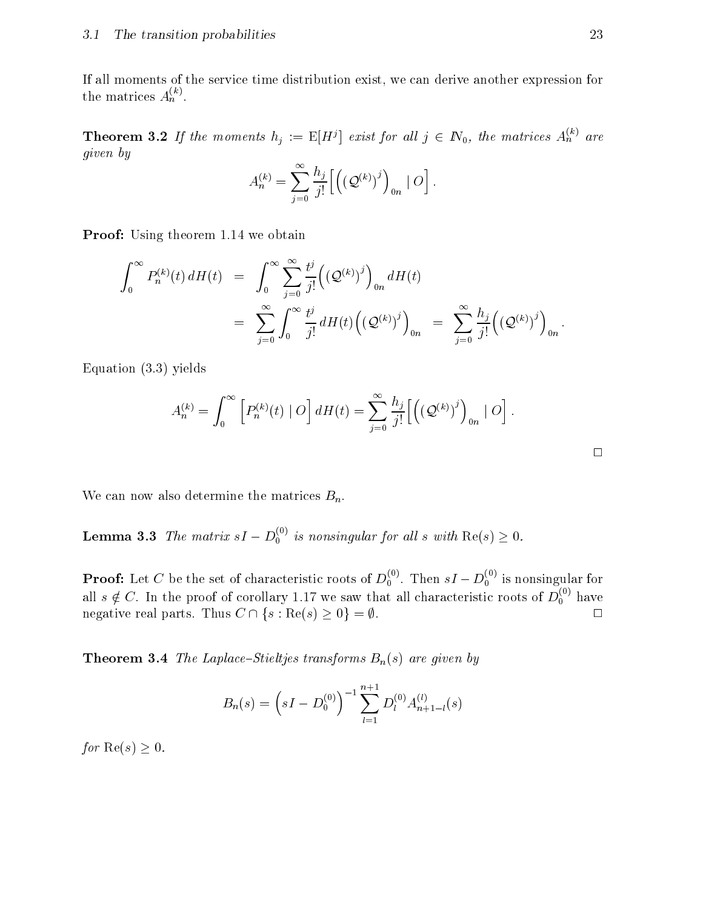If all moments of the service time distribution exist, we can derive another expression for the matrices $A_n^{(k)}$.

**Theorem 3.2** *If the moments $h_j := \mathrm{E}[H^j]$ exist for all $j \in \mathbb{N}_0$, the matrices $A_n^{(k)}$ are given by*

$$A_n^{(k)} = \sum_{j=0}^{\infty} \frac{h_j}{j!} \Big[ \Big( (\mathcal{Q}^{(k)})^j \Big)_{0n} \mid O \Big] .$$

**Proof:** Using theorem 1.14 we obtain

$$\begin{aligned}
\int_0^\infty P_n^{(k)}(t)\, dH(t) &= \int_0^\infty \sum_{j=0}^{\infty} \frac{t^j}{j!} \Big( (\mathcal{Q}^{(k)})^j \Big)_{0n} dH(t) \\
&= \sum_{j=0}^{\infty} \int_0^\infty \frac{t^j}{j!}\, dH(t) \Big( (\mathcal{Q}^{(k)})^j \Big)_{0n} \;=\; \sum_{j=0}^{\infty} \frac{h_j}{j!} \Big( (\mathcal{Q}^{(k)})^j \Big)_{0n} .
\end{aligned}$$

Equation (3.3) yields

$$A_n^{(k)} = \int_0^\infty \Big[ P_n^{(k)}(t) \mid O \Big]\, dH(t) = \sum_{j=0}^{\infty} \frac{h_j}{j!} \Big[ \Big( (\mathcal{Q}^{(k)})^j \Big)_{0n} \mid O \Big] .$$

□

We can now also determine the matrices $B_n$.

**Lemma 3.3** *The matrix $sI - D_0^{(0)}$ is nonsingular for all $s$ with $\mathrm{Re}(s) \geq 0$.*

**Proof:** Let $C$ be the set of characteristic roots of $D_0^{(0)}$. Then $sI - D_0^{(0)}$ is nonsingular for all $s \notin C$. In the proof of corollary 1.17 we saw that all characteristic roots of $D_0^{(0)}$ have negative real parts. Thus $C \cap \{s : \mathrm{Re}(s) \geq 0\} = \emptyset$. □

**Theorem 3.4** *The Laplace–Stieltjes transforms $B_n(s)$ are given by*

$$B_n(s) = \Big( sI - D_0^{(0)} \Big)^{-1} \sum_{l=1}^{n+1} D_l^{(0)} A_{n+1-l}^{(l)}(s)$$

*for $\mathrm{Re}(s) \geq 0$.*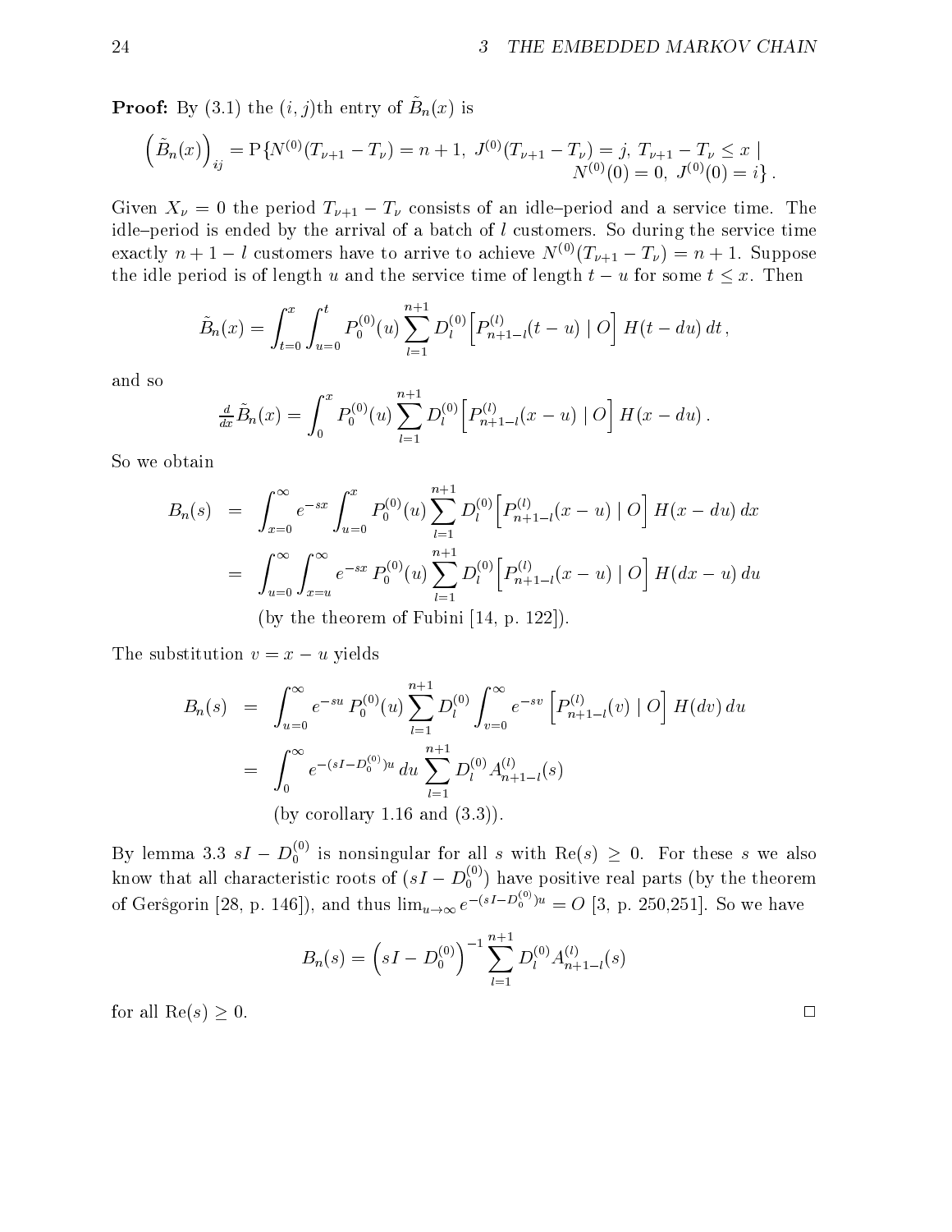**Proof:** By (3.1) the $(i,j)$th entry of $\tilde{B}_n(x)$ is

$$\left(\tilde{B}_n(x)\right)_{ij} = \mathrm{P}\{N^{(0)}(T_{\nu+1}-T_\nu) = n+1,\ J^{(0)}(T_{\nu+1}-T_\nu) = j,\ T_{\nu+1}-T_\nu \le x \mid N^{(0)}(0)=0,\ J^{(0)}(0)=i\}\,.$$

Given $X_\nu = 0$ the period $T_{\nu+1}-T_\nu$ consists of an idle–period and a service time. The idle–period is ended by the arrival of a batch of $l$ customers. So during the service time exactly $n+1-l$ customers have to arrive to achieve $N^{(0)}(T_{\nu+1}-T_\nu) = n+1$. Suppose the idle period is of length $u$ and the service time of length $t-u$ for some $t \le x$. Then

$$\tilde{B}_n(x) = \int_{t=0}^{x}\int_{u=0}^{t} P_0^{(0)}(u)\sum_{l=1}^{n+1} D_l^{(0)}\Big[P_{n+1-l}^{(l)}(t-u)\mid O\Big]\,H(t-du)\,dt\,,$$

and so

$$\tfrac{d}{dx}\tilde{B}_n(x) = \int_0^x P_0^{(0)}(u)\sum_{l=1}^{n+1} D_l^{(0)}\Big[P_{n+1-l}^{(l)}(x-u)\mid O\Big]\,H(x-du)\,.$$

So we obtain

$$\begin{aligned}
B_n(s) &= \int_{x=0}^{\infty} e^{-sx}\int_{u=0}^{x} P_0^{(0)}(u)\sum_{l=1}^{n+1} D_l^{(0)}\Big[P_{n+1-l}^{(l)}(x-u)\mid O\Big]\,H(x-du)\,dx\\
&= \int_{u=0}^{\infty}\int_{x=u}^{\infty} e^{-sx}\,P_0^{(0)}(u)\sum_{l=1}^{n+1} D_l^{(0)}\Big[P_{n+1-l}^{(l)}(x-u)\mid O\Big]\,H(dx-u)\,du\\
&\qquad \text{(by the theorem of Fubini [14, p. 122]).}
\end{aligned}$$

The substitution $v = x-u$ yields

$$\begin{aligned}
B_n(s) &= \int_{u=0}^{\infty} e^{-su}\,P_0^{(0)}(u)\sum_{l=1}^{n+1} D_l^{(0)}\int_{v=0}^{\infty} e^{-sv}\Big[P_{n+1-l}^{(l)}(v)\mid O\Big]\,H(dv)\,du\\
&= \int_0^{\infty} e^{-(sI-D_0^{(0)})u}\,du\sum_{l=1}^{n+1} D_l^{(0)}A_{n+1-l}^{(l)}(s)\\
&\qquad \text{(by corollary 1.16 and (3.3)).}
\end{aligned}$$

By lemma 3.3 $sI - D_0^{(0)}$ is nonsingular for all $s$ with $\mathrm{Re}(s) \ge 0$. For these $s$ we also know that all characteristic roots of $(sI - D_0^{(0)})$ have positive real parts (by the theorem of Gerŝgorin [28, p. 146]), and thus $\lim_{u\to\infty} e^{-(sI-D_0^{(0)})u} = O$ [3, p. 250,251]. So we have

$$B_n(s) = \left(sI - D_0^{(0)}\right)^{-1}\sum_{l=1}^{n+1} D_l^{(0)}A_{n+1-l}^{(l)}(s)$$

for all $\mathrm{Re}(s) \ge 0$. □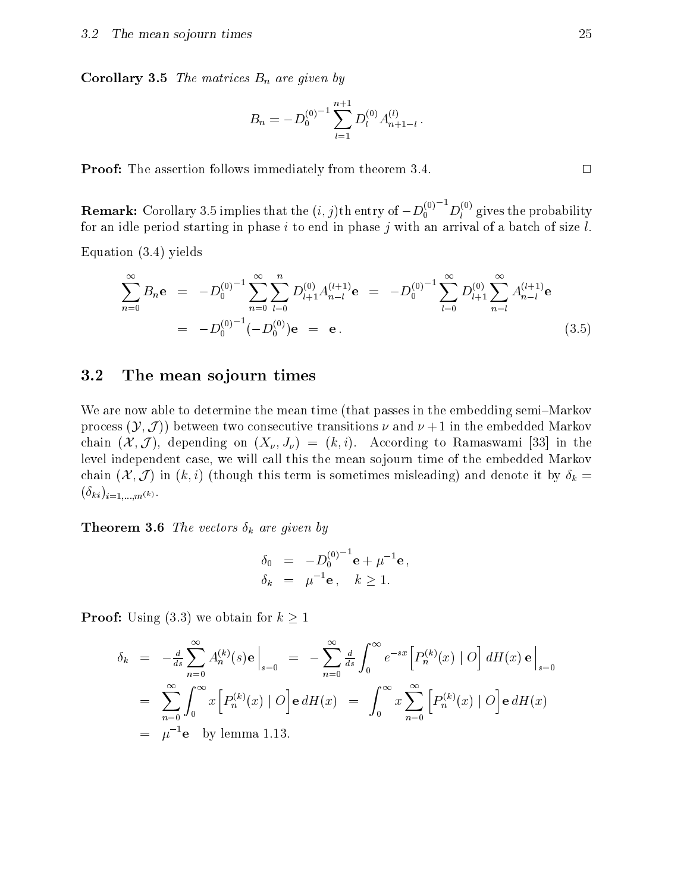**Corollary 3.5** *The matrices $B_n$ are given by*

$$B_n = -D_0^{(0)^{-1}} \sum_{l=1}^{n+1} D_l^{(0)} A_{n+1-l}^{(l)} .$$

**Proof:** The assertion follows immediately from theorem 3.4. □

**Remark:** Corollary 3.5 implies that the $(i,j)$th entry of $-D_0^{(0)^{-1}} D_l^{(0)}$ gives the probability for an idle period starting in phase $i$ to end in phase $j$ with an arrival of a batch of size $l$.

Equation (3.4) yields

$$\begin{aligned} \sum_{n=0}^{\infty} B_n \mathbf{e} &= -D_0^{(0)^{-1}} \sum_{n=0}^{\infty} \sum_{l=0}^{n} D_{l+1}^{(0)} A_{n-l}^{(l+1)} \mathbf{e} \;=\; -D_0^{(0)^{-1}} \sum_{l=0}^{\infty} D_{l+1}^{(0)} \sum_{n=l}^{\infty} A_{n-l}^{(l+1)} \mathbf{e} \\ &= -D_0^{(0)^{-1}} (-D_0^{(0)}) \mathbf{e} \;=\; \mathbf{e} . \end{aligned} \tag{3.5}$$

## 3.2 The mean sojourn times

We are now able to determine the mean time (that passes in the embedding semi–Markov process $(\mathcal{Y}, \mathcal{J})$) between two consecutive transitions $\nu$ and $\nu+1$ in the embedded Markov chain $(\mathcal{X}, \mathcal{J})$, depending on $(X_\nu, J_\nu) = (k, i)$. According to Ramaswami [33] in the level independent case, we will call this the mean sojourn time of the embedded Markov chain $(\mathcal{X}, \mathcal{J})$ in $(k, i)$ (though this term is sometimes misleading) and denote it by $\delta_k = (\delta_{ki})_{i=1,\ldots,m^{(k)}}$.

**Theorem 3.6** *The vectors $\delta_k$ are given by*

$$\begin{aligned} \delta_0 &= -D_0^{(0)^{-1}} \mathbf{e} + \mu^{-1} \mathbf{e} , \\ \delta_k &= \mu^{-1} \mathbf{e} , \quad k \geq 1. \end{aligned}$$

**Proof:** Using (3.3) we obtain for $k \geq 1$

$$\begin{aligned} \delta_k &= -\tfrac{d}{ds} \sum_{n=0}^{\infty} A_n^{(k)}(s) \mathbf{e} \Big|_{s=0} \;=\; -\sum_{n=0}^{\infty} \tfrac{d}{ds} \int_0^\infty e^{-sx} \left[ P_n^{(k)}(x) \mid O \right] dH(x)\, \mathbf{e} \Big|_{s=0} \\ &= \sum_{n=0}^{\infty} \int_0^\infty x \left[ P_n^{(k)}(x) \mid O \right] \mathbf{e}\, dH(x) \;=\; \int_0^\infty x \sum_{n=0}^{\infty} \left[ P_n^{(k)}(x) \mid O \right] \mathbf{e}\, dH(x) \\ &= \mu^{-1} \mathbf{e} \quad \text{by lemma 1.13.} \end{aligned}$$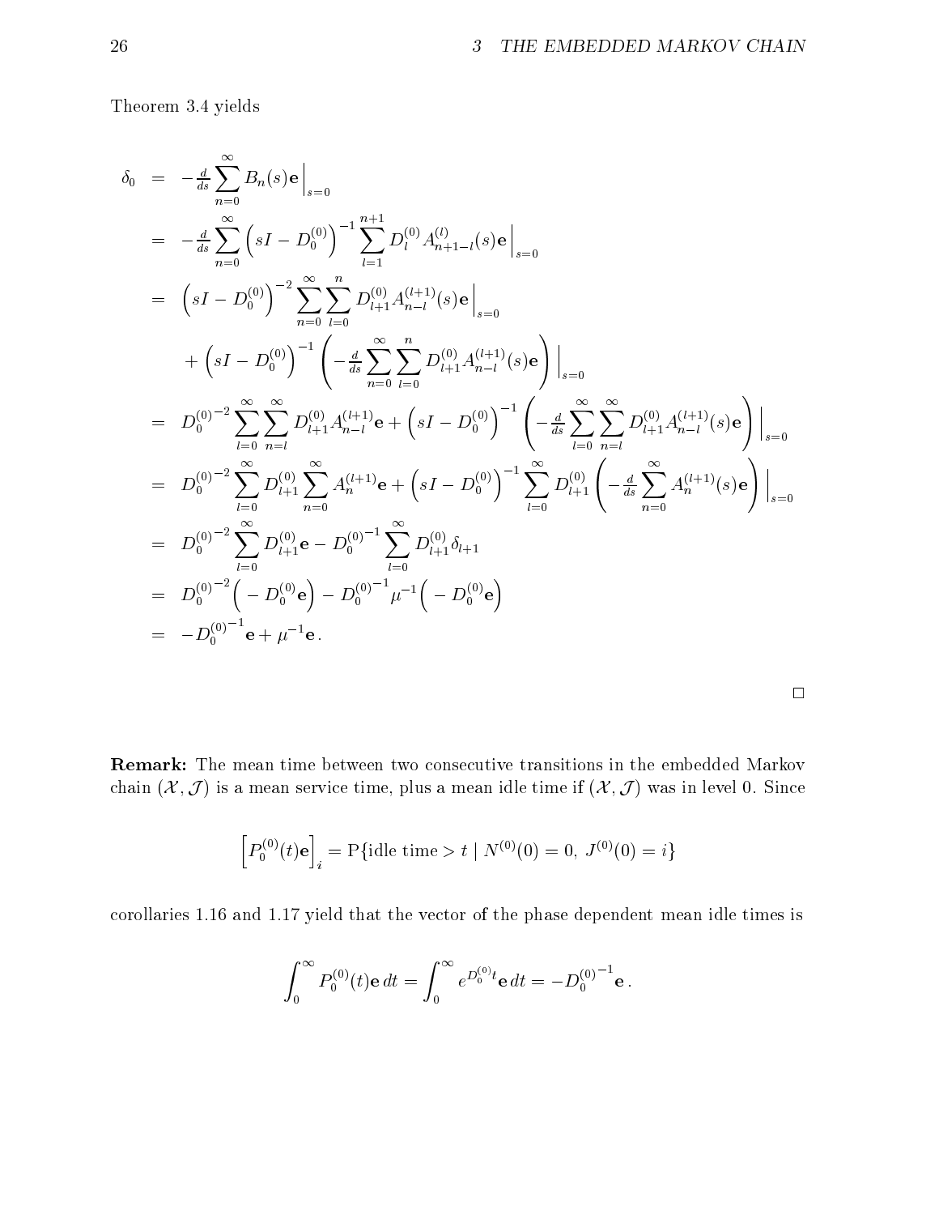Theorem 3.4 yields

$$
\begin{aligned}
\delta_0 &= -\tfrac{d}{ds} \sum_{n=0}^{\infty} B_n(s)\mathbf{e}\Big|_{s=0} \\
&= -\tfrac{d}{ds} \sum_{n=0}^{\infty} \left(sI - D_0^{(0)}\right)^{-1} \sum_{l=1}^{n+1} D_l^{(0)} A_{n+1-l}^{(l)}(s)\mathbf{e}\Big|_{s=0} \\
&= \left(sI - D_0^{(0)}\right)^{-2} \sum_{n=0}^{\infty} \sum_{l=0}^{n} D_{l+1}^{(0)} A_{n-l}^{(l+1)}(s)\mathbf{e}\Big|_{s=0} \\
&\quad + \left(sI - D_0^{(0)}\right)^{-1} \left( -\tfrac{d}{ds} \sum_{n=0}^{\infty} \sum_{l=0}^{n} D_{l+1}^{(0)} A_{n-l}^{(l+1)}(s)\mathbf{e} \right)\Big|_{s=0} \\
&= {D_0^{(0)}}^{-2} \sum_{l=0}^{\infty} \sum_{n=l}^{\infty} D_{l+1}^{(0)} A_{n-l}^{(l+1)}\mathbf{e} + \left(sI - D_0^{(0)}\right)^{-1} \left( -\tfrac{d}{ds} \sum_{l=0}^{\infty} \sum_{n=l}^{\infty} D_{l+1}^{(0)} A_{n-l}^{(l+1)}(s)\mathbf{e} \right)\Big|_{s=0} \\
&= {D_0^{(0)}}^{-2} \sum_{l=0}^{\infty} D_{l+1}^{(0)} \sum_{n=0}^{\infty} A_n^{(l+1)}\mathbf{e} + \left(sI - D_0^{(0)}\right)^{-1} \sum_{l=0}^{\infty} D_{l+1}^{(0)} \left( -\tfrac{d}{ds} \sum_{n=0}^{\infty} A_n^{(l+1)}(s)\mathbf{e} \right)\Big|_{s=0} \\
&= {D_0^{(0)}}^{-2} \sum_{l=0}^{\infty} D_{l+1}^{(0)}\mathbf{e} - {D_0^{(0)}}^{-1} \sum_{l=0}^{\infty} D_{l+1}^{(0)} \delta_{l+1} \\
&= {D_0^{(0)}}^{-2} \Big( - D_0^{(0)}\mathbf{e}\Big) - {D_0^{(0)}}^{-1} \mu^{-1} \Big( - D_0^{(0)}\mathbf{e}\Big) \\
&= -{D_0^{(0)}}^{-1}\mathbf{e} + \mu^{-1}\mathbf{e}\,.
\end{aligned}
$$

□

**Remark:** The mean time between two consecutive transitions in the embedded Markov chain $(\mathcal{X}, \mathcal{J})$ is a mean service time, plus a mean idle time if $(\mathcal{X}, \mathcal{J})$ was in level 0. Since

$$
\left[P_0^{(0)}(t)\mathbf{e}\right]_i = \mathrm{P}\{\text{idle time} > t \mid N^{(0)}(0) = 0,\ J^{(0)}(0) = i\}
$$

corollaries 1.16 and 1.17 yield that the vector of the phase dependent mean idle times is

$$
\int_0^{\infty} P_0^{(0)}(t)\mathbf{e}\, dt = \int_0^{\infty} e^{D_0^{(0)} t}\mathbf{e}\, dt = -{D_0^{(0)}}^{-1}\mathbf{e}\,.
$$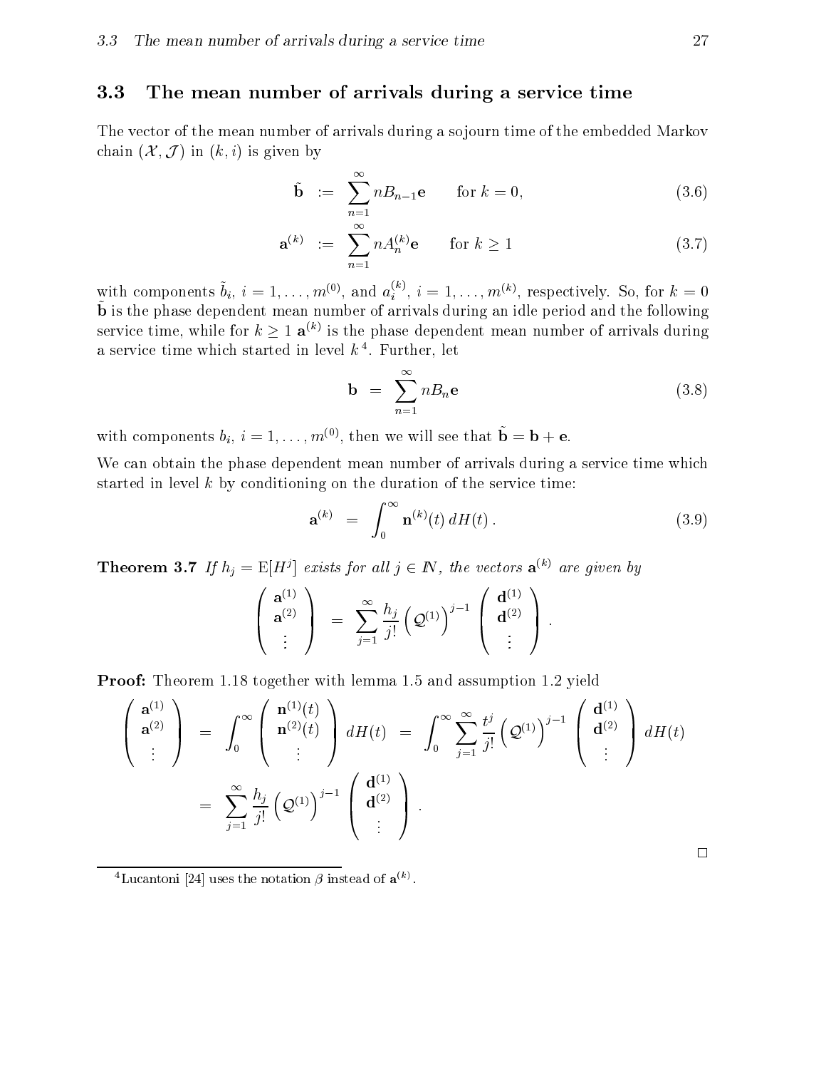## 3.3 The mean number of arrivals during a service time

The vector of the mean number of arrivals during a sojourn time of the embedded Markov chain $(\mathcal{X}, \mathcal{J})$ in $(k, i)$ is given by

$$\tilde{\mathbf{b}} \;:=\; \sum_{n=1}^{\infty} n B_{n-1} \mathbf{e} \qquad \text{for } k = 0, \tag{3.6}$$

$$\mathbf{a}^{(k)} \;:=\; \sum_{n=1}^{\infty} n A_n^{(k)} \mathbf{e} \qquad \text{for } k \geq 1 \tag{3.7}$$

with components $\tilde{b}_i$, $i = 1, \ldots, m^{(0)}$, and $a_i^{(k)}$, $i = 1, \ldots, m^{(k)}$, respectively. So, for $k = 0$ $\tilde{\mathbf{b}}$ is the phase dependent mean number of arrivals during an idle period and the following service time, while for $k \geq 1$ $\mathbf{a}^{(k)}$ is the phase dependent mean number of arrivals during a service time which started in level $k$ [4]. Further, let

$$\mathbf{b} \;=\; \sum_{n=1}^{\infty} n B_n \mathbf{e} \tag{3.8}$$

with components $b_i$, $i = 1, \ldots, m^{(0)}$, then we will see that $\tilde{\mathbf{b}} = \mathbf{b} + \mathbf{e}$.

We can obtain the phase dependent mean number of arrivals during a service time which started in level $k$ by conditioning on the duration of the service time:

$$\mathbf{a}^{(k)} \;=\; \int_0^{\infty} \mathbf{n}^{(k)}(t)\, dH(t)\,. \tag{3.9}$$

**Theorem 3.7** *If $h_j = \mathrm{E}[H^j]$ exists for all $j \in \mathbb{N}$, the vectors $\mathbf{a}^{(k)}$ are given by*

$$\begin{pmatrix} \mathbf{a}^{(1)} \\ \mathbf{a}^{(2)} \\ \vdots \end{pmatrix} \;=\; \sum_{j=1}^{\infty} \frac{h_j}{j!} \left(\mathcal{Q}^{(1)}\right)^{j-1} \begin{pmatrix} \mathbf{d}^{(1)} \\ \mathbf{d}^{(2)} \\ \vdots \end{pmatrix}.$$

**Proof:** Theorem 1.18 together with lemma 1.5 and assumption 1.2 yield

$$\begin{aligned}
\begin{pmatrix} \mathbf{a}^{(1)} \\ \mathbf{a}^{(2)} \\ \vdots \end{pmatrix} \;&=\; \int_0^{\infty} \begin{pmatrix} \mathbf{n}^{(1)}(t) \\ \mathbf{n}^{(2)}(t) \\ \vdots \end{pmatrix} dH(t) \;=\; \int_0^{\infty} \sum_{j=1}^{\infty} \frac{t^j}{j!} \left(\mathcal{Q}^{(1)}\right)^{j-1} \begin{pmatrix} \mathbf{d}^{(1)} \\ \mathbf{d}^{(2)} \\ \vdots \end{pmatrix} dH(t) \\
&=\; \sum_{j=1}^{\infty} \frac{h_j}{j!} \left(\mathcal{Q}^{(1)}\right)^{j-1} \begin{pmatrix} \mathbf{d}^{(1)} \\ \mathbf{d}^{(2)} \\ \vdots \end{pmatrix}.
\end{aligned}$$

□

[4] Lucantoni [24] uses the notation $\beta$ instead of $\mathbf{a}^{(k)}$.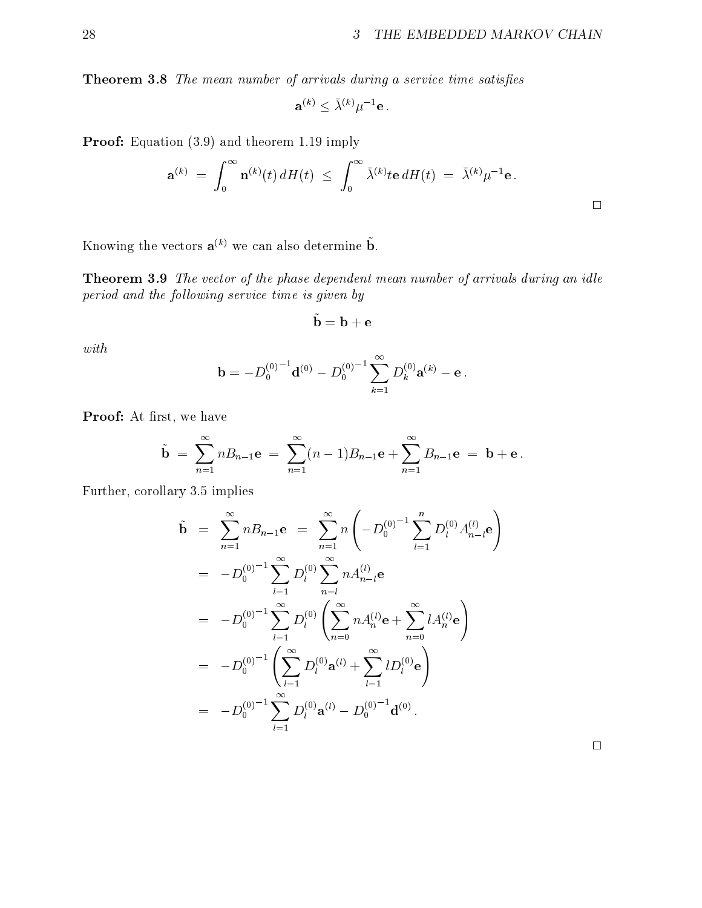**Theorem 3.8** *The mean number of arrivals during a service time satisfies*

$$\mathbf{a}^{(k)} \leq \bar{\lambda}^{(k)} \mu^{-1} \mathbf{e}\,.$$

**Proof:** Equation (3.9) and theorem 1.19 imply

$$\mathbf{a}^{(k)} \;=\; \int_0^\infty \mathbf{n}^{(k)}(t)\, dH(t) \;\leq\; \int_0^\infty \bar{\lambda}^{(k)} t \mathbf{e}\, dH(t) \;=\; \bar{\lambda}^{(k)} \mu^{-1} \mathbf{e}\,.$$

□

Knowing the vectors $\mathbf{a}^{(k)}$ we can also determine $\tilde{\mathbf{b}}$.

**Theorem 3.9** *The vector of the phase dependent mean number of arrivals during an idle period and the following service time is given by*

$$\tilde{\mathbf{b}} = \mathbf{b} + \mathbf{e}$$

*with*

$$\mathbf{b} = -{D_0^{(0)}}^{-1} \mathbf{d}^{(0)} - {D_0^{(0)}}^{-1} \sum_{k=1}^{\infty} D_k^{(0)} \mathbf{a}^{(k)} - \mathbf{e}\,.$$

**Proof:** At first, we have

$$\tilde{\mathbf{b}} \;=\; \sum_{n=1}^{\infty} n B_{n-1} \mathbf{e} \;=\; \sum_{n=1}^{\infty} (n-1) B_{n-1} \mathbf{e} + \sum_{n=1}^{\infty} B_{n-1} \mathbf{e} \;=\; \mathbf{b} + \mathbf{e}\,.$$

Further, corollary 3.5 implies

$$\begin{aligned}
\tilde{\mathbf{b}} \;&=\; \sum_{n=1}^{\infty} n B_{n-1} \mathbf{e} \;=\; \sum_{n=1}^{\infty} n \left( -{D_0^{(0)}}^{-1} \sum_{l=1}^{n} D_l^{(0)} A_{n-l}^{(l)} \mathbf{e} \right) \\
&=\; -{D_0^{(0)}}^{-1} \sum_{l=1}^{\infty} D_l^{(0)} \sum_{n=l}^{\infty} n A_{n-l}^{(l)} \mathbf{e} \\
&=\; -{D_0^{(0)}}^{-1} \sum_{l=1}^{\infty} D_l^{(0)} \left( \sum_{n=0}^{\infty} n A_n^{(l)} \mathbf{e} + \sum_{n=0}^{\infty} l A_n^{(l)} \mathbf{e} \right) \\
&=\; -{D_0^{(0)}}^{-1} \left( \sum_{l=1}^{\infty} D_l^{(0)} \mathbf{a}^{(l)} + \sum_{l=1}^{\infty} l D_l^{(0)} \mathbf{e} \right) \\
&=\; -{D_0^{(0)}}^{-1} \sum_{l=1}^{\infty} D_l^{(0)} \mathbf{a}^{(l)} - {D_0^{(0)}}^{-1} \mathbf{d}^{(0)}\,.
\end{aligned}$$

□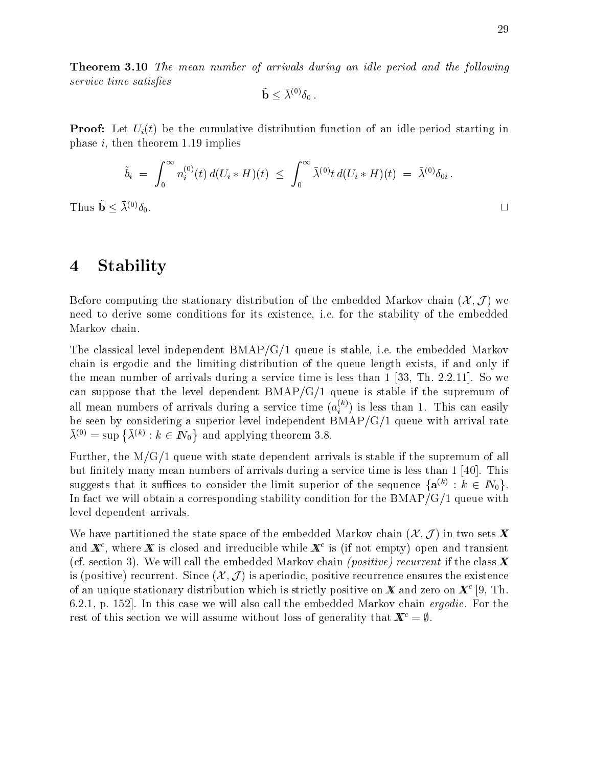**Theorem 3.10** *The mean number of arrivals during an idle period and the following service time satisfies*

$$\tilde{\mathbf{b}} \leq \bar{\lambda}^{(0)} \delta_0 \,.$$

**Proof:** Let $U_i(t)$ be the cumulative distribution function of an idle period starting in phase $i$, then theorem 1.19 implies

$$\tilde{b}_i \;=\; \int_0^\infty n_i^{(0)}(t)\, d(U_i * H)(t) \;\leq\; \int_0^\infty \bar{\lambda}^{(0)} t\, d(U_i * H)(t) \;=\; \bar{\lambda}^{(0)} \delta_{0i} \,.$$

Thus $\tilde{\mathbf{b}} \leq \bar{\lambda}^{(0)} \delta_0$. □

# 4 Stability

Before computing the stationary distribution of the embedded Markov chain $(\mathcal{X}, \mathcal{J})$ we need to derive some conditions for its existence, i.e. for the stability of the embedded Markov chain.

The classical level independent BMAP/G/1 queue is stable, i.e. the embedded Markov chain is ergodic and the limiting distribution of the queue length exists, if and only if the mean number of arrivals during a service time is less than 1 [33, Th. 2.2.11]. So we can suppose that the level dependent BMAP/G/1 queue is stable if the supremum of all mean numbers of arrivals during a service time $(a_i^{(k)})$ is less than 1. This can easily be seen by considering a superior level independent BMAP/G/1 queue with arrival rate $\bar{\lambda}^{(0)} = \sup\left\{\bar{\lambda}^{(k)} : k \in \mathbb{N}_0\right\}$ and applying theorem 3.8.

Further, the M/G/1 queue with state dependent arrivals is stable if the supremum of all but finitely many mean numbers of arrivals during a service time is less than 1 [40]. This suggests that it suffices to consider the limit superior of the sequence $\{\mathbf{a}^{(k)} : k \in \mathbb{N}_0\}$. In fact we will obtain a corresponding stability condition for the BMAP/G/1 queue with level dependent arrivals.

We have partitioned the state space of the embedded Markov chain $(\mathcal{X}, \mathcal{J})$ in two sets $\boldsymbol{X}$ and $\boldsymbol{X}^c$, where $\boldsymbol{X}$ is closed and irreducible while $\boldsymbol{X}^c$ is (if not empty) open and transient (cf. section 3). We will call the embedded Markov chain *(positive) recurrent* if the class $\boldsymbol{X}$ is (positive) recurrent. Since $(\mathcal{X}, \mathcal{J})$ is aperiodic, positive recurrence ensures the existence of an unique stationary distribution which is strictly positive on $\boldsymbol{X}$ and zero on $\boldsymbol{X}^c$ [9, Th. 6.2.1, p. 152]. In this case we will also call the embedded Markov chain *ergodic*. For the rest of this section we will assume without loss of generality that $\boldsymbol{X}^c = \emptyset$.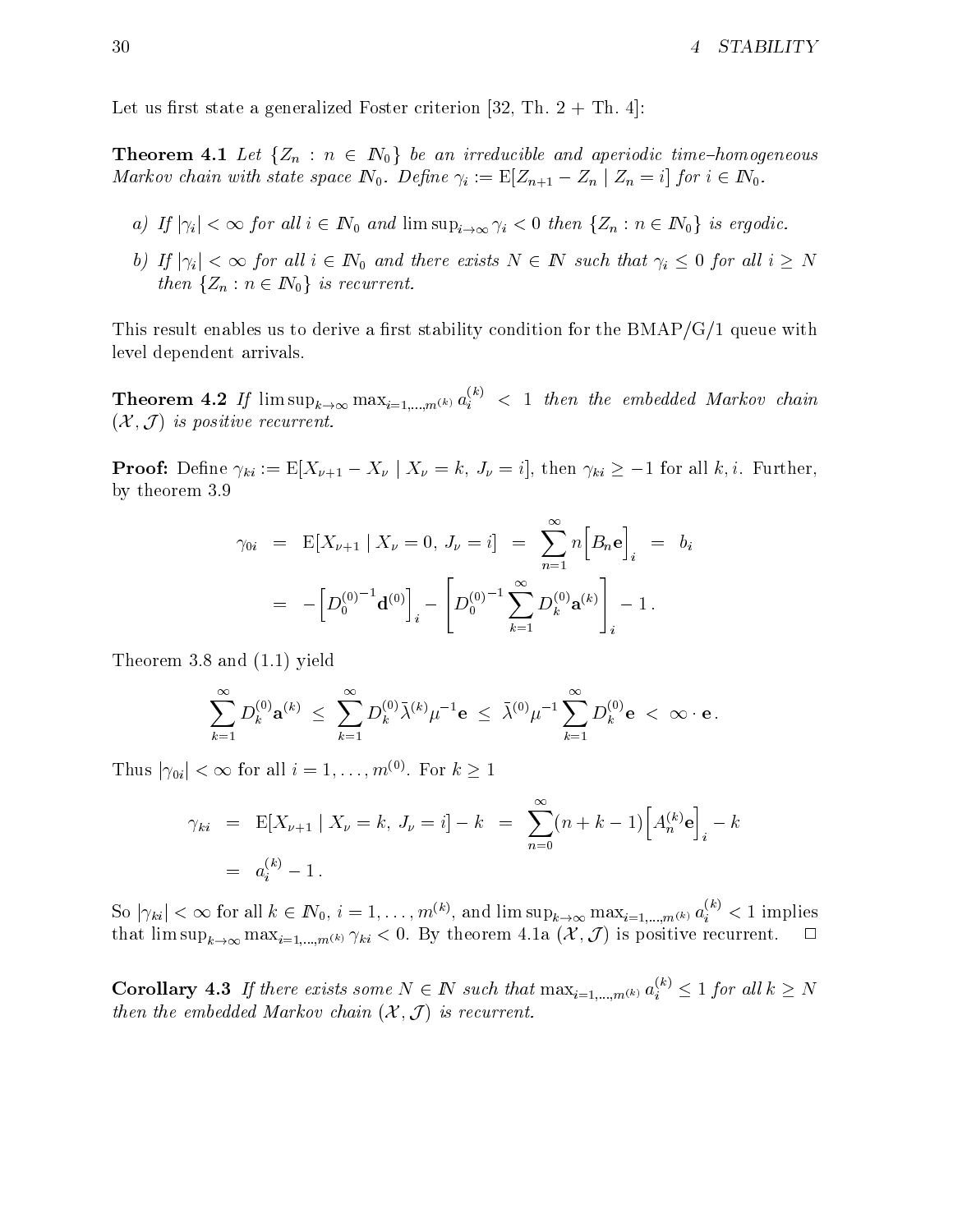Let us first state a generalized Foster criterion [32, Th. 2 + Th. 4]:

**Theorem 4.1** *Let $\{Z_n : n \in \mathbb{N}_0\}$ be an irreducible and aperiodic time–homogeneous Markov chain with state space $\mathbb{N}_0$. Define $\gamma_i := \mathrm{E}[Z_{n+1} - Z_n \mid Z_n = i]$ for $i \in \mathbb{N}_0$.*

*a) If $|\gamma_i| < \infty$ for all $i \in \mathbb{N}_0$ and $\limsup_{i\to\infty} \gamma_i < 0$ then $\{Z_n : n \in \mathbb{N}_0\}$ is ergodic.*

*b) If $|\gamma_i| < \infty$ for all $i \in \mathbb{N}_0$ and there exists $N \in \mathbb{N}$ such that $\gamma_i \leq 0$ for all $i \geq N$ then $\{Z_n : n \in \mathbb{N}_0\}$ is recurrent.*

This result enables us to derive a first stability condition for the BMAP/G/1 queue with level dependent arrivals.

**Theorem 4.2** *If $\limsup_{k\to\infty} \max_{i=1,\ldots,m^{(k)}} a_i^{(k)} < 1$ then the embedded Markov chain $(\mathcal{X}, \mathcal{J})$ is positive recurrent.*

**Proof:** Define $\gamma_{ki} := \mathrm{E}[X_{\nu+1} - X_\nu \mid X_\nu = k,\ J_\nu = i]$, then $\gamma_{ki} \geq -1$ for all $k, i$. Further, by theorem 3.9

$$\begin{aligned}
\gamma_{0i} &= \mathrm{E}[X_{\nu+1} \mid X_\nu = 0,\ J_\nu = i] \;=\; \sum_{n=1}^{\infty} n \Big[B_n \mathbf{e}\Big]_i \;=\; b_i \\
&= -\Big[{D_0^{(0)}}^{-1} \mathbf{d}^{(0)}\Big]_i - \left[{D_0^{(0)}}^{-1} \sum_{k=1}^{\infty} D_k^{(0)} \mathbf{a}^{(k)}\right]_i - 1\,.
\end{aligned}$$

Theorem 3.8 and (1.1) yield

$$\sum_{k=1}^{\infty} D_k^{(0)} \mathbf{a}^{(k)} \;\leq\; \sum_{k=1}^{\infty} D_k^{(0)} \bar{\lambda}^{(k)} \mu^{-1} \mathbf{e} \;\leq\; \bar{\lambda}^{(0)} \mu^{-1} \sum_{k=1}^{\infty} D_k^{(0)} \mathbf{e} \;<\; \infty \cdot \mathbf{e}\,.$$

Thus $|\gamma_{0i}| < \infty$ for all $i = 1, \ldots, m^{(0)}$. For $k \geq 1$

$$\begin{aligned}
\gamma_{ki} &= \mathrm{E}[X_{\nu+1} \mid X_\nu = k,\ J_\nu = i] - k \;=\; \sum_{n=0}^{\infty} (n + k - 1) \Big[A_n^{(k)} \mathbf{e}\Big]_i - k \\
&= a_i^{(k)} - 1\,.
\end{aligned}$$

So $|\gamma_{ki}| < \infty$ for all $k \in \mathbb{N}_0$, $i = 1, \ldots, m^{(k)}$, and $\limsup_{k\to\infty} \max_{i=1,\ldots,m^{(k)}} a_i^{(k)} < 1$ implies that $\limsup_{k\to\infty} \max_{i=1,\ldots,m^{(k)}} \gamma_{ki} < 0$. By theorem 4.1a $(\mathcal{X}, \mathcal{J})$ is positive recurrent. □

**Corollary 4.3** *If there exists some $N \in \mathbb{N}$ such that $\max_{i=1,\ldots,m^{(k)}} a_i^{(k)} \leq 1$ for all $k \geq N$ then the embedded Markov chain $(\mathcal{X}, \mathcal{J})$ is recurrent.*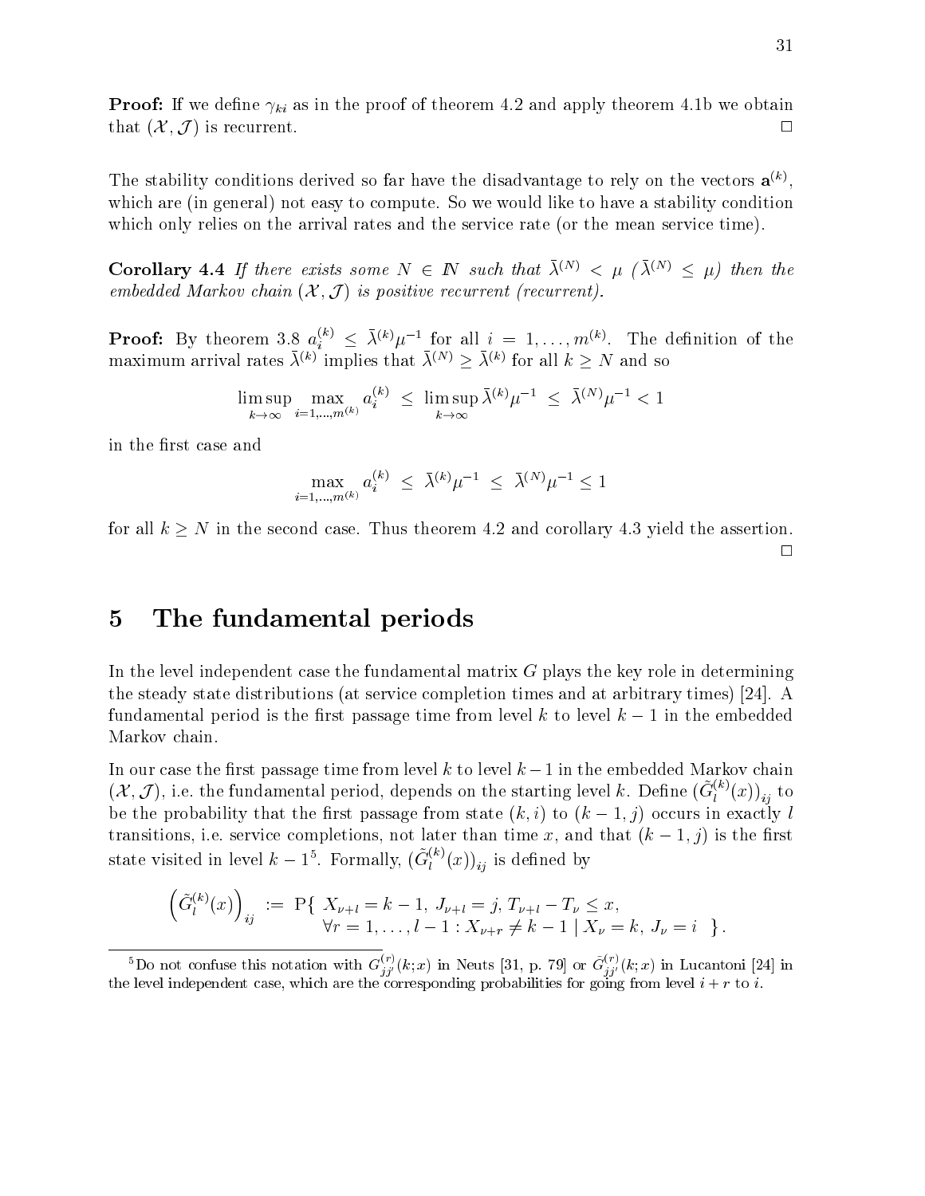**Proof:** If we define $\gamma_{ki}$ as in the proof of theorem 4.2 and apply theorem 4.1b we obtain that $(\mathcal{X}, \mathcal{J})$ is recurrent. □

The stability conditions derived so far have the disadvantage to rely on the vectors $\mathbf{a}^{(k)}$, which are (in general) not easy to compute. So we would like to have a stability condition which only relies on the arrival rates and the service rate (or the mean service time).

**Corollary 4.4** *If there exists some $N \in \mathbb{N}$ such that $\bar{\lambda}^{(N)} < \mu$ ($\bar{\lambda}^{(N)} \leq \mu$) then the embedded Markov chain $(\mathcal{X}, \mathcal{J})$ is positive recurrent (recurrent).*

**Proof:** By theorem 3.8 $a_i^{(k)} \leq \bar{\lambda}^{(k)}\mu^{-1}$ for all $i = 1, \ldots, m^{(k)}$. The definition of the maximum arrival rates $\bar{\lambda}^{(k)}$ implies that $\bar{\lambda}^{(N)} \geq \bar{\lambda}^{(k)}$ for all $k \geq N$ and so

$$\limsup_{k\to\infty} \max_{i=1,\ldots,m^{(k)}} a_i^{(k)} \;\leq\; \limsup_{k\to\infty} \bar{\lambda}^{(k)}\mu^{-1} \;\leq\; \bar{\lambda}^{(N)}\mu^{-1} < 1$$

in the first case and

$$\max_{i=1,\ldots,m^{(k)}} a_i^{(k)} \;\leq\; \bar{\lambda}^{(k)}\mu^{-1} \;\leq\; \bar{\lambda}^{(N)}\mu^{-1} \leq 1$$

for all $k \geq N$ in the second case. Thus theorem 4.2 and corollary 4.3 yield the assertion. □

# 5 The fundamental periods

In the level independent case the fundamental matrix $G$ plays the key role in determining the steady state distributions (at service completion times and at arbitrary times) [24]. A fundamental period is the first passage time from level $k$ to level $k-1$ in the embedded Markov chain.

In our case the first passage time from level $k$ to level $k-1$ in the embedded Markov chain $(\mathcal{X}, \mathcal{J})$, i.e. the fundamental period, depends on the starting level $k$. Define $(\tilde{G}_l^{(k)}(x))_{ij}$ to be the probability that the first passage from state $(k, i)$ to $(k-1, j)$ occurs in exactly $l$ transitions, i.e. service completions, not later than time $x$, and that $(k-1, j)$ is the first state visited in level $k-1$[5]. Formally, $(\tilde{G}_l^{(k)}(x))_{ij}$ is defined by

$$\left(\tilde{G}_l^{(k)}(x)\right)_{ij} \;:=\; \mathrm{P}\{\; X_{\nu+l} = k-1,\; J_{\nu+l} = j,\; T_{\nu+l} - T_\nu \leq x, \\ \forall r = 1, \ldots, l-1 : X_{\nu+r} \neq k-1 \mid X_\nu = k,\; J_\nu = i \;\;\}.$$

[5] Do not confuse this notation with $G_{jj'}^{(r)}(k; x)$ in Neuts [31, p. 79] or $\bar{G}_{jj'}^{(r)}(k; x)$ in Lucantoni [24] in the level independent case, which are the corresponding probabilities for going from level $i + r$ to $i$.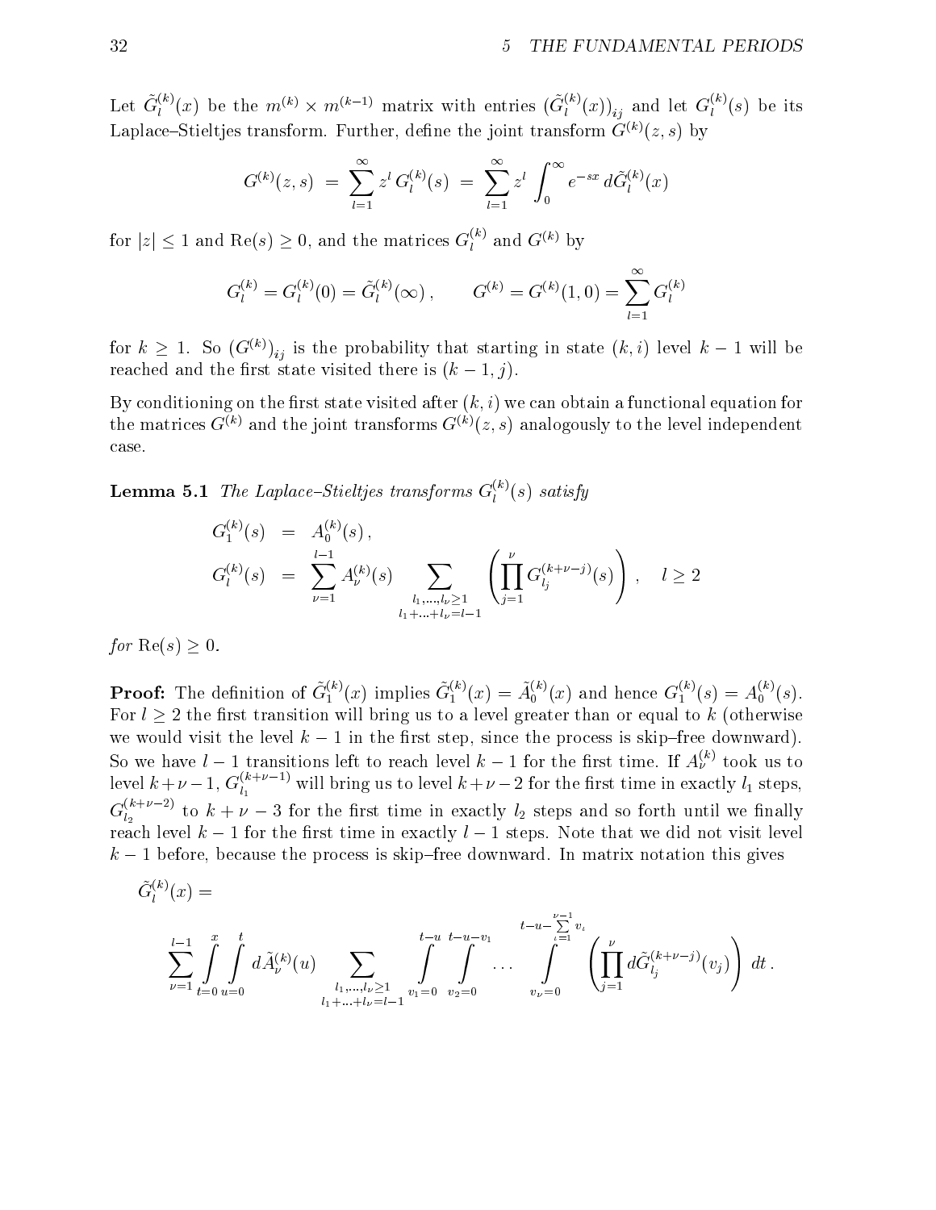Let $\tilde{G}_l^{(k)}(x)$ be the $m^{(k)} \times m^{(k-1)}$ matrix with entries $(\tilde{G}_l^{(k)}(x))_{ij}$ and let $G_l^{(k)}(s)$ be its Laplace–Stieltjes transform. Further, define the joint transform $G^{(k)}(z,s)$ by

$$G^{(k)}(z,s) \;=\; \sum_{l=1}^{\infty} z^l \, G_l^{(k)}(s) \;=\; \sum_{l=1}^{\infty} z^l \int_0^{\infty} e^{-sx} \, d\tilde{G}_l^{(k)}(x)$$

for $|z| \leq 1$ and $\mathrm{Re}(s) \geq 0$, and the matrices $G_l^{(k)}$ and $G^{(k)}$ by

$$G_l^{(k)} = G_l^{(k)}(0) = \tilde{G}_l^{(k)}(\infty)\,, \qquad G^{(k)} = G^{(k)}(1,0) = \sum_{l=1}^{\infty} G_l^{(k)}$$

for $k \geq 1$. So $(G^{(k)})_{ij}$ is the probability that starting in state $(k,i)$ level $k-1$ will be reached and the first state visited there is $(k-1,j)$.

By conditioning on the first state visited after $(k,i)$ we can obtain a functional equation for the matrices $G^{(k)}$ and the joint transforms $G^{(k)}(z,s)$ analogously to the level independent case.

**Lemma 5.1** *The Laplace–Stieltjes transforms $G_l^{(k)}(s)$ satisfy*

$$\begin{aligned}
G_1^{(k)}(s) &= A_0^{(k)}(s)\,, \\
G_l^{(k)}(s) &= \sum_{\nu=1}^{l-1} A_\nu^{(k)}(s) \sum_{\substack{l_1,\ldots,l_\nu \geq 1 \\ l_1+\ldots+l_\nu = l-1}} \left( \prod_{j=1}^{\nu} G_{l_j}^{(k+\nu-j)}(s) \right), \quad l \geq 2
\end{aligned}$$

*for* $\mathrm{Re}(s) \geq 0$.

**Proof:** The definition of $\tilde{G}_1^{(k)}(x)$ implies $\tilde{G}_1^{(k)}(x) = \tilde{A}_0^{(k)}(x)$ and hence $G_1^{(k)}(s) = A_0^{(k)}(s)$. For $l \geq 2$ the first transition will bring us to a level greater than or equal to $k$ (otherwise we would visit the level $k-1$ in the first step, since the process is skip–free downward). So we have $l-1$ transitions left to reach level $k-1$ for the first time. If $A_\nu^{(k)}$ took us to level $k+\nu-1$, $G_{l_1}^{(k+\nu-1)}$ will bring us to level $k+\nu-2$ for the first time in exactly $l_1$ steps, $G_{l_2}^{(k+\nu-2)}$ to $k+\nu-3$ for the first time in exactly $l_2$ steps and so forth until we finally reach level $k-1$ for the first time in exactly $l-1$ steps. Note that we did not visit level $k-1$ before, because the process is skip–free downward. In matrix notation this gives

$$\tilde{G}_l^{(k)}(x) =$$

$$\sum_{\nu=1}^{l-1} \int_{t=0}^{x} \int_{u=0}^{t} d\tilde{A}_\nu^{(k)}(u) \sum_{\substack{l_1,\ldots,l_\nu \geq 1 \\ l_1+\ldots+l_\nu = l-1}} \int_{v_1=0}^{t-u} \int_{v_2=0}^{t-u-v_1} \cdots \int_{v_\nu=0}^{t-u-\sum_{\iota=1}^{\nu-1} v_\iota} \left( \prod_{j=1}^{\nu} d\tilde{G}_{l_j}^{(k+\nu-j)}(v_j) \right) dt\,.$$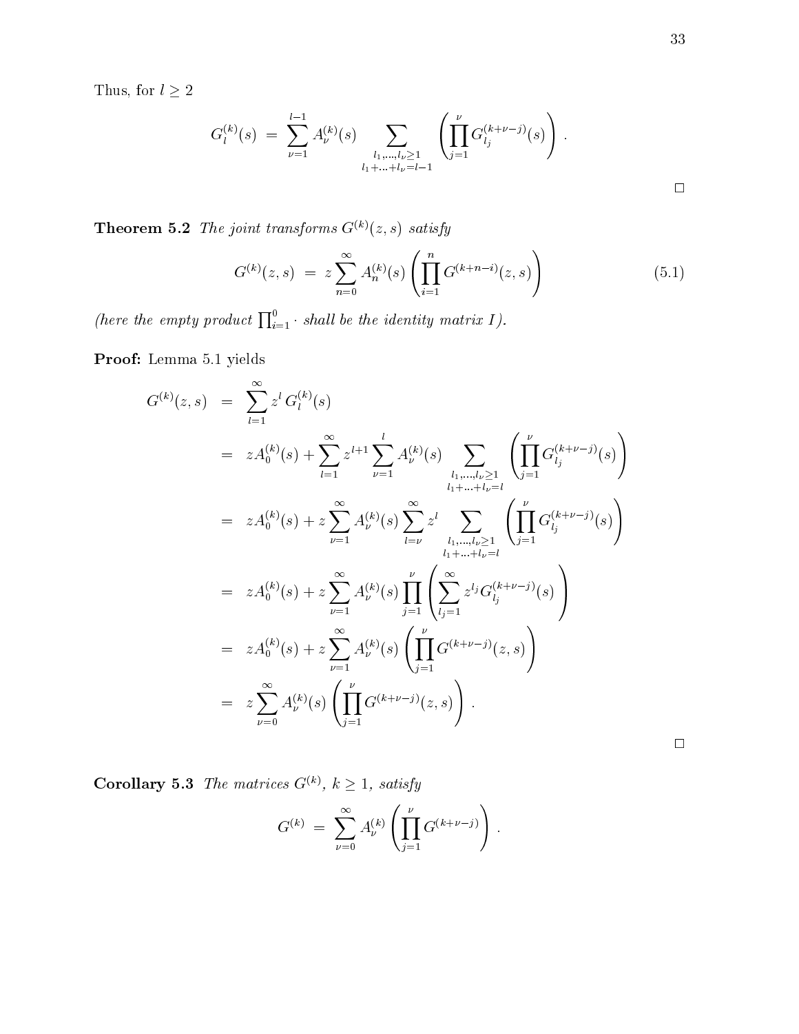Thus, for $l \geq 2$

$$G_l^{(k)}(s) \;=\; \sum_{\nu=1}^{l-1} A_\nu^{(k)}(s) \sum_{\substack{l_1,\ldots,l_\nu \geq 1 \\ l_1+\ldots+l_\nu=l-1}} \left( \prod_{j=1}^{\nu} G_{l_j}^{(k+\nu-j)}(s) \right) .$$

□

**Theorem 5.2** *The joint transforms $G^{(k)}(z,s)$ satisfy*

$$G^{(k)}(z,s) \;=\; z \sum_{n=0}^{\infty} A_n^{(k)}(s) \left( \prod_{i=1}^{n} G^{(k+n-i)}(z,s) \right) \tag{5.1}$$

*(here the empty product $\prod_{i=1}^{0} \cdot$ shall be the identity matrix $I$).*

**Proof:** Lemma 5.1 yields

$$\begin{aligned}
G^{(k)}(z,s) &= \sum_{l=1}^{\infty} z^l \, G_l^{(k)}(s) \\
&= zA_0^{(k)}(s) + \sum_{l=1}^{\infty} z^{l+1} \sum_{\nu=1}^{l} A_\nu^{(k)}(s) \sum_{\substack{l_1,\ldots,l_\nu \geq 1 \\ l_1+\ldots+l_\nu=l}} \left( \prod_{j=1}^{\nu} G_{l_j}^{(k+\nu-j)}(s) \right) \\
&= zA_0^{(k)}(s) + z \sum_{\nu=1}^{\infty} A_\nu^{(k)}(s) \sum_{l=\nu}^{\infty} z^l \sum_{\substack{l_1,\ldots,l_\nu \geq 1 \\ l_1+\ldots+l_\nu=l}} \left( \prod_{j=1}^{\nu} G_{l_j}^{(k+\nu-j)}(s) \right) \\
&= zA_0^{(k)}(s) + z \sum_{\nu=1}^{\infty} A_\nu^{(k)}(s) \prod_{j=1}^{\nu} \left( \sum_{l_j=1}^{\infty} z^{l_j} G_{l_j}^{(k+\nu-j)}(s) \right) \\
&= zA_0^{(k)}(s) + z \sum_{\nu=1}^{\infty} A_\nu^{(k)}(s) \left( \prod_{j=1}^{\nu} G^{(k+\nu-j)}(z,s) \right) \\
&= z \sum_{\nu=0}^{\infty} A_\nu^{(k)}(s) \left( \prod_{j=1}^{\nu} G^{(k+\nu-j)}(z,s) \right) .
\end{aligned}$$

□

**Corollary 5.3** *The matrices $G^{(k)}$, $k \geq 1$, satisfy*

$$G^{(k)} \;=\; \sum_{\nu=0}^{\infty} A_\nu^{(k)} \left( \prod_{j=1}^{\nu} G^{(k+\nu-j)} \right) .$$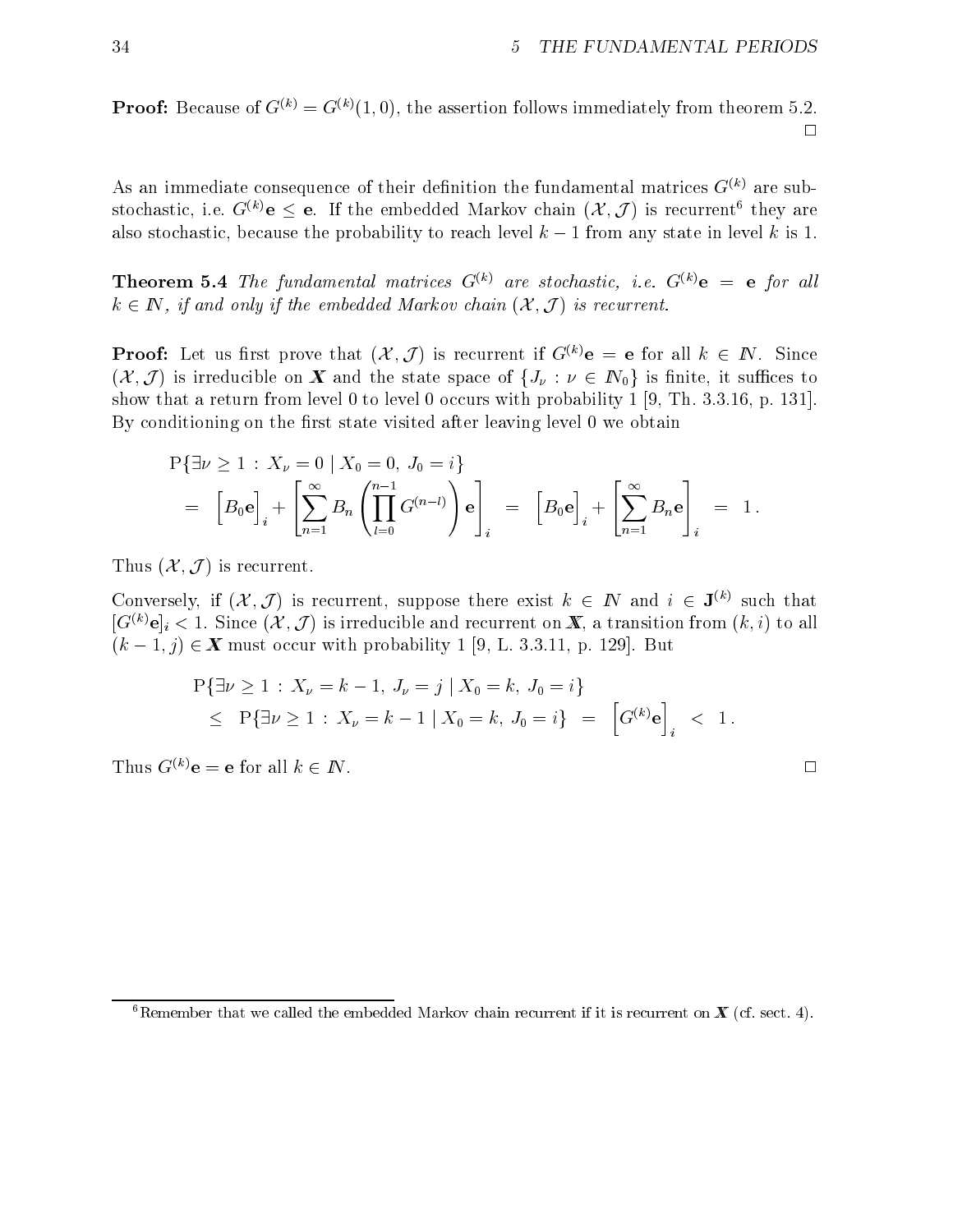**Proof:** Because of $G^{(k)} = G^{(k)}(1,0)$, the assertion follows immediately from theorem 5.2. □

As an immediate consequence of their definition the fundamental matrices $G^{(k)}$ are substochastic, i.e. $G^{(k)}\mathbf{e} \leq \mathbf{e}$. If the embedded Markov chain $(\mathcal{X}, \mathcal{J})$ is recurrent[6] they are also stochastic, because the probability to reach level $k-1$ from any state in level $k$ is 1.

**Theorem 5.4** *The fundamental matrices $G^{(k)}$ are stochastic, i.e. $G^{(k)}\mathbf{e} = \mathbf{e}$ for all $k \in \mathbb{N}$, if and only if the embedded Markov chain $(\mathcal{X}, \mathcal{J})$ is recurrent.*

**Proof:** Let us first prove that $(\mathcal{X}, \mathcal{J})$ is recurrent if $G^{(k)}\mathbf{e} = \mathbf{e}$ for all $k \in \mathbb{N}$. Since $(\mathcal{X}, \mathcal{J})$ is irreducible on $\boldsymbol{X}$ and the state space of $\{J_\nu : \nu \in \mathbb{N}_0\}$ is finite, it suffices to show that a return from level 0 to level 0 occurs with probability 1 [9, Th. 3.3.16, p. 131]. By conditioning on the first state visited after leaving level 0 we obtain

$$
\begin{aligned}
&\mathrm{P}\{\exists \nu \geq 1 \,:\, X_\nu = 0 \mid X_0 = 0,\, J_0 = i\} \\
&\quad = \Big[B_0 \mathbf{e}\Big]_i + \left[\sum_{n=1}^{\infty} B_n \left(\prod_{l=0}^{n-1} G^{(n-l)}\right) \mathbf{e}\right]_i \;=\; \Big[B_0 \mathbf{e}\Big]_i + \left[\sum_{n=1}^{\infty} B_n \mathbf{e}\right]_i \;=\; 1\,.
\end{aligned}
$$

Thus $(\mathcal{X}, \mathcal{J})$ is recurrent.

Conversely, if $(\mathcal{X}, \mathcal{J})$ is recurrent, suppose there exist $k \in \mathbb{N}$ and $i \in \mathbf{J}^{(k)}$ such that $[G^{(k)}\mathbf{e}]_i < 1$. Since $(\mathcal{X}, \mathcal{J})$ is irreducible and recurrent on $\boldsymbol{X}$, a transition from $(k, i)$ to all $(k-1, j) \in \boldsymbol{X}$ must occur with probability 1 [9, L. 3.3.11, p. 129]. But

$$
\begin{aligned}
&\mathrm{P}\{\exists \nu \geq 1 \,:\, X_\nu = k-1,\, J_\nu = j \mid X_0 = k,\, J_0 = i\} \\
&\quad \leq\; \mathrm{P}\{\exists \nu \geq 1 \,:\, X_\nu = k-1 \mid X_0 = k,\, J_0 = i\} \;=\; \Big[G^{(k)}\mathbf{e}\Big]_i \;<\; 1\,.
\end{aligned}
$$

Thus $G^{(k)}\mathbf{e} = \mathbf{e}$ for all $k \in \mathbb{N}$. □

[6] Remember that we called the embedded Markov chain recurrent if it is recurrent on $\boldsymbol{X}$ (cf. sect. 4).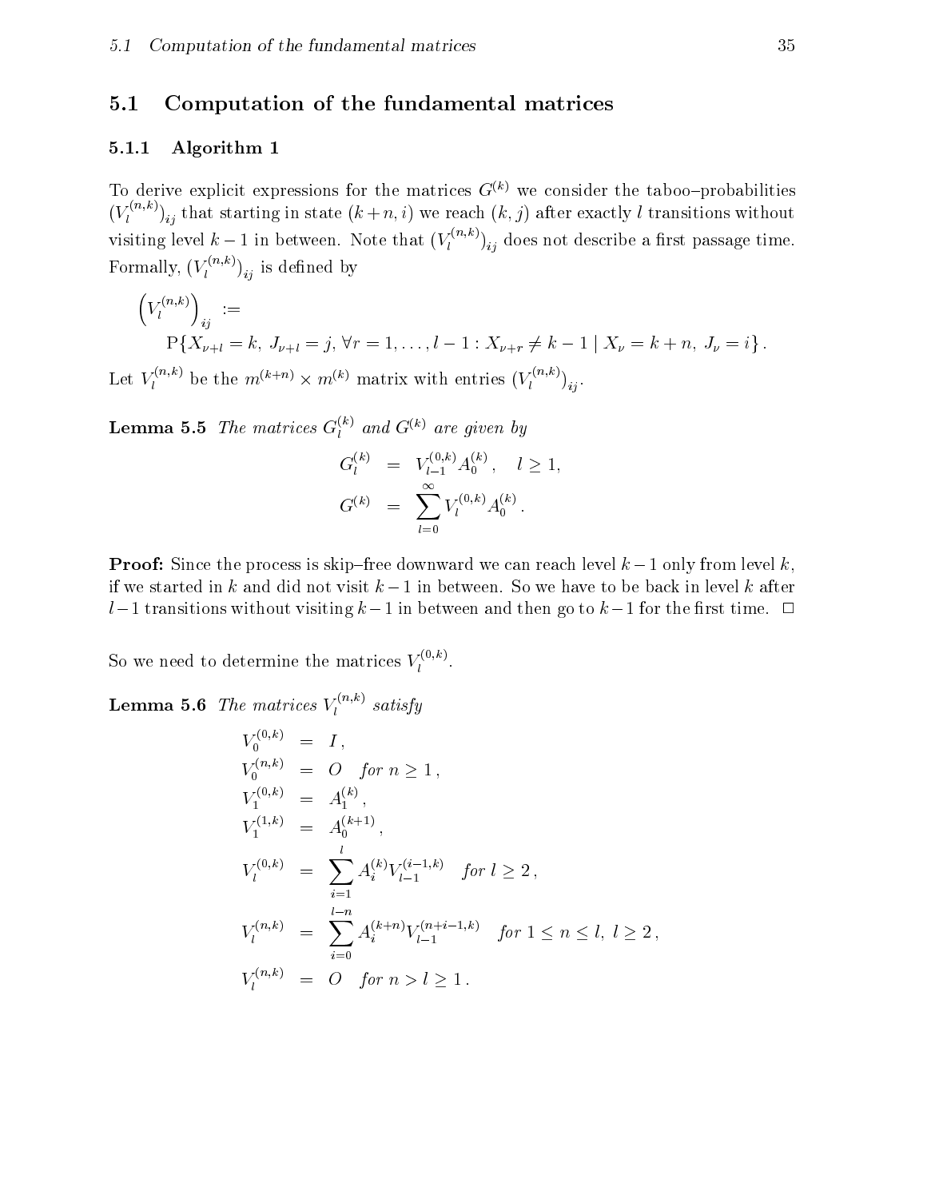## 5.1 Computation of the fundamental matrices

### 5.1.1 Algorithm 1

To derive explicit expressions for the matrices $G^{(k)}$ we consider the taboo–probabilities $(V_l^{(n,k)})_{ij}$ that starting in state $(k+n, i)$ we reach $(k, j)$ after exactly $l$ transitions without visiting level $k-1$ in between. Note that $(V_l^{(n,k)})_{ij}$ does not describe a first passage time. Formally, $(V_l^{(n,k)})_{ij}$ is defined by

$$\left(V_l^{(n,k)}\right)_{ij} := \\ \mathrm{P}\{X_{\nu+l} = k,\ J_{\nu+l} = j,\ \forall r = 1, \ldots, l-1 : X_{\nu+r} \neq k-1 \mid X_\nu = k+n,\ J_\nu = i\}\,.$$

Let $V_l^{(n,k)}$ be the $m^{(k+n)} \times m^{(k)}$ matrix with entries $(V_l^{(n,k)})_{ij}$.

**Lemma 5.5** *The matrices $G_l^{(k)}$ and $G^{(k)}$ are given by*

$$\begin{aligned} G_l^{(k)} &= V_{l-1}^{(0,k)} A_0^{(k)}\,, \quad l \geq 1, \\ G^{(k)} &= \sum_{l=0}^{\infty} V_l^{(0,k)} A_0^{(k)}\,. \end{aligned}$$

**Proof:** Since the process is skip–free downward we can reach level $k-1$ only from level $k$, if we started in $k$ and did not visit $k-1$ in between. So we have to be back in level $k$ after $l-1$ transitions without visiting $k-1$ in between and then go to $k-1$ for the first time. □

So we need to determine the matrices $V_l^{(0,k)}$.

**Lemma 5.6** *The matrices $V_l^{(n,k)}$ satisfy*

$$\begin{aligned} V_0^{(0,k)} &= I\,, \\ V_0^{(n,k)} &= O \quad \text{for } n \geq 1\,, \\ V_1^{(0,k)} &= A_1^{(k)}\,, \\ V_1^{(1,k)} &= A_0^{(k+1)}\,, \\ V_l^{(0,k)} &= \sum_{i=1}^{l} A_i^{(k)} V_{l-1}^{(i-1,k)} \quad \text{for } l \geq 2\,, \\ V_l^{(n,k)} &= \sum_{i=0}^{l-n} A_i^{(k+n)} V_{l-1}^{(n+i-1,k)} \quad \text{for } 1 \leq n \leq l,\ l \geq 2\,, \\ V_l^{(n,k)} &= O \quad \text{for } n > l \geq 1\,. \end{aligned}$$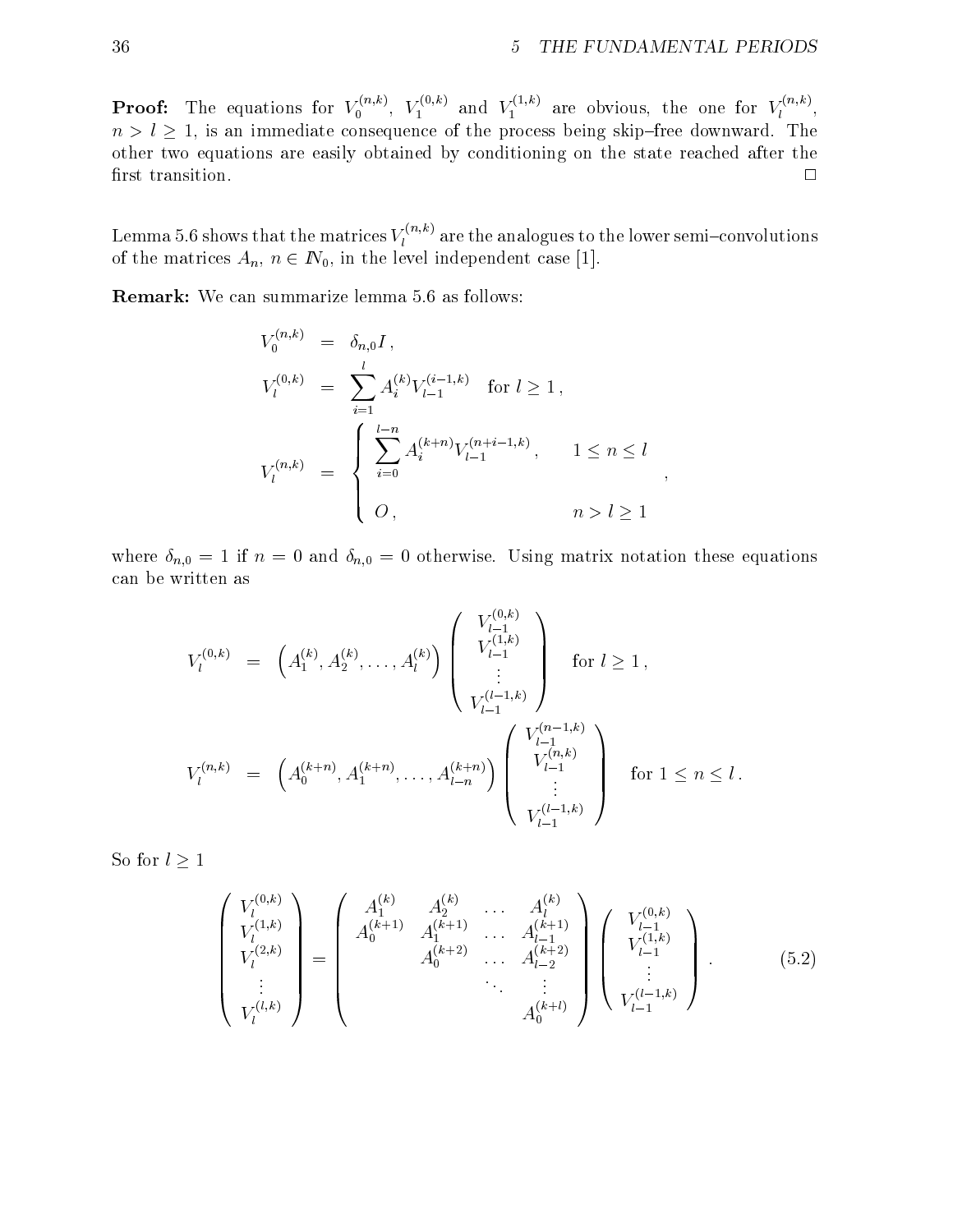**Proof:** The equations for $V_0^{(n,k)}$, $V_1^{(0,k)}$ and $V_1^{(1,k)}$ are obvious, the one for $V_l^{(n,k)}$, $n > l \geq 1$, is an immediate consequence of the process being skip–free downward. The other two equations are easily obtained by conditioning on the state reached after the first transition. □

Lemma 5.6 shows that the matrices $V_l^{(n,k)}$ are the analogues to the lower semi–convolutions of the matrices $A_n$, $n \in \mathbb{N}_0$, in the level independent case [1].

**Remark:** We can summarize lemma 5.6 as follows:

$$
\begin{aligned}
V_0^{(n,k)} &= \delta_{n,0} I \,, \\
V_l^{(0,k)} &= \sum_{i=1}^{l} A_i^{(k)} V_{l-1}^{(i-1,k)} \quad \text{for } l \geq 1 \,, \\
V_l^{(n,k)} &= \begin{cases} \displaystyle\sum_{i=0}^{l-n} A_i^{(k+n)} V_{l-1}^{(n+i-1,k)} \,, & 1 \leq n \leq l \\[2ex] O \,, & n > l \geq 1 \end{cases} \,,
\end{aligned}
$$

where $\delta_{n,0} = 1$ if $n = 0$ and $\delta_{n,0} = 0$ otherwise. Using matrix notation these equations can be written as

$$
\begin{aligned}
V_l^{(0,k)} &= \left( A_1^{(k)}, A_2^{(k)}, \ldots, A_l^{(k)} \right) \begin{pmatrix} V_{l-1}^{(0,k)} \\ V_{l-1}^{(1,k)} \\ \vdots \\ V_{l-1}^{(l-1,k)} \end{pmatrix} \quad \text{for } l \geq 1 \,, \\
V_l^{(n,k)} &= \left( A_0^{(k+n)}, A_1^{(k+n)}, \ldots, A_{l-n}^{(k+n)} \right) \begin{pmatrix} V_{l-1}^{(n-1,k)} \\ V_{l-1}^{(n,k)} \\ \vdots \\ V_{l-1}^{(l-1,k)} \end{pmatrix} \quad \text{for } 1 \leq n \leq l \,.
\end{aligned}
$$

So for $l \geq 1$

$$
\begin{pmatrix} V_l^{(0,k)} \\ V_l^{(1,k)} \\ V_l^{(2,k)} \\ \vdots \\ V_l^{(l,k)} \end{pmatrix} = \begin{pmatrix} A_1^{(k)} & A_2^{(k)} & \ldots & A_l^{(k)} \\ A_0^{(k+1)} & A_1^{(k+1)} & \ldots & A_{l-1}^{(k+1)} \\ & A_0^{(k+2)} & \ldots & A_{l-2}^{(k+2)} \\ & & \ddots & \vdots \\ & & & A_0^{(k+l)} \end{pmatrix} \begin{pmatrix} V_{l-1}^{(0,k)} \\ V_{l-1}^{(1,k)} \\ \vdots \\ V_{l-1}^{(l-1,k)} \end{pmatrix} . \tag{5.2}
$$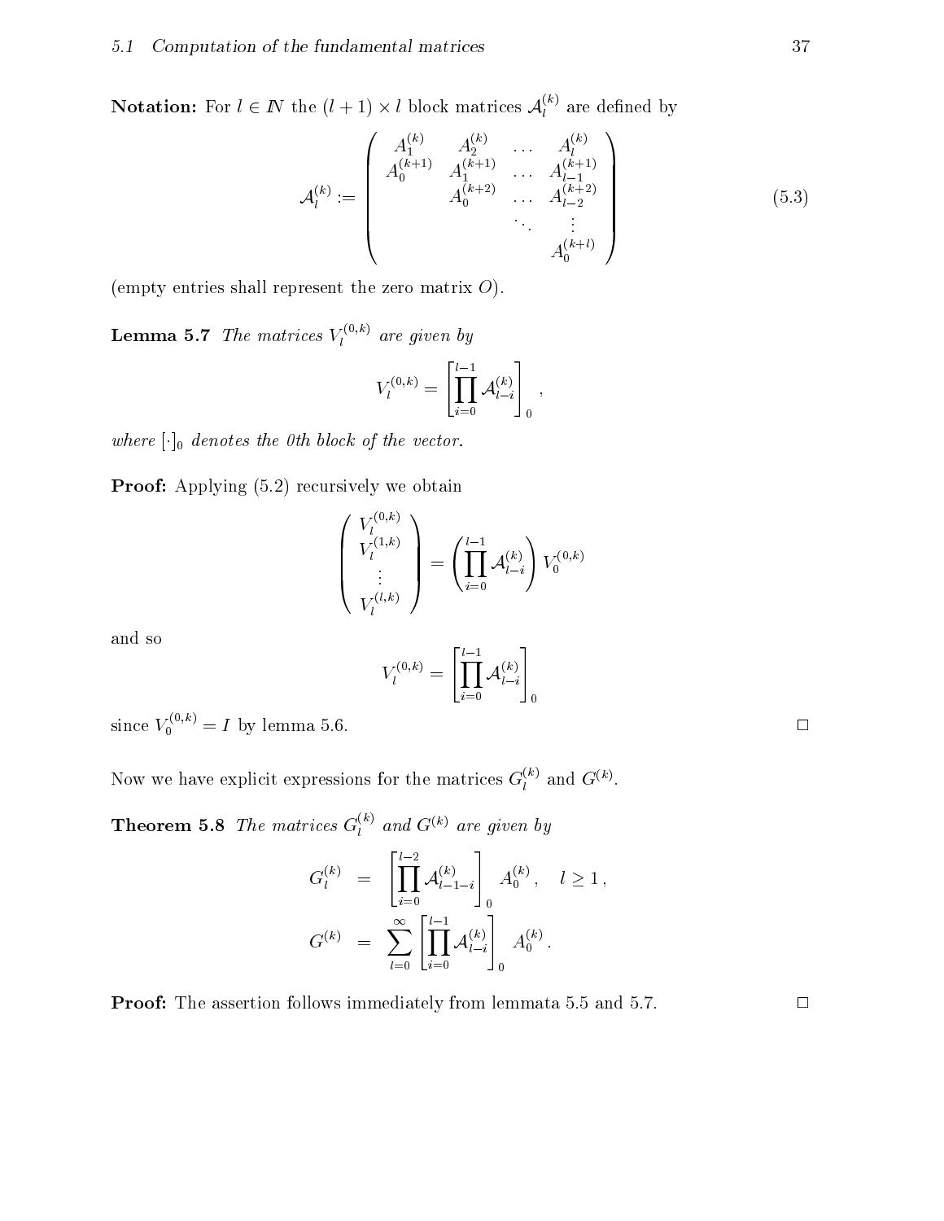**Notation:** For $l \in \mathbb{N}$ the $(l+1) \times l$ block matrices $\mathcal{A}_l^{(k)}$ are defined by

$$
\mathcal{A}_l^{(k)} := \begin{pmatrix} A_1^{(k)} & A_2^{(k)} & \dots & A_l^{(k)} \\ A_0^{(k+1)} & A_1^{(k+1)} & \dots & A_{l-1}^{(k+1)} \\ & A_0^{(k+2)} & \dots & A_{l-2}^{(k+2)} \\ & & \ddots & \vdots \\ & & & A_0^{(k+l)} \end{pmatrix} \tag{5.3}
$$

(empty entries shall represent the zero matrix $O$).

**Lemma 5.7** *The matrices $V_l^{(0,k)}$ are given by*

$$
V_l^{(0,k)} = \left[ \prod_{i=0}^{l-1} \mathcal{A}_{l-i}^{(k)} \right]_0 ,
$$

*where $[\cdot]_0$ denotes the 0th block of the vector.*

**Proof:** Applying (5.2) recursively we obtain

$$
\begin{pmatrix} V_l^{(0,k)} \\ V_l^{(1,k)} \\ \vdots \\ V_l^{(l,k)} \end{pmatrix} = \left( \prod_{i=0}^{l-1} \mathcal{A}_{l-i}^{(k)} \right) V_0^{(0,k)}
$$

and so

$$
V_l^{(0,k)} = \left[ \prod_{i=0}^{l-1} \mathcal{A}_{l-i}^{(k)} \right]_0
$$

since $V_0^{(0,k)} = I$ by lemma 5.6. $\square$

Now we have explicit expressions for the matrices $G_l^{(k)}$ and $G^{(k)}$.

**Theorem 5.8** *The matrices $G_l^{(k)}$ and $G^{(k)}$ are given by*

$$
\begin{aligned}
G_l^{(k)} &= \left[ \prod_{i=0}^{l-2} \mathcal{A}_{l-1-i}^{(k)} \right]_0 A_0^{(k)} , \quad l \geq 1 , \\
G^{(k)} &= \sum_{l=0}^{\infty} \left[ \prod_{i=0}^{l-1} \mathcal{A}_{l-i}^{(k)} \right]_0 A_0^{(k)} .
\end{aligned}
$$

**Proof:** The assertion follows immediately from lemmata 5.5 and 5.7. $\square$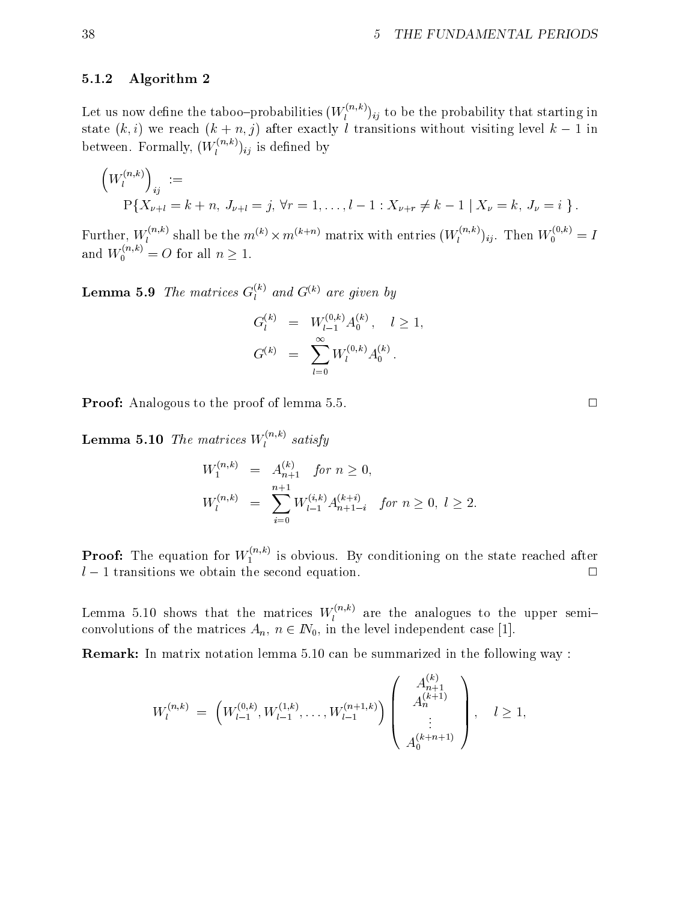### 5.1.2 Algorithm 2

Let us now define the taboo–probabilities $(W_l^{(n,k)})_{ij}$ to be the probability that starting in state $(k,i)$ we reach $(k+n,j)$ after exactly $l$ transitions without visiting level $k-1$ in between. Formally, $(W_l^{(n,k)})_{ij}$ is defined by

$$\left(W_l^{(n,k)}\right)_{ij} := \\ \mathrm{P}\{X_{\nu+l} = k+n,\ J_{\nu+l} = j,\ \forall r = 1,\ldots,l-1 : X_{\nu+r} \neq k-1 \mid X_\nu = k,\ J_\nu = i\ \}.$$

Further, $W_l^{(n,k)}$ shall be the $m^{(k)} \times m^{(k+n)}$ matrix with entries $(W_l^{(n,k)})_{ij}$. Then $W_0^{(0,k)} = I$ and $W_0^{(n,k)} = O$ for all $n \geq 1$.

**Lemma 5.9** *The matrices $G_l^{(k)}$ and $G^{(k)}$ are given by*

$$\begin{aligned} G_l^{(k)} &= W_{l-1}^{(0,k)} A_0^{(k)}, \quad l \geq 1, \\ G^{(k)} &= \sum_{l=0}^{\infty} W_l^{(0,k)} A_0^{(k)}. \end{aligned}$$

**Proof:** Analogous to the proof of lemma 5.5. □

**Lemma 5.10** *The matrices $W_l^{(n,k)}$ satisfy*

$$\begin{aligned} W_1^{(n,k)} &= A_{n+1}^{(k)} \quad \textit{for } n \geq 0, \\ W_l^{(n,k)} &= \sum_{i=0}^{n+1} W_{l-1}^{(i,k)} A_{n+1-i}^{(k+i)} \quad \textit{for } n \geq 0,\ l \geq 2. \end{aligned}$$

**Proof:** The equation for $W_1^{(n,k)}$ is obvious. By conditioning on the state reached after $l-1$ transitions we obtain the second equation. □

Lemma 5.10 shows that the matrices $W_l^{(n,k)}$ are the analogues to the upper semi–convolutions of the matrices $A_n$, $n \in \mathbb{N}_0$, in the level independent case [1].

**Remark:** In matrix notation lemma 5.10 can be summarized in the following way :

$$W_l^{(n,k)} = \left(W_{l-1}^{(0,k)}, W_{l-1}^{(1,k)}, \ldots, W_{l-1}^{(n+1,k)}\right) \begin{pmatrix} A_{n+1}^{(k)} \\ A_n^{(k+1)} \\ \vdots \\ A_0^{(k+n+1)} \end{pmatrix}, \quad l \geq 1,$$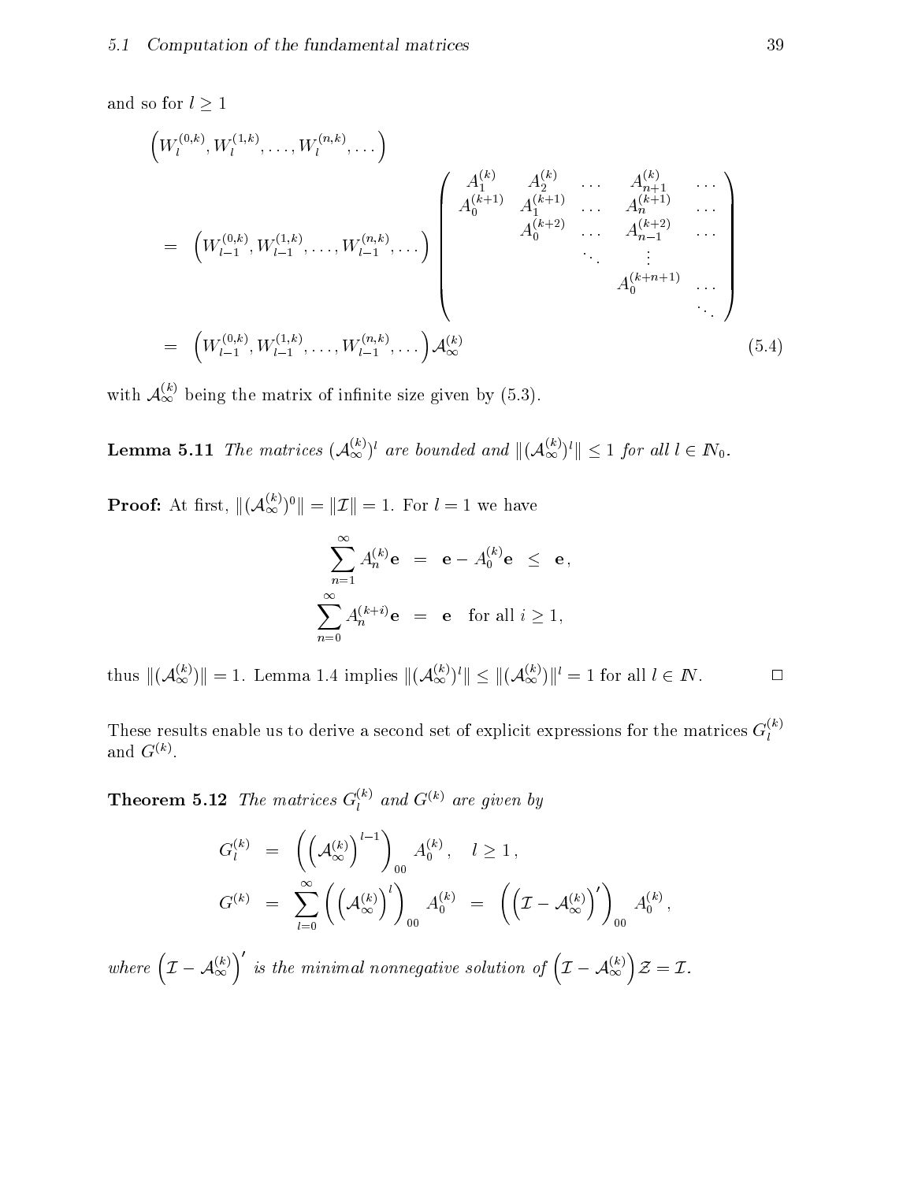and so for $l \geq 1$

$$
\begin{aligned}
&\left(W_l^{(0,k)}, W_l^{(1,k)}, \ldots, W_l^{(n,k)}, \ldots\right) \\
&= \left(W_{l-1}^{(0,k)}, W_{l-1}^{(1,k)}, \ldots, W_{l-1}^{(n,k)}, \ldots\right)
\begin{pmatrix}
A_1^{(k)} & A_2^{(k)} & \ldots & A_{n+1}^{(k)} & \ldots \\
A_0^{(k+1)} & A_1^{(k+1)} & \ldots & A_n^{(k+1)} & \ldots \\
 & A_0^{(k+2)} & \ldots & A_{n-1}^{(k+2)} & \ldots \\
 & & \ddots & \vdots & \\
 & & & A_0^{(k+n+1)} & \ldots \\
 & & & & \ddots
\end{pmatrix} \\
&= \left(W_{l-1}^{(0,k)}, W_{l-1}^{(1,k)}, \ldots, W_{l-1}^{(n,k)}, \ldots\right) \mathcal{A}_\infty^{(k)} \qquad (5.4)
\end{aligned}
$$

with $\mathcal{A}_\infty^{(k)}$ being the matrix of infinite size given by (5.3).

**Lemma 5.11** *The matrices $(\mathcal{A}_\infty^{(k)})^l$ are bounded and $\|(\mathcal{A}_\infty^{(k)})^l\| \leq 1$ for all $l \in \mathbb{N}_0$.*

**Proof:** At first, $\|(\mathcal{A}_\infty^{(k)})^0\| = \|\mathcal{I}\| = 1$. For $l = 1$ we have

$$
\begin{aligned}
\sum_{n=1}^{\infty} A_n^{(k)} \mathbf{e} &= \mathbf{e} - A_0^{(k)} \mathbf{e} \leq \mathbf{e}, \\
\sum_{n=0}^{\infty} A_n^{(k+i)} \mathbf{e} &= \mathbf{e} \quad \text{for all } i \geq 1,
\end{aligned}
$$

thus $\|(\mathcal{A}_\infty^{(k)})\| = 1$. Lemma 1.4 implies $\|(\mathcal{A}_\infty^{(k)})^l\| \leq \|(\mathcal{A}_\infty^{(k)})\|^l = 1$ for all $l \in \mathbb{N}$. □

These results enable us to derive a second set of explicit expressions for the matrices $G_l^{(k)}$ and $G^{(k)}$.

**Theorem 5.12** *The matrices $G_l^{(k)}$ and $G^{(k)}$ are given by*

$$
\begin{aligned}
G_l^{(k)} &= \left(\left(\mathcal{A}_\infty^{(k)}\right)^{l-1}\right)_{00} A_0^{(k)}, \quad l \geq 1, \\
G^{(k)} &= \sum_{l=0}^{\infty} \left(\left(\mathcal{A}_\infty^{(k)}\right)^{l}\right)_{00} A_0^{(k)} = \left(\left(\mathcal{I} - \mathcal{A}_\infty^{(k)}\right)'\right)_{00} A_0^{(k)},
\end{aligned}
$$

*where $\left(\mathcal{I} - \mathcal{A}_\infty^{(k)}\right)'$ is the minimal nonnegative solution of $\left(\mathcal{I} - \mathcal{A}_\infty^{(k)}\right)\mathcal{Z} = \mathcal{I}$.*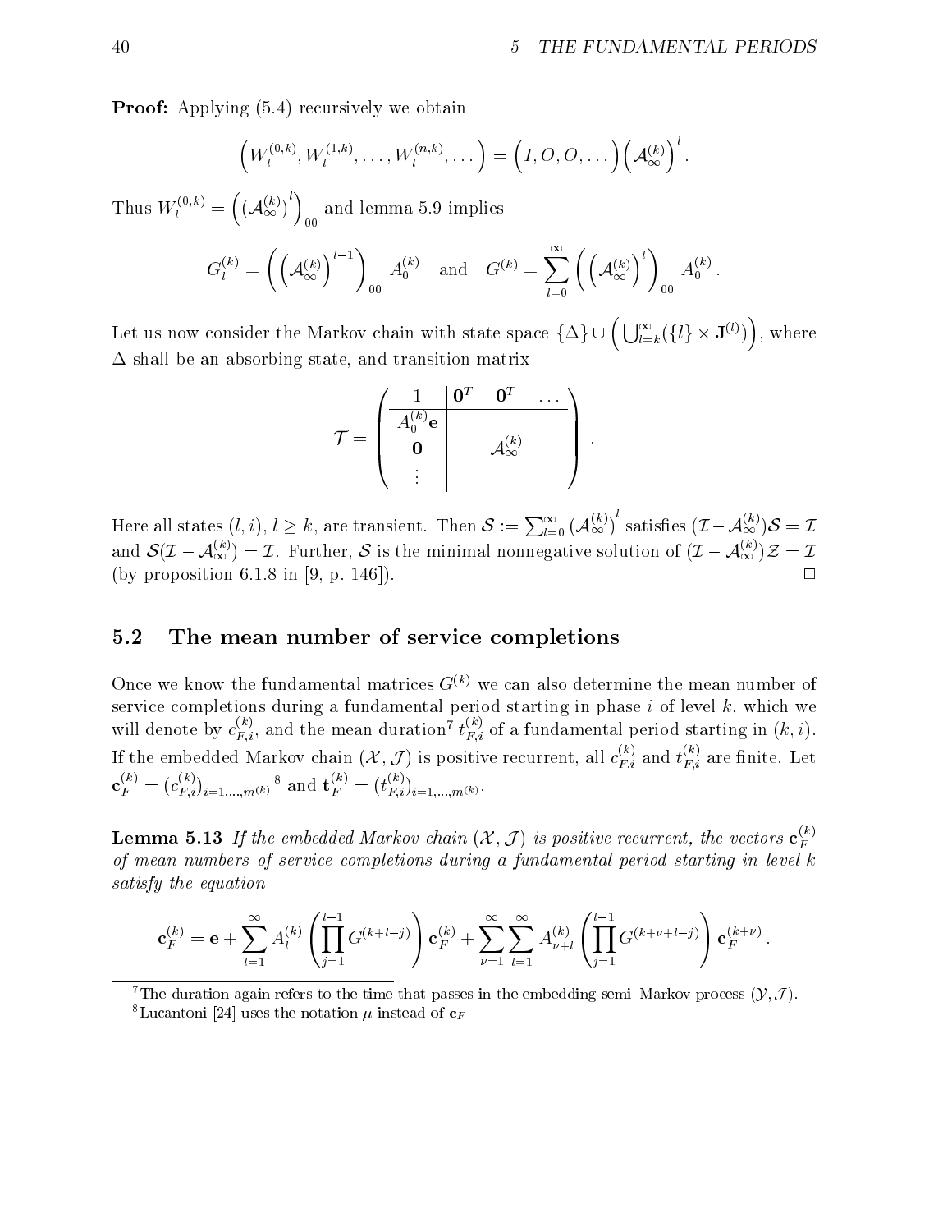**Proof:** Applying (5.4) recursively we obtain

$$\left(W_l^{(0,k)}, W_l^{(1,k)}, \ldots, W_l^{(n,k)}, \ldots\right) = \left(I, O, O, \ldots\right)\left(\mathcal{A}_\infty^{(k)}\right)^l.$$

Thus $W_l^{(0,k)} = \left(\left(\mathcal{A}_\infty^{(k)}\right)^l\right)_{00}$ and lemma 5.9 implies

$$G_l^{(k)} = \left(\left(\mathcal{A}_\infty^{(k)}\right)^{l-1}\right)_{00} A_0^{(k)} \quad \text{and} \quad G^{(k)} = \sum_{l=0}^{\infty}\left(\left(\mathcal{A}_\infty^{(k)}\right)^l\right)_{00} A_0^{(k)}.$$

Let us now consider the Markov chain with state space $\{\Delta\} \cup \left(\bigcup_{l=k}^{\infty}(\{l\} \times \mathbf{J}^{(l)})\right)$, where $\Delta$ shall be an absorbing state, and transition matrix

$$\mathcal{T} = \left(\begin{array}{c|ccc} 1 & \mathbf{0}^T & \mathbf{0}^T & \ldots \\ \hline A_0^{(k)}\mathbf{e} & & & \\ \mathbf{0} & & \mathcal{A}_\infty^{(k)} & \\ \vdots & & & \end{array}\right).$$

Here all states $(l, i)$, $l \geq k$, are transient. Then $\mathcal{S} := \sum_{l=0}^{\infty} (\mathcal{A}_\infty^{(k)})^l$ satisfies $(\mathcal{I} - \mathcal{A}_\infty^{(k)})\mathcal{S} = \mathcal{I}$ and $\mathcal{S}(\mathcal{I} - \mathcal{A}_\infty^{(k)}) = \mathcal{I}$. Further, $\mathcal{S}$ is the minimal nonnegative solution of $(\mathcal{I} - \mathcal{A}_\infty^{(k)})\mathcal{Z} = \mathcal{I}$ (by proposition 6.1.8 in [9, p. 146]). $\square$

## 5.2 The mean number of service completions

Once we know the fundamental matrices $G^{(k)}$ we can also determine the mean number of service completions during a fundamental period starting in phase $i$ of level $k$, which we will denote by $c_{F,i}^{(k)}$, and the mean duration[7] $t_{F,i}^{(k)}$ of a fundamental period starting in $(k, i)$. If the embedded Markov chain $(\mathcal{X}, \mathcal{J})$ is positive recurrent, all $c_{F,i}^{(k)}$ and $t_{F,i}^{(k)}$ are finite. Let $\mathbf{c}_F^{(k)} = (c_{F,i}^{(k)})_{i=1,\ldots,m^{(k)}}$ [8] and $\mathbf{t}_F^{(k)} = (t_{F,i}^{(k)})_{i=1,\ldots,m^{(k)}}$.

**Lemma 5.13** *If the embedded Markov chain $(\mathcal{X}, \mathcal{J})$ is positive recurrent, the vectors $\mathbf{c}_F^{(k)}$ of mean numbers of service completions during a fundamental period starting in level $k$ satisfy the equation*

$$\mathbf{c}_F^{(k)} = \mathbf{e} + \sum_{l=1}^{\infty} A_l^{(k)} \left(\prod_{j=1}^{l-1} G^{(k+l-j)}\right) \mathbf{c}_F^{(k)} + \sum_{\nu=1}^{\infty}\sum_{l=1}^{\infty} A_{\nu+l}^{(k)} \left(\prod_{j=1}^{l-1} G^{(k+\nu+l-j)}\right) \mathbf{c}_F^{(k+\nu)}.$$

[7] The duration again refers to the time that passes in the embedding semi–Markov process $(\mathcal{Y}, \mathcal{J})$.

[8] Lucantoni [24] uses the notation $\mu$ instead of $\mathbf{c}_F$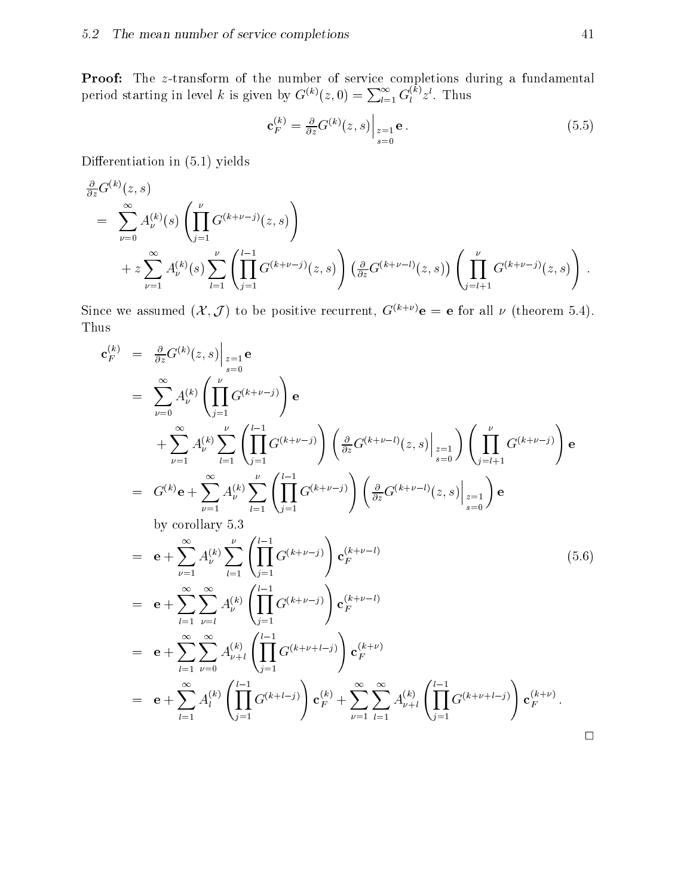**Proof:** The $z$-transform of the number of service completions during a fundamental period starting in level $k$ is given by $G^{(k)}(z,0) = \sum_{l=1}^{\infty} G_l^{(k)} z^l$. Thus

$$\mathbf{c}_F^{(k)} = \tfrac{\partial}{\partial z} G^{(k)}(z,s)\Big|_{\substack{z=1\\ s=0}} \mathbf{e}\,. \tag{5.5}$$

Differentiation in (5.1) yields

$$\begin{aligned}
&\tfrac{\partial}{\partial z} G^{(k)}(z,s) \\
&= \sum_{\nu=0}^{\infty} A_{\nu}^{(k)}(s) \left( \prod_{j=1}^{\nu} G^{(k+\nu-j)}(z,s) \right) \\
&\qquad + z \sum_{\nu=1}^{\infty} A_{\nu}^{(k)}(s) \sum_{l=1}^{\nu} \left( \prod_{j=1}^{l-1} G^{(k+\nu-j)}(z,s) \right) \left( \tfrac{\partial}{\partial z} G^{(k+\nu-l)}(z,s) \right) \left( \prod_{j=l+1}^{\nu} G^{(k+\nu-j)}(z,s) \right) .
\end{aligned}$$

Since we assumed $(\mathcal{X}, \mathcal{J})$ to be positive recurrent, $G^{(k+\nu)}\mathbf{e} = \mathbf{e}$ for all $\nu$ (theorem 5.4). Thus

$$\begin{aligned}
\mathbf{c}_F^{(k)} &= \tfrac{\partial}{\partial z} G^{(k)}(z,s)\Big|_{\substack{z=1\\ s=0}} \mathbf{e} \\
&= \sum_{\nu=0}^{\infty} A_{\nu}^{(k)} \left( \prod_{j=1}^{\nu} G^{(k+\nu-j)} \right) \mathbf{e} \\
&\qquad + \sum_{\nu=1}^{\infty} A_{\nu}^{(k)} \sum_{l=1}^{\nu} \left( \prod_{j=1}^{l-1} G^{(k+\nu-j)} \right) \left( \tfrac{\partial}{\partial z} G^{(k+\nu-l)}(z,s)\Big|_{\substack{z=1\\ s=0}} \right) \left( \prod_{j=l+1}^{\nu} G^{(k+\nu-j)} \right) \mathbf{e} \\
&= G^{(k)}\mathbf{e} + \sum_{\nu=1}^{\infty} A_{\nu}^{(k)} \sum_{l=1}^{\nu} \left( \prod_{j=1}^{l-1} G^{(k+\nu-j)} \right) \left( \tfrac{\partial}{\partial z} G^{(k+\nu-l)}(z,s)\Big|_{\substack{z=1\\ s=0}} \right) \mathbf{e} \\
&\qquad \text{by corollary 5.3} \\
&= \mathbf{e} + \sum_{\nu=1}^{\infty} A_{\nu}^{(k)} \sum_{l=1}^{\nu} \left( \prod_{j=1}^{l-1} G^{(k+\nu-j)} \right) \mathbf{c}_F^{(k+\nu-l)} \qquad (5.6) \\
&= \mathbf{e} + \sum_{l=1}^{\infty} \sum_{\nu=l}^{\infty} A_{\nu}^{(k)} \left( \prod_{j=1}^{l-1} G^{(k+\nu-j)} \right) \mathbf{c}_F^{(k+\nu-l)} \\
&= \mathbf{e} + \sum_{l=1}^{\infty} \sum_{\nu=0}^{\infty} A_{\nu+l}^{(k)} \left( \prod_{j=1}^{l-1} G^{(k+\nu+l-j)} \right) \mathbf{c}_F^{(k+\nu)} \\
&= \mathbf{e} + \sum_{l=1}^{\infty} A_{l}^{(k)} \left( \prod_{j=1}^{l-1} G^{(k+l-j)} \right) \mathbf{c}_F^{(k)} + \sum_{\nu=1}^{\infty} \sum_{l=1}^{\infty} A_{\nu+l}^{(k)} \left( \prod_{j=1}^{l-1} G^{(k+\nu+l-j)} \right) \mathbf{c}_F^{(k+\nu)} .
\end{aligned}$$

□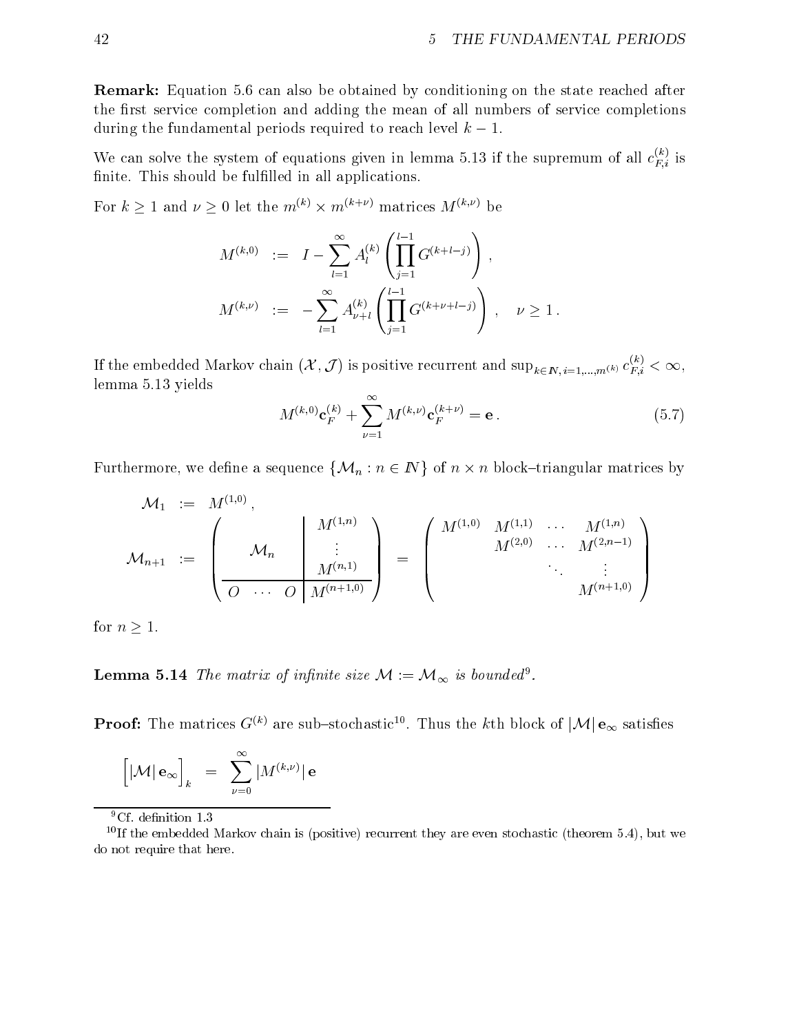**Remark:** Equation 5.6 can also be obtained by conditioning on the state reached after the first service completion and adding the mean of all numbers of service completions during the fundamental periods required to reach level $k-1$.

We can solve the system of equations given in lemma 5.13 if the supremum of all $c_{F,i}^{(k)}$ is finite. This should be fulfilled in all applications.

For $k \geq 1$ and $\nu \geq 0$ let the $m^{(k)} \times m^{(k+\nu)}$ matrices $M^{(k,\nu)}$ be

$$
\begin{aligned}
M^{(k,0)} &:= I - \sum_{l=1}^{\infty} A_l^{(k)} \left( \prod_{j=1}^{l-1} G^{(k+l-j)} \right), \\
M^{(k,\nu)} &:= -\sum_{l=1}^{\infty} A_{\nu+l}^{(k)} \left( \prod_{j=1}^{l-1} G^{(k+\nu+l-j)} \right), \quad \nu \geq 1 .
\end{aligned}
$$

If the embedded Markov chain $(\mathcal{X}, \mathcal{J})$ is positive recurrent and $\sup_{k \in \mathbb{N}, i=1,\ldots,m^{(k)}} c_{F,i}^{(k)} < \infty$, lemma 5.13 yields

$$
M^{(k,0)} \mathbf{c}_F^{(k)} + \sum_{\nu=1}^{\infty} M^{(k,\nu)} \mathbf{c}_F^{(k+\nu)} = \mathbf{e} . \tag{5.7}
$$

Furthermore, we define a sequence $\{\mathcal{M}_n : n \in \mathbb{N}\}$ of $n \times n$ block–triangular matrices by

$$
\begin{aligned}
\mathcal{M}_1 &:= M^{(1,0)} , \\
\mathcal{M}_{n+1} &:= \left( \begin{array}{ccc|c} & \mathcal{M}_n & & \begin{matrix} M^{(1,n)} \\ \vdots \\ M^{(n,1)} \end{matrix} \\ \hline O & \cdots & O & M^{(n+1,0)} \end{array} \right) = \begin{pmatrix} M^{(1,0)} & M^{(1,1)} & \cdots & M^{(1,n)} \\ & M^{(2,0)} & \cdots & M^{(2,n-1)} \\ & & \ddots & \vdots \\ & & & M^{(n+1,0)} \end{pmatrix}
\end{aligned}
$$

for $n \geq 1$.

**Lemma 5.14** *The matrix of infinite size $\mathcal{M} := \mathcal{M}_\infty$ is bounded*[9]*.*

**Proof:** The matrices $G^{(k)}$ are sub–stochastic[10]. Thus the $k$th block of $|\mathcal{M}| \, \mathbf{e}_\infty$ satisfies

$$
\Big[ |\mathcal{M}| \, \mathbf{e}_\infty \Big]_k = \sum_{\nu=0}^{\infty} |M^{(k,\nu)}| \, \mathbf{e}
$$

---

[9] Cf. definition 1.3

[10] If the embedded Markov chain is (positive) recurrent they are even stochastic (theorem 5.4), but we do not require that here.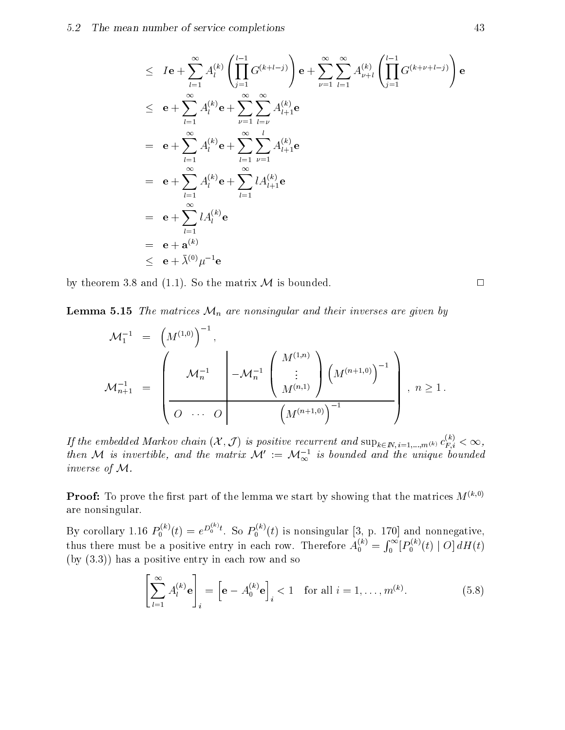$$
\begin{aligned}
&\leq \; I\mathbf{e} + \sum_{l=1}^{\infty} A_l^{(k)} \left( \prod_{j=1}^{l-1} G^{(k+l-j)} \right) \mathbf{e} + \sum_{\nu=1}^{\infty} \sum_{l=1}^{\infty} A_{\nu+l}^{(k)} \left( \prod_{j=1}^{l-1} G^{(k+\nu+l-j)} \right) \mathbf{e} \\
&\leq \; \mathbf{e} + \sum_{l=1}^{\infty} A_l^{(k)} \mathbf{e} + \sum_{\nu=1}^{\infty} \sum_{l=\nu}^{\infty} A_{l+1}^{(k)} \mathbf{e} \\
&= \; \mathbf{e} + \sum_{l=1}^{\infty} A_l^{(k)} \mathbf{e} + \sum_{l=1}^{\infty} \sum_{\nu=1}^{l} A_{l+1}^{(k)} \mathbf{e} \\
&= \; \mathbf{e} + \sum_{l=1}^{\infty} A_l^{(k)} \mathbf{e} + \sum_{l=1}^{\infty} l A_{l+1}^{(k)} \mathbf{e} \\
&= \; \mathbf{e} + \sum_{l=1}^{\infty} l A_l^{(k)} \mathbf{e} \\
&= \; \mathbf{e} + \mathbf{a}^{(k)} \\
&\leq \; \mathbf{e} + \bar{\lambda}^{(0)} \mu^{-1} \mathbf{e}
\end{aligned}
$$

by theorem 3.8 and (1.1). So the matrix $\mathcal{M}$ is bounded. □

**Lemma 5.15** *The matrices $\mathcal{M}_n$ are nonsingular and their inverses are given by*

$$
\begin{aligned}
\mathcal{M}_1^{-1} &= \left( M^{(1,0)} \right)^{-1}, \\
\mathcal{M}_{n+1}^{-1} &= \left( \begin{array}{c|c} \mathcal{M}_n^{-1} & -\mathcal{M}_n^{-1} \begin{pmatrix} M^{(1,n)} \\ \vdots \\ M^{(n,1)} \end{pmatrix} \left( M^{(n+1,0)} \right)^{-1} \\ \hline O \;\; \cdots \;\; O & \left( M^{(n+1,0)} \right)^{-1} \end{array} \right), \; n \geq 1 .
\end{aligned}
$$

*If the embedded Markov chain $(\mathcal{X}, \mathcal{J})$ is positive recurrent and $\sup_{k \in \mathbb{N}, i=1,\ldots,m^{(k)}} c_{F,i}^{(k)} < \infty$, then $\mathcal{M}$ is invertible, and the matrix $\mathcal{M}' := \mathcal{M}_\infty^{-1}$ is bounded and the unique bounded inverse of $\mathcal{M}$.*

**Proof:** To prove the first part of the lemma we start by showing that the matrices $M^{(k,0)}$ are nonsingular.

By corollary 1.16 $P_0^{(k)}(t) = e^{D_0^{(k)} t}$. So $P_0^{(k)}(t)$ is nonsingular [3, p. 170] and nonnegative, thus there must be a positive entry in each row. Therefore $A_0^{(k)} = \int_0^\infty [P_0^{(k)}(t) \mid O] \, dH(t)$ (by (3.3)) has a positive entry in each row and so

$$
\left[ \sum_{l=1}^{\infty} A_l^{(k)} \mathbf{e} \right]_i = \left[ \mathbf{e} - A_0^{(k)} \mathbf{e} \right]_i < 1 \quad \text{for all } i = 1, \ldots, m^{(k)}. \tag{5.8}
$$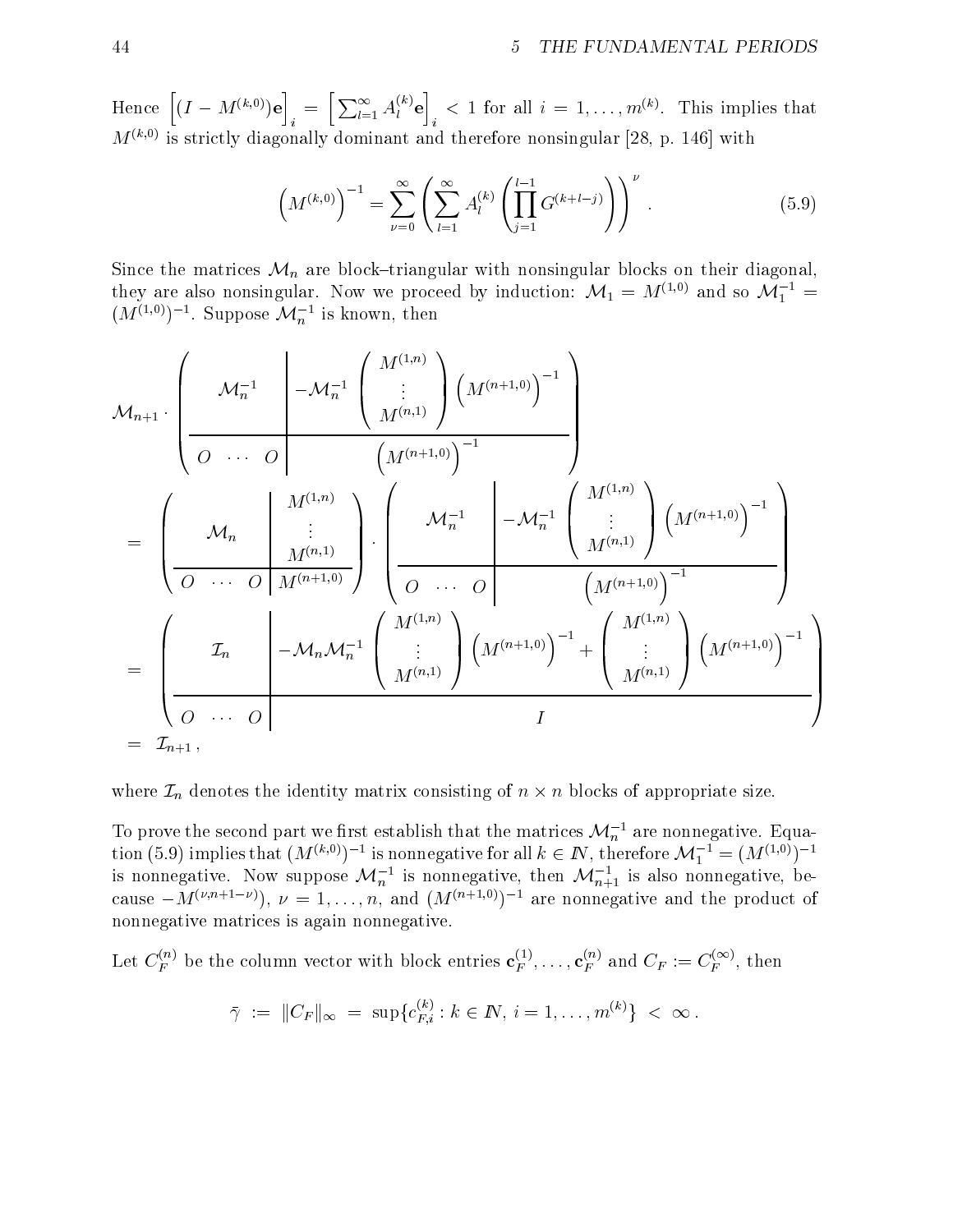Hence $\left[(I - M^{(k,0)})\mathbf{e}\right]_i = \left[\sum_{l=1}^{\infty} A_l^{(k)}\mathbf{e}\right]_i < 1$ for all $i = 1, \ldots, m^{(k)}$. This implies that $M^{(k,0)}$ is strictly diagonally dominant and therefore nonsingular [28, p. 146] with

$$\left(M^{(k,0)}\right)^{-1} = \sum_{\nu=0}^{\infty} \left( \sum_{l=1}^{\infty} A_l^{(k)} \left( \prod_{j=1}^{l-1} G^{(k+l-j)} \right) \right)^{\nu} . \tag{5.9}$$

Since the matrices $\mathcal{M}_n$ are block–triangular with nonsingular blocks on their diagonal, they are also nonsingular. Now we proceed by induction: $\mathcal{M}_1 = M^{(1,0)}$ and so $\mathcal{M}_1^{-1} = (M^{(1,0)})^{-1}$. Suppose $\mathcal{M}_n^{-1}$ is known, then

$$
\begin{aligned}
&\mathcal{M}_{n+1} \cdot \left( \begin{array}{c|c} \mathcal{M}_n^{-1} & -\mathcal{M}_n^{-1} \begin{pmatrix} M^{(1,n)} \\ \vdots \\ M^{(n,1)} \end{pmatrix} \left(M^{(n+1,0)}\right)^{-1} \\ \hline O \ \cdots \ O & \left(M^{(n+1,0)}\right)^{-1} \end{array} \right) \\
&= \left( \begin{array}{c|c} \mathcal{M}_n & \begin{matrix} M^{(1,n)} \\ \vdots \\ M^{(n,1)} \end{matrix} \\ \hline O \ \cdots \ O & M^{(n+1,0)} \end{array} \right) \cdot \left( \begin{array}{c|c} \mathcal{M}_n^{-1} & -\mathcal{M}_n^{-1} \begin{pmatrix} M^{(1,n)} \\ \vdots \\ M^{(n,1)} \end{pmatrix} \left(M^{(n+1,0)}\right)^{-1} \\ \hline O \ \cdots \ O & \left(M^{(n+1,0)}\right)^{-1} \end{array} \right) \\
&= \left( \begin{array}{c|c} \mathcal{I}_n & -\mathcal{M}_n \mathcal{M}_n^{-1} \begin{pmatrix} M^{(1,n)} \\ \vdots \\ M^{(n,1)} \end{pmatrix} \left(M^{(n+1,0)}\right)^{-1} + \begin{pmatrix} M^{(1,n)} \\ \vdots \\ M^{(n,1)} \end{pmatrix} \left(M^{(n+1,0)}\right)^{-1} \\ \hline O \ \cdots \ O & I \end{array} \right) \\
&= \mathcal{I}_{n+1} \, ,
\end{aligned}
$$

where $\mathcal{I}_n$ denotes the identity matrix consisting of $n \times n$ blocks of appropriate size.

To prove the second part we first establish that the matrices $\mathcal{M}_n^{-1}$ are nonnegative. Equation (5.9) implies that $(M^{(k,0)})^{-1}$ is nonnegative for all $k \in \mathbb{N}$, therefore $\mathcal{M}_1^{-1} = (M^{(1,0)})^{-1}$ is nonnegative. Now suppose $\mathcal{M}_n^{-1}$ is nonnegative, then $\mathcal{M}_{n+1}^{-1}$ is also nonnegative, because $-M^{(\nu,n+1-\nu)})$, $\nu = 1, \ldots, n$, and $(M^{(n+1,0)})^{-1}$ are nonnegative and the product of nonnegative matrices is again nonnegative.

Let $C_F^{(n)}$ be the column vector with block entries $\mathbf{c}_F^{(1)}, \ldots, \mathbf{c}_F^{(n)}$ and $C_F := C_F^{(\infty)}$, then

$$\bar{\gamma} \ := \ \|C_F\|_{\infty} \ = \ \sup\{c_{F,i}^{(k)} : k \in \mathbb{N}, \ i = 1, \ldots, m^{(k)}\} \ < \ \infty \, .$$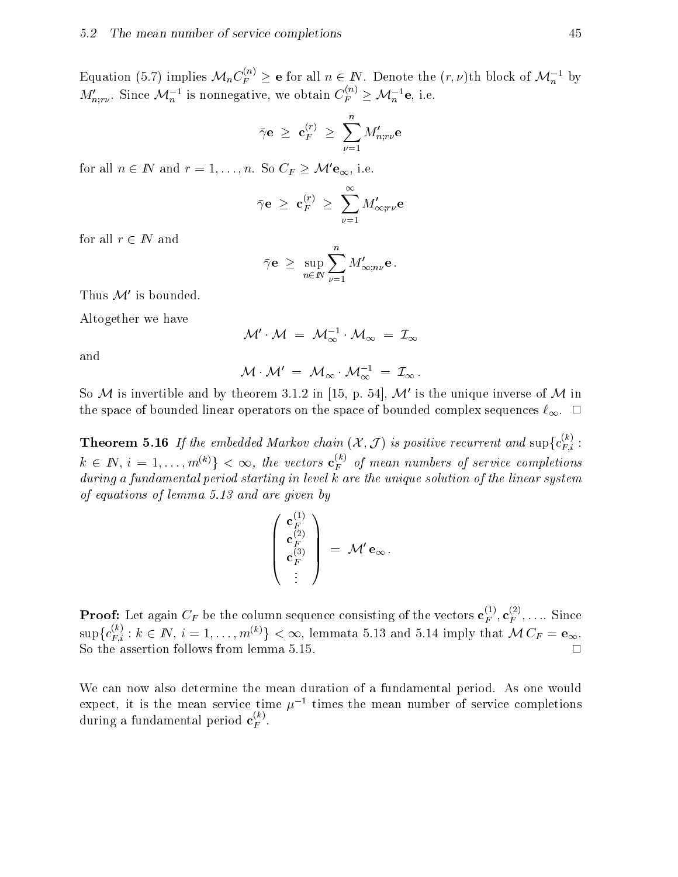Equation (5.7) implies $\mathcal{M}_n C_F^{(n)} \geq \mathbf{e}$ for all $n \in I\!N$. Denote the $(r,\nu)$th block of $\mathcal{M}_n^{-1}$ by $M'_{n;r\nu}$. Since $\mathcal{M}_n^{-1}$ is nonnegative, we obtain $C_F^{(n)} \geq \mathcal{M}_n^{-1}\mathbf{e}$, i.e.

$$\bar{\gamma}\mathbf{e} \;\geq\; \mathbf{c}_F^{(r)} \;\geq\; \sum_{\nu=1}^{n} M'_{n;r\nu}\mathbf{e}$$

for all $n \in I\!N$ and $r = 1, \ldots, n$. So $C_F \geq \mathcal{M}'\mathbf{e}_\infty$, i.e.

$$\bar{\gamma}\mathbf{e} \;\geq\; \mathbf{c}_F^{(r)} \;\geq\; \sum_{\nu=1}^{\infty} M'_{\infty;r\nu}\mathbf{e}$$

for all $r \in I\!N$ and

$$\bar{\gamma}\mathbf{e} \;\geq\; \sup_{n\in I\!N} \sum_{\nu=1}^{n} M'_{\infty;n\nu}\mathbf{e}\,.$$

Thus $\mathcal{M}'$ is bounded.

Altogether we have

$$\mathcal{M}' \cdot \mathcal{M} \;=\; \mathcal{M}_\infty^{-1} \cdot \mathcal{M}_\infty \;=\; \mathcal{I}_\infty$$

and

$$\mathcal{M} \cdot \mathcal{M}' \;=\; \mathcal{M}_\infty \cdot \mathcal{M}_\infty^{-1} \;=\; \mathcal{I}_\infty\,.$$

So $\mathcal{M}$ is invertible and by theorem 3.1.2 in [15, p. 54], $\mathcal{M}'$ is the unique inverse of $\mathcal{M}$ in the space of bounded linear operators on the space of bounded complex sequences $\ell_\infty$. □

**Theorem 5.16** *If the embedded Markov chain $(\mathcal{X}, \mathcal{J})$ is positive recurrent and $\sup\{c_{F,i}^{(k)} : k \in I\!N,\, i = 1, \ldots, m^{(k)}\} < \infty$, the vectors $\mathbf{c}_F^{(k)}$ of mean numbers of service completions during a fundamental period starting in level $k$ are the unique solution of the linear system of equations of lemma 5.13 and are given by*

$$\begin{pmatrix} \mathbf{c}_F^{(1)} \\ \mathbf{c}_F^{(2)} \\ \mathbf{c}_F^{(3)} \\ \vdots \end{pmatrix} \;=\; \mathcal{M}'\,\mathbf{e}_\infty\,.$$

**Proof:** Let again $C_F$ be the column sequence consisting of the vectors $\mathbf{c}_F^{(1)}, \mathbf{c}_F^{(2)}, \ldots$. Since $\sup\{c_{F,i}^{(k)} : k \in I\!N,\, i = 1, \ldots, m^{(k)}\} < \infty$, lemmata 5.13 and 5.14 imply that $\mathcal{M}\, C_F = \mathbf{e}_\infty$. So the assertion follows from lemma 5.15. □

We can now also determine the mean duration of a fundamental period. As one would expect, it is the mean service time $\mu^{-1}$ times the mean number of service completions during a fundamental period $\mathbf{c}_F^{(k)}$.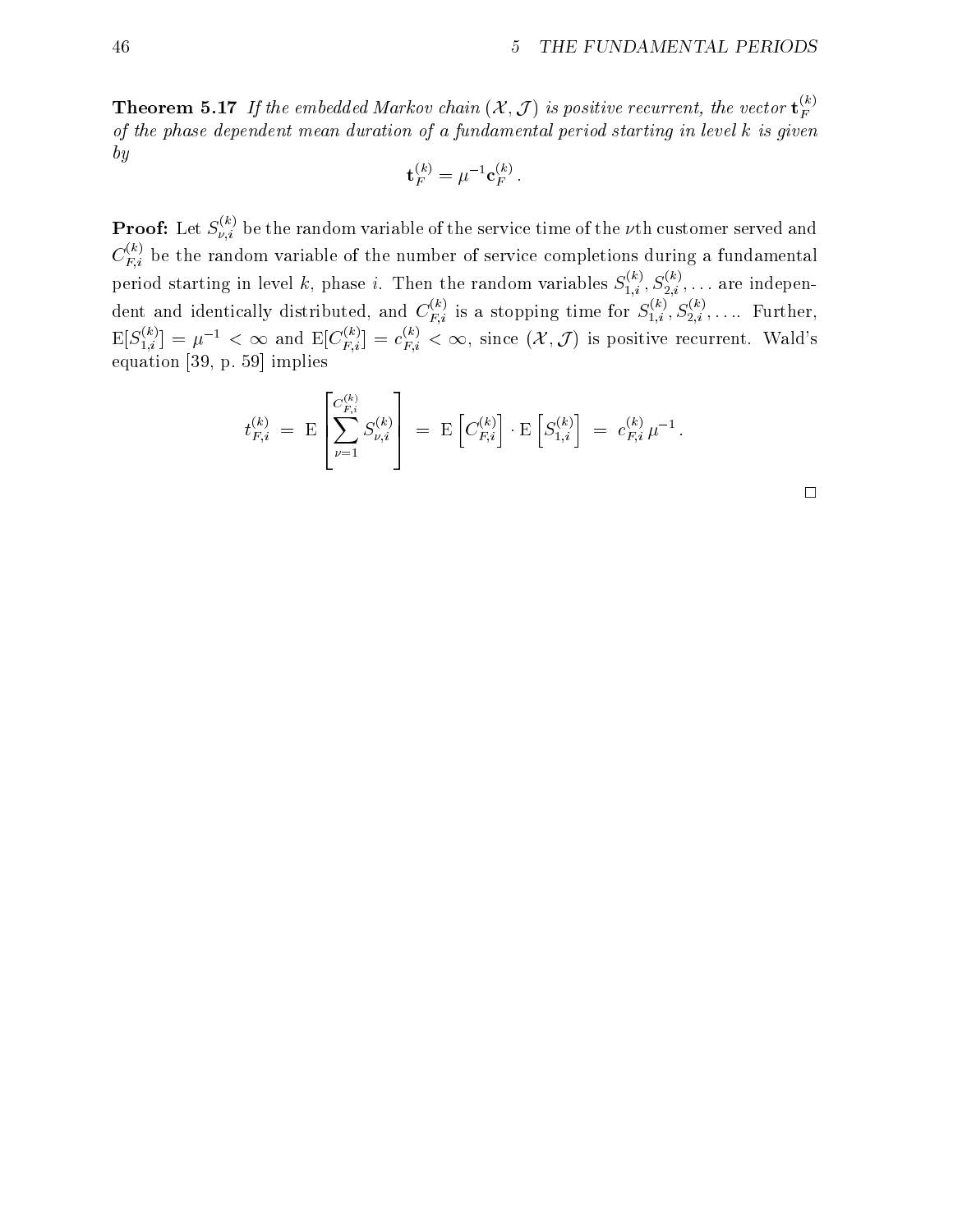**Theorem 5.17** *If the embedded Markov chain $(\mathcal{X}, \mathcal{J})$ is positive recurrent, the vector $\mathbf{t}_F^{(k)}$ of the phase dependent mean duration of a fundamental period starting in level $k$ is given by*

$$\mathbf{t}_F^{(k)} = \mu^{-1} \mathbf{c}_F^{(k)} .$$

**Proof:** Let $S_{\nu,i}^{(k)}$ be the random variable of the service time of the $\nu$th customer served and $C_{F,i}^{(k)}$ be the random variable of the number of service completions during a fundamental period starting in level $k$, phase $i$. Then the random variables $S_{1,i}^{(k)}, S_{2,i}^{(k)}, \ldots$ are independent and identically distributed, and $C_{F,i}^{(k)}$ is a stopping time for $S_{1,i}^{(k)}, S_{2,i}^{(k)}, \ldots$. Further, $\mathrm{E}[S_{1,i}^{(k)}] = \mu^{-1} < \infty$ and $\mathrm{E}[C_{F,i}^{(k)}] = c_{F,i}^{(k)} < \infty$, since $(\mathcal{X}, \mathcal{J})$ is positive recurrent. Wald's equation [39, p. 59] implies

$$t_{F,i}^{(k)} \;=\; \mathrm{E}\left[\sum_{\nu=1}^{C_{F,i}^{(k)}} S_{\nu,i}^{(k)}\right] \;=\; \mathrm{E}\left[C_{F,i}^{(k)}\right] \cdot \mathrm{E}\left[S_{1,i}^{(k)}\right] \;=\; c_{F,i}^{(k)}\, \mu^{-1} .$$

□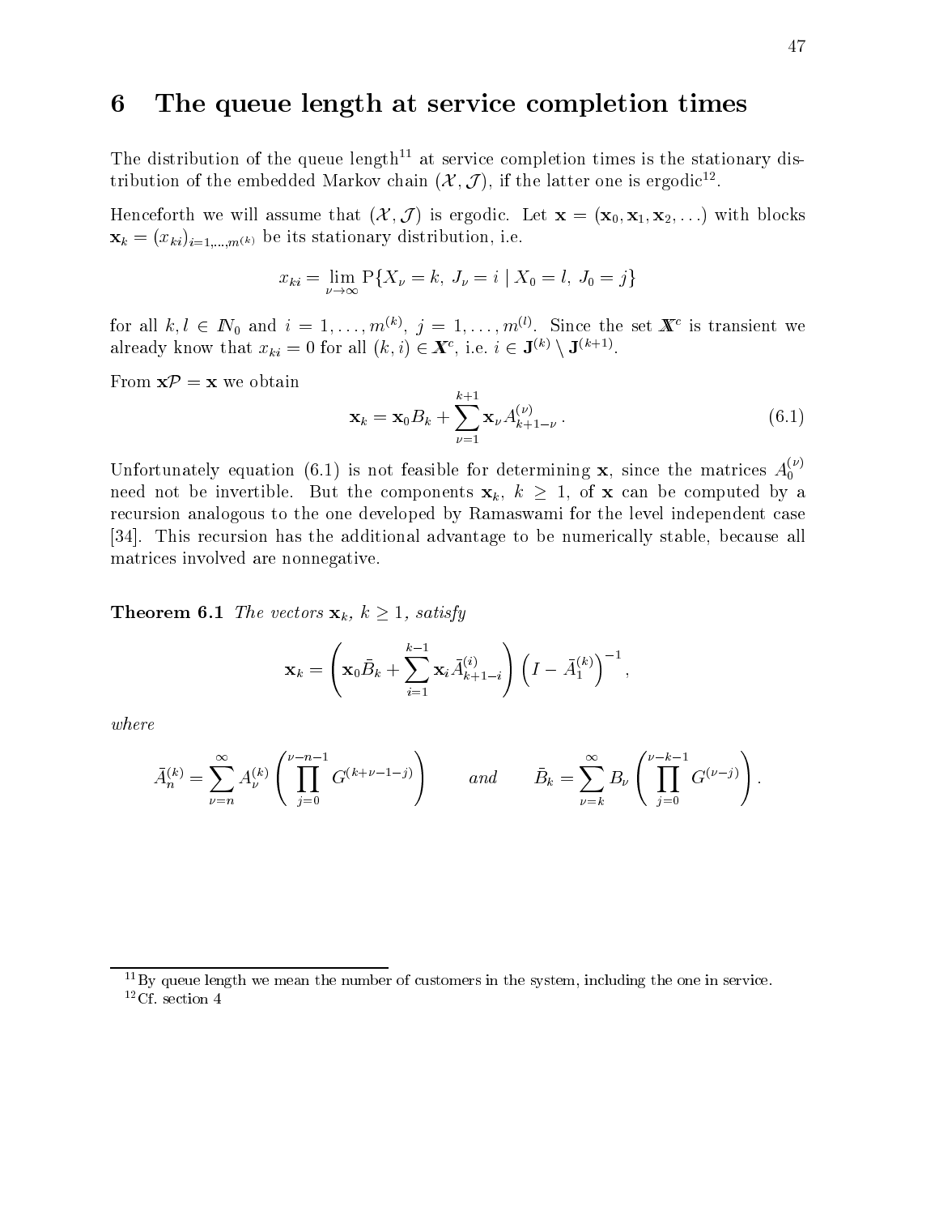# 6 The queue length at service completion times

The distribution of the queue length[11] at service completion times is the stationary distribution of the embedded Markov chain $(\mathcal{X}, \mathcal{J})$, if the latter one is ergodic[12].

Henceforth we will assume that $(\mathcal{X}, \mathcal{J})$ is ergodic. Let $\mathbf{x} = (\mathbf{x}_0, \mathbf{x}_1, \mathbf{x}_2, \ldots)$ with blocks $\mathbf{x}_k = (x_{ki})_{i=1,\ldots,m^{(k)}}$ be its stationary distribution, i.e.

$$x_{ki} = \lim_{\nu\to\infty} \mathrm{P}\{X_\nu = k,\ J_\nu = i \mid X_0 = l,\ J_0 = j\}$$

for all $k, l \in \mathbb{N}_0$ and $i = 1, \ldots, m^{(k)}$, $j = 1, \ldots, m^{(l)}$. Since the set $\mathbb{X}^c$ is transient we already know that $x_{ki} = 0$ for all $(k,i) \in \mathbb{X}^c$, i.e. $i \in \mathbf{J}^{(k)} \setminus \mathbf{J}^{(k+1)}$.

From $\mathbf{x}\mathcal{P} = \mathbf{x}$ we obtain

$$\mathbf{x}_k = \mathbf{x}_0 B_k + \sum_{\nu=1}^{k+1} \mathbf{x}_\nu A_{k+1-\nu}^{(\nu)}\,. \tag{6.1}$$

Unfortunately equation (6.1) is not feasible for determining $\mathbf{x}$, since the matrices $A_0^{(\nu)}$ need not be invertible. But the components $\mathbf{x}_k$, $k \geq 1$, of $\mathbf{x}$ can be computed by a recursion analogous to the one developed by Ramaswami for the level independent case [34]. This recursion has the additional advantage to be numerically stable, because all matrices involved are nonnegative.

**Theorem 6.1** *The vectors $\mathbf{x}_k$, $k \geq 1$, satisfy*

$$\mathbf{x}_k = \left( \mathbf{x}_0 \bar{B}_k + \sum_{i=1}^{k-1} \mathbf{x}_i \bar{A}_{k+1-i}^{(i)} \right) \left( I - \bar{A}_1^{(k)} \right)^{-1},$$

*where*

$$\bar{A}_n^{(k)} = \sum_{\nu=n}^{\infty} A_\nu^{(k)} \left( \prod_{j=0}^{\nu-n-1} G^{(k+\nu-1-j)} \right) \qquad \textit{and} \qquad \bar{B}_k = \sum_{\nu=k}^{\infty} B_\nu \left( \prod_{j=0}^{\nu-k-1} G^{(\nu-j)} \right).$$

[11] By queue length we mean the number of customers in the system, including the one in service.

[12] Cf. section 4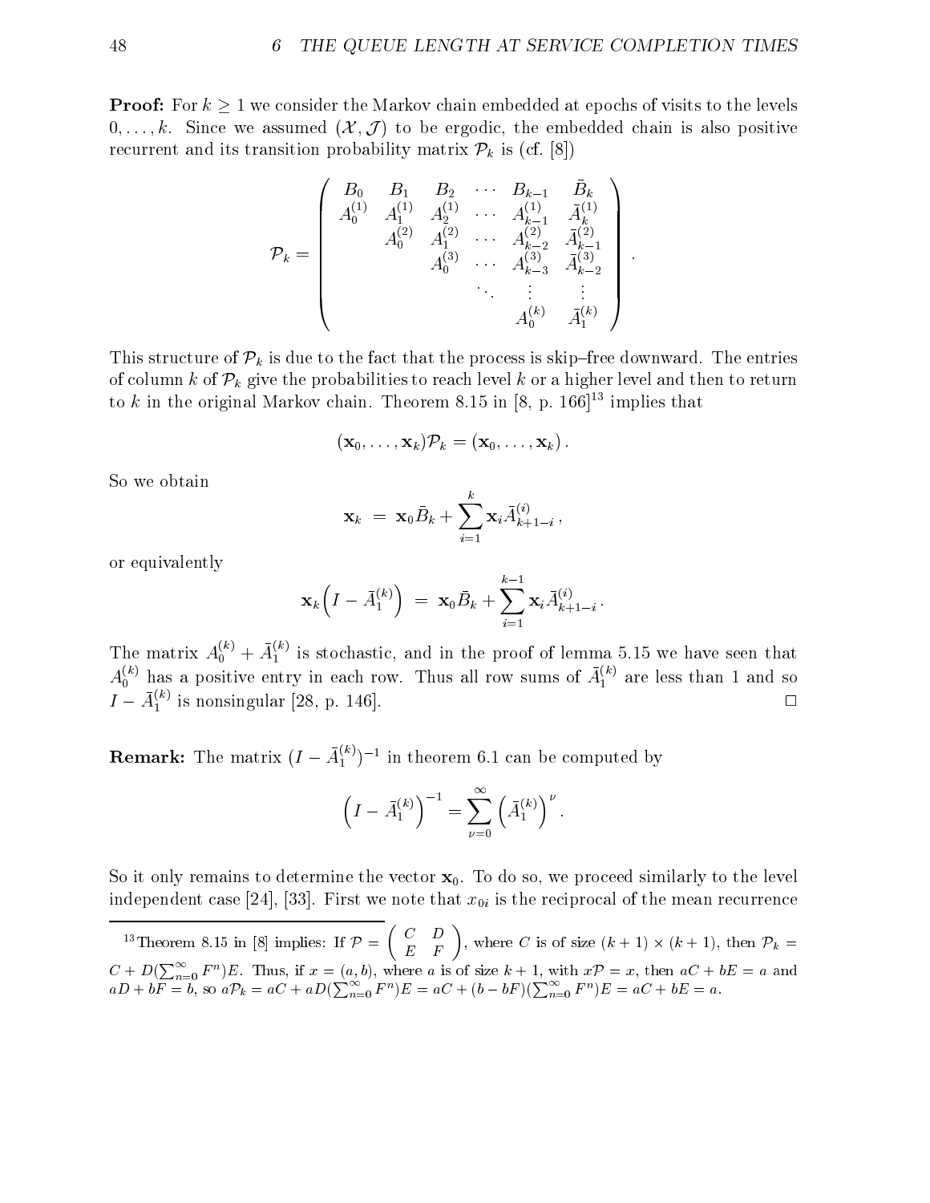**Proof:** For $k \geq 1$ we consider the Markov chain embedded at epochs of visits to the levels $0, \ldots, k$. Since we assumed $(\mathcal{X}, \mathcal{J})$ to be ergodic, the embedded chain is also positive recurrent and its transition probability matrix $\mathcal{P}_k$ is (cf. [8])

$$\mathcal{P}_k = \begin{pmatrix} B_0 & B_1 & B_2 & \cdots & B_{k-1} & \bar{B}_k \\ A_0^{(1)} & A_1^{(1)} & A_2^{(1)} & \cdots & A_{k-1}^{(1)} & \bar{A}_k^{(1)} \\ & A_0^{(2)} & A_1^{(2)} & \cdots & A_{k-2}^{(2)} & \bar{A}_{k-1}^{(2)} \\ & & A_0^{(3)} & \cdots & A_{k-3}^{(3)} & \bar{A}_{k-2}^{(3)} \\ & & & \ddots & \vdots & \vdots \\ & & & & A_0^{(k)} & \bar{A}_1^{(k)} \end{pmatrix}.$$

This structure of $\mathcal{P}_k$ is due to the fact that the process is skip–free downward. The entries of column $k$ of $\mathcal{P}_k$ give the probabilities to reach level $k$ or a higher level and then to return to $k$ in the original Markov chain. Theorem 8.15 in [8, p. 166][13] implies that

$$(\mathbf{x}_0, \ldots, \mathbf{x}_k)\mathcal{P}_k = (\mathbf{x}_0, \ldots, \mathbf{x}_k).$$

So we obtain

$$\mathbf{x}_k = \mathbf{x}_0 \bar{B}_k + \sum_{i=1}^{k} \mathbf{x}_i \bar{A}_{k+1-i}^{(i)},$$

or equivalently

$$\mathbf{x}_k \Big( I - \bar{A}_1^{(k)} \Big) = \mathbf{x}_0 \bar{B}_k + \sum_{i=1}^{k-1} \mathbf{x}_i \bar{A}_{k+1-i}^{(i)}.$$

The matrix $A_0^{(k)} + \bar{A}_1^{(k)}$ is stochastic, and in the proof of lemma 5.15 we have seen that $A_0^{(k)}$ has a positive entry in each row. Thus all row sums of $\bar{A}_1^{(k)}$ are less than 1 and so $I - \bar{A}_1^{(k)}$ is nonsingular [28, p. 146]. □

**Remark:** The matrix $(I - \bar{A}_1^{(k)})^{-1}$ in theorem 6.1 can be computed by

$$\Big( I - \bar{A}_1^{(k)} \Big)^{-1} = \sum_{\nu=0}^{\infty} \Big( \bar{A}_1^{(k)} \Big)^{\nu}.$$

So it only remains to determine the vector $\mathbf{x}_0$. To do so, we proceed similarly to the level independent case [24], [33]. First we note that $x_{0i}$ is the reciprocal of the mean recurrence

---

[13] Theorem 8.15 in [8] implies: If $\mathcal{P} = \begin{pmatrix} C & D \\ E & F \end{pmatrix}$, where $C$ is of size $(k+1) \times (k+1)$, then $\mathcal{P}_k = C + D(\sum_{n=0}^{\infty} F^n)E$. Thus, if $x = (a, b)$, where $a$ is of size $k+1$, with $x\mathcal{P} = x$, then $aC + bE = a$ and $aD + bF = b$, so $a\mathcal{P}_k = aC + aD(\sum_{n=0}^{\infty} F^n)E = aC + (b - bF)(\sum_{n=0}^{\infty} F^n)E = aC + bE = a$.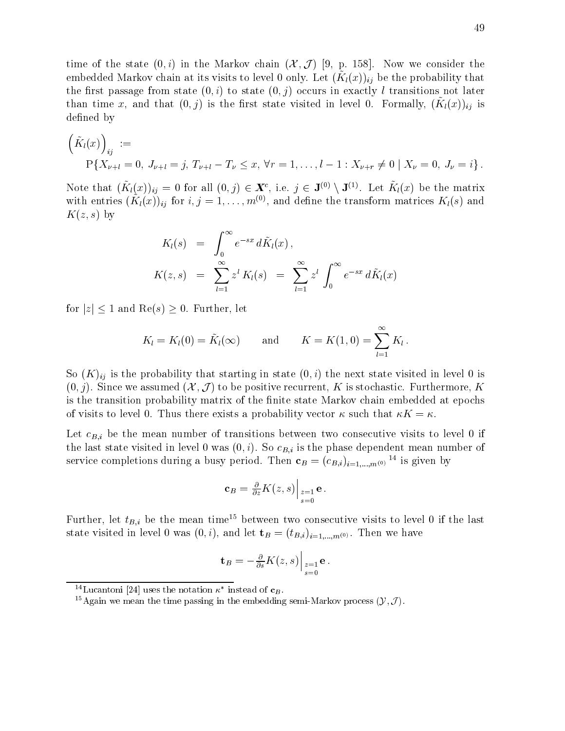time of the state $(0,i)$ in the Markov chain $(\mathcal{X},\mathcal{J})$ [9, p. 158]. Now we consider the embedded Markov chain at its visits to level 0 only. Let $(\tilde{K}_l(x))_{ij}$ be the probability that the first passage from state $(0,i)$ to state $(0,j)$ occurs in exactly $l$ transitions not later than time $x$, and that $(0,j)$ is the first state visited in level 0. Formally, $(\tilde{K}_l(x))_{ij}$ is defined by

$$\left(\tilde{K}_l(x)\right)_{ij} := \mathrm{P}\{X_{\nu+l}=0,\ J_{\nu+l}=j,\ T_{\nu+l}-T_\nu \le x,\ \forall r=1,\ldots,l-1: X_{\nu+r}\neq 0 \mid X_\nu = 0,\ J_\nu = i\}\,.$$

Note that $(\tilde{K}_l(x))_{ij}=0$ for all $(0,j)\in \boldsymbol{X}^c$, i.e. $j\in \mathbf{J}^{(0)}\setminus \mathbf{J}^{(1)}$. Let $\tilde{K}_l(x)$ be the matrix with entries $(\tilde{K}_l(x))_{ij}$ for $i,j=1,\ldots,m^{(0)}$, and define the transform matrices $K_l(s)$ and $K(z,s)$ by

$$\begin{aligned}
K_l(s) &= \int_0^\infty e^{-sx}\, d\tilde{K}_l(x)\,,\\
K(z,s) &= \sum_{l=1}^\infty z^l\, K_l(s) \;=\; \sum_{l=1}^\infty z^l \int_0^\infty e^{-sx}\, d\tilde{K}_l(x)
\end{aligned}$$

for $|z|\le 1$ and $\mathrm{Re}(s)\ge 0$. Further, let

$$K_l = K_l(0) = \tilde{K}_l(\infty) \qquad \text{and} \qquad K = K(1,0) = \sum_{l=1}^\infty K_l\,.$$

So $(K)_{ij}$ is the probability that starting in state $(0,i)$ the next state visited in level 0 is $(0,j)$. Since we assumed $(\mathcal{X},\mathcal{J})$ to be positive recurrent, $K$ is stochastic. Furthermore, $K$ is the transition probability matrix of the finite state Markov chain embedded at epochs of visits to level 0. Thus there exists a probability vector $\kappa$ such that $\kappa K = \kappa$.

Let $c_{B,i}$ be the mean number of transitions between two consecutive visits to level 0 if the last state visited in level 0 was $(0,i)$. So $c_{B,i}$ is the phase dependent mean number of service completions during a busy period. Then $\mathbf{c}_B = (c_{B,i})_{i=1,\ldots,m^{(0)}}$ [14] is given by

$$\mathbf{c}_B = \tfrac{\partial}{\partial z} K(z,s)\Big|_{\substack{z=1\\ s=0}} \mathbf{e}\,.$$

Further, let $t_{B,i}$ be the mean time[15] between two consecutive visits to level 0 if the last state visited in level 0 was $(0,i)$, and let $\mathbf{t}_B = (t_{B,i})_{i=1,\ldots,m^{(0)}}$. Then we have

$$\mathbf{t}_B = -\tfrac{\partial}{\partial s} K(z,s)\Big|_{\substack{z=1\\ s=0}} \mathbf{e}\,.$$

---

[14] Lucantoni [24] uses the notation $\kappa^*$ instead of $\mathbf{c}_B$.

[15] Again we mean the time passing in the embedding semi-Markov process $(\mathcal{Y},\mathcal{J})$.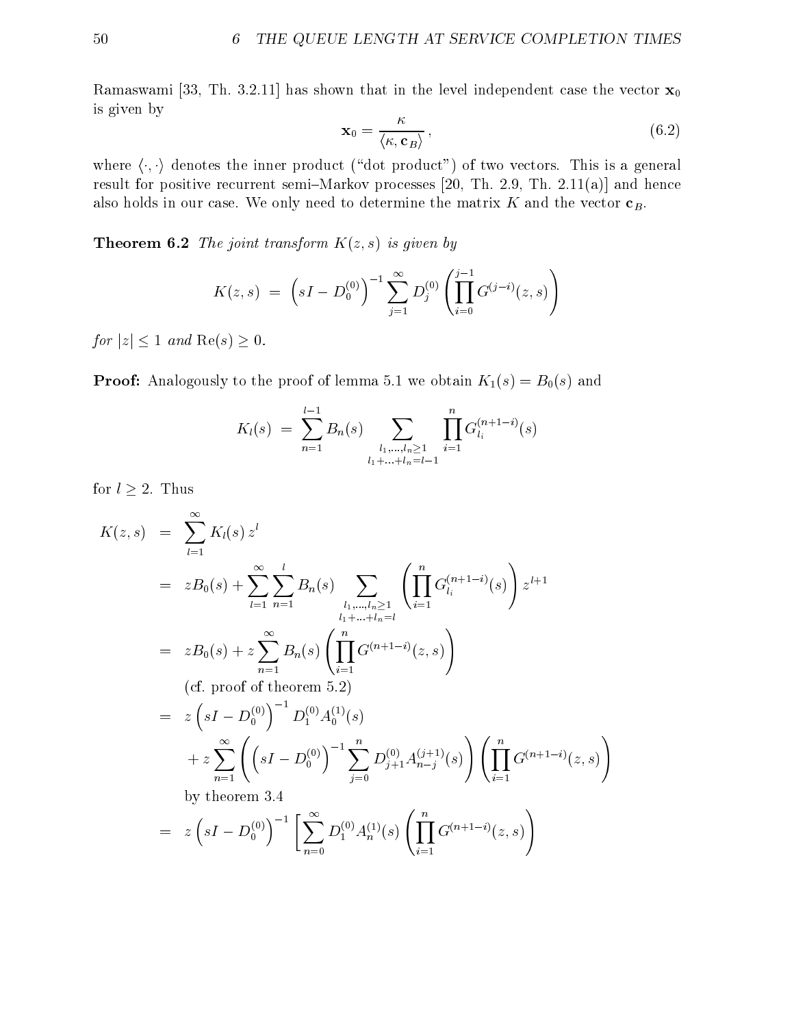Ramaswami [33, Th. 3.2.11] has shown that in the level independent case the vector $\mathbf{x}_0$ is given by

$$\mathbf{x}_0 = \frac{\kappa}{\langle \kappa, \mathbf{c}_B \rangle}, \tag{6.2}$$

where $\langle \cdot, \cdot \rangle$ denotes the inner product ("dot product") of two vectors. This is a general result for positive recurrent semi–Markov processes [20, Th. 2.9, Th. 2.11(a)] and hence also holds in our case. We only need to determine the matrix $K$ and the vector $\mathbf{c}_B$.

**Theorem 6.2** *The joint transform $K(z, s)$ is given by*

$$K(z,s) \;=\; \left(sI - D_0^{(0)}\right)^{-1} \sum_{j=1}^{\infty} D_j^{(0)} \left( \prod_{i=0}^{j-1} G^{(j-i)}(z,s) \right)$$

*for $|z| \leq 1$ and $\mathrm{Re}(s) \geq 0$.*

**Proof:** Analogously to the proof of lemma 5.1 we obtain $K_1(s) = B_0(s)$ and

$$K_l(s) \;=\; \sum_{n=1}^{l-1} B_n(s) \sum_{\substack{l_1,\ldots,l_n \geq 1 \\ l_1+\ldots+l_n = l-1}} \prod_{i=1}^{n} G_{l_i}^{(n+1-i)}(s)$$

for $l \geq 2$. Thus

$$\begin{aligned}
K(z,s) \;&=\; \sum_{l=1}^{\infty} K_l(s)\, z^l \\
&=\; zB_0(s) + \sum_{l=1}^{\infty} \sum_{n=1}^{l} B_n(s) \sum_{\substack{l_1,\ldots,l_n \geq 1 \\ l_1+\ldots+l_n = l}} \left( \prod_{i=1}^{n} G_{l_i}^{(n+1-i)}(s) \right) z^{l+1} \\
&=\; zB_0(s) + z \sum_{n=1}^{\infty} B_n(s) \left( \prod_{i=1}^{n} G^{(n+1-i)}(z,s) \right) \\
&\qquad \text{(cf. proof of theorem 5.2)} \\
&=\; z \left(sI - D_0^{(0)}\right)^{-1} D_1^{(0)} A_0^{(1)}(s) \\
&\qquad + z \sum_{n=1}^{\infty} \left( \left(sI - D_0^{(0)}\right)^{-1} \sum_{j=0}^{n} D_{j+1}^{(0)} A_{n-j}^{(j+1)}(s) \right) \left( \prod_{i=1}^{n} G^{(n+1-i)}(z,s) \right) \\
&\qquad \text{by theorem 3.4} \\
&=\; z \left(sI - D_0^{(0)}\right)^{-1} \left[ \sum_{n=0}^{\infty} D_1^{(0)} A_n^{(1)}(s) \left( \prod_{i=1}^{n} G^{(n+1-i)}(z,s) \right) \right.
\end{aligned}$$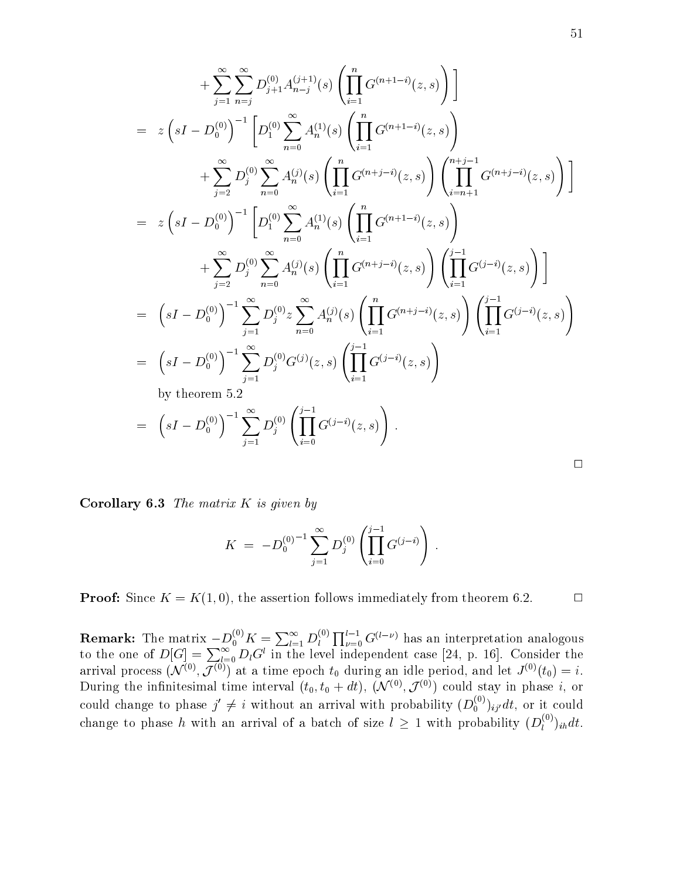$$
\begin{aligned}
& \quad + \sum_{j=1}^{\infty} \sum_{n=j}^{\infty} D_{j+1}^{(0)} A_{n-j}^{(j+1)}(s) \left( \prod_{i=1}^{n} G^{(n+1-i)}(z,s) \right) \Bigg] \\
&= z \left( sI - D_0^{(0)} \right)^{-1} \Bigg[ D_1^{(0)} \sum_{n=0}^{\infty} A_n^{(1)}(s) \left( \prod_{i=1}^{n} G^{(n+1-i)}(z,s) \right) \\
& \quad + \sum_{j=2}^{\infty} D_j^{(0)} \sum_{n=0}^{\infty} A_n^{(j)}(s) \left( \prod_{i=1}^{n} G^{(n+j-i)}(z,s) \right) \left( \prod_{i=n+1}^{n+j-1} G^{(n+j-i)}(z,s) \right) \Bigg] \\
&= z \left( sI - D_0^{(0)} \right)^{-1} \Bigg[ D_1^{(0)} \sum_{n=0}^{\infty} A_n^{(1)}(s) \left( \prod_{i=1}^{n} G^{(n+1-i)}(z,s) \right) \\
& \quad + \sum_{j=2}^{\infty} D_j^{(0)} \sum_{n=0}^{\infty} A_n^{(j)}(s) \left( \prod_{i=1}^{n} G^{(n+j-i)}(z,s) \right) \left( \prod_{i=1}^{j-1} G^{(j-i)}(z,s) \right) \Bigg] \\
&= \left( sI - D_0^{(0)} \right)^{-1} \sum_{j=1}^{\infty} D_j^{(0)} z \sum_{n=0}^{\infty} A_n^{(j)}(s) \left( \prod_{i=1}^{n} G^{(n+j-i)}(z,s) \right) \left( \prod_{i=1}^{j-1} G^{(j-i)}(z,s) \right) \\
&= \left( sI - D_0^{(0)} \right)^{-1} \sum_{j=1}^{\infty} D_j^{(0)} G^{(j)}(z,s) \left( \prod_{i=1}^{j-1} G^{(j-i)}(z,s) \right) \\
& \quad \text{by theorem 5.2} \\
&= \left( sI - D_0^{(0)} \right)^{-1} \sum_{j=1}^{\infty} D_j^{(0)} \left( \prod_{i=0}^{j-1} G^{(j-i)}(z,s) \right) .
\end{aligned}
$$

□

**Corollary 6.3** *The matrix $K$ is given by*

$$
K \;=\; -D_0^{(0)^{-1}} \sum_{j=1}^{\infty} D_j^{(0)} \left( \prod_{i=0}^{j-1} G^{(j-i)} \right) .
$$

**Proof:** Since $K = K(1,0)$, the assertion follows immediately from theorem 6.2. □

**Remark:** The matrix $-D_0^{(0)} K = \sum_{l=1}^{\infty} D_l^{(0)} \prod_{\nu=0}^{l-1} G^{(l-\nu)}$ has an interpretation analogous to the one of $D[G] = \sum_{l=0}^{\infty} D_l G^l$ in the level independent case [24, p. 16]. Consider the arrival process $(\mathcal{N}^{(0)}, \mathcal{J}^{(0)})$ at a time epoch $t_0$ during an idle period, and let $J^{(0)}(t_0) = i$. During the infinitesimal time interval $(t_0, t_0 + dt)$, $(\mathcal{N}^{(0)}, \mathcal{J}^{(0)})$ could stay in phase $i$, or could change to phase $j' \neq i$ without an arrival with probability $(D_0^{(0)})_{ij'} dt$, or it could change to phase $h$ with an arrival of a batch of size $l \geq 1$ with probability $(D_l^{(0)})_{ih} dt$.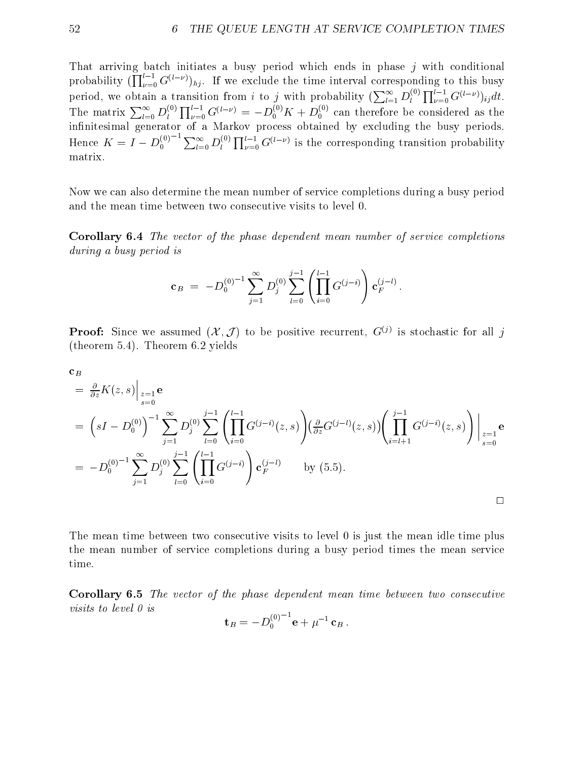That arriving batch initiates a busy period which ends in phase $j$ with conditional probability $(\prod_{\nu=0}^{l-1} G^{(l-\nu)})_{hj}$. If we exclude the time interval corresponding to this busy period, we obtain a transition from $i$ to $j$ with probability $(\sum_{l=1}^{\infty} D_l^{(0)} \prod_{\nu=0}^{l-1} G^{(l-\nu)})_{ij} dt$. The matrix $\sum_{l=0}^{\infty} D_l^{(0)} \prod_{\nu=0}^{l-1} G^{(l-\nu)} = -D_0^{(0)} K + D_0^{(0)}$ can therefore be considered as the infinitesimal generator of a Markov process obtained by excluding the busy periods. Hence $K = I - {D_0^{(0)}}^{-1} \sum_{l=0}^{\infty} D_l^{(0)} \prod_{\nu=0}^{l-1} G^{(l-\nu)}$ is the corresponding transition probability matrix.

Now we can also determine the mean number of service completions during a busy period and the mean time between two consecutive visits to level 0.

**Corollary 6.4** *The vector of the phase dependent mean number of service completions during a busy period is*

$$\mathbf{c}_B \;=\; -{D_0^{(0)}}^{-1} \sum_{j=1}^{\infty} D_j^{(0)} \sum_{l=0}^{j-1} \left( \prod_{i=0}^{l-1} G^{(j-i)} \right) \mathbf{c}_F^{(j-l)} \,.$$

**Proof:** Since we assumed $(\mathcal{X}, \mathcal{J})$ to be positive recurrent, $G^{(j)}$ is stochastic for all $j$ (theorem 5.4). Theorem 6.2 yields

$$\begin{aligned}
&\mathbf{c}_B \\
&= \left.\tfrac{\partial}{\partial z} K(z,s)\right|_{\substack{z=1\\ s=0}} \mathbf{e} \\
&= \left(sI - D_0^{(0)}\right)^{-1} \sum_{j=1}^{\infty} D_j^{(0)} \sum_{l=0}^{j-1} \left( \prod_{i=0}^{l-1} G^{(j-i)}(z,s) \right) \left(\tfrac{\partial}{\partial z} G^{(j-l)}(z,s)\right) \left( \prod_{i=l+1}^{j-1} G^{(j-i)}(z,s) \right) \Bigg|_{\substack{z=1\\ s=0}} \mathbf{e} \\
&= -{D_0^{(0)}}^{-1} \sum_{j=1}^{\infty} D_j^{(0)} \sum_{l=0}^{j-1} \left( \prod_{i=0}^{l-1} G^{(j-i)} \right) \mathbf{c}_F^{(j-l)} \qquad \text{by (5.5).}
\end{aligned}$$

$\square$

The mean time between two consecutive visits to level 0 is just the mean idle time plus the mean number of service completions during a busy period times the mean service time.

**Corollary 6.5** *The vector of the phase dependent mean time between two consecutive visits to level 0 is*

$$\mathbf{t}_B = -{D_0^{(0)}}^{-1} \mathbf{e} + \mu^{-1} \, \mathbf{c}_B \,.$$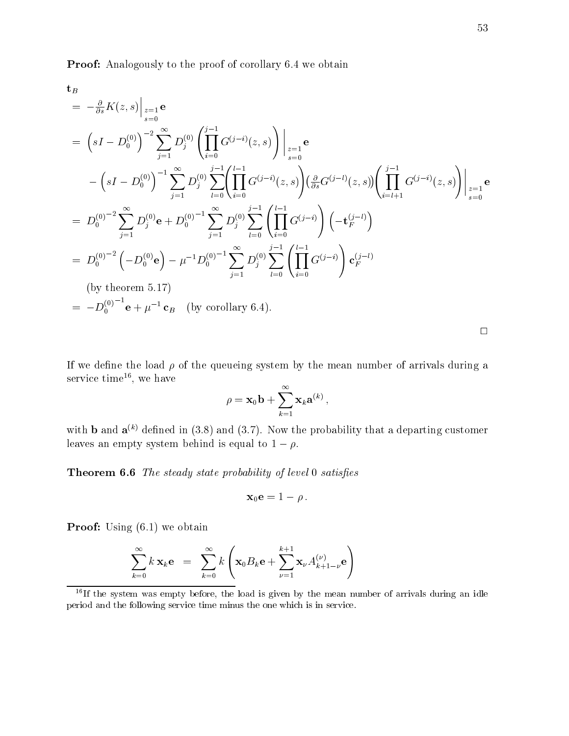**Proof:** Analogously to the proof of corollary 6.4 we obtain

$$
\begin{aligned}
&\mathbf{t}_B \\
&= -\tfrac{\partial}{\partial s} K(z,s)\Big|_{\substack{z=1\\ s=0}} \mathbf{e} \\
&= \left(sI - D_0^{(0)}\right)^{-2} \sum_{j=1}^{\infty} D_j^{(0)} \left( \prod_{i=0}^{j-1} G^{(j-i)}(z,s) \right) \Big|_{\substack{z=1\\ s=0}} \mathbf{e} \\
&\quad - \left(sI - D_0^{(0)}\right)^{-1} \sum_{j=1}^{\infty} D_j^{(0)} \sum_{l=0}^{j-1} \left( \prod_{i=0}^{l-1} G^{(j-i)}(z,s) \right) \left( \tfrac{\partial}{\partial s} G^{(j-l)}(z,s) \right) \left( \prod_{i=l+1}^{j-1} G^{(j-i)}(z,s) \right) \Big|_{\substack{z=1\\ s=0}} \mathbf{e} \\
&= {D_0^{(0)}}^{-2} \sum_{j=1}^{\infty} D_j^{(0)} \mathbf{e} + {D_0^{(0)}}^{-1} \sum_{j=1}^{\infty} D_j^{(0)} \sum_{l=0}^{j-1} \left( \prod_{i=0}^{l-1} G^{(j-i)} \right) \left( -\mathbf{t}_F^{(j-l)} \right) \\
&= {D_0^{(0)}}^{-2} \left( -D_0^{(0)} \mathbf{e} \right) - \mu^{-1} {D_0^{(0)}}^{-1} \sum_{j=1}^{\infty} D_j^{(0)} \sum_{l=0}^{j-1} \left( \prod_{i=0}^{l-1} G^{(j-i)} \right) \mathbf{c}_F^{(j-l)} \\
&\quad \text{(by theorem 5.17)} \\
&= -{D_0^{(0)}}^{-1} \mathbf{e} + \mu^{-1} \mathbf{c}_B \quad \text{(by corollary 6.4).}
\end{aligned}
$$

□

If we define the load $\rho$ of the queueing system by the mean number of arrivals during a service time[16], we have

$$
\rho = \mathbf{x}_0 \mathbf{b} + \sum_{k=1}^{\infty} \mathbf{x}_k \mathbf{a}^{(k)},
$$

with $\mathbf{b}$ and $\mathbf{a}^{(k)}$ defined in (3.8) and (3.7). Now the probability that a departing customer leaves an empty system behind is equal to $1 - \rho$.

**Theorem 6.6** *The steady state probability of level* 0 *satisfies*

$$
\mathbf{x}_0 \mathbf{e} = 1 - \rho .
$$

**Proof:** Using (6.1) we obtain

$$
\sum_{k=0}^{\infty} k\, \mathbf{x}_k \mathbf{e} \;=\; \sum_{k=0}^{\infty} k \left( \mathbf{x}_0 B_k \mathbf{e} + \sum_{\nu=1}^{k+1} \mathbf{x}_\nu A_{k+1-\nu}^{(\nu)} \mathbf{e} \right)
$$

[16] If the system was empty before, the load is given by the mean number of arrivals during an idle period and the following service time minus the one which is in service.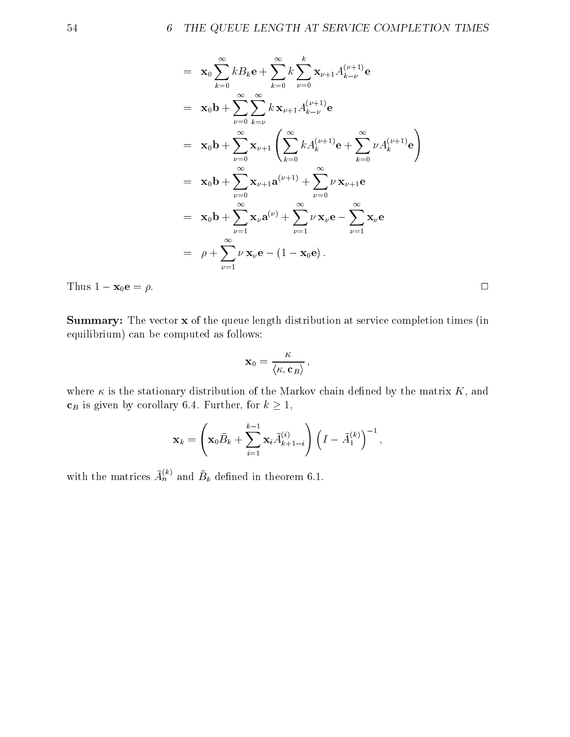$$
\begin{aligned}
&= \mathbf{x}_0 \sum_{k=0}^{\infty} k B_k \mathbf{e} + \sum_{k=0}^{\infty} k \sum_{\nu=0}^{k} \mathbf{x}_{\nu+1} A_{k-\nu}^{(\nu+1)} \mathbf{e} \\
&= \mathbf{x}_0 \mathbf{b} + \sum_{\nu=0}^{\infty} \sum_{k=\nu}^{\infty} k \, \mathbf{x}_{\nu+1} A_{k-\nu}^{(\nu+1)} \mathbf{e} \\
&= \mathbf{x}_0 \mathbf{b} + \sum_{\nu=0}^{\infty} \mathbf{x}_{\nu+1} \left( \sum_{k=0}^{\infty} k A_k^{(\nu+1)} \mathbf{e} + \sum_{k=0}^{\infty} \nu A_k^{(\nu+1)} \mathbf{e} \right) \\
&= \mathbf{x}_0 \mathbf{b} + \sum_{\nu=0}^{\infty} \mathbf{x}_{\nu+1} \mathbf{a}^{(\nu+1)} + \sum_{\nu=0}^{\infty} \nu \, \mathbf{x}_{\nu+1} \mathbf{e} \\
&= \mathbf{x}_0 \mathbf{b} + \sum_{\nu=1}^{\infty} \mathbf{x}_{\nu} \mathbf{a}^{(\nu)} + \sum_{\nu=1}^{\infty} \nu \, \mathbf{x}_{\nu} \mathbf{e} - \sum_{\nu=1}^{\infty} \mathbf{x}_{\nu} \mathbf{e} \\
&= \rho + \sum_{\nu=1}^{\infty} \nu \, \mathbf{x}_{\nu} \mathbf{e} - (1 - \mathbf{x}_0 \mathbf{e}) .
\end{aligned}
$$

Thus $1 - \mathbf{x}_0 \mathbf{e} = \rho$. □

**Summary:** The vector $\mathbf{x}$ of the queue length distribution at service completion times (in equilibrium) can be computed as follows:

$$
\mathbf{x}_0 = \frac{\kappa}{\langle \kappa, \mathbf{c}_B \rangle},
$$

where $\kappa$ is the stationary distribution of the Markov chain defined by the matrix $K$, and $\mathbf{c}_B$ is given by corollary 6.4. Further, for $k \geq 1$,

$$
\mathbf{x}_k = \left( \mathbf{x}_0 \bar{B}_k + \sum_{i=1}^{k-1} \mathbf{x}_i \bar{A}_{k+1-i}^{(i)} \right) \left( I - \bar{A}_1^{(k)} \right)^{-1},
$$

with the matrices $\bar{A}_n^{(k)}$ and $\bar{B}_k$ defined in theorem 6.1.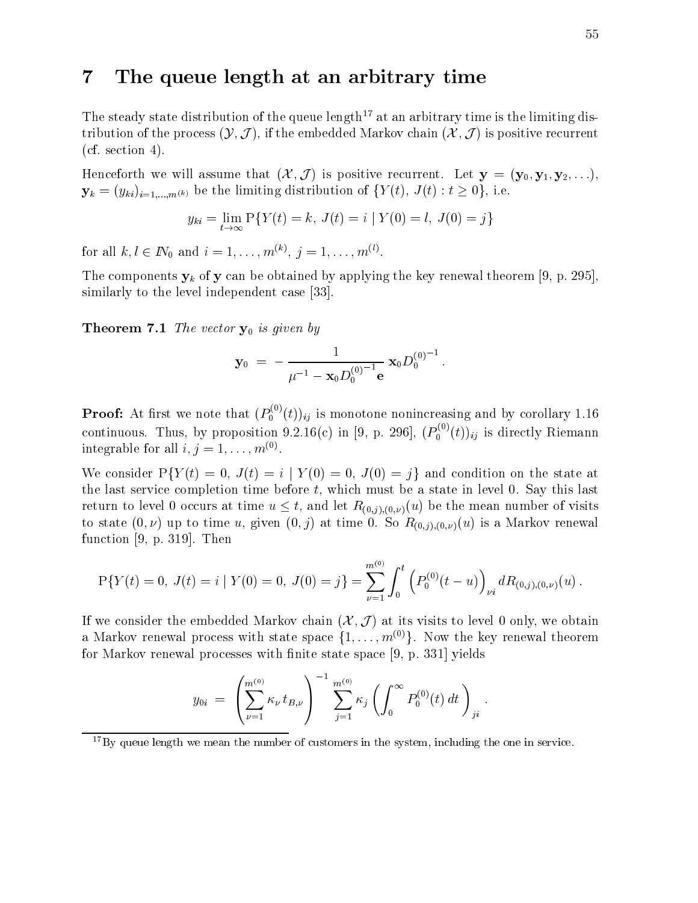# 7 The queue length at an arbitrary time

The steady state distribution of the queue length[17] at an arbitrary time is the limiting distribution of the process $(\mathcal{Y}, \mathcal{J})$, if the embedded Markov chain $(\mathcal{X}, \mathcal{J})$ is positive recurrent (cf. section 4).

Henceforth we will assume that $(\mathcal{X}, \mathcal{J})$ is positive recurrent. Let $\mathbf{y} = (\mathbf{y}_0, \mathbf{y}_1, \mathbf{y}_2, \ldots)$, $\mathbf{y}_k = (y_{ki})_{i=1,\ldots,m^{(k)}}$ be the limiting distribution of $\{Y(t),\ J(t) : t \geq 0\}$, i.e.

$$y_{ki} = \lim_{t \to \infty} \mathrm{P}\{Y(t) = k,\ J(t) = i \mid Y(0) = l,\ J(0) = j\}$$

for all $k, l \in I\!N_0$ and $i = 1, \ldots, m^{(k)}$, $j = 1, \ldots, m^{(l)}$.

The components $\mathbf{y}_k$ of $\mathbf{y}$ can be obtained by applying the key renewal theorem [9, p. 295], similarly to the level independent case [33].

**Theorem 7.1** *The vector* $\mathbf{y}_0$ *is given by*

$$\mathbf{y}_0 \;=\; -\,\frac{1}{\mu^{-1} - \mathbf{x}_0 D_0^{(0)^{-1}} \mathbf{e}}\, \mathbf{x}_0 D_0^{(0)^{-1}}\,.$$

**Proof:** At first we note that $(P_0^{(0)}(t))_{ij}$ is monotone nonincreasing and by corollary 1.16 continuous. Thus, by proposition 9.2.16(c) in [9, p. 296], $(P_0^{(0)}(t))_{ij}$ is directly Riemann integrable for all $i, j = 1, \ldots, m^{(0)}$.

We consider $\mathrm{P}\{Y(t) = 0,\ J(t) = i \mid Y(0) = 0,\ J(0) = j\}$ and condition on the state at the last service completion time before $t$, which must be a state in level 0. Say this last return to level 0 occurs at time $u \leq t$, and let $R_{(0,j),(0,\nu)}(u)$ be the mean number of visits to state $(0, \nu)$ up to time $u$, given $(0, j)$ at time 0. So $R_{(0,j),(0,\nu)}(u)$ is a Markov renewal function [9, p. 319]. Then

$$\mathrm{P}\{Y(t) = 0,\ J(t) = i \mid Y(0) = 0,\ J(0) = j\} = \sum_{\nu=1}^{m^{(0)}} \int_0^t \left(P_0^{(0)}(t-u)\right)_{\nu i} dR_{(0,j),(0,\nu)}(u)\,.$$

If we consider the embedded Markov chain $(\mathcal{X}, \mathcal{J})$ at its visits to level 0 only, we obtain a Markov renewal process with state space $\{1, \ldots, m^{(0)}\}$. Now the key renewal theorem for Markov renewal processes with finite state space [9, p. 331] yields

$$y_{0i} \;=\; \left(\sum_{\nu=1}^{m^{(0)}} \kappa_\nu\, t_{B,\nu}\right)^{-1} \sum_{j=1}^{m^{(0)}} \kappa_j \left(\int_0^\infty P_0^{(0)}(t)\, dt\right)_{ji}\,.$$

[17] By queue length we mean the number of customers in the system, including the one in service.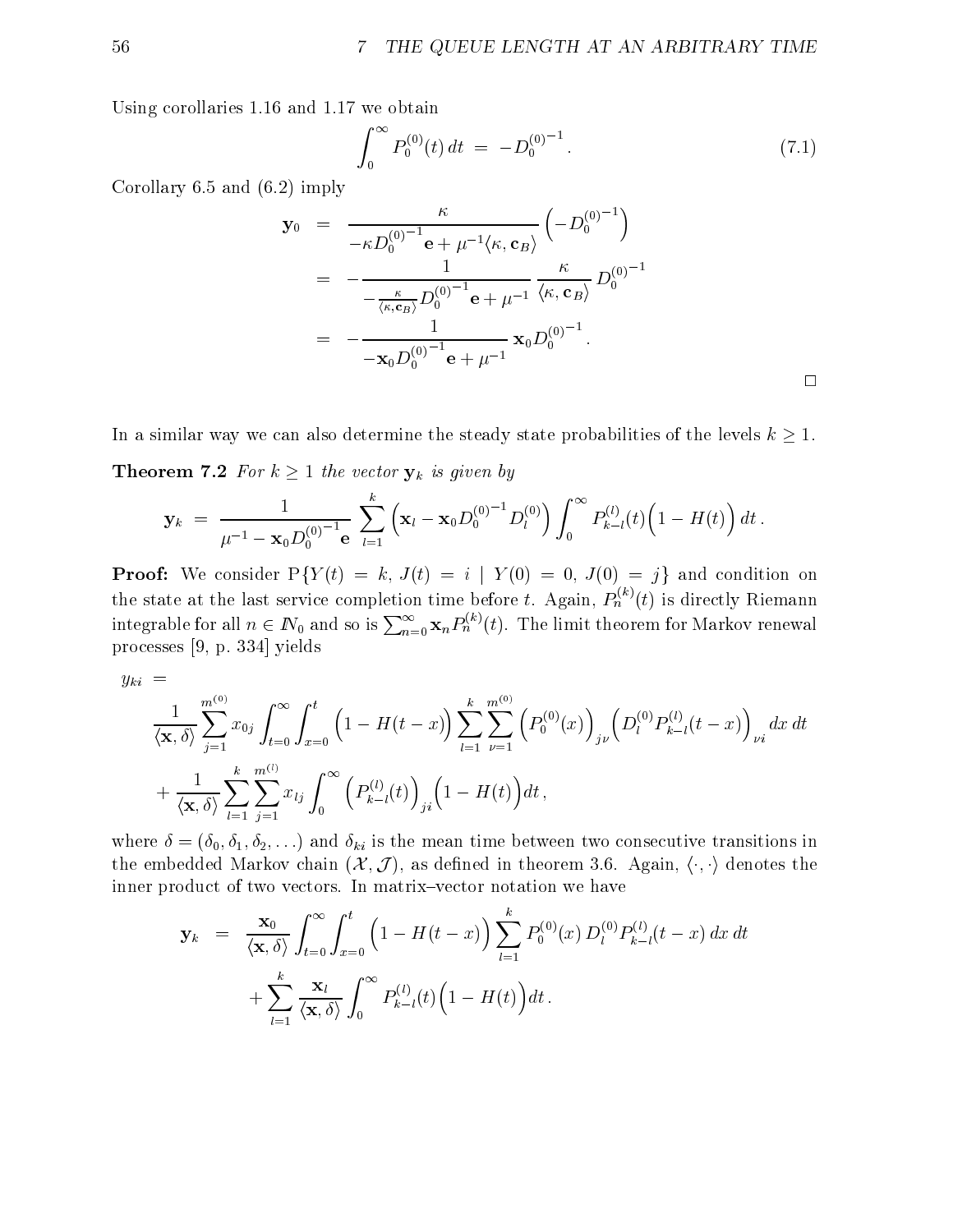Using corollaries 1.16 and 1.17 we obtain

$$\int_0^\infty P_0^{(0)}(t)\,dt \;=\; -D_0^{(0)^{-1}}. \tag{7.1}$$

Corollary 6.5 and (6.2) imply

$$\begin{aligned}
\mathbf{y}_0 &= \frac{\kappa}{-\kappa D_0^{(0)^{-1}}\mathbf{e} + \mu^{-1}\langle \kappa, \mathbf{c}_B\rangle}\left(-D_0^{(0)^{-1}}\right) \\
&= -\frac{1}{-\frac{\kappa}{\langle \kappa, \mathbf{c}_B\rangle} D_0^{(0)^{-1}}\mathbf{e} + \mu^{-1}}\,\frac{\kappa}{\langle \kappa, \mathbf{c}_B\rangle}\,D_0^{(0)^{-1}} \\
&= -\frac{1}{-\mathbf{x}_0 D_0^{(0)^{-1}}\mathbf{e} + \mu^{-1}}\,\mathbf{x}_0 D_0^{(0)^{-1}}.
\end{aligned}$$

□

In a similar way we can also determine the steady state probabilities of the levels $k \geq 1$.

**Theorem 7.2** *For $k \geq 1$ the vector $\mathbf{y}_k$ is given by*

$$\mathbf{y}_k \;=\; \frac{1}{\mu^{-1} - \mathbf{x}_0 D_0^{(0)^{-1}}\mathbf{e}} \sum_{l=1}^{k}\left(\mathbf{x}_l - \mathbf{x}_0 D_0^{(0)^{-1}} D_l^{(0)}\right)\int_0^\infty P_{k-l}^{(l)}(t)\Big(1 - H(t)\Big)\,dt\,.$$

**Proof:** We consider $\mathrm{P}\{Y(t) = k,\, J(t) = i \mid Y(0) = 0,\, J(0) = j\}$ and condition on the state at the last service completion time before $t$. Again, $P_n^{(k)}(t)$ is directly Riemann integrable for all $n \in \mathbb{N}_0$ and so is $\sum_{n=0}^{\infty}\mathbf{x}_n P_n^{(k)}(t)$. The limit theorem for Markov renewal processes [9, p. 334] yields

$$\begin{aligned}
y_{ki} \;=&\; \\
&\frac{1}{\langle \mathbf{x}, \delta\rangle}\sum_{j=1}^{m^{(0)}} x_{0j}\int_{t=0}^{\infty}\int_{x=0}^{t}\Big(1 - H(t-x)\Big)\sum_{l=1}^{k}\sum_{\nu=1}^{m^{(0)}}\Big(P_0^{(0)}(x)\Big)_{j\nu}\Big(D_l^{(0)}P_{k-l}^{(l)}(t-x)\Big)_{\nu i}\,dx\,dt \\
&+ \frac{1}{\langle \mathbf{x}, \delta\rangle}\sum_{l=1}^{k}\sum_{j=1}^{m^{(l)}} x_{lj}\int_0^\infty \Big(P_{k-l}^{(l)}(t)\Big)_{ji}\Big(1 - H(t)\Big)dt\,,
\end{aligned}$$

where $\delta = (\delta_0, \delta_1, \delta_2, \ldots)$ and $\delta_{ki}$ is the mean time between two consecutive transitions in the embedded Markov chain $(\mathcal{X}, \mathcal{J})$, as defined in theorem 3.6. Again, $\langle\cdot,\cdot\rangle$ denotes the inner product of two vectors. In matrix–vector notation we have

$$\begin{aligned}
\mathbf{y}_k \;=&\; \frac{\mathbf{x}_0}{\langle \mathbf{x}, \delta\rangle}\int_{t=0}^{\infty}\int_{x=0}^{t}\Big(1 - H(t-x)\Big)\sum_{l=1}^{k} P_0^{(0)}(x)\,D_l^{(0)}P_{k-l}^{(l)}(t-x)\,dx\,dt \\
&+ \sum_{l=1}^{k}\frac{\mathbf{x}_l}{\langle \mathbf{x}, \delta\rangle}\int_0^\infty P_{k-l}^{(l)}(t)\Big(1 - H(t)\Big)dt\,.
\end{aligned}$$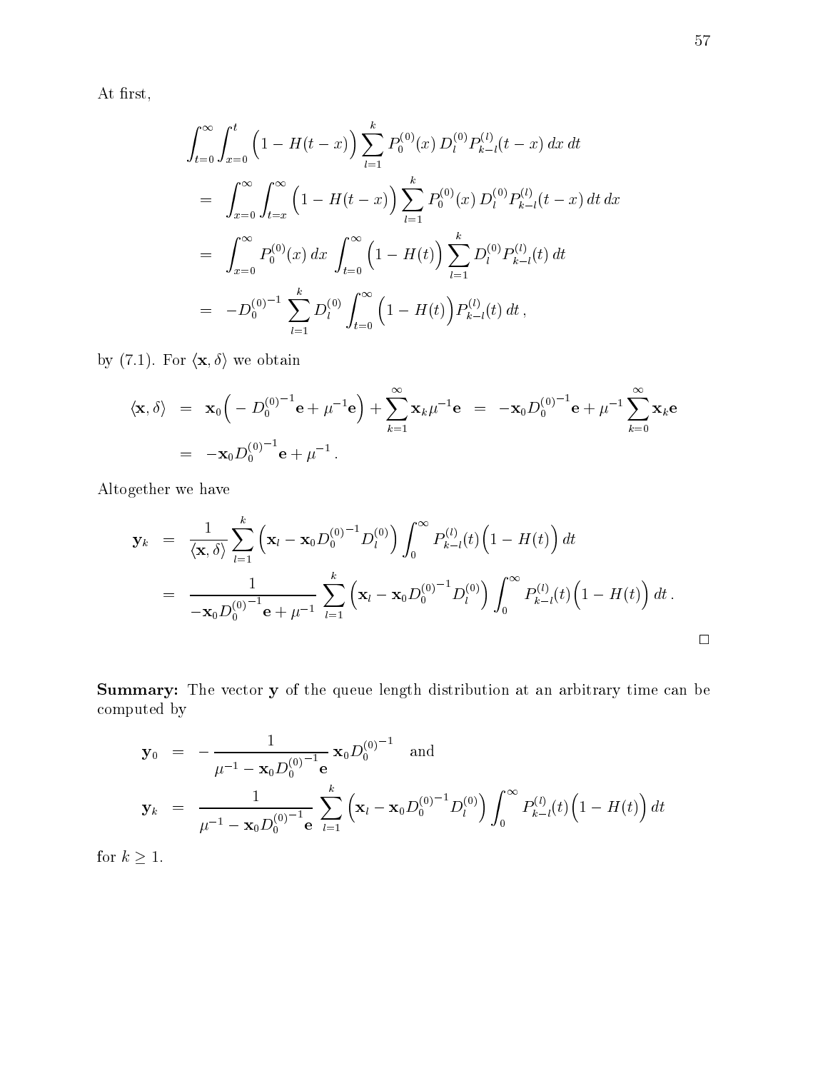At first,

$$
\begin{aligned}
&\int_{t=0}^{\infty}\int_{x=0}^{t}\Big(1-H(t-x)\Big)\sum_{l=1}^{k}P_0^{(0)}(x)\,D_l^{(0)}P_{k-l}^{(l)}(t-x)\,dx\,dt \\
&= \int_{x=0}^{\infty}\int_{t=x}^{\infty}\Big(1-H(t-x)\Big)\sum_{l=1}^{k}P_0^{(0)}(x)\,D_l^{(0)}P_{k-l}^{(l)}(t-x)\,dt\,dx \\
&= \int_{x=0}^{\infty}P_0^{(0)}(x)\,dx\,\int_{t=0}^{\infty}\Big(1-H(t)\Big)\sum_{l=1}^{k}D_l^{(0)}P_{k-l}^{(l)}(t)\,dt \\
&= -D_0^{(0)^{-1}}\sum_{l=1}^{k}D_l^{(0)}\int_{t=0}^{\infty}\Big(1-H(t)\Big)P_{k-l}^{(l)}(t)\,dt\,,
\end{aligned}
$$

by (7.1). For $\langle \mathbf{x}, \delta\rangle$ we obtain

$$
\begin{aligned}
\langle \mathbf{x}, \delta\rangle &= \mathbf{x}_0\Big(-D_0^{(0)^{-1}}\mathbf{e}+\mu^{-1}\mathbf{e}\Big)+\sum_{k=1}^{\infty}\mathbf{x}_k\mu^{-1}\mathbf{e} \;=\; -\mathbf{x}_0 D_0^{(0)^{-1}}\mathbf{e}+\mu^{-1}\sum_{k=0}^{\infty}\mathbf{x}_k\mathbf{e} \\
&= -\mathbf{x}_0 D_0^{(0)^{-1}}\mathbf{e}+\mu^{-1}\,.
\end{aligned}
$$

Altogether we have

$$
\begin{aligned}
\mathbf{y}_k &= \frac{1}{\langle \mathbf{x}, \delta\rangle}\sum_{l=1}^{k}\Big(\mathbf{x}_l-\mathbf{x}_0 D_0^{(0)^{-1}}D_l^{(0)}\Big)\int_0^{\infty}P_{k-l}^{(l)}(t)\Big(1-H(t)\Big)\,dt \\
&= \frac{1}{-\mathbf{x}_0 D_0^{(0)^{-1}}\mathbf{e}+\mu^{-1}}\sum_{l=1}^{k}\Big(\mathbf{x}_l-\mathbf{x}_0 D_0^{(0)^{-1}}D_l^{(0)}\Big)\int_0^{\infty}P_{k-l}^{(l)}(t)\Big(1-H(t)\Big)\,dt\,.
\end{aligned}
$$

□

**Summary:** The vector $\mathbf{y}$ of the queue length distribution at an arbitrary time can be computed by

$$
\begin{aligned}
\mathbf{y}_0 &= -\frac{1}{\mu^{-1}-\mathbf{x}_0 D_0^{(0)^{-1}}\mathbf{e}}\,\mathbf{x}_0 D_0^{(0)^{-1}} \quad \text{and} \\
\mathbf{y}_k &= \frac{1}{\mu^{-1}-\mathbf{x}_0 D_0^{(0)^{-1}}\mathbf{e}}\sum_{l=1}^{k}\Big(\mathbf{x}_l-\mathbf{x}_0 D_0^{(0)^{-1}}D_l^{(0)}\Big)\int_0^{\infty}P_{k-l}^{(l)}(t)\Big(1-H(t)\Big)\,dt
\end{aligned}
$$

for $k \geq 1$.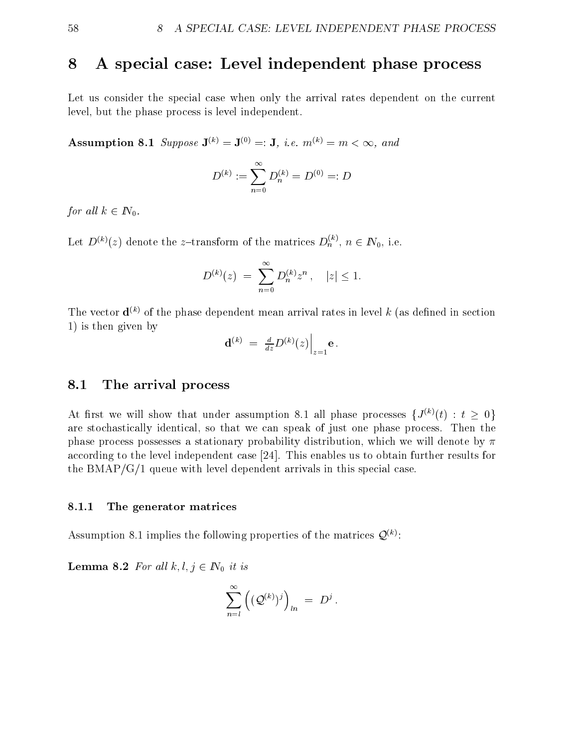# 8 A special case: Level independent phase process

Let us consider the special case when only the arrival rates dependent on the current level, but the phase process is level independent.

**Assumption 8.1** *Suppose* $\mathbf{J}^{(k)} = \mathbf{J}^{(0)} =: \mathbf{J}$*, i.e.* $m^{(k)} = m < \infty$*, and*

$$D^{(k)} := \sum_{n=0}^{\infty} D_n^{(k)} = D^{(0)} =: D$$

*for all* $k \in \mathbb{N}_0$*.*

Let $D^{(k)}(z)$ denote the $z$–transform of the matrices $D_n^{(k)}$, $n \in \mathbb{N}_0$, i.e.

$$D^{(k)}(z) \;=\; \sum_{n=0}^{\infty} D_n^{(k)} z^n \,, \quad |z| \leq 1.$$

The vector $\mathbf{d}^{(k)}$ of the phase dependent mean arrival rates in level $k$ (as defined in section 1) is then given by

$$\mathbf{d}^{(k)} \;=\; \tfrac{d}{dz} D^{(k)}(z)\Big|_{z=1} \mathbf{e}\,.$$

## 8.1 The arrival process

At first we will show that under assumption 8.1 all phase processes $\{J^{(k)}(t) : t \geq 0\}$ are stochastically identical, so that we can speak of just one phase process. Then the phase process possesses a stationary probability distribution, which we will denote by $\pi$ according to the level independent case [24]. This enables us to obtain further results for the BMAP/G/1 queue with level dependent arrivals in this special case.

### 8.1.1 The generator matrices

Assumption 8.1 implies the following properties of the matrices $\mathcal{Q}^{(k)}$:

**Lemma 8.2** *For all* $k, l, j \in \mathbb{N}_0$ *it is*

$$\sum_{n=l}^{\infty} \left( (\mathcal{Q}^{(k)})^j \right)_{ln} \;=\; D^j\,.$$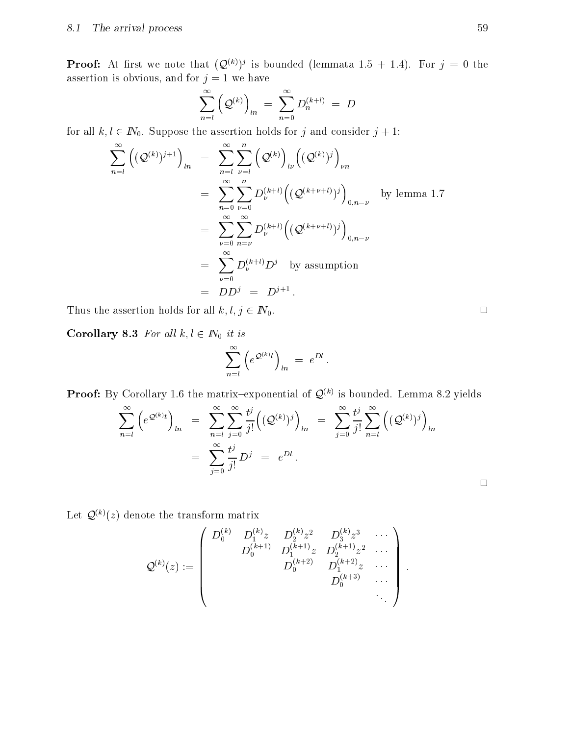**Proof:** At first we note that $(\mathcal{Q}^{(k)})^j$ is bounded (lemmata 1.5 + 1.4). For $j = 0$ the assertion is obvious, and for $j = 1$ we have

$$\sum_{n=l}^{\infty} \left(\mathcal{Q}^{(k)}\right)_{ln} \;=\; \sum_{n=0}^{\infty} D_n^{(k+l)} \;=\; D$$

for all $k, l \in \mathbb{N}_0$. Suppose the assertion holds for $j$ and consider $j+1$:

$$\begin{aligned}
\sum_{n=l}^{\infty} \left((\mathcal{Q}^{(k)})^{j+1}\right)_{ln} &= \sum_{n=l}^{\infty}\sum_{\nu=l}^{n} \left(\mathcal{Q}^{(k)}\right)_{l\nu} \left((\mathcal{Q}^{(k)})^{j}\right)_{\nu n} \\
&= \sum_{n=0}^{\infty}\sum_{\nu=0}^{n} D_\nu^{(k+l)} \left((\mathcal{Q}^{(k+\nu+l)})^{j}\right)_{0,n-\nu} \quad \text{by lemma 1.7} \\
&= \sum_{\nu=0}^{\infty}\sum_{n=\nu}^{\infty} D_\nu^{(k+l)} \left((\mathcal{Q}^{(k+\nu+l)})^{j}\right)_{0,n-\nu} \\
&= \sum_{\nu=0}^{\infty} D_\nu^{(k+l)} D^j \quad \text{by assumption} \\
&= D D^j \;=\; D^{j+1}\,.
\end{aligned}$$

Thus the assertion holds for all $k, l, j \in \mathbb{N}_0$. □

**Corollary 8.3** *For all $k, l \in \mathbb{N}_0$ it is*

$$\sum_{n=l}^{\infty} \left(e^{\mathcal{Q}^{(k)}t}\right)_{ln} \;=\; e^{Dt}\,.$$

**Proof:** By Corollary 1.6 the matrix–exponential of $\mathcal{Q}^{(k)}$ is bounded. Lemma 8.2 yields

$$\begin{aligned}
\sum_{n=l}^{\infty} \left(e^{\mathcal{Q}^{(k)}t}\right)_{ln} &= \sum_{n=l}^{\infty}\sum_{j=0}^{\infty} \frac{t^j}{j!}\left((\mathcal{Q}^{(k)})^{j}\right)_{ln} \;=\; \sum_{j=0}^{\infty} \frac{t^j}{j!}\sum_{n=l}^{\infty}\left((\mathcal{Q}^{(k)})^{j}\right)_{ln} \\
&= \sum_{j=0}^{\infty} \frac{t^j}{j!} D^j \;=\; e^{Dt}\,.
\end{aligned}$$

□

Let $\mathcal{Q}^{(k)}(z)$ denote the transform matrix

$$\mathcal{Q}^{(k)}(z) := \begin{pmatrix}
D_0^{(k)} & D_1^{(k)}z & D_2^{(k)}z^2 & D_3^{(k)}z^3 & \cdots \\
 & D_0^{(k+1)} & D_1^{(k+1)}z & D_2^{(k+1)}z^2 & \cdots \\
 & & D_0^{(k+2)} & D_1^{(k+2)}z & \cdots \\
 & & & D_0^{(k+3)} & \cdots \\
 & & & & \ddots
\end{pmatrix}.$$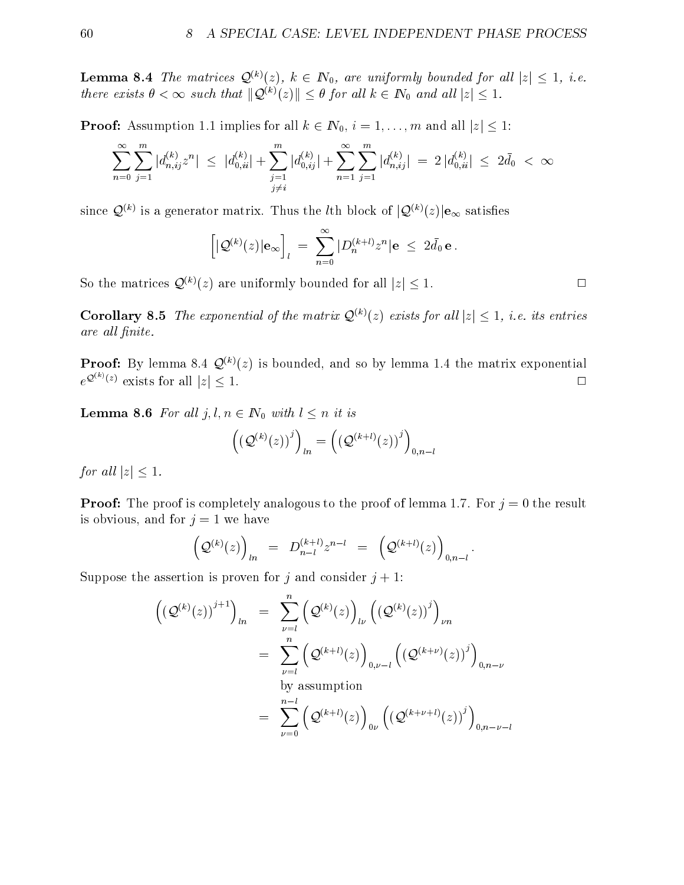**Lemma 8.4** *The matrices $\mathcal{Q}^{(k)}(z)$, $k \in \mathbb{N}_0$, are uniformly bounded for all $|z| \leq 1$, i.e. there exists $\theta < \infty$ such that $\|\mathcal{Q}^{(k)}(z)\| \leq \theta$ for all $k \in \mathbb{N}_0$ and all $|z| \leq 1$.*

**Proof:** Assumption 1.1 implies for all $k \in \mathbb{N}_0$, $i = 1, \ldots, m$ and all $|z| \leq 1$:

$$\sum_{n=0}^{\infty} \sum_{j=1}^{m} |d_{n,ij}^{(k)} z^n| \;\leq\; |d_{0,ii}^{(k)}| + \sum_{\substack{j=1 \\ j \neq i}}^{m} |d_{0,ij}^{(k)}| + \sum_{n=1}^{\infty} \sum_{j=1}^{m} |d_{n,ij}^{(k)}| \;=\; 2\,|d_{0,ii}^{(k)}| \;\leq\; 2\bar{d}_0 \;<\; \infty$$

since $\mathcal{Q}^{(k)}$ is a generator matrix. Thus the $l$th block of $|\mathcal{Q}^{(k)}(z)|\mathbf{e}_\infty$ satisfies

$$\Big[ |\mathcal{Q}^{(k)}(z)|\mathbf{e}_\infty \Big]_l \;=\; \sum_{n=0}^{\infty} |D_n^{(k+l)} z^n|\mathbf{e} \;\leq\; 2\bar{d}_0\,\mathbf{e}\,.$$

So the matrices $\mathcal{Q}^{(k)}(z)$ are uniformly bounded for all $|z| \leq 1$. □

**Corollary 8.5** *The exponential of the matrix $\mathcal{Q}^{(k)}(z)$ exists for all $|z| \leq 1$, i.e. its entries are all finite.*

**Proof:** By lemma 8.4 $\mathcal{Q}^{(k)}(z)$ is bounded, and so by lemma 1.4 the matrix exponential $e^{\mathcal{Q}^{(k)}(z)}$ exists for all $|z| \leq 1$. □

**Lemma 8.6** *For all $j, l, n \in \mathbb{N}_0$ with $l \leq n$ it is*

$$\Big( \big(\mathcal{Q}^{(k)}(z)\big)^j \Big)_{ln} = \Big( \big(\mathcal{Q}^{(k+l)}(z)\big)^j \Big)_{0,n-l}$$

*for all $|z| \leq 1$.*

**Proof:** The proof is completely analogous to the proof of lemma 1.7. For $j = 0$ the result is obvious, and for $j = 1$ we have

$$\Big( \mathcal{Q}^{(k)}(z) \Big)_{ln} \;=\; D_{n-l}^{(k+l)} z^{n-l} \;=\; \Big( \mathcal{Q}^{(k+l)}(z) \Big)_{0,n-l}.$$

Suppose the assertion is proven for $j$ and consider $j+1$:

$$\begin{aligned}
\Big( \big(\mathcal{Q}^{(k)}(z)\big)^{j+1} \Big)_{ln} &= \sum_{\nu=l}^{n} \Big( \mathcal{Q}^{(k)}(z) \Big)_{l\nu} \Big( \big(\mathcal{Q}^{(k)}(z)\big)^j \Big)_{\nu n} \\
&= \sum_{\nu=l}^{n} \Big( \mathcal{Q}^{(k+l)}(z) \Big)_{0,\nu-l} \Big( \big(\mathcal{Q}^{(k+\nu)}(z)\big)^j \Big)_{0,n-\nu} \\
&\phantom{=}\ \text{by assumption} \\
&= \sum_{\nu=0}^{n-l} \Big( \mathcal{Q}^{(k+l)}(z) \Big)_{0\nu} \Big( \big(\mathcal{Q}^{(k+\nu+l)}(z)\big)^j \Big)_{0,n-\nu-l}
\end{aligned}$$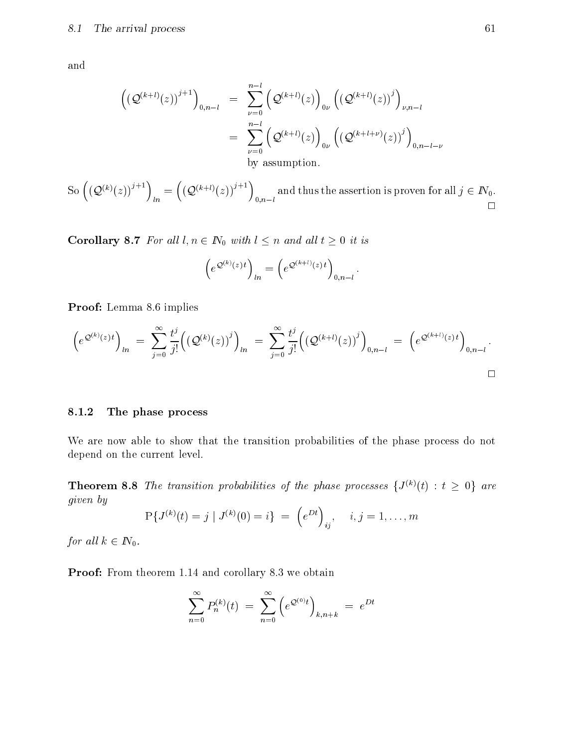and

$$
\begin{aligned}
\left(\left(\mathcal{Q}^{(k+l)}(z)\right)^{j+1}\right)_{0,n-l} &= \sum_{\nu=0}^{n-l} \left(\mathcal{Q}^{(k+l)}(z)\right)_{0\nu} \left(\left(\mathcal{Q}^{(k+l)}(z)\right)^{j}\right)_{\nu,n-l} \\
&= \sum_{\nu=0}^{n-l} \left(\mathcal{Q}^{(k+l)}(z)\right)_{0\nu} \left(\left(\mathcal{Q}^{(k+l+\nu)}(z)\right)^{j}\right)_{0,n-l-\nu} \\
&\quad \text{by assumption.}
\end{aligned}
$$

So $\left(\left(\mathcal{Q}^{(k)}(z)\right)^{j+1}\right)_{ln} = \left(\left(\mathcal{Q}^{(k+l)}(z)\right)^{j+1}\right)_{0,n-l}$ and thus the assertion is proven for all $j \in \mathbb{N}_0$. □

**Corollary 8.7** *For all $l, n \in \mathbb{N}_0$ with $l \leq n$ and all $t \geq 0$ it is*

$$
\left(e^{\mathcal{Q}^{(k)}(z)t}\right)_{ln} = \left(e^{\mathcal{Q}^{(k+l)}(z)t}\right)_{0,n-l}.
$$

**Proof:** Lemma 8.6 implies

$$
\left(e^{\mathcal{Q}^{(k)}(z)t}\right)_{ln} = \sum_{j=0}^{\infty} \frac{t^j}{j!}\left(\left(\mathcal{Q}^{(k)}(z)\right)^{j}\right)_{ln} = \sum_{j=0}^{\infty} \frac{t^j}{j!}\left(\left(\mathcal{Q}^{(k+l)}(z)\right)^{j}\right)_{0,n-l} = \left(e^{\mathcal{Q}^{(k+l)}(z)t}\right)_{0,n-l}.
$$

□

### 8.1.2 The phase process

We are now able to show that the transition probabilities of the phase process do not depend on the current level.

**Theorem 8.8** *The transition probabilities of the phase processes $\{J^{(k)}(t) : t \geq 0\}$ are given by*

$$
\mathrm{P}\{J^{(k)}(t) = j \mid J^{(k)}(0) = i\} = \left(e^{Dt}\right)_{ij}, \quad i, j = 1, \ldots, m
$$

*for all $k \in \mathbb{N}_0$.*

**Proof:** From theorem 1.14 and corollary 8.3 we obtain

$$
\sum_{n=0}^{\infty} P_n^{(k)}(t) = \sum_{n=0}^{\infty} \left(e^{\mathcal{Q}^{(0)}t}\right)_{k,n+k} = e^{Dt}
$$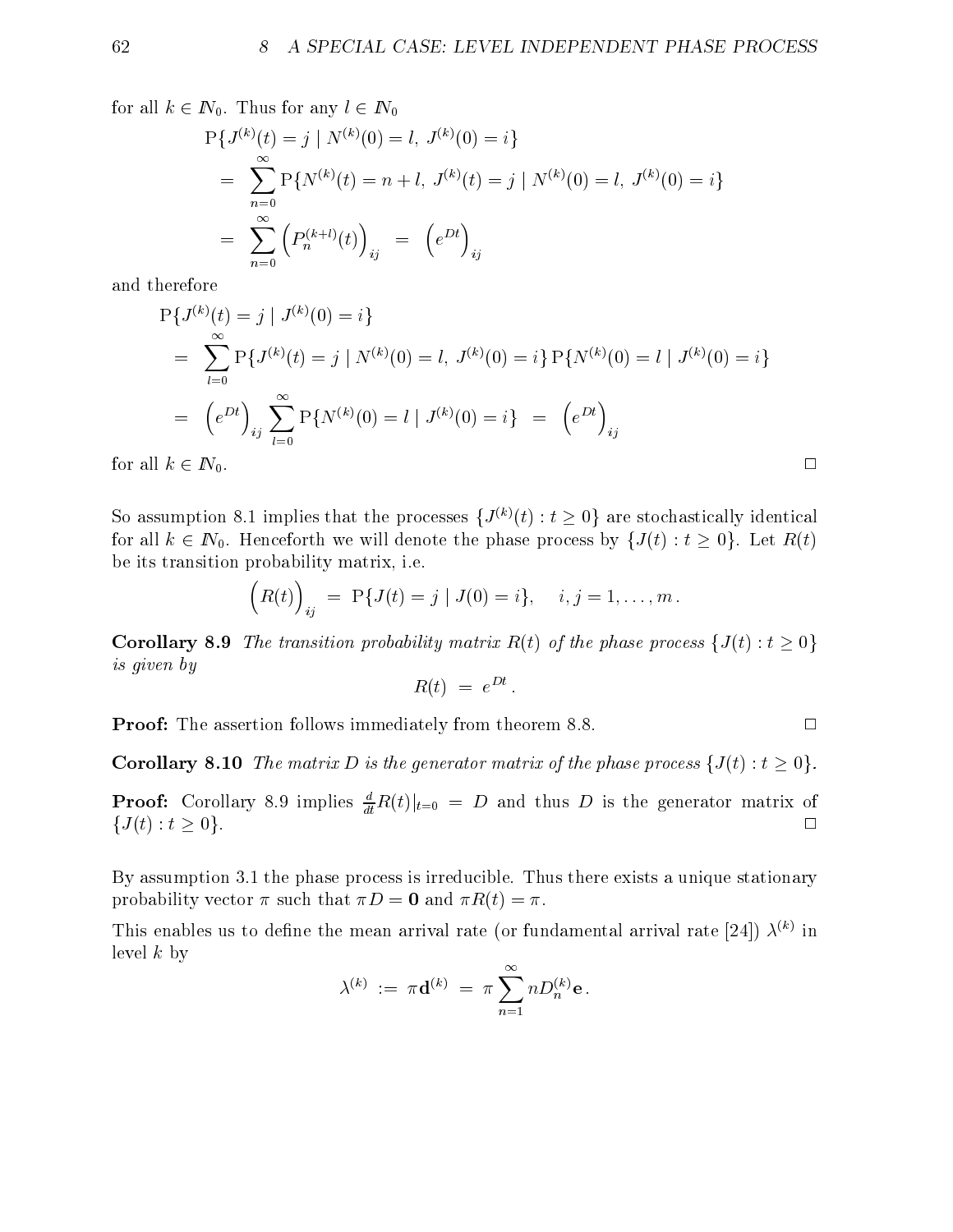for all $k \in \mathbb{N}_0$. Thus for any $l \in \mathbb{N}_0$

$$
\begin{aligned}
& \mathrm{P}\{J^{(k)}(t) = j \mid N^{(k)}(0) = l,\ J^{(k)}(0) = i\} \\
&= \sum_{n=0}^{\infty} \mathrm{P}\{N^{(k)}(t) = n + l,\ J^{(k)}(t) = j \mid N^{(k)}(0) = l,\ J^{(k)}(0) = i\} \\
&= \sum_{n=0}^{\infty} \left(P_n^{(k+l)}(t)\right)_{ij} \;=\; \left(e^{Dt}\right)_{ij}
\end{aligned}
$$

and therefore

$$
\begin{aligned}
& \mathrm{P}\{J^{(k)}(t) = j \mid J^{(k)}(0) = i\} \\
&= \sum_{l=0}^{\infty} \mathrm{P}\{J^{(k)}(t) = j \mid N^{(k)}(0) = l,\ J^{(k)}(0) = i\}\,\mathrm{P}\{N^{(k)}(0) = l \mid J^{(k)}(0) = i\} \\
&= \left(e^{Dt}\right)_{ij} \sum_{l=0}^{\infty} \mathrm{P}\{N^{(k)}(0) = l \mid J^{(k)}(0) = i\} \;=\; \left(e^{Dt}\right)_{ij}
\end{aligned}
$$

for all $k \in \mathbb{N}_0$. □

So assumption 8.1 implies that the processes $\{J^{(k)}(t) : t \geq 0\}$ are stochastically identical for all $k \in \mathbb{N}_0$. Henceforth we will denote the phase process by $\{J(t) : t \geq 0\}$. Let $R(t)$ be its transition probability matrix, i.e.

$$
\left(R(t)\right)_{ij} \;=\; \mathrm{P}\{J(t) = j \mid J(0) = i\}, \quad i, j = 1, \ldots, m\,.
$$

**Corollary 8.9** *The transition probability matrix $R(t)$ of the phase process $\{J(t) : t \geq 0\}$ is given by*

$$
R(t) \;=\; e^{Dt}\,.
$$

**Proof:** The assertion follows immediately from theorem 8.8. □

**Corollary 8.10** *The matrix $D$ is the generator matrix of the phase process $\{J(t) : t \geq 0\}$.*

**Proof:** Corollary 8.9 implies $\frac{d}{dt}R(t)|_{t=0} = D$ and thus $D$ is the generator matrix of $\{J(t) : t \geq 0\}$. □

By assumption 3.1 the phase process is irreducible. Thus there exists a unique stationary probability vector $\pi$ such that $\pi D = \mathbf{0}$ and $\pi R(t) = \pi$.

This enables us to define the mean arrival rate (or fundamental arrival rate [24]) $\lambda^{(k)}$ in level $k$ by

$$
\lambda^{(k)} \;:=\; \pi \mathbf{d}^{(k)} \;=\; \pi \sum_{n=1}^{\infty} n D_n^{(k)} \mathbf{e}\,.
$$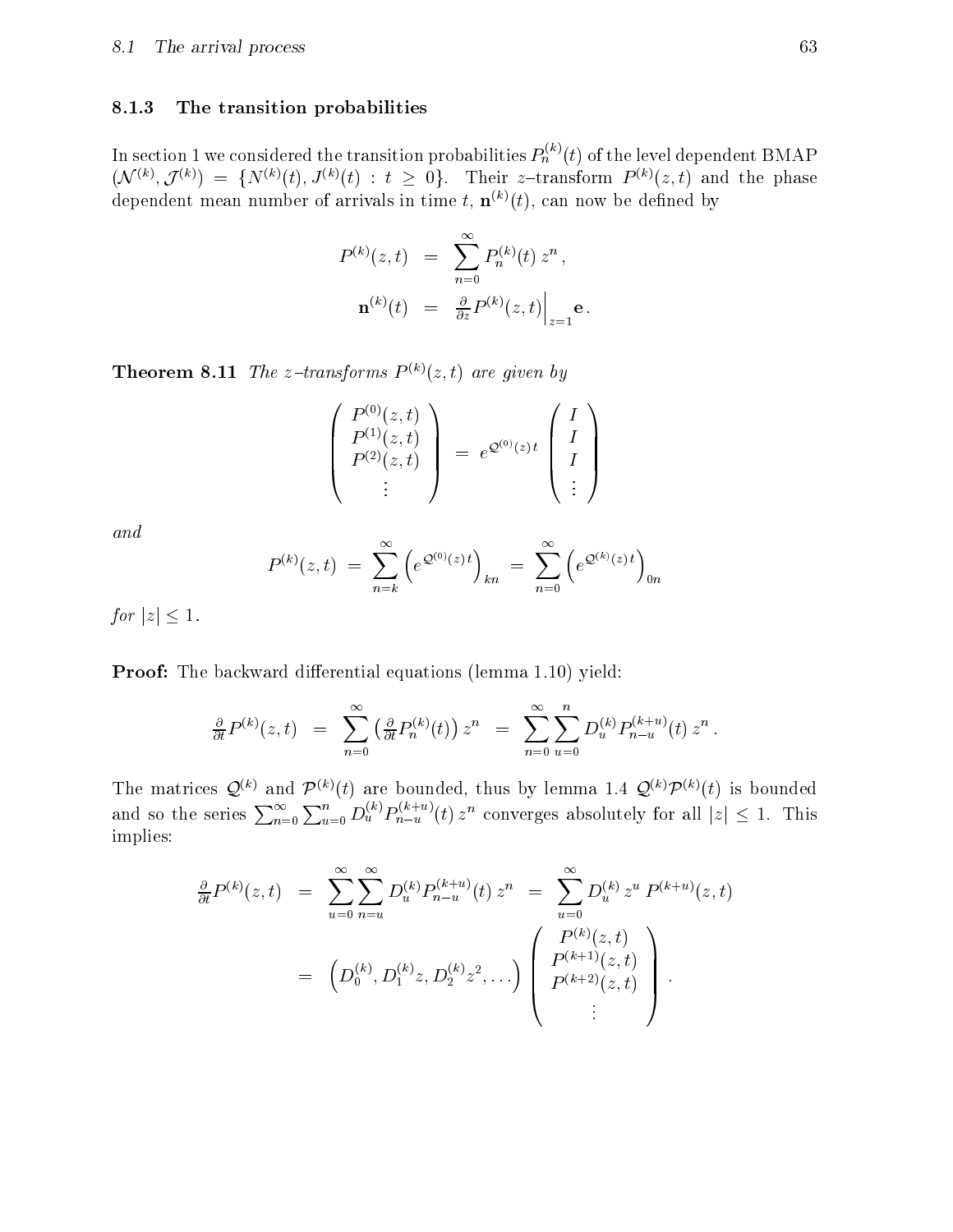### 8.1.3 The transition probabilities

In section 1 we considered the transition probabilities $P_n^{(k)}(t)$ of the level dependent BMAP $(\mathcal{N}^{(k)}, \mathcal{J}^{(k)}) = \{N^{(k)}(t), J^{(k)}(t) : t \geq 0\}$. Their $z$–transform $P^{(k)}(z,t)$ and the phase dependent mean number of arrivals in time $t$, $\mathbf{n}^{(k)}(t)$, can now be defined by

$$
\begin{aligned}
P^{(k)}(z,t) &= \sum_{n=0}^{\infty} P_n^{(k)}(t)\, z^n \,, \\
\mathbf{n}^{(k)}(t) &= \tfrac{\partial}{\partial z} P^{(k)}(z,t)\Big|_{z=1} \mathbf{e} \,.
\end{aligned}
$$

**Theorem 8.11** *The $z$–transforms $P^{(k)}(z,t)$ are given by*

$$
\begin{pmatrix} P^{(0)}(z,t) \\ P^{(1)}(z,t) \\ P^{(2)}(z,t) \\ \vdots \end{pmatrix} = e^{\mathcal{Q}^{(0)}(z)\,t} \begin{pmatrix} I \\ I \\ I \\ \vdots \end{pmatrix}
$$

*and*

$$
P^{(k)}(z,t) = \sum_{n=k}^{\infty} \left( e^{\mathcal{Q}^{(0)}(z)\,t} \right)_{kn} = \sum_{n=0}^{\infty} \left( e^{\mathcal{Q}^{(k)}(z)\,t} \right)_{0n}
$$

*for $|z| \leq 1$.*

**Proof:** The backward differential equations (lemma 1.10) yield:

$$
\tfrac{\partial}{\partial t} P^{(k)}(z,t) = \sum_{n=0}^{\infty} \left( \tfrac{\partial}{\partial t} P_n^{(k)}(t) \right) z^n = \sum_{n=0}^{\infty} \sum_{u=0}^{n} D_u^{(k)} P_{n-u}^{(k+u)}(t)\, z^n \,.
$$

The matrices $\mathcal{Q}^{(k)}$ and $\mathcal{P}^{(k)}(t)$ are bounded, thus by lemma 1.4 $\mathcal{Q}^{(k)}\mathcal{P}^{(k)}(t)$ is bounded and so the series $\sum_{n=0}^{\infty} \sum_{u=0}^{n} D_u^{(k)} P_{n-u}^{(k+u)}(t)\, z^n$ converges absolutely for all $|z| \leq 1$. This implies:

$$
\begin{aligned}
\tfrac{\partial}{\partial t} P^{(k)}(z,t) &= \sum_{u=0}^{\infty} \sum_{n=u}^{\infty} D_u^{(k)} P_{n-u}^{(k+u)}(t)\, z^n = \sum_{u=0}^{\infty} D_u^{(k)}\, z^u\, P^{(k+u)}(z,t) \\
&= \left( D_0^{(k)}, D_1^{(k)} z, D_2^{(k)} z^2, \ldots \right) \begin{pmatrix} P^{(k)}(z,t) \\ P^{(k+1)}(z,t) \\ P^{(k+2)}(z,t) \\ \vdots \end{pmatrix} .
\end{aligned}
$$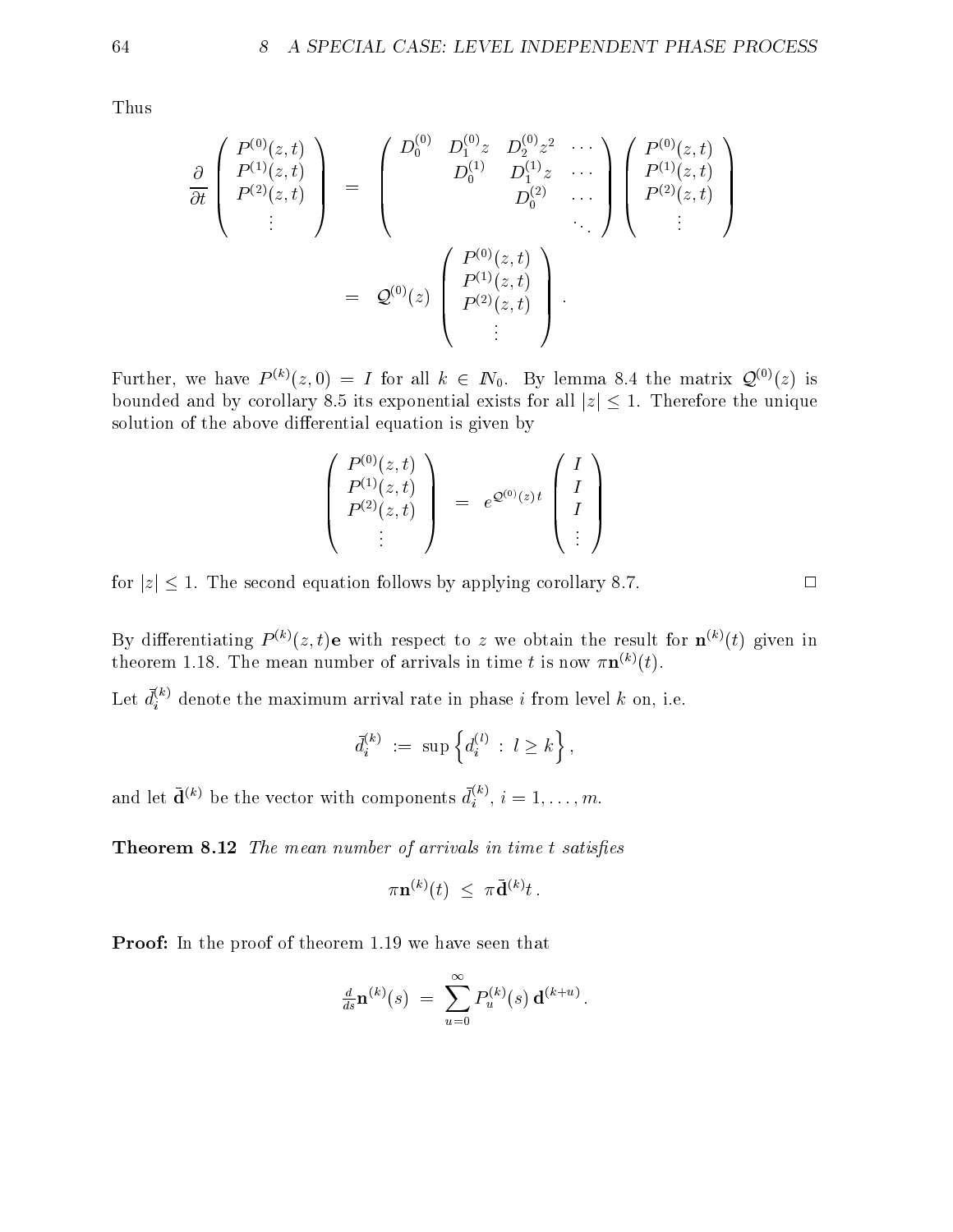Thus

$$
\frac{\partial}{\partial t}\begin{pmatrix} P^{(0)}(z,t) \\ P^{(1)}(z,t) \\ P^{(2)}(z,t) \\ \vdots \end{pmatrix} = \begin{pmatrix} D_0^{(0)} & D_1^{(0)}z & D_2^{(0)}z^2 & \cdots \\ & D_0^{(1)} & D_1^{(1)}z & \cdots \\ & & D_0^{(2)} & \cdots \\ & & & \ddots \end{pmatrix} \begin{pmatrix} P^{(0)}(z,t) \\ P^{(1)}(z,t) \\ P^{(2)}(z,t) \\ \vdots \end{pmatrix}
$$

$$
= \mathcal{Q}^{(0)}(z) \begin{pmatrix} P^{(0)}(z,t) \\ P^{(1)}(z,t) \\ P^{(2)}(z,t) \\ \vdots \end{pmatrix}.
$$

Further, we have $P^{(k)}(z,0) = I$ for all $k \in \mathbb{N}_0$. By lemma 8.4 the matrix $\mathcal{Q}^{(0)}(z)$ is bounded and by corollary 8.5 its exponential exists for all $|z| \leq 1$. Therefore the unique solution of the above differential equation is given by

$$
\begin{pmatrix} P^{(0)}(z,t) \\ P^{(1)}(z,t) \\ P^{(2)}(z,t) \\ \vdots \end{pmatrix} = e^{\mathcal{Q}^{(0)}(z)\,t} \begin{pmatrix} I \\ I \\ I \\ \vdots \end{pmatrix}
$$

for $|z| \leq 1$. The second equation follows by applying corollary 8.7. □

By differentiating $P^{(k)}(z,t)\mathbf{e}$ with respect to $z$ we obtain the result for $\mathbf{n}^{(k)}(t)$ given in theorem 1.18. The mean number of arrivals in time $t$ is now $\pi\mathbf{n}^{(k)}(t)$.

Let $\bar{d}_i^{(k)}$ denote the maximum arrival rate in phase $i$ from level $k$ on, i.e.

$$
\bar{d}_i^{(k)} := \sup\left\{ d_i^{(l)} \, : \, l \geq k \right\},
$$

and let $\bar{\mathbf{d}}^{(k)}$ be the vector with components $\bar{d}_i^{(k)}$, $i = 1, \ldots, m$.

**Theorem 8.12** *The mean number of arrivals in time $t$ satisfies*

$$
\pi\mathbf{n}^{(k)}(t) \leq \pi\bar{\mathbf{d}}^{(k)} t \, .
$$

**Proof:** In the proof of theorem 1.19 we have seen that

$$
\tfrac{d}{ds}\mathbf{n}^{(k)}(s) = \sum_{u=0}^{\infty} P_u^{(k)}(s)\,\mathbf{d}^{(k+u)} \, .
$$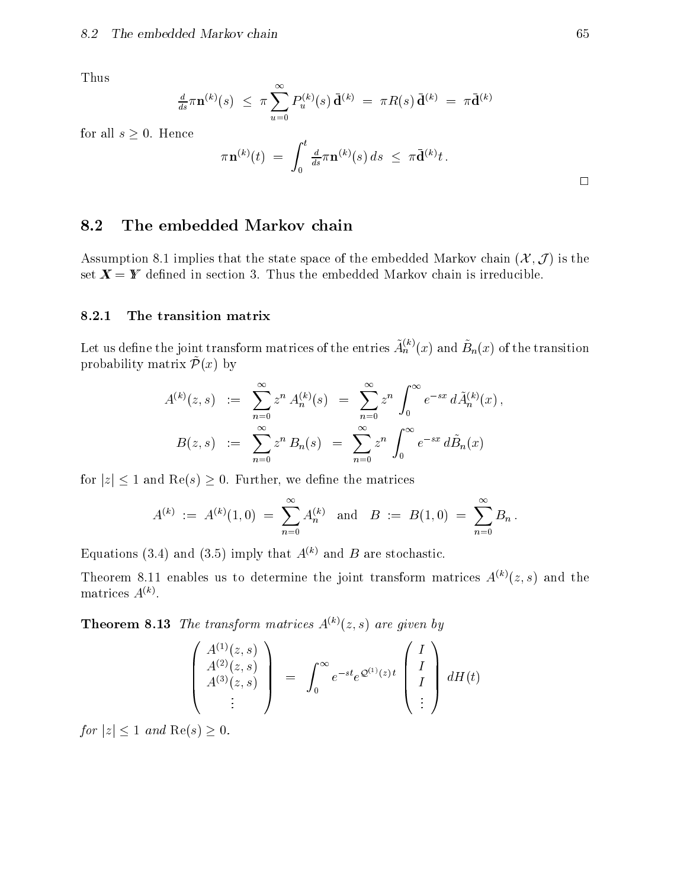Thus

$$\tfrac{d}{ds}\pi \mathbf{n}^{(k)}(s) \;\le\; \pi \sum_{u=0}^{\infty} P_u^{(k)}(s)\, \bar{\mathbf{d}}^{(k)} \;=\; \pi R(s)\, \bar{\mathbf{d}}^{(k)} \;=\; \pi \bar{\mathbf{d}}^{(k)}$$

for all $s \geq 0$. Hence

$$\pi \mathbf{n}^{(k)}(t) \;=\; \int_0^t \tfrac{d}{ds}\pi \mathbf{n}^{(k)}(s)\, ds \;\le\; \pi \bar{\mathbf{d}}^{(k)} t\,.$$

□

## 8.2 The embedded Markov chain

Assumption 8.1 implies that the state space of the embedded Markov chain $(\mathcal{X}, \mathcal{J})$ is the set $\mathbb{X} = \mathbb{Y}$ defined in section 3. Thus the embedded Markov chain is irreducible.

### 8.2.1 The transition matrix

Let us define the joint transform matrices of the entries $\tilde{A}_n^{(k)}(x)$ and $\tilde{B}_n(x)$ of the transition probability matrix $\tilde{\mathcal{P}}(x)$ by

$$\begin{aligned} A^{(k)}(z,s) \;&:=\; \sum_{n=0}^{\infty} z^n\, A_n^{(k)}(s) \;=\; \sum_{n=0}^{\infty} z^n \int_0^{\infty} e^{-sx}\, d\tilde{A}_n^{(k)}(x)\,, \\ B(z,s) \;&:=\; \sum_{n=0}^{\infty} z^n\, B_n(s) \;=\; \sum_{n=0}^{\infty} z^n \int_0^{\infty} e^{-sx}\, d\tilde{B}_n(x) \end{aligned}$$

for $|z| \leq 1$ and $\mathrm{Re}(s) \geq 0$. Further, we define the matrices

$$A^{(k)} \;:=\; A^{(k)}(1,0) \;=\; \sum_{n=0}^{\infty} A_n^{(k)} \quad \text{and} \quad B \;:=\; B(1,0) \;=\; \sum_{n=0}^{\infty} B_n\,.$$

Equations (3.4) and (3.5) imply that $A^{(k)}$ and $B$ are stochastic.

Theorem 8.11 enables us to determine the joint transform matrices $A^{(k)}(z,s)$ and the matrices $A^{(k)}$.

**Theorem 8.13** *The transform matrices $A^{(k)}(z,s)$ are given by*

$$\begin{pmatrix} A^{(1)}(z,s) \\ A^{(2)}(z,s) \\ A^{(3)}(z,s) \\ \vdots \end{pmatrix} \;=\; \int_0^{\infty} e^{-st} e^{\mathcal{Q}^{(1)}(z)\,t} \begin{pmatrix} I \\ I \\ I \\ \vdots \end{pmatrix} dH(t)$$

*for $|z| \leq 1$ and $\mathrm{Re}(s) \geq 0$.*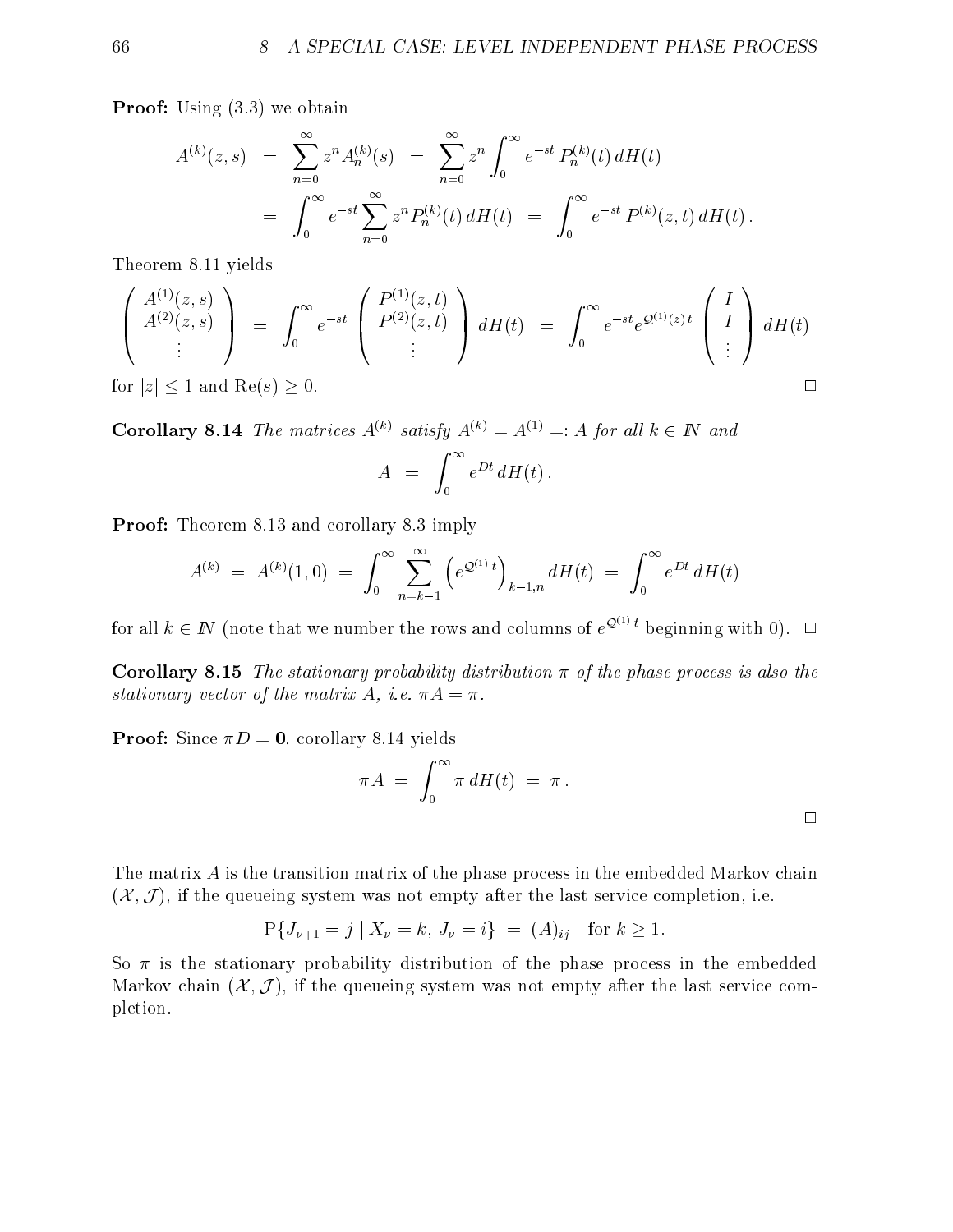**Proof:** Using (3.3) we obtain

$$
\begin{aligned}
A^{(k)}(z,s) &= \sum_{n=0}^{\infty} z^n A_n^{(k)}(s) \;=\; \sum_{n=0}^{\infty} z^n \int_0^{\infty} e^{-st}\, P_n^{(k)}(t)\, dH(t) \\
&= \int_0^{\infty} e^{-st} \sum_{n=0}^{\infty} z^n P_n^{(k)}(t)\, dH(t) \;=\; \int_0^{\infty} e^{-st}\, P^{(k)}(z,t)\, dH(t)\,.
\end{aligned}
$$

Theorem 8.11 yields

$$
\begin{pmatrix} A^{(1)}(z,s) \\ A^{(2)}(z,s) \\ \vdots \end{pmatrix} \;=\; \int_0^{\infty} e^{-st} \begin{pmatrix} P^{(1)}(z,t) \\ P^{(2)}(z,t) \\ \vdots \end{pmatrix} dH(t) \;=\; \int_0^{\infty} e^{-st} e^{\mathcal{Q}^{(1)}(z)\,t} \begin{pmatrix} I \\ I \\ \vdots \end{pmatrix} dH(t)
$$

for $|z| \leq 1$ and $\mathrm{Re}(s) \geq 0$. □

**Corollary 8.14** *The matrices $A^{(k)}$ satisfy $A^{(k)} = A^{(1)} =: A$ for all $k \in I\!N$ and*

$$
A \;=\; \int_0^{\infty} e^{Dt}\, dH(t)\,.
$$

**Proof:** Theorem 8.13 and corollary 8.3 imply

$$
A^{(k)} \;=\; A^{(k)}(1,0) \;=\; \int_0^{\infty} \sum_{n=k-1}^{\infty} \left( e^{\mathcal{Q}^{(1)}\,t} \right)_{k-1,n} dH(t) \;=\; \int_0^{\infty} e^{Dt}\, dH(t)
$$

for all $k \in I\!N$ (note that we number the rows and columns of $e^{\mathcal{Q}^{(1)}\,t}$ beginning with 0). □

**Corollary 8.15** *The stationary probability distribution $\pi$ of the phase process is also the stationary vector of the matrix $A$, i.e. $\pi A = \pi$.*

**Proof:** Since $\pi D = \mathbf{0}$, corollary 8.14 yields

$$
\pi A \;=\; \int_0^{\infty} \pi\, dH(t) \;=\; \pi\,.
$$

□

The matrix $A$ is the transition matrix of the phase process in the embedded Markov chain $(\mathcal{X}, \mathcal{J})$, if the queueing system was not empty after the last service completion, i.e.

$$
\mathrm{P}\{J_{\nu+1} = j \mid X_\nu = k,\, J_\nu = i\} \;=\; (A)_{ij} \quad \text{for } k \geq 1.
$$

So $\pi$ is the stationary probability distribution of the phase process in the embedded Markov chain $(\mathcal{X}, \mathcal{J})$, if the queueing system was not empty after the last service completion.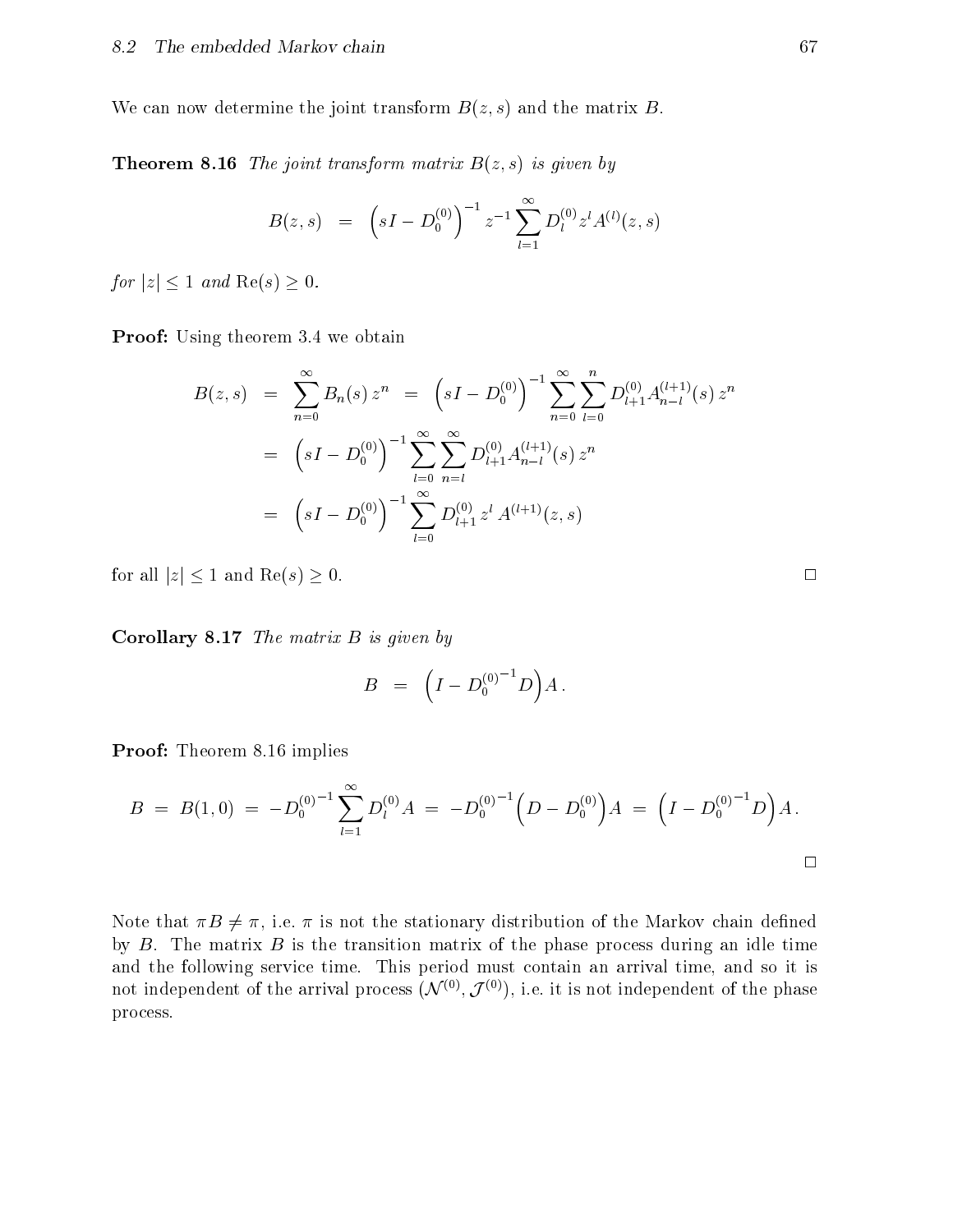We can now determine the joint transform $B(z,s)$ and the matrix $B$.

**Theorem 8.16** *The joint transform matrix $B(z,s)$ is given by*

$$B(z,s) \;=\; \left(sI - D_0^{(0)}\right)^{-1} z^{-1} \sum_{l=1}^{\infty} D_l^{(0)} z^l A^{(l)}(z,s)$$

*for $|z| \le 1$ and $\mathrm{Re}(s) \ge 0$.*

**Proof:** Using theorem 3.4 we obtain

$$\begin{aligned}
B(z,s) &= \sum_{n=0}^{\infty} B_n(s)\, z^n \;=\; \left(sI - D_0^{(0)}\right)^{-1} \sum_{n=0}^{\infty} \sum_{l=0}^{n} D_{l+1}^{(0)} A_{n-l}^{(l+1)}(s)\, z^n \\
&= \left(sI - D_0^{(0)}\right)^{-1} \sum_{l=0}^{\infty} \sum_{n=l}^{\infty} D_{l+1}^{(0)} A_{n-l}^{(l+1)}(s)\, z^n \\
&= \left(sI - D_0^{(0)}\right)^{-1} \sum_{l=0}^{\infty} D_{l+1}^{(0)}\, z^l\, A^{(l+1)}(z,s)
\end{aligned}$$

for all $|z| \le 1$ and $\mathrm{Re}(s) \ge 0$. □

**Corollary 8.17** *The matrix $B$ is given by*

$$B \;=\; \left(I - D_0^{(0)^{-1}} D\right) A\,.$$

**Proof:** Theorem 8.16 implies

$$B \;=\; B(1,0) \;=\; -D_0^{(0)^{-1}} \sum_{l=1}^{\infty} D_l^{(0)} A \;=\; -D_0^{(0)^{-1}} \left(D - D_0^{(0)}\right) A \;=\; \left(I - D_0^{(0)^{-1}} D\right) A\,.$$

□

Note that $\pi B \neq \pi$, i.e. $\pi$ is not the stationary distribution of the Markov chain defined by $B$. The matrix $B$ is the transition matrix of the phase process during an idle time and the following service time. This period must contain an arrival time, and so it is not independent of the arrival process $(\mathcal{N}^{(0)}, \mathcal{J}^{(0)})$, i.e. it is not independent of the phase process.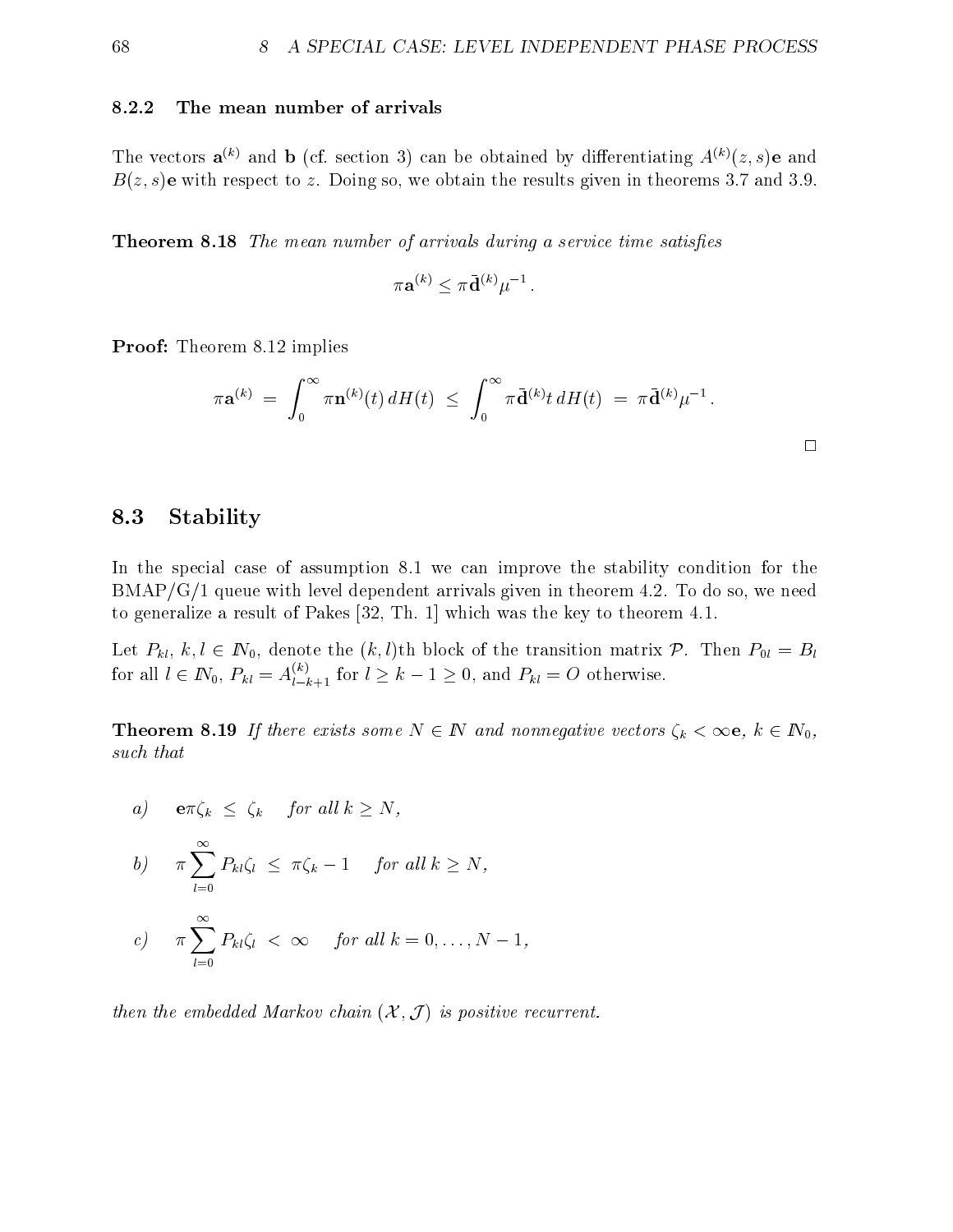### 8.2.2 The mean number of arrivals

The vectors $\mathbf{a}^{(k)}$ and $\mathbf{b}$ (cf. section 3) can be obtained by differentiating $A^{(k)}(z,s)\mathbf{e}$ and $B(z,s)\mathbf{e}$ with respect to $z$. Doing so, we obtain the results given in theorems 3.7 and 3.9.

**Theorem 8.18** *The mean number of arrivals during a service time satisfies*

$$\pi \mathbf{a}^{(k)} \leq \pi \bar{\mathbf{d}}^{(k)} \mu^{-1} .$$

**Proof:** Theorem 8.12 implies

$$\pi \mathbf{a}^{(k)} \;=\; \int_0^\infty \pi \mathbf{n}^{(k)}(t)\, dH(t) \;\leq\; \int_0^\infty \pi \bar{\mathbf{d}}^{(k)} t \, dH(t) \;=\; \pi \bar{\mathbf{d}}^{(k)} \mu^{-1} .$$

□

## 8.3 Stability

In the special case of assumption 8.1 we can improve the stability condition for the BMAP/G/1 queue with level dependent arrivals given in theorem 4.2. To do so, we need to generalize a result of Pakes [32, Th. 1] which was the key to theorem 4.1.

Let $P_{kl}$, $k, l \in I\!N_0$, denote the $(k,l)$th block of the transition matrix $\mathcal{P}$. Then $P_{0l} = B_l$ for all $l \in I\!N_0$, $P_{kl} = A^{(k)}_{l-k+1}$ for $l \geq k-1 \geq 0$, and $P_{kl} = O$ otherwise.

**Theorem 8.19** *If there exists some $N \in I\!N$ and nonnegative vectors $\zeta_k < \infty \mathbf{e}$, $k \in I\!N_0$, such that*

*a)* $\quad \mathbf{e}\pi\zeta_k \;\leq\; \zeta_k \quad$ *for all $k \geq N$,*

*b)* $\quad \pi \sum_{l=0}^{\infty} P_{kl}\zeta_l \;\leq\; \pi\zeta_k - 1 \quad$ *for all $k \geq N$,*

*c)* $\quad \pi \sum_{l=0}^{\infty} P_{kl}\zeta_l \;<\; \infty \quad$ *for all $k = 0, \ldots, N-1$,*

*then the embedded Markov chain $(\mathcal{X}, \mathcal{J})$ is positive recurrent.*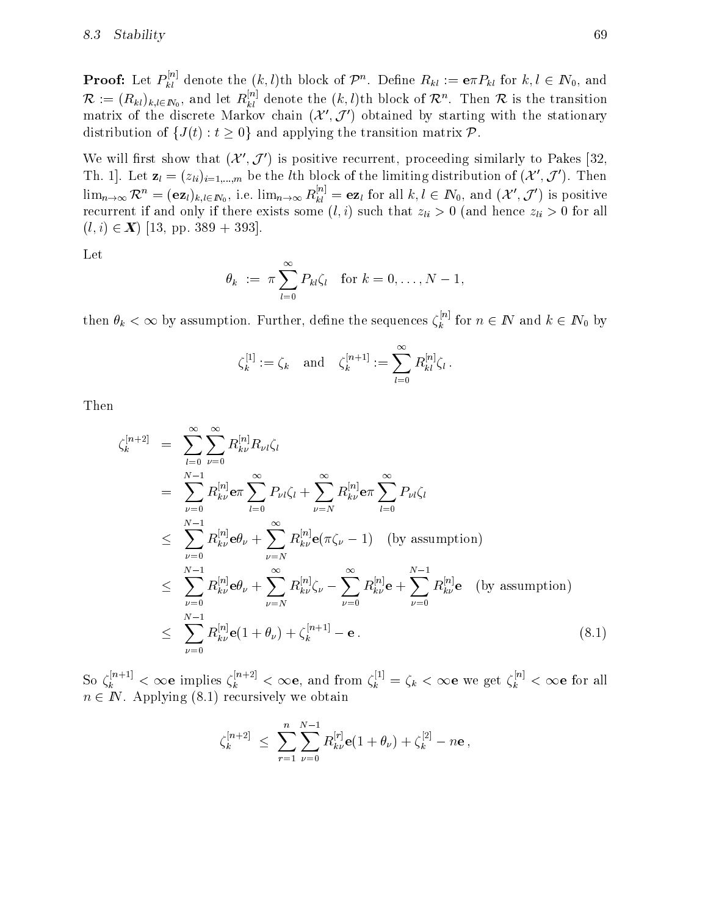**Proof:** Let $P^{[n]}_{kl}$ denote the $(k,l)$th block of $\mathcal{P}^n$. Define $R_{kl} := \mathbf{e}\pi P_{kl}$ for $k,l \in \mathbb{N}_0$, and $\mathcal{R} := (R_{kl})_{k,l\in\mathbb{N}_0}$, and let $R^{[n]}_{kl}$ denote the $(k,l)$th block of $\mathcal{R}^n$. Then $\mathcal{R}$ is the transition matrix of the discrete Markov chain $(\mathcal{X}', \mathcal{J}')$ obtained by starting with the stationary distribution of $\{J(t) : t \geq 0\}$ and applying the transition matrix $\mathcal{P}$.

We will first show that $(\mathcal{X}', \mathcal{J}')$ is positive recurrent, proceeding similarly to Pakes [32, Th. 1]. Let $\mathbf{z}_l = (z_{li})_{i=1,\ldots,m}$ be the $l$th block of the limiting distribution of $(\mathcal{X}', \mathcal{J}')$. Then $\lim_{n\to\infty} \mathcal{R}^n = (\mathbf{e}\mathbf{z}_l)_{k,l\in\mathbb{N}_0}$, i.e. $\lim_{n\to\infty} R^{[n]}_{kl} = \mathbf{e}\mathbf{z}_l$ for all $k,l \in \mathbb{N}_0$, and $(\mathcal{X}', \mathcal{J}')$ is positive recurrent if and only if there exists some $(l,i)$ such that $z_{li} > 0$ (and hence $z_{li} > 0$ for all $(l,i) \in \boldsymbol{X}$) [13, pp. 389 + 393].

Let

$$\theta_k \;:=\; \pi \sum_{l=0}^{\infty} P_{kl}\zeta_l \quad \text{for } k = 0,\ldots,N-1,$$

then $\theta_k < \infty$ by assumption. Further, define the sequences $\zeta^{[n]}_k$ for $n \in \mathbb{N}$ and $k \in \mathbb{N}_0$ by

$$\zeta^{[1]}_k := \zeta_k \quad \text{and} \quad \zeta^{[n+1]}_k := \sum_{l=0}^{\infty} R^{[n]}_{kl}\zeta_l \,.$$

Then

$$\begin{aligned}
\zeta^{[n+2]}_k &= \sum_{l=0}^{\infty}\sum_{\nu=0}^{\infty} R^{[n]}_{k\nu} R_{\nu l}\zeta_l \\
&= \sum_{\nu=0}^{N-1} R^{[n]}_{k\nu}\mathbf{e}\pi \sum_{l=0}^{\infty} P_{\nu l}\zeta_l + \sum_{\nu=N}^{\infty} R^{[n]}_{k\nu}\mathbf{e}\pi \sum_{l=0}^{\infty} P_{\nu l}\zeta_l \\
&\leq \sum_{\nu=0}^{N-1} R^{[n]}_{k\nu}\mathbf{e}\theta_\nu + \sum_{\nu=N}^{\infty} R^{[n]}_{k\nu}\mathbf{e}(\pi\zeta_\nu - 1) \quad \text{(by assumption)} \\
&\leq \sum_{\nu=0}^{N-1} R^{[n]}_{k\nu}\mathbf{e}\theta_\nu + \sum_{\nu=N}^{\infty} R^{[n]}_{k\nu}\zeta_\nu - \sum_{\nu=0}^{\infty} R^{[n]}_{k\nu}\mathbf{e} + \sum_{\nu=0}^{N-1} R^{[n]}_{k\nu}\mathbf{e} \quad \text{(by assumption)} \\
&\leq \sum_{\nu=0}^{N-1} R^{[n]}_{k\nu}\mathbf{e}(1+\theta_\nu) + \zeta^{[n+1]}_k - \mathbf{e}\,. 
\end{aligned} \tag{8.1}$$

So $\zeta^{[n+1]}_k < \infty\mathbf{e}$ implies $\zeta^{[n+2]}_k < \infty\mathbf{e}$, and from $\zeta^{[1]}_k = \zeta_k < \infty\mathbf{e}$ we get $\zeta^{[n]}_k < \infty\mathbf{e}$ for all $n \in \mathbb{N}$. Applying (8.1) recursively we obtain

$$\zeta^{[n+2]}_k \;\leq\; \sum_{r=1}^{n}\sum_{\nu=0}^{N-1} R^{[r]}_{k\nu}\mathbf{e}(1+\theta_\nu) + \zeta^{[2]}_k - n\mathbf{e}\,,$$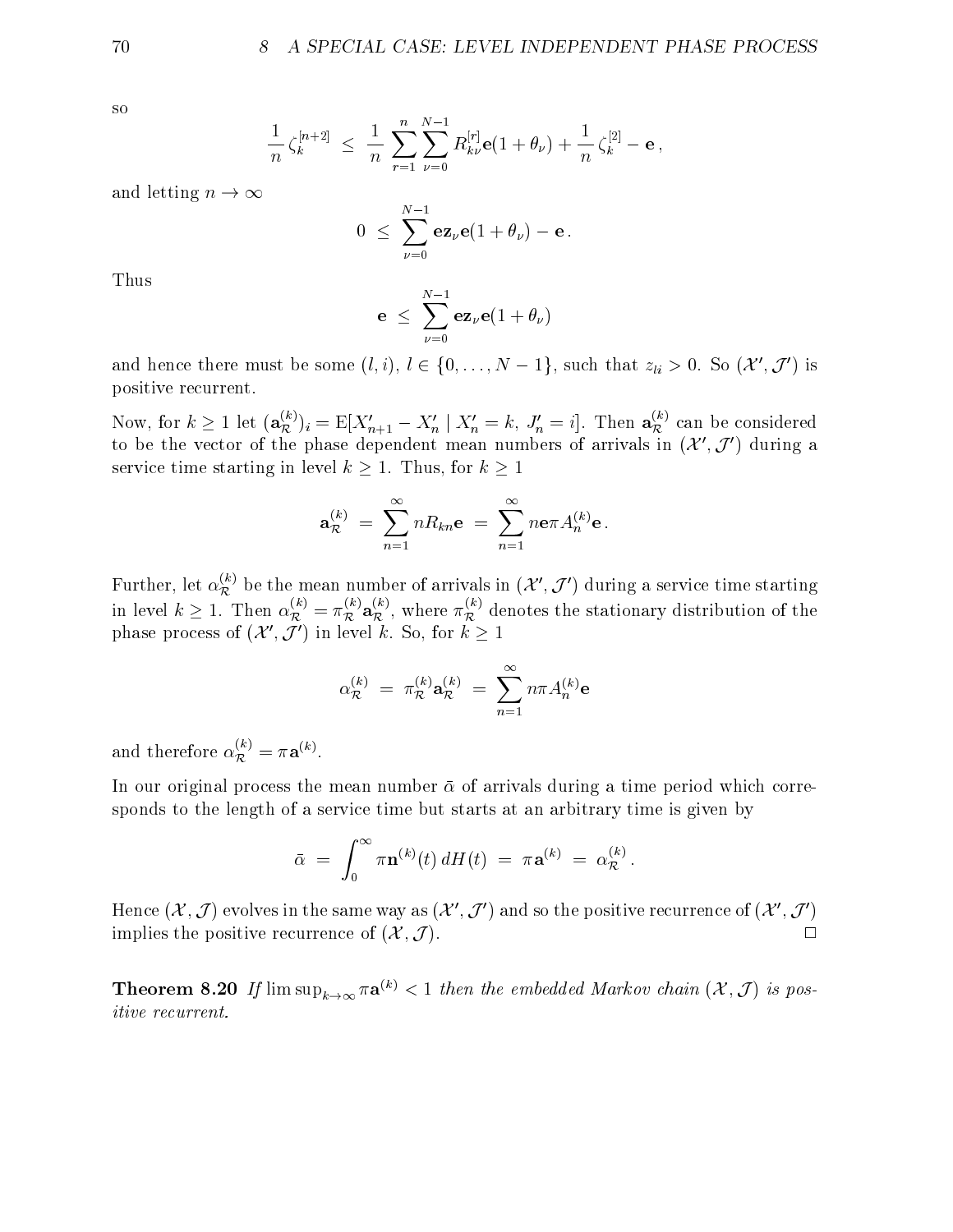so

$$\frac{1}{n}\,\zeta_k^{[n+2]} \;\le\; \frac{1}{n}\sum_{r=1}^{n}\sum_{\nu=0}^{N-1} R_{k\nu}^{[r]}\mathbf{e}(1+\theta_\nu) + \frac{1}{n}\,\zeta_k^{[2]} - \mathbf{e}\,,$$

and letting $n \to \infty$

$$0 \;\le\; \sum_{\nu=0}^{N-1} \mathbf{e}\mathbf{z}_\nu \mathbf{e}(1+\theta_\nu) - \mathbf{e}\,.$$

Thus

$$\mathbf{e} \;\le\; \sum_{\nu=0}^{N-1} \mathbf{e}\mathbf{z}_\nu \mathbf{e}(1+\theta_\nu)$$

and hence there must be some $(l,i)$, $l \in \{0,\ldots,N-1\}$, such that $z_{li} > 0$. So $(\mathcal{X}',\mathcal{J}')$ is positive recurrent.

Now, for $k \ge 1$ let $(\mathbf{a}_{\mathcal{R}}^{(k)})_i = \mathrm{E}[X'_{n+1} - X'_n \mid X'_n = k,\ J'_n = i]$. Then $\mathbf{a}_{\mathcal{R}}^{(k)}$ can be considered to be the vector of the phase dependent mean numbers of arrivals in $(\mathcal{X}',\mathcal{J}')$ during a service time starting in level $k \ge 1$. Thus, for $k \ge 1$

$$\mathbf{a}_{\mathcal{R}}^{(k)} \;=\; \sum_{n=1}^{\infty} nR_{kn}\mathbf{e} \;=\; \sum_{n=1}^{\infty} n\mathbf{e}\pi A_n^{(k)}\mathbf{e}\,.$$

Further, let $\alpha_{\mathcal{R}}^{(k)}$ be the mean number of arrivals in $(\mathcal{X}',\mathcal{J}')$ during a service time starting in level $k \ge 1$. Then $\alpha_{\mathcal{R}}^{(k)} = \pi_{\mathcal{R}}^{(k)}\mathbf{a}_{\mathcal{R}}^{(k)}$, where $\pi_{\mathcal{R}}^{(k)}$ denotes the stationary distribution of the phase process of $(\mathcal{X}',\mathcal{J}')$ in level $k$. So, for $k \ge 1$

$$\alpha_{\mathcal{R}}^{(k)} \;=\; \pi_{\mathcal{R}}^{(k)}\mathbf{a}_{\mathcal{R}}^{(k)} \;=\; \sum_{n=1}^{\infty} n\pi A_n^{(k)}\mathbf{e}$$

and therefore $\alpha_{\mathcal{R}}^{(k)} = \pi\mathbf{a}^{(k)}$.

In our original process the mean number $\bar{\alpha}$ of arrivals during a time period which corresponds to the length of a service time but starts at an arbitrary time is given by

$$\bar{\alpha} \;=\; \int_0^{\infty} \pi\mathbf{n}^{(k)}(t)\,dH(t) \;=\; \pi\mathbf{a}^{(k)} \;=\; \alpha_{\mathcal{R}}^{(k)}\,.$$

Hence $(\mathcal{X},\mathcal{J})$ evolves in the same way as $(\mathcal{X}',\mathcal{J}')$ and so the positive recurrence of $(\mathcal{X}',\mathcal{J}')$ implies the positive recurrence of $(\mathcal{X},\mathcal{J})$. □

**Theorem 8.20** *If* $\limsup_{k\to\infty} \pi\mathbf{a}^{(k)} < 1$ *then the embedded Markov chain* $(\mathcal{X},\mathcal{J})$ *is positive recurrent.*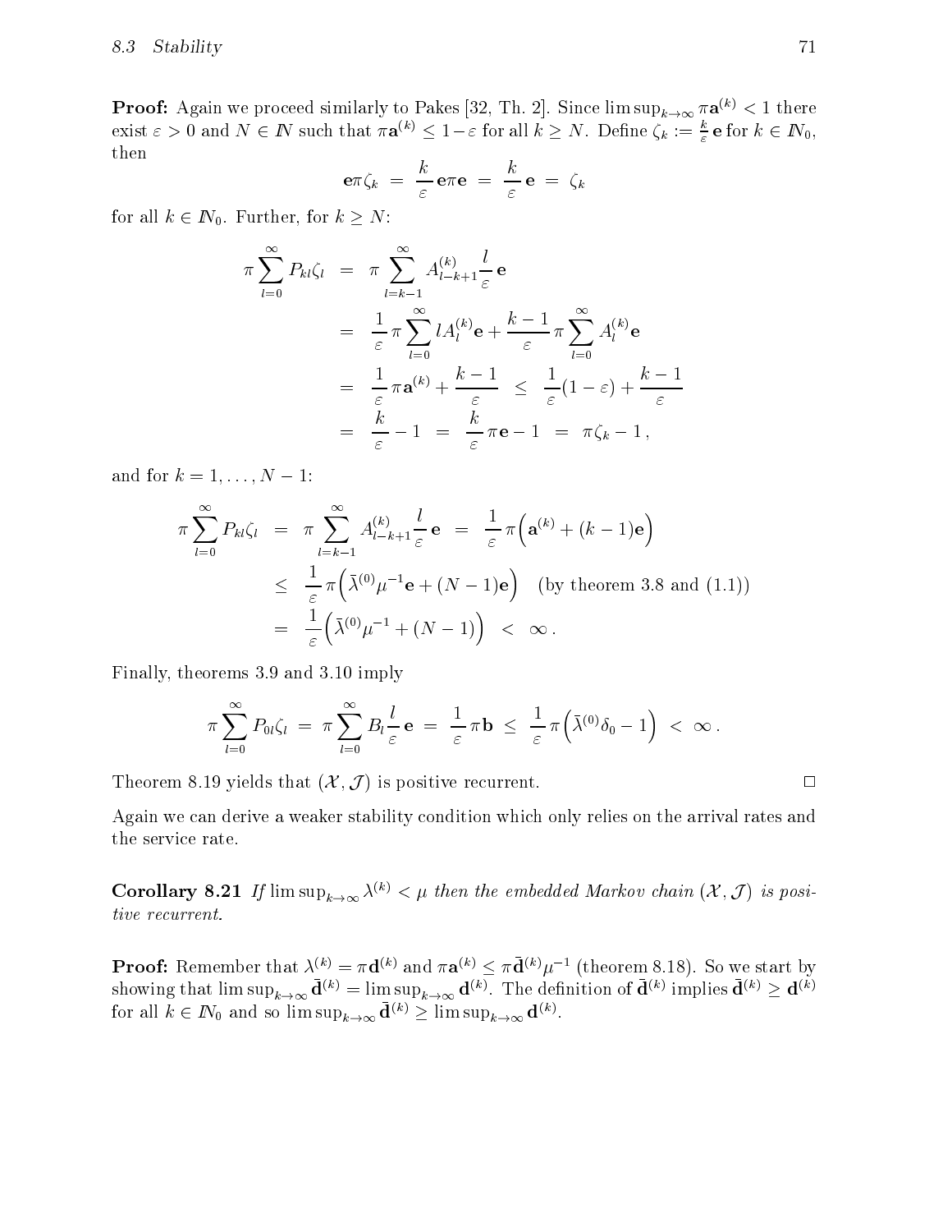**Proof:** Again we proceed similarly to Pakes [32, Th. 2]. Since $\limsup_{k\to\infty} \pi\mathbf{a}^{(k)} < 1$ there exist $\varepsilon > 0$ and $N \in I\!N$ such that $\pi\mathbf{a}^{(k)} \leq 1-\varepsilon$ for all $k \geq N$. Define $\zeta_k := \frac{k}{\varepsilon}\,\mathbf{e}$ for $k \in I\!N_0$, then

$$\mathbf{e}\pi\zeta_k \;=\; \frac{k}{\varepsilon}\,\mathbf{e}\pi\mathbf{e} \;=\; \frac{k}{\varepsilon}\,\mathbf{e} \;=\; \zeta_k$$

for all $k \in I\!N_0$. Further, for $k \geq N$:

$$\begin{aligned}
\pi\sum_{l=0}^{\infty} P_{kl}\zeta_l &= \pi\sum_{l=k-1}^{\infty} A^{(k)}_{l-k+1}\frac{l}{\varepsilon}\,\mathbf{e} \\
&= \frac{1}{\varepsilon}\,\pi\sum_{l=0}^{\infty} l A^{(k)}_l\mathbf{e} + \frac{k-1}{\varepsilon}\,\pi\sum_{l=0}^{\infty} A^{(k)}_l\mathbf{e} \\
&= \frac{1}{\varepsilon}\,\pi\mathbf{a}^{(k)} + \frac{k-1}{\varepsilon} \;\;\leq\;\; \frac{1}{\varepsilon}(1-\varepsilon) + \frac{k-1}{\varepsilon} \\
&= \frac{k}{\varepsilon} - 1 \;\;=\;\; \frac{k}{\varepsilon}\,\pi\mathbf{e} - 1 \;\;=\;\; \pi\zeta_k - 1\,,
\end{aligned}$$

and for $k = 1, \ldots, N-1$:

$$\begin{aligned}
\pi\sum_{l=0}^{\infty} P_{kl}\zeta_l &= \pi\sum_{l=k-1}^{\infty} A^{(k)}_{l-k+1}\frac{l}{\varepsilon}\,\mathbf{e} \;\;=\;\; \frac{1}{\varepsilon}\,\pi\Big(\mathbf{a}^{(k)} + (k-1)\mathbf{e}\Big) \\
&\leq \frac{1}{\varepsilon}\,\pi\Big(\bar{\lambda}^{(0)}\mu^{-1}\mathbf{e} + (N-1)\mathbf{e}\Big) \quad \text{(by theorem 3.8 and (1.1))} \\
&= \frac{1}{\varepsilon}\Big(\bar{\lambda}^{(0)}\mu^{-1} + (N-1)\Big) \;\;<\;\; \infty\,.
\end{aligned}$$

Finally, theorems 3.9 and 3.10 imply

$$\pi\sum_{l=0}^{\infty} P_{0l}\zeta_l \;=\; \pi\sum_{l=0}^{\infty} B_l\frac{l}{\varepsilon}\,\mathbf{e} \;=\; \frac{1}{\varepsilon}\,\pi\mathbf{b} \;\leq\; \frac{1}{\varepsilon}\,\pi\Big(\bar{\lambda}^{(0)}\delta_0 - 1\Big) \;<\; \infty\,.$$

Theorem 8.19 yields that $(\mathcal{X}, \mathcal{J})$ is positive recurrent. $\square$

Again we can derive a weaker stability condition which only relies on the arrival rates and the service rate.

**Corollary 8.21** *If $\limsup_{k\to\infty} \lambda^{(k)} < \mu$ then the embedded Markov chain $(\mathcal{X}, \mathcal{J})$ is positive recurrent.*

**Proof:** Remember that $\lambda^{(k)} = \pi\mathbf{d}^{(k)}$ and $\pi\mathbf{a}^{(k)} \leq \pi\bar{\mathbf{d}}^{(k)}\mu^{-1}$ (theorem 8.18). So we start by showing that $\limsup_{k\to\infty} \bar{\mathbf{d}}^{(k)} = \limsup_{k\to\infty} \mathbf{d}^{(k)}$. The definition of $\bar{\mathbf{d}}^{(k)}$ implies $\bar{\mathbf{d}}^{(k)} \geq \mathbf{d}^{(k)}$ for all $k \in I\!N_0$ and so $\limsup_{k\to\infty} \bar{\mathbf{d}}^{(k)} \geq \limsup_{k\to\infty} \mathbf{d}^{(k)}$.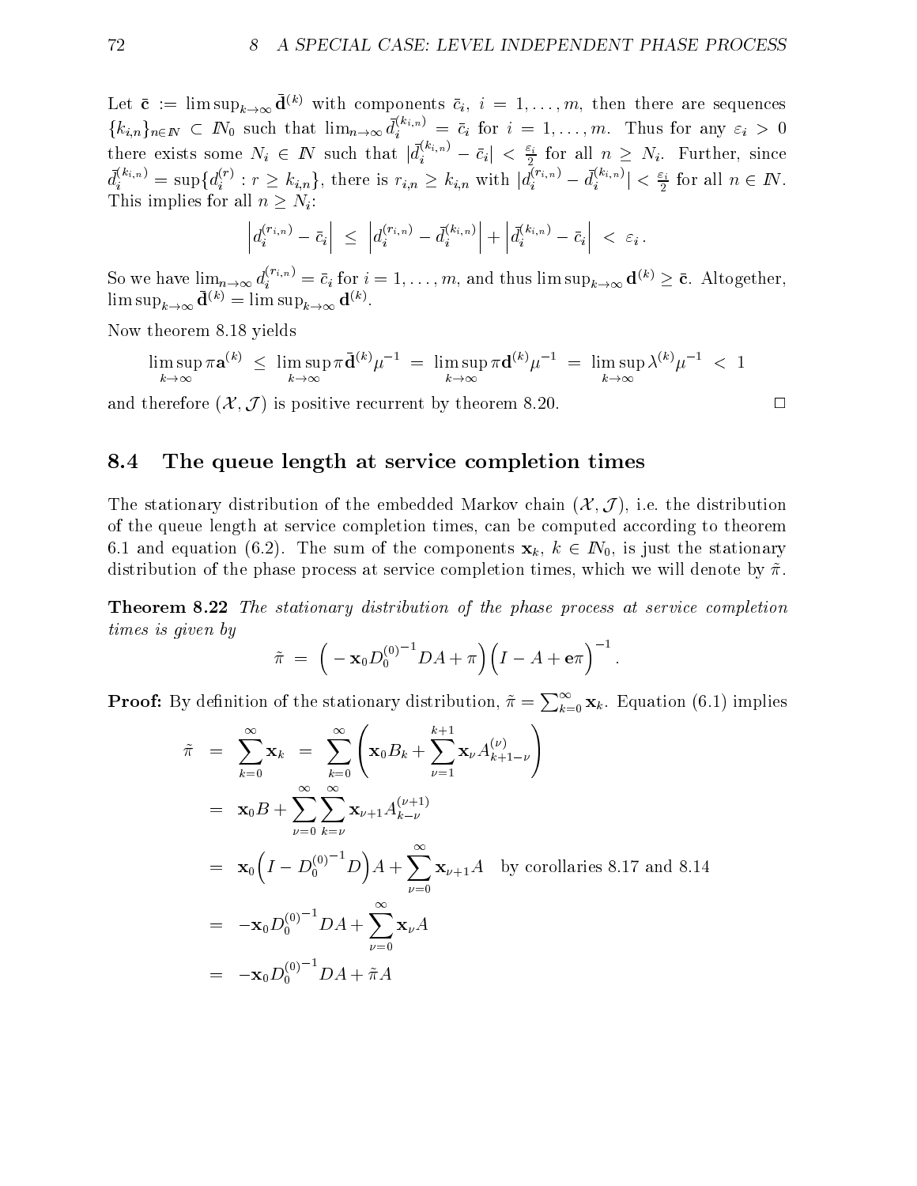Let $\bar{\mathbf{c}} := \limsup_{k\to\infty} \bar{\mathbf{d}}^{(k)}$ with components $\bar{c}_i$, $i = 1,\ldots,m$, then there are sequences $\{k_{i,n}\}_{n\in\mathbb{N}} \subset \mathbb{N}_0$ such that $\lim_{n\to\infty} \bar{d}_i^{(k_{i,n})} = \bar{c}_i$ for $i = 1,\ldots,m$. Thus for any $\varepsilon_i > 0$ there exists some $N_i \in \mathbb{N}$ such that $|\bar{d}_i^{(k_{i,n})} - \bar{c}_i| < \frac{\varepsilon_i}{2}$ for all $n \geq N_i$. Further, since $\bar{d}_i^{(k_{i,n})} = \sup\{d_i^{(r)} : r \geq k_{i,n}\}$, there is $r_{i,n} \geq k_{i,n}$ with $|d_i^{(r_{i,n})} - \bar{d}_i^{(k_{i,n})}| < \frac{\varepsilon_i}{2}$ for all $n \in \mathbb{N}$. This implies for all $n \geq N_i$:

$$\left| d_i^{(r_{i,n})} - \bar{c}_i \right| \;\leq\; \left| d_i^{(r_{i,n})} - \bar{d}_i^{(k_{i,n})} \right| + \left| \bar{d}_i^{(k_{i,n})} - \bar{c}_i \right| \;<\; \varepsilon_i \,.$$

So we have $\lim_{n\to\infty} d_i^{(r_{i,n})} = \bar{c}_i$ for $i = 1,\ldots,m$, and thus $\limsup_{k\to\infty} \mathbf{d}^{(k)} \geq \bar{\mathbf{c}}$. Altogether, $\limsup_{k\to\infty} \bar{\mathbf{d}}^{(k)} = \limsup_{k\to\infty} \mathbf{d}^{(k)}$.

Now theorem 8.18 yields

$$\limsup_{k\to\infty} \pi \mathbf{a}^{(k)} \;\leq\; \limsup_{k\to\infty} \pi \bar{\mathbf{d}}^{(k)} \mu^{-1} \;=\; \limsup_{k\to\infty} \pi \mathbf{d}^{(k)} \mu^{-1} \;=\; \limsup_{k\to\infty} \lambda^{(k)} \mu^{-1} \;<\; 1$$

and therefore $(\mathcal{X}, \mathcal{J})$ is positive recurrent by theorem 8.20. $\square$

## 8.4 The queue length at service completion times

The stationary distribution of the embedded Markov chain $(\mathcal{X}, \mathcal{J})$, i.e. the distribution of the queue length at service completion times, can be computed according to theorem 6.1 and equation (6.2). The sum of the components $\mathbf{x}_k$, $k \in \mathbb{N}_0$, is just the stationary distribution of the phase process at service completion times, which we will denote by $\tilde{\pi}$.

**Theorem 8.22** *The stationary distribution of the phase process at service completion times is given by*

$$\tilde{\pi} \;=\; \left( -\mathbf{x}_0 D_0^{(0)^{-1}} D A + \pi \right) \left( I - A + \mathbf{e}\pi \right)^{-1} .$$

**Proof:** By definition of the stationary distribution, $\tilde{\pi} = \sum_{k=0}^{\infty} \mathbf{x}_k$. Equation (6.1) implies

$$\begin{aligned}
\tilde{\pi} &= \sum_{k=0}^{\infty} \mathbf{x}_k \;=\; \sum_{k=0}^{\infty} \left( \mathbf{x}_0 B_k + \sum_{\nu=1}^{k+1} \mathbf{x}_\nu A_{k+1-\nu}^{(\nu)} \right) \\
&= \mathbf{x}_0 B + \sum_{\nu=0}^{\infty} \sum_{k=\nu}^{\infty} \mathbf{x}_{\nu+1} A_{k-\nu}^{(\nu+1)} \\
&= \mathbf{x}_0 \left( I - D_0^{(0)^{-1}} D \right) A + \sum_{\nu=0}^{\infty} \mathbf{x}_{\nu+1} A \quad \text{by corollaries 8.17 and 8.14} \\
&= -\mathbf{x}_0 D_0^{(0)^{-1}} D A + \sum_{\nu=0}^{\infty} \mathbf{x}_\nu A \\
&= -\mathbf{x}_0 D_0^{(0)^{-1}} D A + \tilde{\pi} A
\end{aligned}$$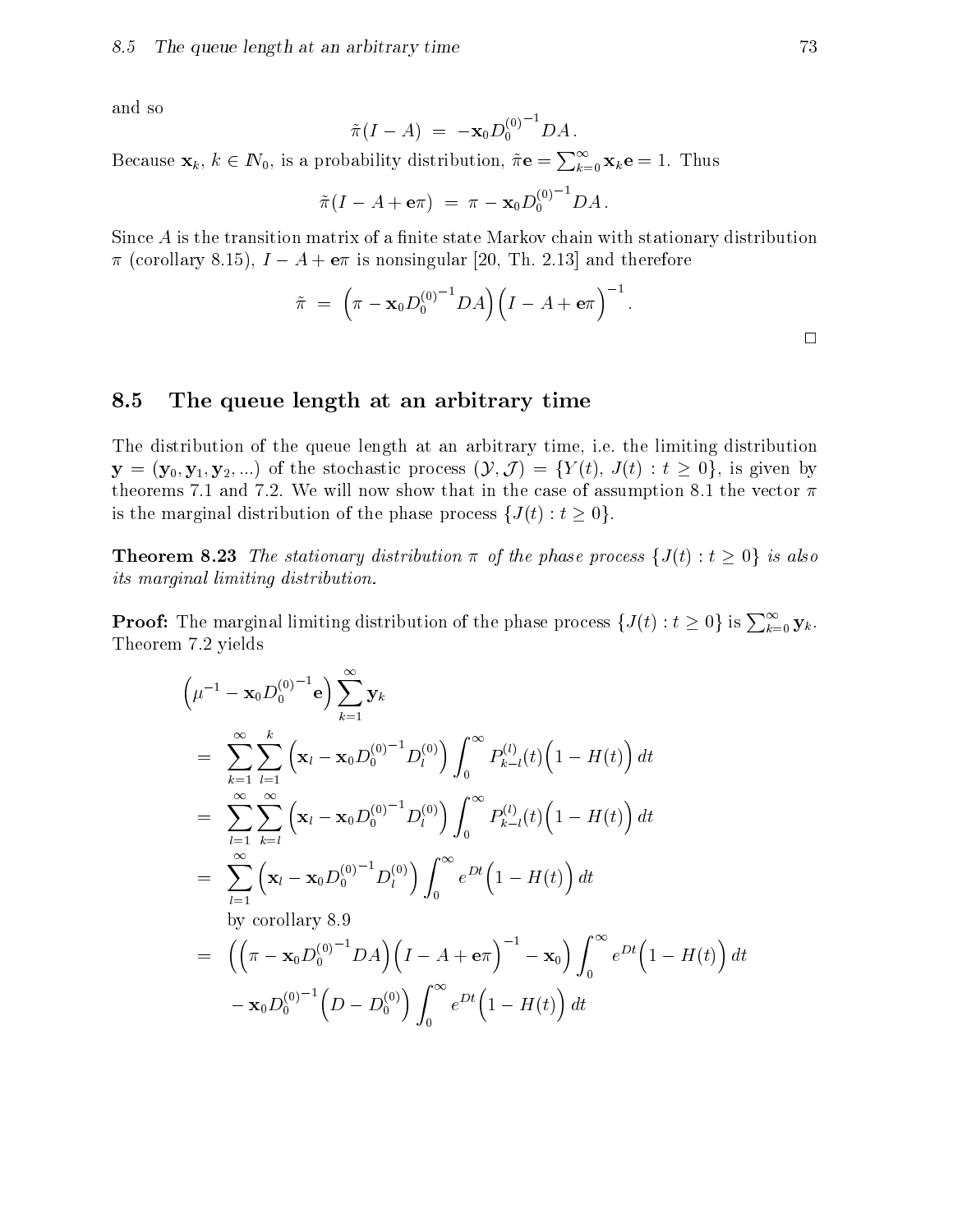and so

$$\tilde{\pi}(I - A) \;=\; -\mathbf{x}_0 D_0^{(0)^{-1}} DA\,.$$

Because $\mathbf{x}_k$, $k \in I\!N_0$, is a probability distribution, $\tilde{\pi}\mathbf{e} = \sum_{k=0}^{\infty} \mathbf{x}_k \mathbf{e} = 1$. Thus

$$\tilde{\pi}(I - A + \mathbf{e}\pi) \;=\; \pi - \mathbf{x}_0 D_0^{(0)^{-1}} DA\,.$$

Since $A$ is the transition matrix of a finite state Markov chain with stationary distribution $\pi$ (corollary 8.15), $I - A + \mathbf{e}\pi$ is nonsingular [20, Th. 2.13] and therefore

$$\tilde{\pi} \;=\; \Big(\pi - \mathbf{x}_0 D_0^{(0)^{-1}} DA\Big)\Big(I - A + \mathbf{e}\pi\Big)^{-1}.$$

□

## 8.5 The queue length at an arbitrary time

The distribution of the queue length at an arbitrary time, i.e. the limiting distribution $\mathbf{y} = (\mathbf{y}_0, \mathbf{y}_1, \mathbf{y}_2, ...)$ of the stochastic process $(\mathcal{Y}, \mathcal{J}) = \{Y(t),\, J(t) : t \geq 0\}$, is given by theorems 7.1 and 7.2. We will now show that in the case of assumption 8.1 the vector $\pi$ is the marginal distribution of the phase process $\{J(t) : t \geq 0\}$.

**Theorem 8.23** *The stationary distribution $\pi$ of the phase process $\{J(t) : t \geq 0\}$ is also its marginal limiting distribution.*

**Proof:** The marginal limiting distribution of the phase process $\{J(t) : t \geq 0\}$ is $\sum_{k=0}^{\infty} \mathbf{y}_k$. Theorem 7.2 yields

$$
\begin{aligned}
&\Big(\mu^{-1} - \mathbf{x}_0 D_0^{(0)^{-1}} \mathbf{e}\Big) \sum_{k=1}^{\infty} \mathbf{y}_k \\
&= \sum_{k=1}^{\infty} \sum_{l=1}^{k} \Big(\mathbf{x}_l - \mathbf{x}_0 D_0^{(0)^{-1}} D_l^{(0)}\Big) \int_0^{\infty} P_{k-l}^{(l)}(t)\Big(1 - H(t)\Big)\, dt \\
&= \sum_{l=1}^{\infty} \sum_{k=l}^{\infty} \Big(\mathbf{x}_l - \mathbf{x}_0 D_0^{(0)^{-1}} D_l^{(0)}\Big) \int_0^{\infty} P_{k-l}^{(l)}(t)\Big(1 - H(t)\Big)\, dt \\
&= \sum_{l=1}^{\infty} \Big(\mathbf{x}_l - \mathbf{x}_0 D_0^{(0)^{-1}} D_l^{(0)}\Big) \int_0^{\infty} e^{Dt}\Big(1 - H(t)\Big)\, dt \\
&\quad \text{by corollary 8.9} \\
&= \Big(\Big(\pi - \mathbf{x}_0 D_0^{(0)^{-1}} DA\Big)\Big(I - A + \mathbf{e}\pi\Big)^{-1} - \mathbf{x}_0\Big) \int_0^{\infty} e^{Dt}\Big(1 - H(t)\Big)\, dt \\
&\quad - \mathbf{x}_0 D_0^{(0)^{-1}} \Big(D - D_0^{(0)}\Big) \int_0^{\infty} e^{Dt}\Big(1 - H(t)\Big)\, dt
\end{aligned}
$$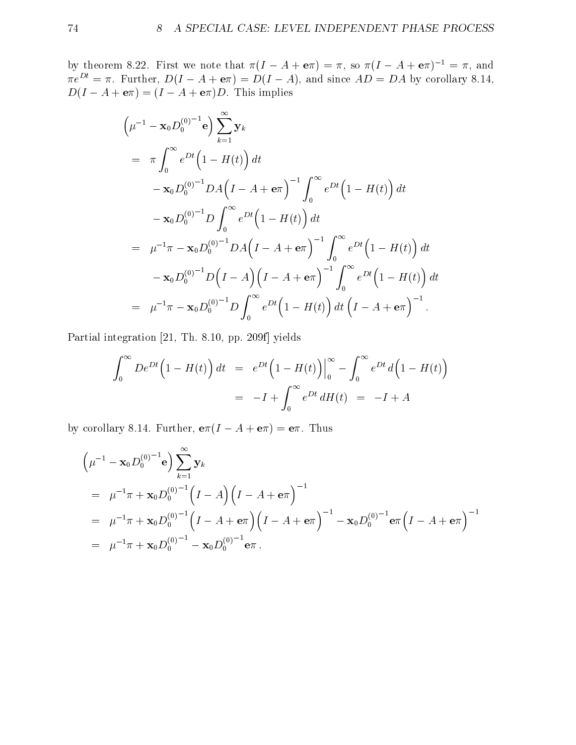by theorem 8.22. First we note that $\pi(I - A + \mathbf{e}\pi) = \pi$, so $\pi(I - A + \mathbf{e}\pi)^{-1} = \pi$, and $\pi e^{Dt} = \pi$. Further, $D(I - A + \mathbf{e}\pi) = D(I - A)$, and since $AD = DA$ by corollary 8.14, $D(I - A + \mathbf{e}\pi) = (I - A + \mathbf{e}\pi)D$. This implies

$$
\begin{aligned}
&\Big(\mu^{-1} - \mathbf{x}_0 D_0^{(0)^{-1}} \mathbf{e}\Big) \sum_{k=1}^{\infty} \mathbf{y}_k \\
&= \pi \int_0^\infty e^{Dt}\Big(1 - H(t)\Big)\, dt \\
&\quad - \mathbf{x}_0 D_0^{(0)^{-1}} D A \Big(I - A + \mathbf{e}\pi\Big)^{-1} \int_0^\infty e^{Dt}\Big(1 - H(t)\Big)\, dt \\
&\quad - \mathbf{x}_0 D_0^{(0)^{-1}} D \int_0^\infty e^{Dt}\Big(1 - H(t)\Big)\, dt \\
&= \mu^{-1}\pi - \mathbf{x}_0 D_0^{(0)^{-1}} D A \Big(I - A + \mathbf{e}\pi\Big)^{-1} \int_0^\infty e^{Dt}\Big(1 - H(t)\Big)\, dt \\
&\quad - \mathbf{x}_0 D_0^{(0)^{-1}} D \Big(I - A\Big)\Big(I - A + \mathbf{e}\pi\Big)^{-1} \int_0^\infty e^{Dt}\Big(1 - H(t)\Big)\, dt \\
&= \mu^{-1}\pi - \mathbf{x}_0 D_0^{(0)^{-1}} D \int_0^\infty e^{Dt}\Big(1 - H(t)\Big)\, dt \,\Big(I - A + \mathbf{e}\pi\Big)^{-1}.
\end{aligned}
$$

Partial integration [21, Th. 8.10, pp. 209f] yields

$$
\begin{aligned}
\int_0^\infty D e^{Dt}\Big(1 - H(t)\Big)\, dt &= e^{Dt}\Big(1 - H(t)\Big)\Big|_0^\infty - \int_0^\infty e^{Dt}\, d\Big(1 - H(t)\Big) \\
&= -I + \int_0^\infty e^{Dt}\, dH(t) \;=\; -I + A
\end{aligned}
$$

by corollary 8.14. Further, $\mathbf{e}\pi(I - A + \mathbf{e}\pi) = \mathbf{e}\pi$. Thus

$$
\begin{aligned}
&\Big(\mu^{-1} - \mathbf{x}_0 D_0^{(0)^{-1}} \mathbf{e}\Big) \sum_{k=1}^{\infty} \mathbf{y}_k \\
&= \mu^{-1}\pi + \mathbf{x}_0 D_0^{(0)^{-1}} \Big(I - A\Big)\Big(I - A + \mathbf{e}\pi\Big)^{-1} \\
&= \mu^{-1}\pi + \mathbf{x}_0 D_0^{(0)^{-1}} \Big(I - A + \mathbf{e}\pi\Big)\Big(I - A + \mathbf{e}\pi\Big)^{-1} - \mathbf{x}_0 D_0^{(0)^{-1}} \mathbf{e}\pi \Big(I - A + \mathbf{e}\pi\Big)^{-1} \\
&= \mu^{-1}\pi + \mathbf{x}_0 D_0^{(0)^{-1}} - \mathbf{x}_0 D_0^{(0)^{-1}} \mathbf{e}\pi\,.
\end{aligned}
$$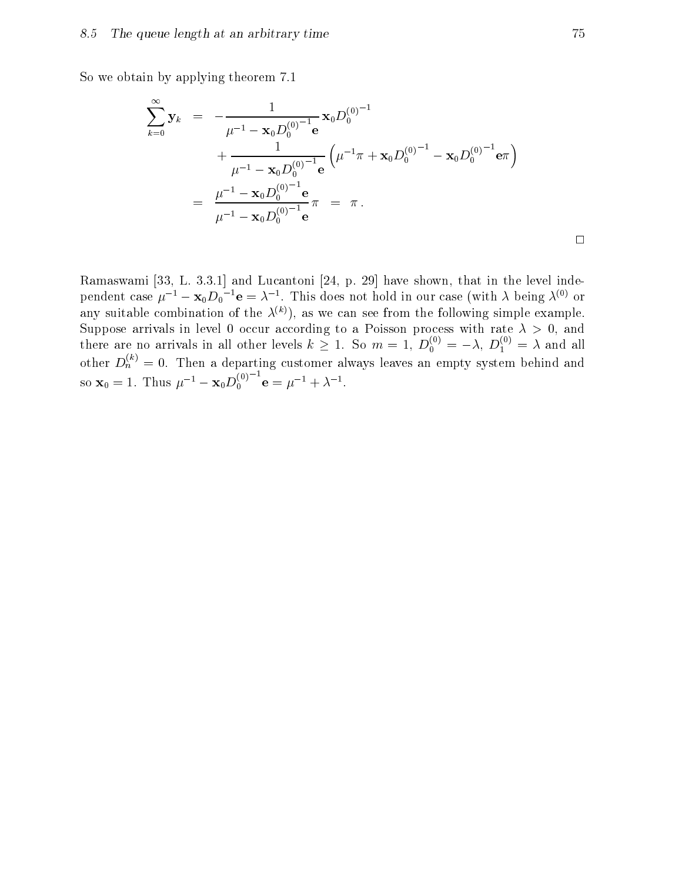So we obtain by applying theorem 7.1

$$
\begin{aligned}
\sum_{k=0}^{\infty} \mathbf{y}_k &= -\frac{1}{\mu^{-1} - \mathbf{x}_0 D_0^{(0)^{-1}} \mathbf{e}} \mathbf{x}_0 D_0^{(0)^{-1}} \\
&\quad + \frac{1}{\mu^{-1} - \mathbf{x}_0 D_0^{(0)^{-1}} \mathbf{e}} \left( \mu^{-1} \pi + \mathbf{x}_0 D_0^{(0)^{-1}} - \mathbf{x}_0 D_0^{(0)^{-1}} \mathbf{e} \pi \right) \\
&= \frac{\mu^{-1} - \mathbf{x}_0 D_0^{(0)^{-1}} \mathbf{e}}{\mu^{-1} - \mathbf{x}_0 D_0^{(0)^{-1}} \mathbf{e}} \pi \;=\; \pi \, .
\end{aligned}
$$

□

Ramaswami [33, L. 3.3.1] and Lucantoni [24, p. 29] have shown, that in the level independent case $\mu^{-1} - \mathbf{x}_0 D_0{}^{-1} \mathbf{e} = \lambda^{-1}$. This does not hold in our case (with $\lambda$ being $\lambda^{(0)}$ or any suitable combination of the $\lambda^{(k)}$), as we can see from the following simple example. Suppose arrivals in level 0 occur according to a Poisson process with rate $\lambda > 0$, and there are no arrivals in all other levels $k \geq 1$. So $m = 1$, $D_0^{(0)} = -\lambda$, $D_1^{(0)} = \lambda$ and all other $D_n^{(k)} = 0$. Then a departing customer always leaves an empty system behind and so $\mathbf{x}_0 = 1$. Thus $\mu^{-1} - \mathbf{x}_0 D_0^{(0)^{-1}} \mathbf{e} = \mu^{-1} + \lambda^{-1}$.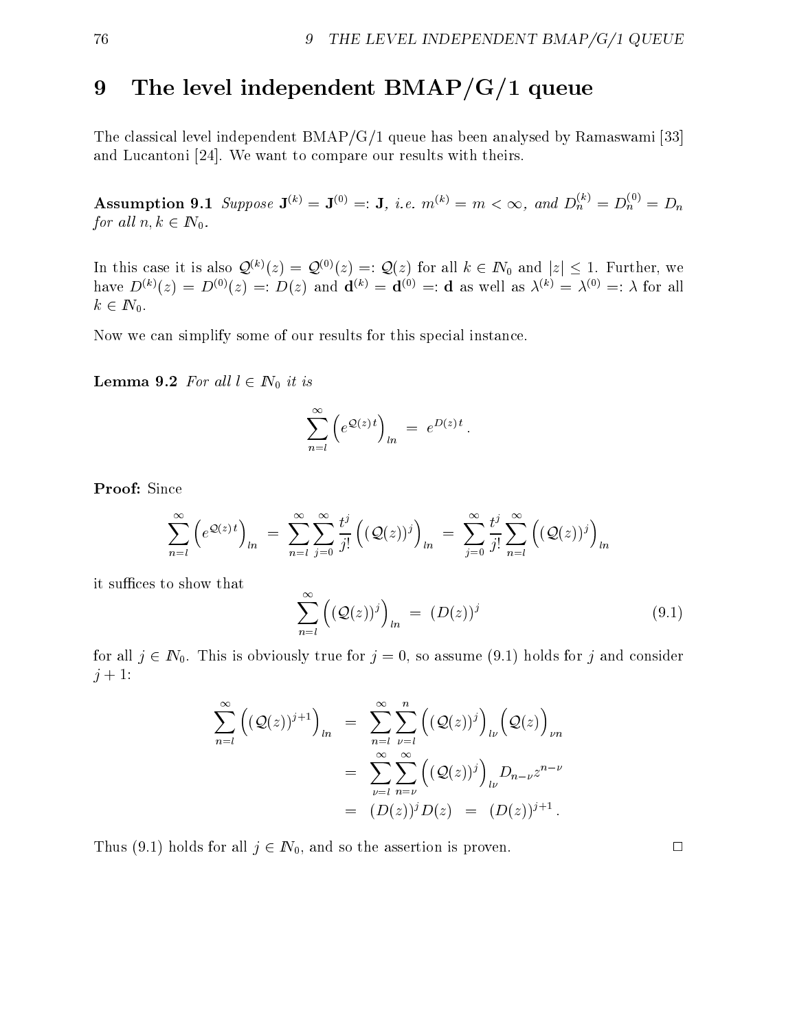# 9 The level independent BMAP/G/1 queue

The classical level independent BMAP/G/1 queue has been analysed by Ramaswami [33] and Lucantoni [24]. We want to compare our results with theirs.

**Assumption 9.1** *Suppose $\mathbf{J}^{(k)} = \mathbf{J}^{(0)} =: \mathbf{J}$, i.e. $m^{(k)} = m < \infty$, and $D_n^{(k)} = D_n^{(0)} = D_n$ for all $n, k \in I\!N_0$.*

In this case it is also $\mathcal{Q}^{(k)}(z) = \mathcal{Q}^{(0)}(z) =: \mathcal{Q}(z)$ for all $k \in I\!N_0$ and $|z| \leq 1$. Further, we have $D^{(k)}(z) = D^{(0)}(z) =: D(z)$ and $\mathbf{d}^{(k)} = \mathbf{d}^{(0)} =: \mathbf{d}$ as well as $\lambda^{(k)} = \lambda^{(0)} =: \lambda$ for all $k \in I\!N_0$.

Now we can simplify some of our results for this special instance.

**Lemma 9.2** *For all $l \in I\!N_0$ it is*

$$\sum_{n=l}^{\infty} \left( e^{\mathcal{Q}(z)\,t} \right)_{ln} \;=\; e^{D(z)\,t} \,.$$

**Proof:** Since

$$\sum_{n=l}^{\infty} \left( e^{\mathcal{Q}(z)\,t} \right)_{ln} \;=\; \sum_{n=l}^{\infty} \sum_{j=0}^{\infty} \frac{t^j}{j!} \left( (\mathcal{Q}(z))^j \right)_{ln} \;=\; \sum_{j=0}^{\infty} \frac{t^j}{j!} \sum_{n=l}^{\infty} \left( (\mathcal{Q}(z))^j \right)_{ln}$$

it suffices to show that

$$\sum_{n=l}^{\infty} \left( (\mathcal{Q}(z))^j \right)_{ln} \;=\; (D(z))^j \tag{9.1}$$

for all $j \in I\!N_0$. This is obviously true for $j = 0$, so assume (9.1) holds for $j$ and consider $j+1$:

$$\begin{aligned}
\sum_{n=l}^{\infty} \left( (\mathcal{Q}(z))^{j+1} \right)_{ln} &= \sum_{n=l}^{\infty} \sum_{\nu=l}^{n} \left( (\mathcal{Q}(z))^j \right)_{l\nu} \left( \mathcal{Q}(z) \right)_{\nu n} \\
&= \sum_{\nu=l}^{\infty} \sum_{n=\nu}^{\infty} \left( (\mathcal{Q}(z))^j \right)_{l\nu} D_{n-\nu} z^{n-\nu} \\
&= (D(z))^j D(z) \;\;=\;\; (D(z))^{j+1} \,.
\end{aligned}$$

Thus (9.1) holds for all $j \in I\!N_0$, and so the assertion is proven. □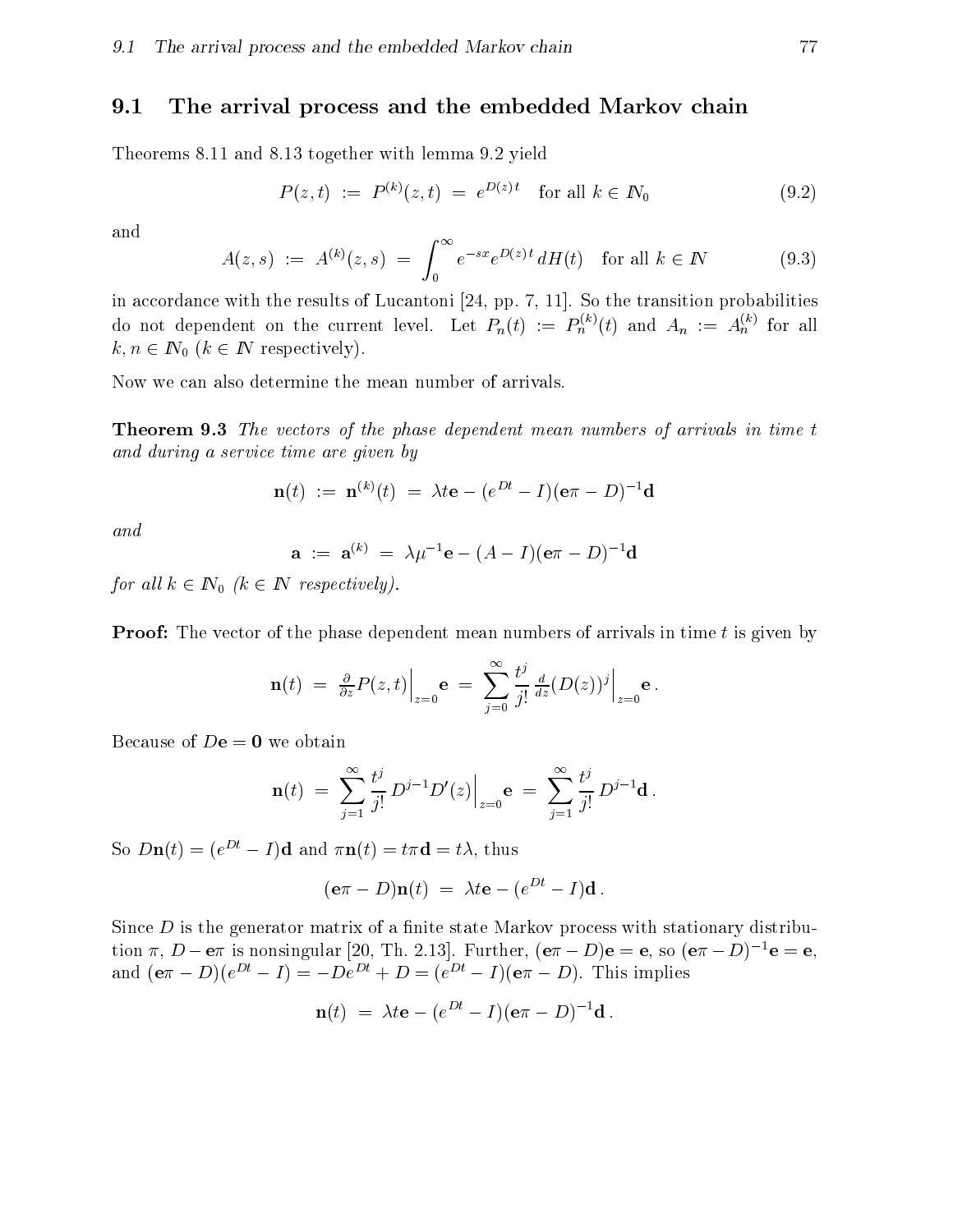## 9.1 The arrival process and the embedded Markov chain

Theorems 8.11 and 8.13 together with lemma 9.2 yield

$$P(z,t) \;:=\; P^{(k)}(z,t) \;=\; e^{D(z)\,t} \quad \text{for all } k \in \mathbb{N}_0 \tag{9.2}$$

and

$$A(z,s) \;:=\; A^{(k)}(z,s) \;=\; \int_0^\infty e^{-sx} e^{D(z)\,t}\, dH(t) \quad \text{for all } k \in \mathbb{N} \tag{9.3}$$

in accordance with the results of Lucantoni [24, pp. 7, 11]. So the transition probabilities do not dependent on the current level. Let $P_n(t) := P_n^{(k)}(t)$ and $A_n := A_n^{(k)}$ for all $k, n \in \mathbb{N}_0$ ($k \in \mathbb{N}$ respectively).

Now we can also determine the mean number of arrivals.

**Theorem 9.3** *The vectors of the phase dependent mean numbers of arrivals in time $t$ and during a service time are given by*

$$\mathbf{n}(t) \;:=\; \mathbf{n}^{(k)}(t) \;=\; \lambda t \mathbf{e} - (e^{Dt} - I)(\mathbf{e}\pi - D)^{-1}\mathbf{d}$$

*and*

$$\mathbf{a} \;:=\; \mathbf{a}^{(k)} \;=\; \lambda \mu^{-1} \mathbf{e} - (A - I)(\mathbf{e}\pi - D)^{-1}\mathbf{d}$$

*for all $k \in \mathbb{N}_0$ ($k \in \mathbb{N}$ respectively).*

**Proof:** The vector of the phase dependent mean numbers of arrivals in time $t$ is given by

$$\mathbf{n}(t) \;=\; \tfrac{\partial}{\partial z} P(z,t)\Big|_{z=0} \mathbf{e} \;=\; \sum_{j=0}^{\infty} \frac{t^j}{j!} \tfrac{d}{dz} (D(z))^j \Big|_{z=0} \mathbf{e}\,.$$

Because of $D\mathbf{e} = \mathbf{0}$ we obtain

$$\mathbf{n}(t) \;=\; \sum_{j=1}^{\infty} \frac{t^j}{j!} \, D^{j-1} D'(z) \Big|_{z=0} \mathbf{e} \;=\; \sum_{j=1}^{\infty} \frac{t^j}{j!} \, D^{j-1} \mathbf{d}\,.$$

So $D\mathbf{n}(t) = (e^{Dt} - I)\mathbf{d}$ and $\pi \mathbf{n}(t) = t\pi\mathbf{d} = t\lambda$, thus

$$(\mathbf{e}\pi - D)\mathbf{n}(t) \;=\; \lambda t \mathbf{e} - (e^{Dt} - I)\mathbf{d}\,.$$

Since $D$ is the generator matrix of a finite state Markov process with stationary distribution $\pi$, $D - \mathbf{e}\pi$ is nonsingular [20, Th. 2.13]. Further, $(\mathbf{e}\pi - D)\mathbf{e} = \mathbf{e}$, so $(\mathbf{e}\pi - D)^{-1}\mathbf{e} = \mathbf{e}$, and $(\mathbf{e}\pi - D)(e^{Dt} - I) = -De^{Dt} + D = (e^{Dt} - I)(\mathbf{e}\pi - D)$. This implies

$$\mathbf{n}(t) \;=\; \lambda t \mathbf{e} - (e^{Dt} - I)(\mathbf{e}\pi - D)^{-1}\mathbf{d}\,.$$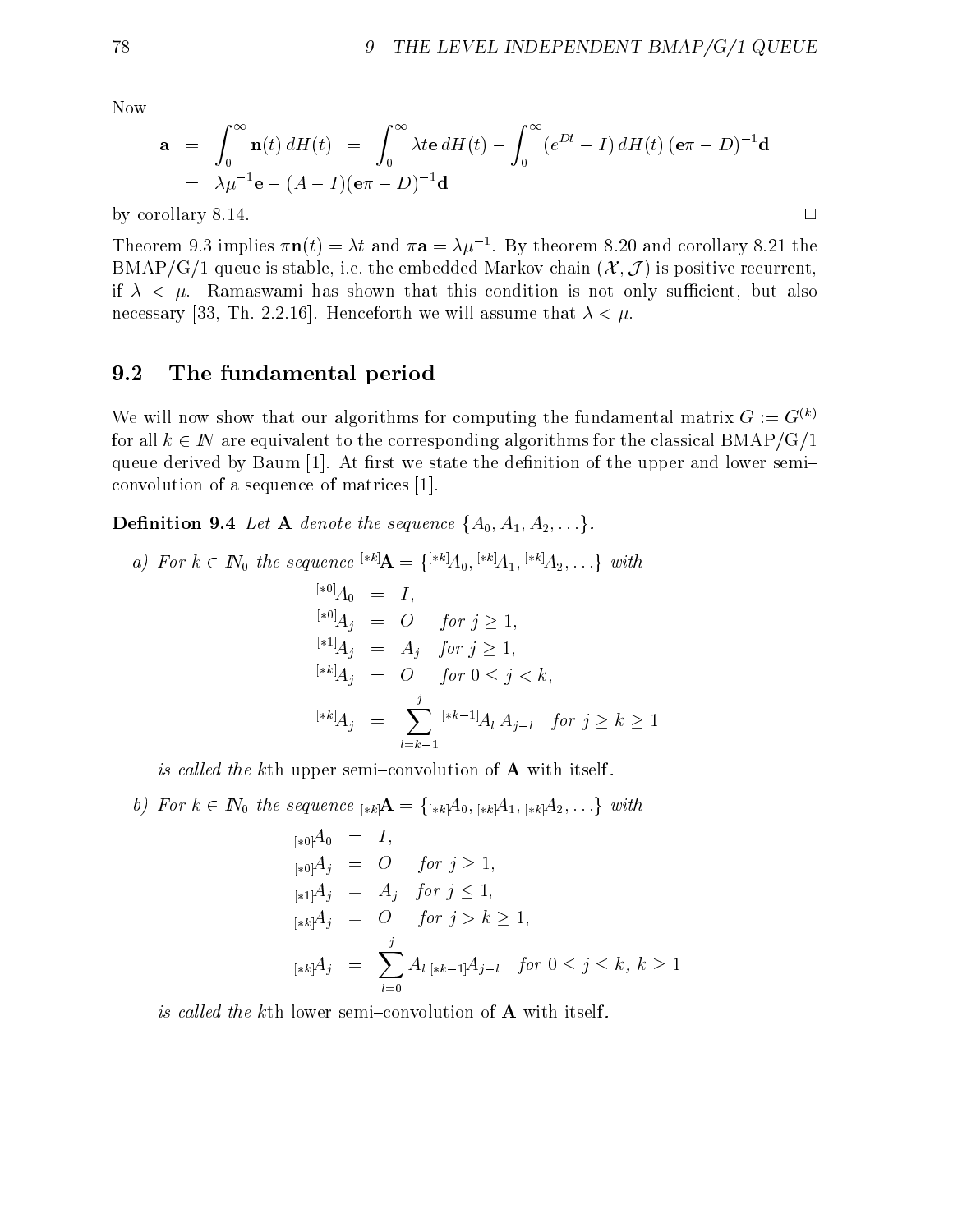Now

$$
\begin{aligned}
\mathbf{a} &= \int_0^\infty \mathbf{n}(t)\, dH(t) \;=\; \int_0^\infty \lambda t \mathbf{e}\, dH(t) - \int_0^\infty (e^{Dt} - I)\, dH(t)\, (\mathbf{e}\pi - D)^{-1}\mathbf{d} \\
&= \lambda \mu^{-1}\mathbf{e} - (A - I)(\mathbf{e}\pi - D)^{-1}\mathbf{d}
\end{aligned}
$$

by corollary 8.14. □

Theorem 9.3 implies $\pi\mathbf{n}(t) = \lambda t$ and $\pi\mathbf{a} = \lambda\mu^{-1}$. By theorem 8.20 and corollary 8.21 the BMAP/G/1 queue is stable, i.e. the embedded Markov chain $(\mathcal{X}, \mathcal{J})$ is positive recurrent, if $\lambda < \mu$. Ramaswami has shown that this condition is not only sufficient, but also necessary [33, Th. 2.2.16]. Henceforth we will assume that $\lambda < \mu$.

## 9.2 The fundamental period

We will now show that our algorithms for computing the fundamental matrix $G := G^{(k)}$ for all $k \in I\!N$ are equivalent to the corresponding algorithms for the classical BMAP/G/1 queue derived by Baum [1]. At first we state the definition of the upper and lower semi–convolution of a sequence of matrices [1].

**Definition 9.4** *Let* $\mathbf{A}$ *denote the sequence* $\{A_0, A_1, A_2, \ldots\}$.

*a) For* $k \in I\!N_0$ *the sequence* ${}^{[*k]}\mathbf{A} = \{{}^{[*k]}A_0, {}^{[*k]}A_1, {}^{[*k]}A_2, \ldots\}$ *with*

$$
\begin{aligned}
{}^{[*0]}A_0 &= I, \\
{}^{[*0]}A_j &= O \quad \text{for } j \geq 1, \\
{}^{[*1]}A_j &= A_j \quad \text{for } j \geq 1, \\
{}^{[*k]}A_j &= O \quad \text{for } 0 \leq j < k, \\
{}^{[*k]}A_j &= \sum_{l=k-1}^{j} {}^{[*k-1]}A_l\, A_{j-l} \quad \text{for } j \geq k \geq 1
\end{aligned}
$$

*is called the* $k$th upper semi–convolution of $\mathbf{A}$ with itself*.*

*b) For* $k \in I\!N_0$ *the sequence* ${}_{[*k]}\mathbf{A} = \{{}_{[*k]}A_0, {}_{[*k]}A_1, {}_{[*k]}A_2, \ldots\}$ *with*

$$
\begin{aligned}
{}_{[*0]}A_0 &= I, \\
{}_{[*0]}A_j &= O \quad \text{for } j \geq 1, \\
{}_{[*1]}A_j &= A_j \quad \text{for } j \leq 1, \\
{}_{[*k]}A_j &= O \quad \text{for } j > k \geq 1, \\
{}_{[*k]}A_j &= \sum_{l=0}^{j} A_l\, {}_{[*k-1]}A_{j-l} \quad \text{for } 0 \leq j \leq k,\ k \geq 1
\end{aligned}
$$

*is called the* $k$th lower semi–convolution of $\mathbf{A}$ with itself*.*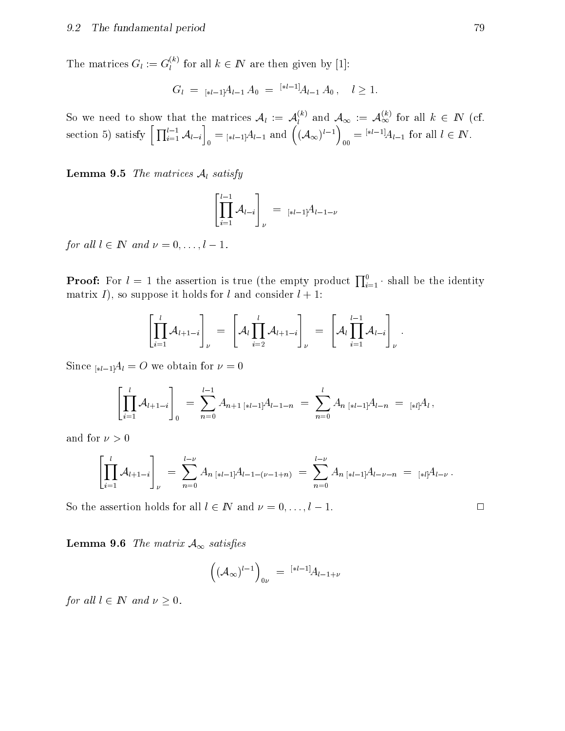The matrices $G_l := G_l^{(k)}$ for all $k \in I\!N$ are then given by [1]:

$$G_l \;=\; {}_{[*l-1]}A_{l-1}\,A_0 \;=\; {}^{[*l-1]}A_{l-1}\,A_0\,, \quad l \geq 1.$$

So we need to show that the matrices $\mathcal{A}_l := \mathcal{A}_l^{(k)}$ and $\mathcal{A}_\infty := \mathcal{A}_\infty^{(k)}$ for all $k \in I\!N$ (cf. section 5) satisfy $\left[\prod_{i=1}^{l-1} \mathcal{A}_{l-i}\right]_0 = {}_{[*l-1]}A_{l-1}$ and $\left((\mathcal{A}_\infty)^{l-1}\right)_{00} = {}^{[*l-1]}A_{l-1}$ for all $l \in I\!N$.

**Lemma 9.5** *The matrices $\mathcal{A}_l$ satisfy*

$$\left[\prod_{i=1}^{l-1} \mathcal{A}_{l-i}\right]_\nu \;=\; {}_{[*l-1]}A_{l-1-\nu}$$

*for all $l \in I\!N$ and $\nu = 0, \ldots, l-1$.*

**Proof:** For $l = 1$ the assertion is true (the empty product $\prod_{i=1}^{0} \cdot$ shall be the identity matrix $I$), so suppose it holds for $l$ and consider $l+1$:

$$\left[\prod_{i=1}^{l} \mathcal{A}_{l+1-i}\right]_\nu \;=\; \left[\mathcal{A}_l \prod_{i=2}^{l} \mathcal{A}_{l+1-i}\right]_\nu \;=\; \left[\mathcal{A}_l \prod_{i=1}^{l-1} \mathcal{A}_{l-i}\right]_\nu .$$

Since ${}_{[*l-1]}A_l = O$ we obtain for $\nu = 0$

$$\left[\prod_{i=1}^{l} \mathcal{A}_{l+1-i}\right]_0 \;=\; \sum_{n=0}^{l-1} A_{n+1}\,{}_{[*l-1]}A_{l-1-n} \;=\; \sum_{n=0}^{l} A_n\,{}_{[*l-1]}A_{l-n} \;=\; {}_{[*l]}A_l\,,$$

and for $\nu > 0$

$$\left[\prod_{i=1}^{l} \mathcal{A}_{l+1-i}\right]_\nu \;=\; \sum_{n=0}^{l-\nu} A_n\,{}_{[*l-1]}A_{l-1-(\nu-1+n)} \;=\; \sum_{n=0}^{l-\nu} A_n\,{}_{[*l-1]}A_{l-\nu-n} \;=\; {}_{[*l]}A_{l-\nu}\,.$$

So the assertion holds for all $l \in I\!N$ and $\nu = 0, \ldots, l-1$. $\square$

**Lemma 9.6** *The matrix $\mathcal{A}_\infty$ satisfies*

$$\left((\mathcal{A}_\infty)^{l-1}\right)_{0\nu} \;=\; {}^{[*l-1]}A_{l-1+\nu}$$

*for all $l \in I\!N$ and $\nu \geq 0$.*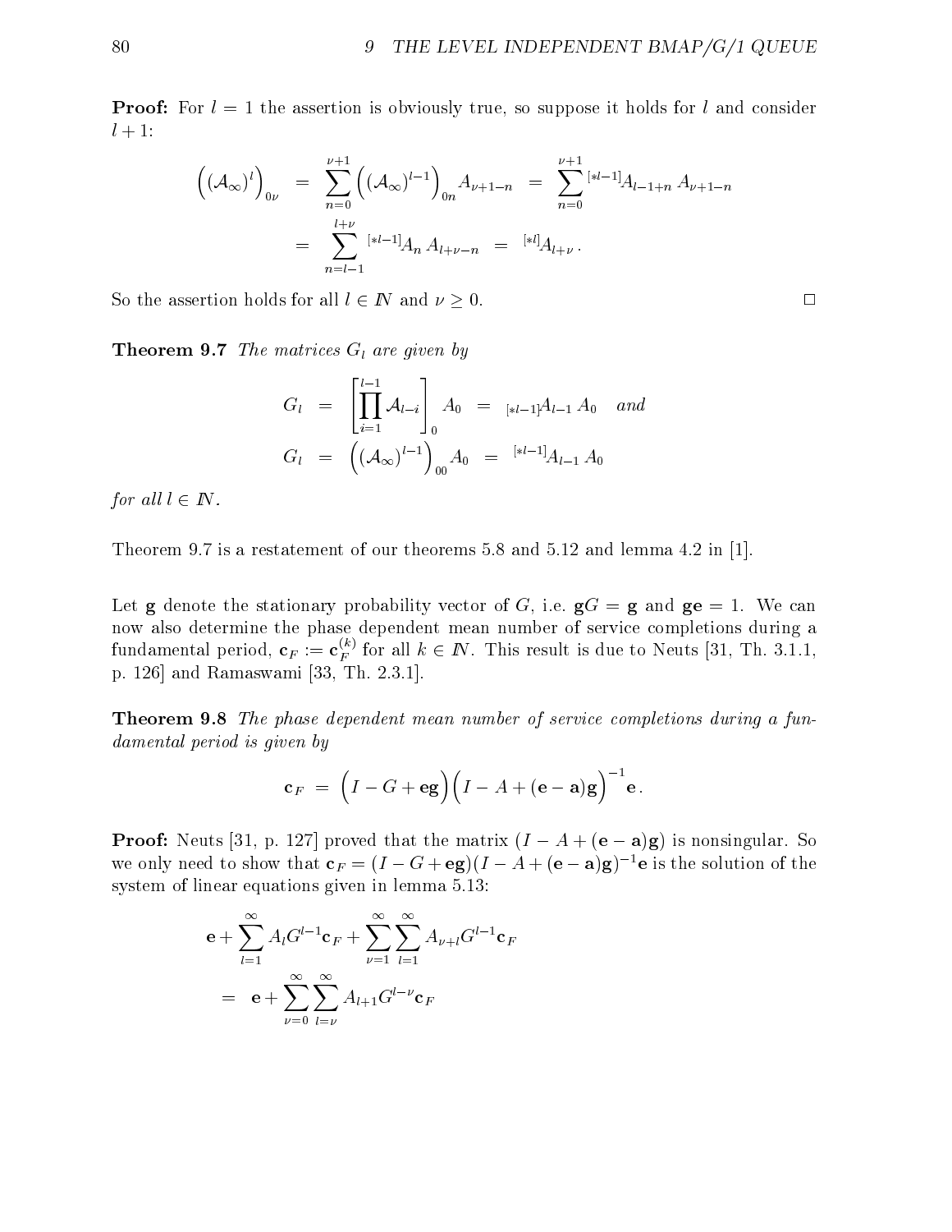**Proof:** For $l = 1$ the assertion is obviously true, so suppose it holds for $l$ and consider $l+1$:

$$
\begin{aligned}
\left((\mathcal{A}_\infty)^l\right)_{0\nu} &= \sum_{n=0}^{\nu+1} \left((\mathcal{A}_\infty)^{l-1}\right)_{0n} A_{\nu+1-n} = \sum_{n=0}^{\nu+1} {}^{[*l-1]}A_{l-1+n}\, A_{\nu+1-n} \\
&= \sum_{n=l-1}^{l+\nu} {}^{[*l-1]}A_n\, A_{l+\nu-n} = {}^{[*l]}A_{l+\nu}\,.
\end{aligned}
$$

So the assertion holds for all $l \in I\!N$ and $\nu \geq 0$. $\square$

**Theorem 9.7** *The matrices $G_l$ are given by*

$$
\begin{aligned}
G_l &= \left[\prod_{i=1}^{l-1} \mathcal{A}_{l-i}\right]_0 A_0 = {}_{[*l-1]}A_{l-1}\, A_0 \quad \textit{and} \\
G_l &= \left((\mathcal{A}_\infty)^{l-1}\right)_{00} A_0 = {}^{[*l-1]}A_{l-1}\, A_0
\end{aligned}
$$

*for all $l \in I\!N$.*

Theorem 9.7 is a restatement of our theorems 5.8 and 5.12 and lemma 4.2 in [1].

Let $\mathbf{g}$ denote the stationary probability vector of $G$, i.e. $\mathbf{g}G = \mathbf{g}$ and $\mathbf{ge} = 1$. We can now also determine the phase dependent mean number of service completions during a fundamental period, $\mathbf{c}_F := \mathbf{c}_F^{(k)}$ for all $k \in I\!N$. This result is due to Neuts [31, Th. 3.1.1, p. 126] and Ramaswami [33, Th. 2.3.1].

**Theorem 9.8** *The phase dependent mean number of service completions during a fundamental period is given by*

$$
\mathbf{c}_F = \left(I - G + \mathbf{eg}\right)\left(I - A + (\mathbf{e} - \mathbf{a})\mathbf{g}\right)^{-1}\mathbf{e}\,.
$$

**Proof:** Neuts [31, p. 127] proved that the matrix $(I - A + (\mathbf{e} - \mathbf{a})\mathbf{g})$ is nonsingular. So we only need to show that $\mathbf{c}_F = (I - G + \mathbf{eg})(I - A + (\mathbf{e} - \mathbf{a})\mathbf{g})^{-1}\mathbf{e}$ is the solution of the system of linear equations given in lemma 5.13:

$$
\begin{aligned}
&\mathbf{e} + \sum_{l=1}^{\infty} A_l G^{l-1}\mathbf{c}_F + \sum_{\nu=1}^{\infty}\sum_{l=1}^{\infty} A_{\nu+l} G^{l-1}\mathbf{c}_F \\
&\quad = \mathbf{e} + \sum_{\nu=0}^{\infty}\sum_{l=\nu}^{\infty} A_{l+1} G^{l-\nu}\mathbf{c}_F
\end{aligned}
$$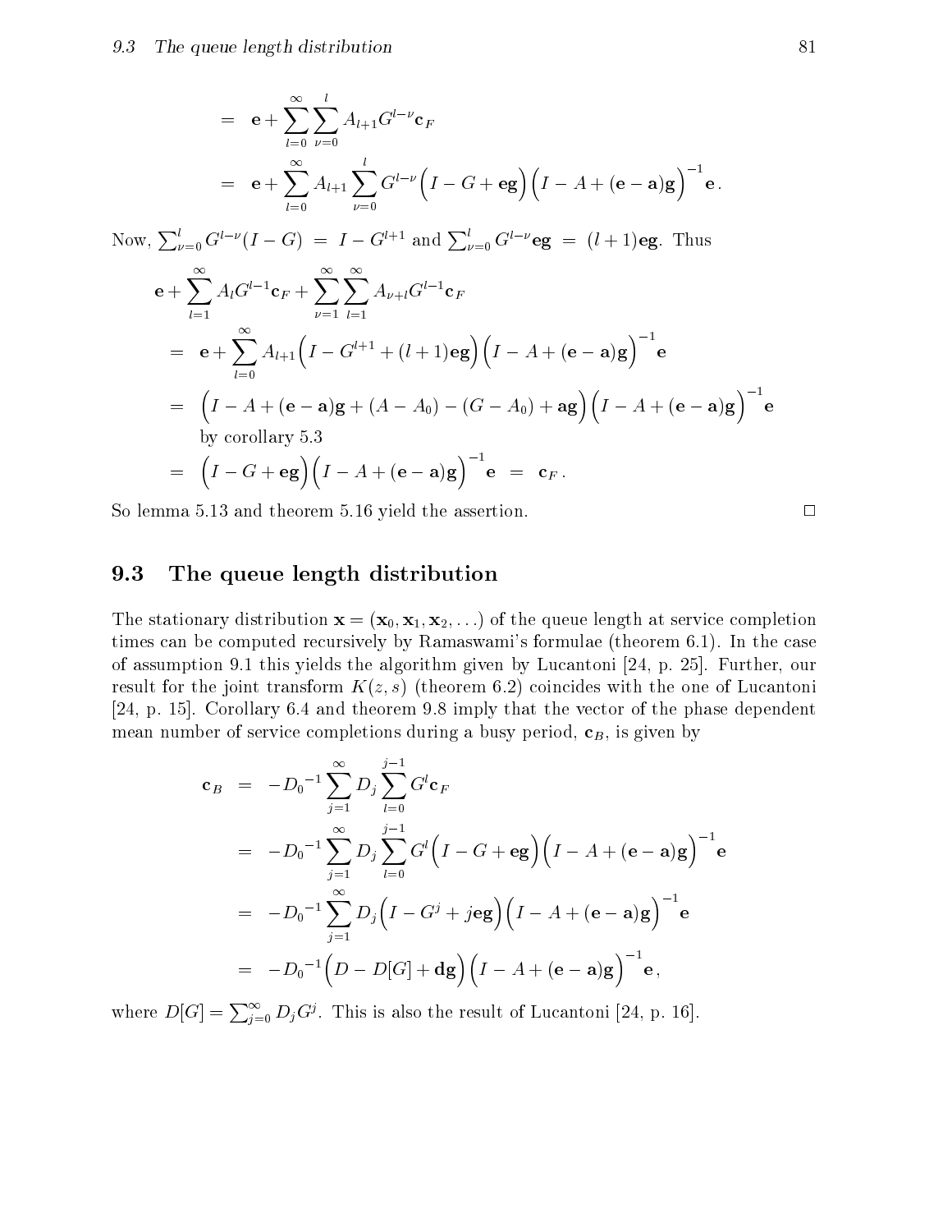$$
\begin{aligned}
&= \mathbf{e} + \sum_{l=0}^{\infty} \sum_{\nu=0}^{l} A_{l+1} G^{l-\nu} \mathbf{c}_F \\
&= \mathbf{e} + \sum_{l=0}^{\infty} A_{l+1} \sum_{\nu=0}^{l} G^{l-\nu} \Big( I - G + \mathbf{eg} \Big) \Big( I - A + (\mathbf{e} - \mathbf{a})\mathbf{g} \Big)^{-1} \mathbf{e} \,.
\end{aligned}
$$

Now, $\sum_{\nu=0}^{l} G^{l-\nu}(I - G) = I - G^{l+1}$ and $\sum_{\nu=0}^{l} G^{l-\nu}\mathbf{eg} = (l+1)\mathbf{eg}$. Thus

$$
\begin{aligned}
&\mathbf{e} + \sum_{l=1}^{\infty} A_l G^{l-1} \mathbf{c}_F + \sum_{\nu=1}^{\infty} \sum_{l=1}^{\infty} A_{\nu+l} G^{l-1} \mathbf{c}_F \\
&= \mathbf{e} + \sum_{l=0}^{\infty} A_{l+1} \Big( I - G^{l+1} + (l+1)\mathbf{eg} \Big) \Big( I - A + (\mathbf{e} - \mathbf{a})\mathbf{g} \Big)^{-1} \mathbf{e} \\
&= \Big( I - A + (\mathbf{e} - \mathbf{a})\mathbf{g} + (A - A_0) - (G - A_0) + \mathbf{ag} \Big) \Big( I - A + (\mathbf{e} - \mathbf{a})\mathbf{g} \Big)^{-1} \mathbf{e} \\
&\quad \text{by corollary 5.3} \\
&= \Big( I - G + \mathbf{eg} \Big) \Big( I - A + (\mathbf{e} - \mathbf{a})\mathbf{g} \Big)^{-1} \mathbf{e} \;=\; \mathbf{c}_F \,.
\end{aligned}
$$

So lemma 5.13 and theorem 5.16 yield the assertion. □

## 9.3 The queue length distribution

The stationary distribution $\mathbf{x} = (\mathbf{x}_0, \mathbf{x}_1, \mathbf{x}_2, \ldots)$ of the queue length at service completion times can be computed recursively by Ramaswami's formulae (theorem 6.1). In the case of assumption 9.1 this yields the algorithm given by Lucantoni [24, p. 25]. Further, our result for the joint transform $K(z, s)$ (theorem 6.2) coincides with the one of Lucantoni [24, p. 15]. Corollary 6.4 and theorem 9.8 imply that the vector of the phase dependent mean number of service completions during a busy period, $\mathbf{c}_B$, is given by

$$
\begin{aligned}
\mathbf{c}_B &= -{D_0}^{-1} \sum_{j=1}^{\infty} D_j \sum_{l=0}^{j-1} G^l \mathbf{c}_F \\
&= -{D_0}^{-1} \sum_{j=1}^{\infty} D_j \sum_{l=0}^{j-1} G^l \Big( I - G + \mathbf{eg} \Big) \Big( I - A + (\mathbf{e} - \mathbf{a})\mathbf{g} \Big)^{-1} \mathbf{e} \\
&= -{D_0}^{-1} \sum_{j=1}^{\infty} D_j \Big( I - G^j + j\mathbf{eg} \Big) \Big( I - A + (\mathbf{e} - \mathbf{a})\mathbf{g} \Big)^{-1} \mathbf{e} \\
&= -{D_0}^{-1} \Big( D - D[G] + \mathbf{dg} \Big) \Big( I - A + (\mathbf{e} - \mathbf{a})\mathbf{g} \Big)^{-1} \mathbf{e} \,,
\end{aligned}
$$

where $D[G] = \sum_{j=0}^{\infty} D_j G^j$. This is also the result of Lucantoni [24, p. 16].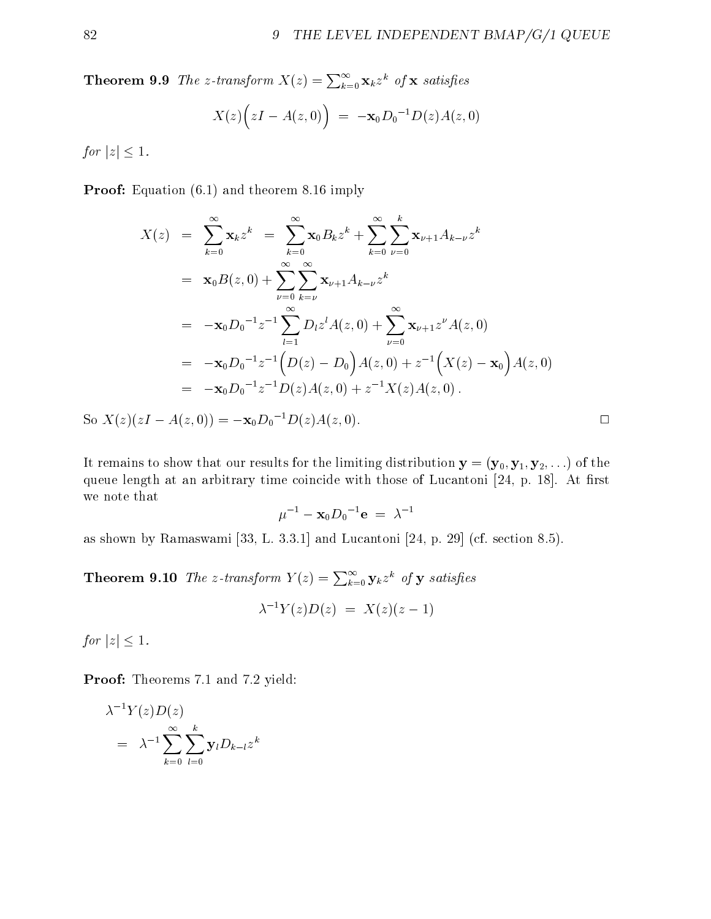**Theorem 9.9** *The z-transform $X(z) = \sum_{k=0}^{\infty} \mathbf{x}_k z^k$ of $\mathbf{x}$ satisfies*

$$X(z)\Big(zI - A(z,0)\Big) \;=\; -\mathbf{x}_0 {D_0}^{-1} D(z) A(z,0)$$

*for $|z| \leq 1$.*

**Proof:** Equation (6.1) and theorem 8.16 imply

$$\begin{aligned}
X(z) &= \sum_{k=0}^{\infty} \mathbf{x}_k z^k \;=\; \sum_{k=0}^{\infty} \mathbf{x}_0 B_k z^k + \sum_{k=0}^{\infty}\sum_{\nu=0}^{k} \mathbf{x}_{\nu+1} A_{k-\nu} z^k \\
&= \mathbf{x}_0 B(z,0) + \sum_{\nu=0}^{\infty}\sum_{k=\nu}^{\infty} \mathbf{x}_{\nu+1} A_{k-\nu} z^k \\
&= -\mathbf{x}_0 {D_0}^{-1} z^{-1} \sum_{l=1}^{\infty} D_l z^l A(z,0) + \sum_{\nu=0}^{\infty} \mathbf{x}_{\nu+1} z^{\nu} A(z,0) \\
&= -\mathbf{x}_0 {D_0}^{-1} z^{-1} \Big(D(z) - D_0\Big) A(z,0) + z^{-1}\Big(X(z) - \mathbf{x}_0\Big) A(z,0) \\
&= -\mathbf{x}_0 {D_0}^{-1} z^{-1} D(z) A(z,0) + z^{-1} X(z) A(z,0)\,.
\end{aligned}$$

So $X(z)(zI - A(z,0)) = -\mathbf{x}_0 {D_0}^{-1} D(z) A(z,0)$. □

It remains to show that our results for the limiting distribution $\mathbf{y} = (\mathbf{y}_0, \mathbf{y}_1, \mathbf{y}_2, \ldots)$ of the queue length at an arbitrary time coincide with those of Lucantoni [24, p. 18]. At first we note that

$$\mu^{-1} - \mathbf{x}_0 {D_0}^{-1} \mathbf{e} \;=\; \lambda^{-1}$$

as shown by Ramaswami [33, L. 3.3.1] and Lucantoni [24, p. 29] (cf. section 8.5).

**Theorem 9.10** *The z-transform $Y(z) = \sum_{k=0}^{\infty} \mathbf{y}_k z^k$ of $\mathbf{y}$ satisfies*

$$\lambda^{-1} Y(z) D(z) \;=\; X(z)(z-1)$$

*for $|z| \leq 1$.*

**Proof:** Theorems 7.1 and 7.2 yield:

$$\begin{aligned}
&\lambda^{-1} Y(z) D(z) \\
&\quad= \lambda^{-1} \sum_{k=0}^{\infty}\sum_{l=0}^{k} \mathbf{y}_l D_{k-l} z^k
\end{aligned}$$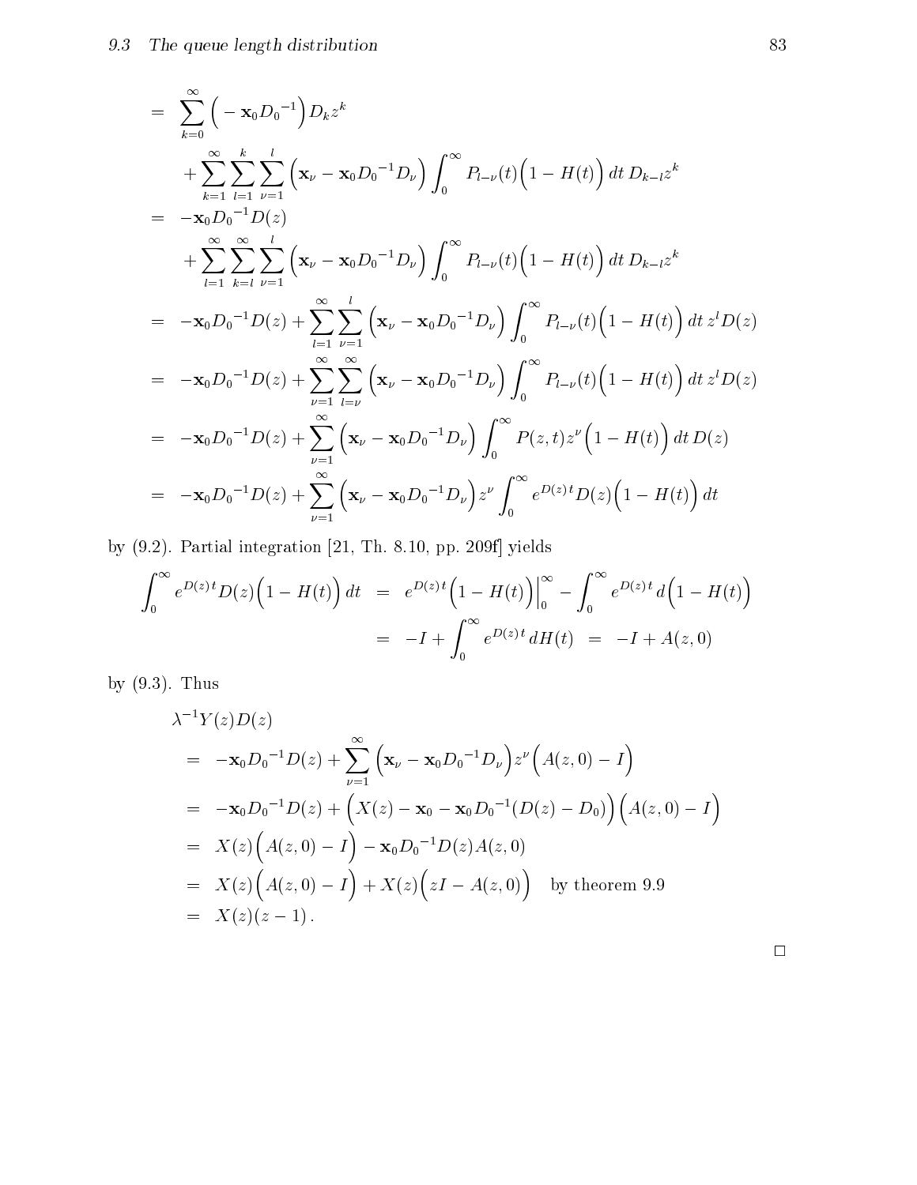$$
\begin{aligned}
&= \sum_{k=0}^{\infty} \Big( -\mathbf{x}_0 {D_0}^{-1} \Big) D_k z^k \\
&\quad + \sum_{k=1}^{\infty} \sum_{l=1}^{k} \sum_{\nu=1}^{l} \Big( \mathbf{x}_\nu - \mathbf{x}_0 {D_0}^{-1} D_\nu \Big) \int_0^\infty P_{l-\nu}(t) \Big( 1 - H(t) \Big) \, dt \, D_{k-l} z^k \\
&= -\mathbf{x}_0 {D_0}^{-1} D(z) \\
&\quad + \sum_{l=1}^{\infty} \sum_{k=l}^{\infty} \sum_{\nu=1}^{l} \Big( \mathbf{x}_\nu - \mathbf{x}_0 {D_0}^{-1} D_\nu \Big) \int_0^\infty P_{l-\nu}(t) \Big( 1 - H(t) \Big) \, dt \, D_{k-l} z^k \\
&= -\mathbf{x}_0 {D_0}^{-1} D(z) + \sum_{l=1}^{\infty} \sum_{\nu=1}^{l} \Big( \mathbf{x}_\nu - \mathbf{x}_0 {D_0}^{-1} D_\nu \Big) \int_0^\infty P_{l-\nu}(t) \Big( 1 - H(t) \Big) \, dt \, z^l D(z) \\
&= -\mathbf{x}_0 {D_0}^{-1} D(z) + \sum_{\nu=1}^{\infty} \sum_{l=\nu}^{\infty} \Big( \mathbf{x}_\nu - \mathbf{x}_0 {D_0}^{-1} D_\nu \Big) \int_0^\infty P_{l-\nu}(t) \Big( 1 - H(t) \Big) \, dt \, z^l D(z) \\
&= -\mathbf{x}_0 {D_0}^{-1} D(z) + \sum_{\nu=1}^{\infty} \Big( \mathbf{x}_\nu - \mathbf{x}_0 {D_0}^{-1} D_\nu \Big) \int_0^\infty P(z,t) z^\nu \Big( 1 - H(t) \Big) \, dt \, D(z) \\
&= -\mathbf{x}_0 {D_0}^{-1} D(z) + \sum_{\nu=1}^{\infty} \Big( \mathbf{x}_\nu - \mathbf{x}_0 {D_0}^{-1} D_\nu \Big) z^\nu \int_0^\infty e^{D(z)t} D(z) \Big( 1 - H(t) \Big) \, dt
\end{aligned}
$$

by (9.2). Partial integration [21, Th. 8.10, pp. 209f] yields

$$
\begin{aligned}
\int_0^\infty e^{D(z)t} D(z) \Big( 1 - H(t) \Big) \, dt &= e^{D(z)t} \Big( 1 - H(t) \Big) \Big|_0^\infty - \int_0^\infty e^{D(z)t} \, d\Big( 1 - H(t) \Big) \\
&= -I + \int_0^\infty e^{D(z)t} \, dH(t) \quad = \quad -I + A(z,0)
\end{aligned}
$$

by (9.3). Thus

$$
\begin{aligned}
&\lambda^{-1} Y(z) D(z) \\
&\quad = -\mathbf{x}_0 {D_0}^{-1} D(z) + \sum_{\nu=1}^{\infty} \Big( \mathbf{x}_\nu - \mathbf{x}_0 {D_0}^{-1} D_\nu \Big) z^\nu \Big( A(z,0) - I \Big) \\
&\quad = -\mathbf{x}_0 {D_0}^{-1} D(z) + \Big( X(z) - \mathbf{x}_0 - \mathbf{x}_0 {D_0}^{-1} (D(z) - D_0) \Big) \Big( A(z,0) - I \Big) \\
&\quad = X(z) \Big( A(z,0) - I \Big) - \mathbf{x}_0 {D_0}^{-1} D(z) A(z,0) \\
&\quad = X(z) \Big( A(z,0) - I \Big) + X(z) \Big( zI - A(z,0) \Big) \quad \text{by theorem 9.9} \\
&\quad = X(z)(z-1) .
\end{aligned}
$$

□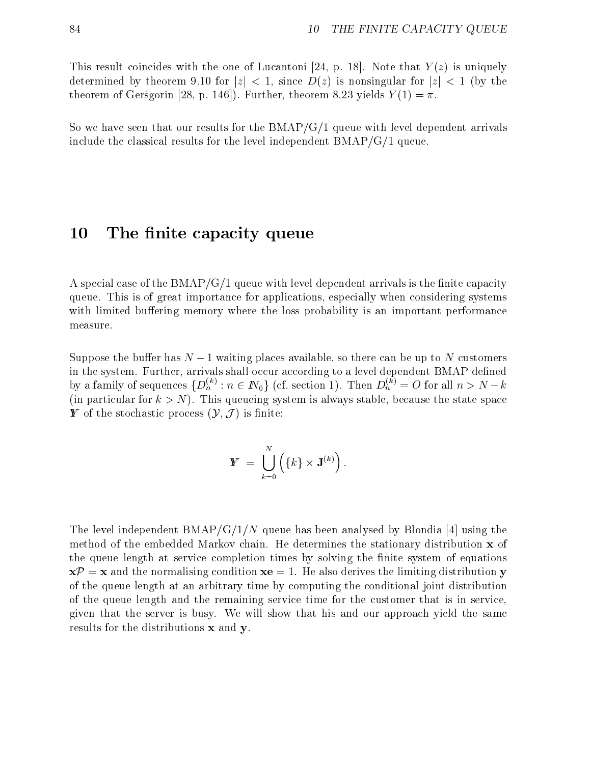This result coincides with the one of Lucantoni [24, p. 18]. Note that $Y(z)$ is uniquely determined by theorem 9.10 for $|z| < 1$, since $D(z)$ is nonsingular for $|z| < 1$ (by the theorem of Gerŝgorin [28, p. 146]). Further, theorem 8.23 yields $Y(1) = \pi$.

So we have seen that our results for the BMAP/G/1 queue with level dependent arrivals include the classical results for the level independent BMAP/G/1 queue.

# 10 The finite capacity queue

A special case of the BMAP/G/1 queue with level dependent arrivals is the finite capacity queue. This is of great importance for applications, especially when considering systems with limited buffering memory where the loss probability is an important performance measure.

Suppose the buffer has $N-1$ waiting places available, so there can be up to $N$ customers in the system. Further, arrivals shall occur according to a level dependent BMAP defined by a family of sequences $\{D_n^{(k)} : n \in \mathbb{N}_0\}$ (cf. section 1). Then $D_n^{(k)} = O$ for all $n > N-k$ (in particular for $k > N$). This queueing system is always stable, because the state space $\mathbb{Y}$ of the stochastic process $(\mathcal{Y}, \mathcal{J})$ is finite:

$$\mathbb{Y} = \bigcup_{k=0}^{N} \left( \{k\} \times \mathbf{J}^{(k)} \right).$$

The level independent BMAP/G/1/$N$ queue has been analysed by Blondia [4] using the method of the embedded Markov chain. He determines the stationary distribution $\mathbf{x}$ of the queue length at service completion times by solving the finite system of equations $\mathbf{x}\mathcal{P} = \mathbf{x}$ and the normalising condition $\mathbf{xe} = 1$. He also derives the limiting distribution $\mathbf{y}$ of the queue length at an arbitrary time by computing the conditional joint distribution of the queue length and the remaining service time for the customer that is in service, given that the server is busy. We will show that his and our approach yield the same results for the distributions $\mathbf{x}$ and $\mathbf{y}$.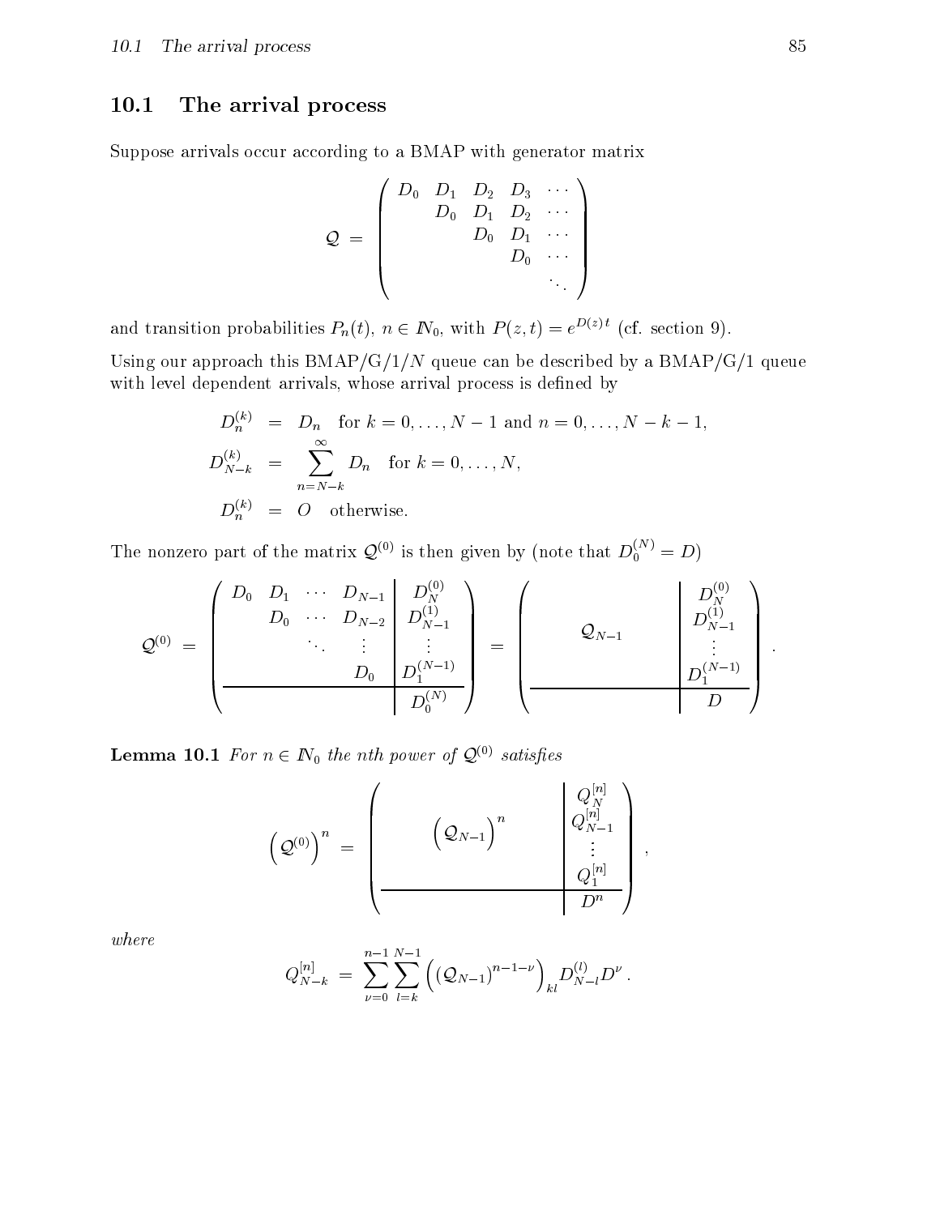## 10.1 The arrival process

Suppose arrivals occur according to a BMAP with generator matrix

$$\mathcal{Q} \;=\; \begin{pmatrix} D_0 & D_1 & D_2 & D_3 & \cdots \\ & D_0 & D_1 & D_2 & \cdots \\ & & D_0 & D_1 & \cdots \\ & & & D_0 & \cdots \\ & & & & \ddots \end{pmatrix}$$

and transition probabilities $P_n(t)$, $n \in I\!N_0$, with $P(z,t) = e^{D(z)\,t}$ (cf. section 9).

Using our approach this BMAP/G/1/$N$ queue can be described by a BMAP/G/1 queue with level dependent arrivals, whose arrival process is defined by

$$\begin{aligned} D_n^{(k)} &= D_n \quad \text{for } k = 0, \ldots, N-1 \text{ and } n = 0, \ldots, N-k-1, \\ D_{N-k}^{(k)} &= \sum_{n=N-k}^{\infty} D_n \quad \text{for } k = 0, \ldots, N, \\ D_n^{(k)} &= O \quad \text{otherwise.} \end{aligned}$$

The nonzero part of the matrix $\mathcal{Q}^{(0)}$ is then given by (note that $D_0^{(N)} = D$)

$$\mathcal{Q}^{(0)} \;=\; \left(\begin{array}{cccc|c} D_0 & D_1 & \cdots & D_{N-1} & D_N^{(0)} \\ & D_0 & \cdots & D_{N-2} & D_{N-1}^{(1)} \\ & & \ddots & \vdots & \vdots \\ & & & D_0 & D_1^{(N-1)} \\ \hline & & & & D_0^{(N)} \end{array}\right) \;=\; \left(\begin{array}{c|c} & D_N^{(0)} \\ \mathcal{Q}_{N-1} & D_{N-1}^{(1)} \\ & \vdots \\ & D_1^{(N-1)} \\ \hline & D \end{array}\right).$$

**Lemma 10.1** *For $n \in I\!N_0$ the nth power of $\mathcal{Q}^{(0)}$ satisfies*

$$\left(\mathcal{Q}^{(0)}\right)^n \;=\; \left(\begin{array}{c|c} & Q_N^{[n]} \\ \left(\mathcal{Q}_{N-1}\right)^n & Q_{N-1}^{[n]} \\ & \vdots \\ & Q_1^{[n]} \\ \hline & D^n \end{array}\right),$$

*where*

$$Q_{N-k}^{[n]} \;=\; \sum_{\nu=0}^{n-1} \sum_{l=k}^{N-1} \left(\left(\mathcal{Q}_{N-1}\right)^{n-1-\nu}\right)_{kl} D_{N-l}^{(l)} D^{\nu}\,.$$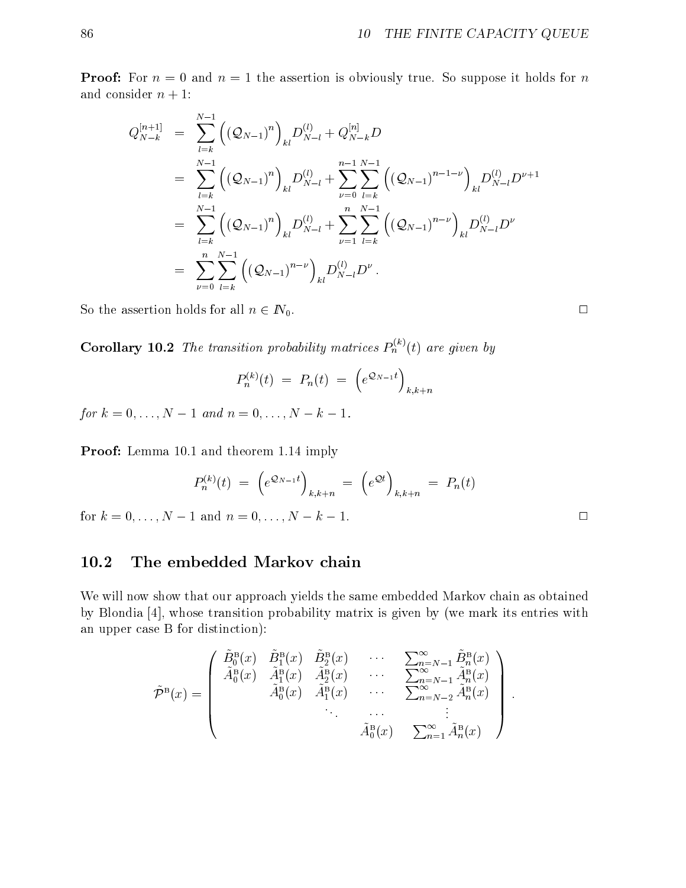**Proof:** For $n = 0$ and $n = 1$ the assertion is obviously true. So suppose it holds for $n$ and consider $n + 1$:

$$
\begin{aligned}
Q_{N-k}^{[n+1]} &= \sum_{l=k}^{N-1} \left( (\mathcal{Q}_{N-1})^n \right)_{kl} D_{N-l}^{(l)} + Q_{N-k}^{[n]} D \\
&= \sum_{l=k}^{N-1} \left( (\mathcal{Q}_{N-1})^n \right)_{kl} D_{N-l}^{(l)} + \sum_{\nu=0}^{n-1} \sum_{l=k}^{N-1} \left( (\mathcal{Q}_{N-1})^{n-1-\nu} \right)_{kl} D_{N-l}^{(l)} D^{\nu+1} \\
&= \sum_{l=k}^{N-1} \left( (\mathcal{Q}_{N-1})^n \right)_{kl} D_{N-l}^{(l)} + \sum_{\nu=1}^{n} \sum_{l=k}^{N-1} \left( (\mathcal{Q}_{N-1})^{n-\nu} \right)_{kl} D_{N-l}^{(l)} D^{\nu} \\
&= \sum_{\nu=0}^{n} \sum_{l=k}^{N-1} \left( (\mathcal{Q}_{N-1})^{n-\nu} \right)_{kl} D_{N-l}^{(l)} D^{\nu} .
\end{aligned}
$$

So the assertion holds for all $n \in \mathbb{N}_0$. □

**Corollary 10.2** *The transition probability matrices $P_n^{(k)}(t)$ are given by*

$$
P_n^{(k)}(t) \;=\; P_n(t) \;=\; \left( e^{\mathcal{Q}_{N-1} t} \right)_{k,k+n}
$$

*for $k = 0, \ldots, N-1$ and $n = 0, \ldots, N-k-1$.*

**Proof:** Lemma 10.1 and theorem 1.14 imply

$$
P_n^{(k)}(t) \;=\; \left( e^{\mathcal{Q}_{N-1} t} \right)_{k,k+n} \;=\; \left( e^{\mathcal{Q} t} \right)_{k,k+n} \;=\; P_n(t)
$$

for $k = 0, \ldots, N-1$ and $n = 0, \ldots, N-k-1$. □

## 10.2 The embedded Markov chain

We will now show that our approach yields the same embedded Markov chain as obtained by Blondia [4], whose transition probability matrix is given by (we mark its entries with an upper case B for distinction):

$$
\tilde{\mathcal{P}}^{\mathrm{B}}(x) = \begin{pmatrix}
\tilde{B}_0^{\mathrm{B}}(x) & \tilde{B}_1^{\mathrm{B}}(x) & \tilde{B}_2^{\mathrm{B}}(x) & \cdots & \sum_{n=N-1}^{\infty} \tilde{B}_n^{\mathrm{B}}(x) \\
\tilde{A}_0^{\mathrm{B}}(x) & \tilde{A}_1^{\mathrm{B}}(x) & \tilde{A}_2^{\mathrm{B}}(x) & \cdots & \sum_{n=N-1}^{\infty} \tilde{A}_n^{\mathrm{B}}(x) \\
 & \tilde{A}_0^{\mathrm{B}}(x) & \tilde{A}_1^{\mathrm{B}}(x) & \cdots & \sum_{n=N-2}^{\infty} \tilde{A}_n^{\mathrm{B}}(x) \\
 & & \ddots & \cdots & \vdots \\
 & & & \tilde{A}_0^{\mathrm{B}}(x) & \sum_{n=1}^{\infty} \tilde{A}_n^{\mathrm{B}}(x)
\end{pmatrix} .
$$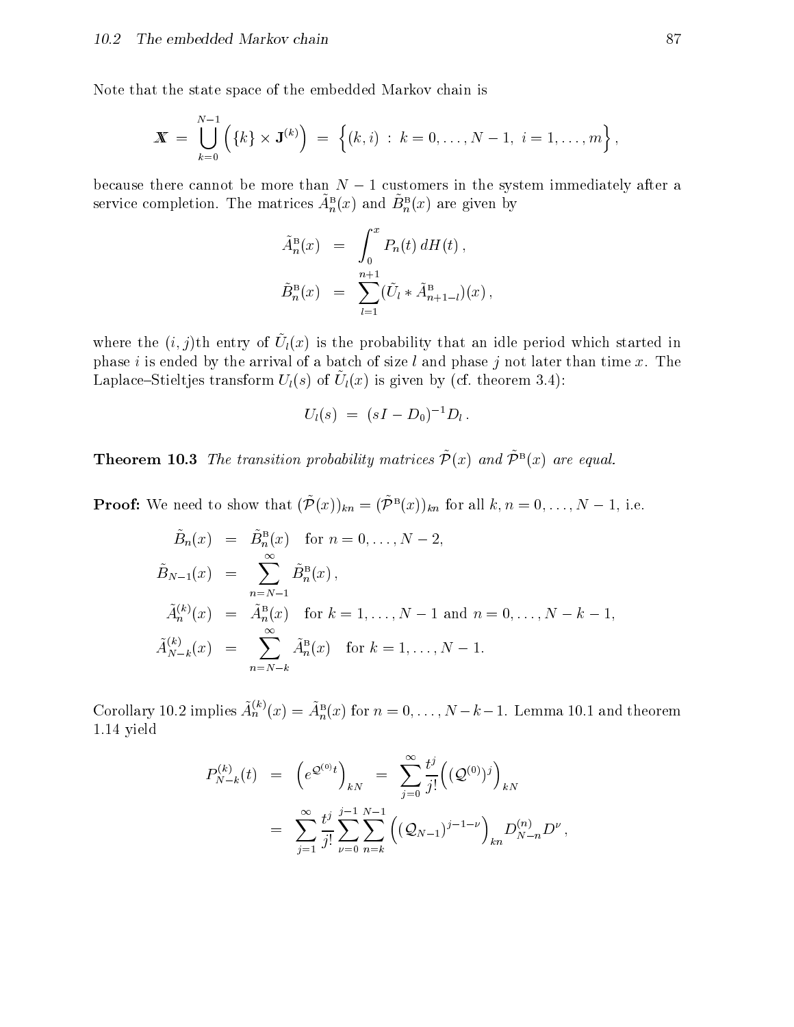Note that the state space of the embedded Markov chain is

$$\mathbb{X} = \bigcup_{k=0}^{N-1} \left( \{k\} \times \mathbf{J}^{(k)} \right) = \left\{ (k,i) \,:\, k = 0, \ldots, N-1,\ i = 1, \ldots, m \right\},$$

because there cannot be more than $N-1$ customers in the system immediately after a service completion. The matrices $\tilde{A}_n^{\mathrm{B}}(x)$ and $\tilde{B}_n^{\mathrm{B}}(x)$ are given by

$$\begin{aligned} \tilde{A}_n^{\mathrm{B}}(x) &= \int_0^x P_n(t)\, dH(t)\,, \\ \tilde{B}_n^{\mathrm{B}}(x) &= \sum_{l=1}^{n+1} (\tilde{U}_l * \tilde{A}_{n+1-l}^{\mathrm{B}})(x)\,, \end{aligned}$$

where the $(i,j)$th entry of $\tilde{U}_l(x)$ is the probability that an idle period which started in phase $i$ is ended by the arrival of a batch of size $l$ and phase $j$ not later than time $x$. The Laplace–Stieltjes transform $U_l(s)$ of $\tilde{U}_l(x)$ is given by (cf. theorem 3.4):

$$U_l(s) = (sI - D_0)^{-1} D_l\,.$$

**Theorem 10.3** *The transition probability matrices $\tilde{\mathcal{P}}(x)$ and $\tilde{\mathcal{P}}^{\mathrm{B}}(x)$ are equal.*

**Proof:** We need to show that $(\tilde{\mathcal{P}}(x))_{kn} = (\tilde{\mathcal{P}}^{\mathrm{B}}(x))_{kn}$ for all $k, n = 0, \ldots, N-1$, i.e.

$$\begin{aligned} \tilde{B}_n(x) &= \tilde{B}_n^{\mathrm{B}}(x) \quad \text{for } n = 0, \ldots, N-2, \\ \tilde{B}_{N-1}(x) &= \sum_{n=N-1}^{\infty} \tilde{B}_n^{\mathrm{B}}(x)\,, \\ \tilde{A}_n^{(k)}(x) &= \tilde{A}_n^{\mathrm{B}}(x) \quad \text{for } k = 1, \ldots, N-1 \text{ and } n = 0, \ldots, N-k-1, \\ \tilde{A}_{N-k}^{(k)}(x) &= \sum_{n=N-k}^{\infty} \tilde{A}_n^{\mathrm{B}}(x) \quad \text{for } k = 1, \ldots, N-1. \end{aligned}$$

Corollary 10.2 implies $\tilde{A}_n^{(k)}(x) = \tilde{A}_n^{\mathrm{B}}(x)$ for $n = 0, \ldots, N-k-1$. Lemma 10.1 and theorem 1.14 yield

$$\begin{aligned} P_{N-k}^{(k)}(t) &= \left( e^{\mathcal{Q}^{(0)} t} \right)_{kN} = \sum_{j=0}^{\infty} \frac{t^j}{j!} \Big( (\mathcal{Q}^{(0)})^j \Big)_{kN} \\ &= \sum_{j=1}^{\infty} \frac{t^j}{j!} \sum_{\nu=0}^{j-1} \sum_{n=k}^{N-1} \left( (\mathcal{Q}_{N-1})^{j-1-\nu} \right)_{kn} D_{N-n}^{(n)} D^{\nu}\,, \end{aligned}$$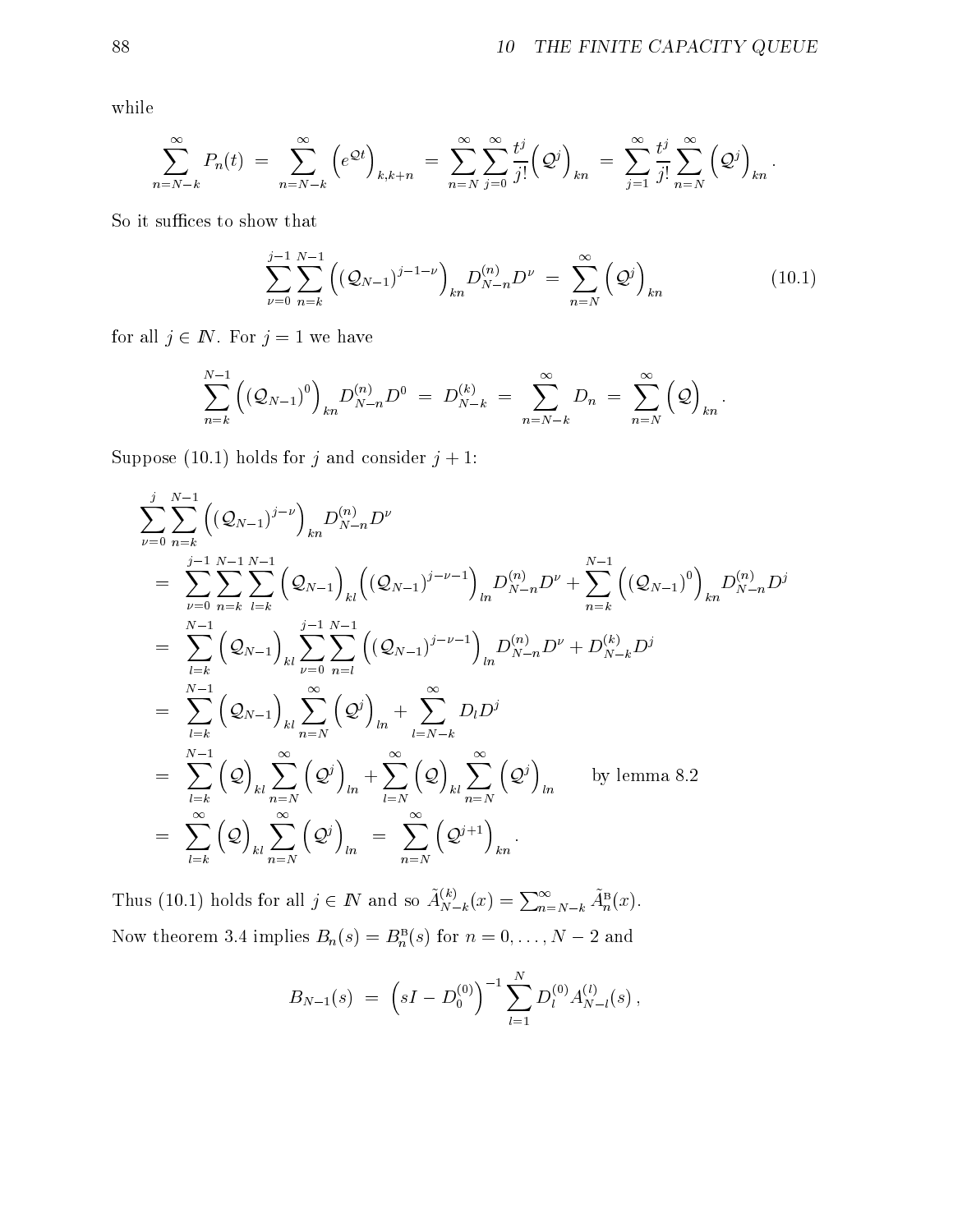while

$$\sum_{n=N-k}^{\infty} P_n(t) \;=\; \sum_{n=N-k}^{\infty} \left(e^{\mathcal{Q}t}\right)_{k,k+n} \;=\; \sum_{n=N}^{\infty}\sum_{j=0}^{\infty} \frac{t^j}{j!}\left(\mathcal{Q}^j\right)_{kn} \;=\; \sum_{j=1}^{\infty} \frac{t^j}{j!} \sum_{n=N}^{\infty} \left(\mathcal{Q}^j\right)_{kn}.$$

So it suffices to show that

$$\sum_{\nu=0}^{j-1}\sum_{n=k}^{N-1} \left((\mathcal{Q}_{N-1})^{j-1-\nu}\right)_{kn} D_{N-n}^{(n)} D^{\nu} \;=\; \sum_{n=N}^{\infty} \left(\mathcal{Q}^j\right)_{kn} \tag{10.1}$$

for all $j \in \mathbb{N}$. For $j = 1$ we have

$$\sum_{n=k}^{N-1} \left((\mathcal{Q}_{N-1})^{0}\right)_{kn} D_{N-n}^{(n)} D^{0} \;=\; D_{N-k}^{(k)} \;=\; \sum_{n=N-k}^{\infty} D_n \;=\; \sum_{n=N}^{\infty} \left(\mathcal{Q}\right)_{kn}.$$

Suppose (10.1) holds for $j$ and consider $j+1$:

$$\begin{aligned}
&\sum_{\nu=0}^{j}\sum_{n=k}^{N-1} \left((\mathcal{Q}_{N-1})^{j-\nu}\right)_{kn} D_{N-n}^{(n)} D^{\nu} \\
&= \sum_{\nu=0}^{j-1}\sum_{n=k}^{N-1}\sum_{l=k}^{N-1} \left(\mathcal{Q}_{N-1}\right)_{kl} \left((\mathcal{Q}_{N-1})^{j-\nu-1}\right)_{ln} D_{N-n}^{(n)} D^{\nu} + \sum_{n=k}^{N-1} \left((\mathcal{Q}_{N-1})^{0}\right)_{kn} D_{N-n}^{(n)} D^{j} \\
&= \sum_{l=k}^{N-1} \left(\mathcal{Q}_{N-1}\right)_{kl} \sum_{\nu=0}^{j-1}\sum_{n=l}^{N-1} \left((\mathcal{Q}_{N-1})^{j-\nu-1}\right)_{ln} D_{N-n}^{(n)} D^{\nu} + D_{N-k}^{(k)} D^{j} \\
&= \sum_{l=k}^{N-1} \left(\mathcal{Q}_{N-1}\right)_{kl} \sum_{n=N}^{\infty} \left(\mathcal{Q}^{j}\right)_{ln} + \sum_{l=N-k}^{\infty} D_l D^{j} \\
&= \sum_{l=k}^{N-1} \left(\mathcal{Q}\right)_{kl} \sum_{n=N}^{\infty} \left(\mathcal{Q}^{j}\right)_{ln} + \sum_{l=N}^{\infty} \left(\mathcal{Q}\right)_{kl} \sum_{n=N}^{\infty} \left(\mathcal{Q}^{j}\right)_{ln} \qquad \text{by lemma 8.2} \\
&= \sum_{l=k}^{\infty} \left(\mathcal{Q}\right)_{kl} \sum_{n=N}^{\infty} \left(\mathcal{Q}^{j}\right)_{ln} \;=\; \sum_{n=N}^{\infty} \left(\mathcal{Q}^{j+1}\right)_{kn}.
\end{aligned}$$

Thus (10.1) holds for all $j \in \mathbb{N}$ and so $\tilde{A}_{N-k}^{(k)}(x) = \sum_{n=N-k}^{\infty} \tilde{A}_n^{\mathrm{B}}(x)$.

Now theorem 3.4 implies $B_n(s) = B_n^{\mathrm{B}}(s)$ for $n = 0, \ldots, N-2$ and

$$B_{N-1}(s) \;=\; \left(sI - D_0^{(0)}\right)^{-1} \sum_{l=1}^{N} D_l^{(0)} A_{N-l}^{(l)}(s)\,,$$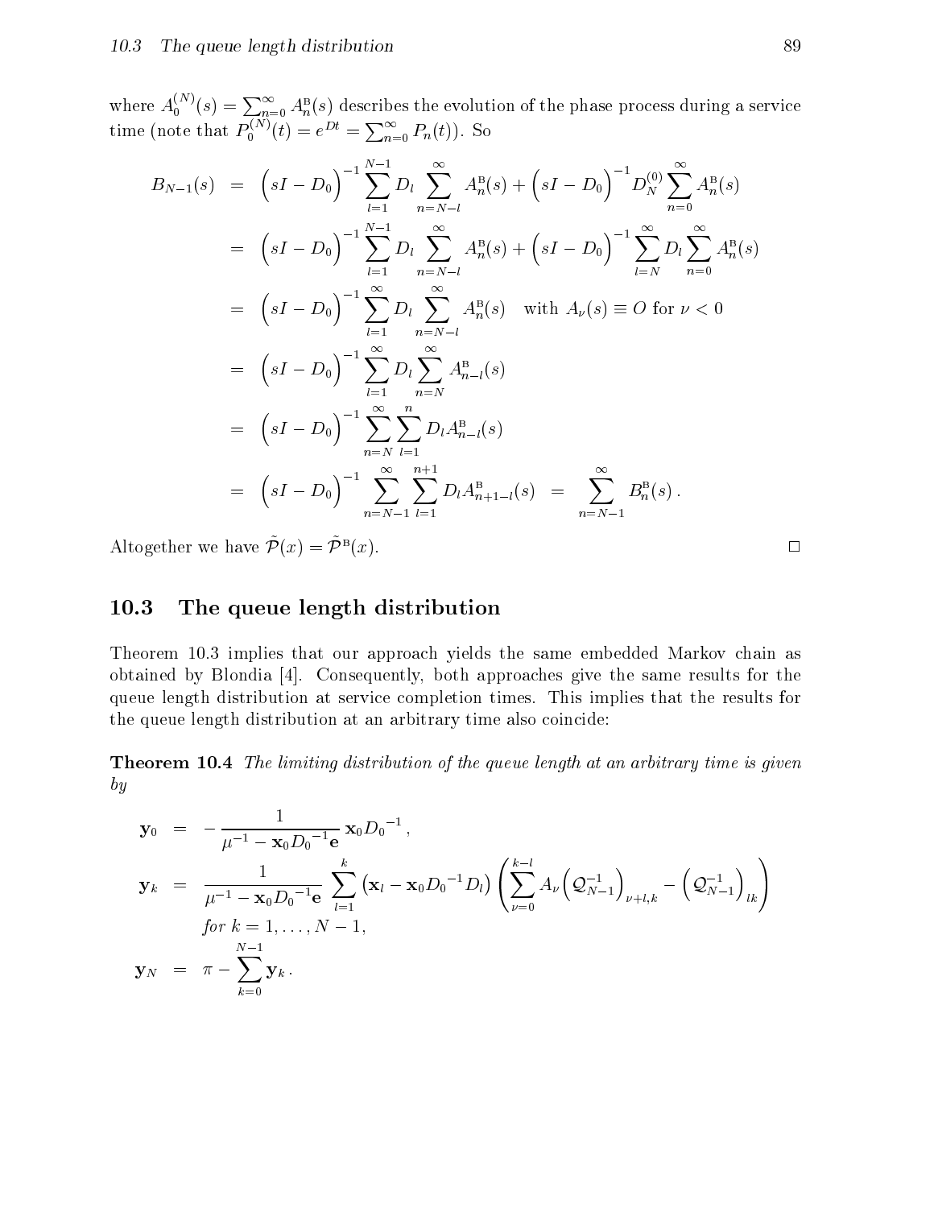where $A_0^{(N)}(s) = \sum_{n=0}^{\infty} A_n^{\mathrm{B}}(s)$ describes the evolution of the phase process during a service time (note that $P_0^{(N)}(t) = e^{Dt} = \sum_{n=0}^{\infty} P_n(t)$). So

$$
\begin{aligned}
B_{N-1}(s) &= \Big(sI - D_0\Big)^{-1} \sum_{l=1}^{N-1} D_l \sum_{n=N-l}^{\infty} A_n^{\mathrm{B}}(s) + \Big(sI - D_0\Big)^{-1} D_N^{(0)} \sum_{n=0}^{\infty} A_n^{\mathrm{B}}(s) \\
&= \Big(sI - D_0\Big)^{-1} \sum_{l=1}^{N-1} D_l \sum_{n=N-l}^{\infty} A_n^{\mathrm{B}}(s) + \Big(sI - D_0\Big)^{-1} \sum_{l=N}^{\infty} D_l \sum_{n=0}^{\infty} A_n^{\mathrm{B}}(s) \\
&= \Big(sI - D_0\Big)^{-1} \sum_{l=1}^{\infty} D_l \sum_{n=N-l}^{\infty} A_n^{\mathrm{B}}(s) \quad \text{with } A_\nu(s) \equiv O \text{ for } \nu < 0 \\
&= \Big(sI - D_0\Big)^{-1} \sum_{l=1}^{\infty} D_l \sum_{n=N}^{\infty} A_{n-l}^{\mathrm{B}}(s) \\
&= \Big(sI - D_0\Big)^{-1} \sum_{n=N}^{\infty} \sum_{l=1}^{n} D_l A_{n-l}^{\mathrm{B}}(s) \\
&= \Big(sI - D_0\Big)^{-1} \sum_{n=N-1}^{\infty} \sum_{l=1}^{n+1} D_l A_{n+1-l}^{\mathrm{B}}(s) \;\; = \;\; \sum_{n=N-1}^{\infty} B_n^{\mathrm{B}}(s)\,.
\end{aligned}
$$

Altogether we have $\tilde{\mathcal{P}}(x) = \tilde{\mathcal{P}}^{\mathrm{B}}(x)$. □

## 10.3 The queue length distribution

Theorem 10.3 implies that our approach yields the same embedded Markov chain as obtained by Blondia [4]. Consequently, both approaches give the same results for the queue length distribution at service completion times. This implies that the results for the queue length distribution at an arbitrary time also coincide:

**Theorem 10.4** *The limiting distribution of the queue length at an arbitrary time is given by*

$$
\begin{aligned}
\mathbf{y}_0 &= -\frac{1}{\mu^{-1} - \mathbf{x}_0 {D_0}^{-1} \mathbf{e}} \, \mathbf{x}_0 {D_0}^{-1}\,, \\
\mathbf{y}_k &= \frac{1}{\mu^{-1} - \mathbf{x}_0 {D_0}^{-1} \mathbf{e}} \sum_{l=1}^{k} \left(\mathbf{x}_l - \mathbf{x}_0 {D_0}^{-1} D_l\right) \left( \sum_{\nu=0}^{k-l} A_\nu \Big(\mathcal{Q}_{N-1}^{-1}\Big)_{\nu+l,k} - \Big(\mathcal{Q}_{N-1}^{-1}\Big)_{lk} \right) \\
&\quad \textit{for } k = 1, \ldots, N-1, \\
\mathbf{y}_N &= \pi - \sum_{k=0}^{N-1} \mathbf{y}_k\,.
\end{aligned}
$$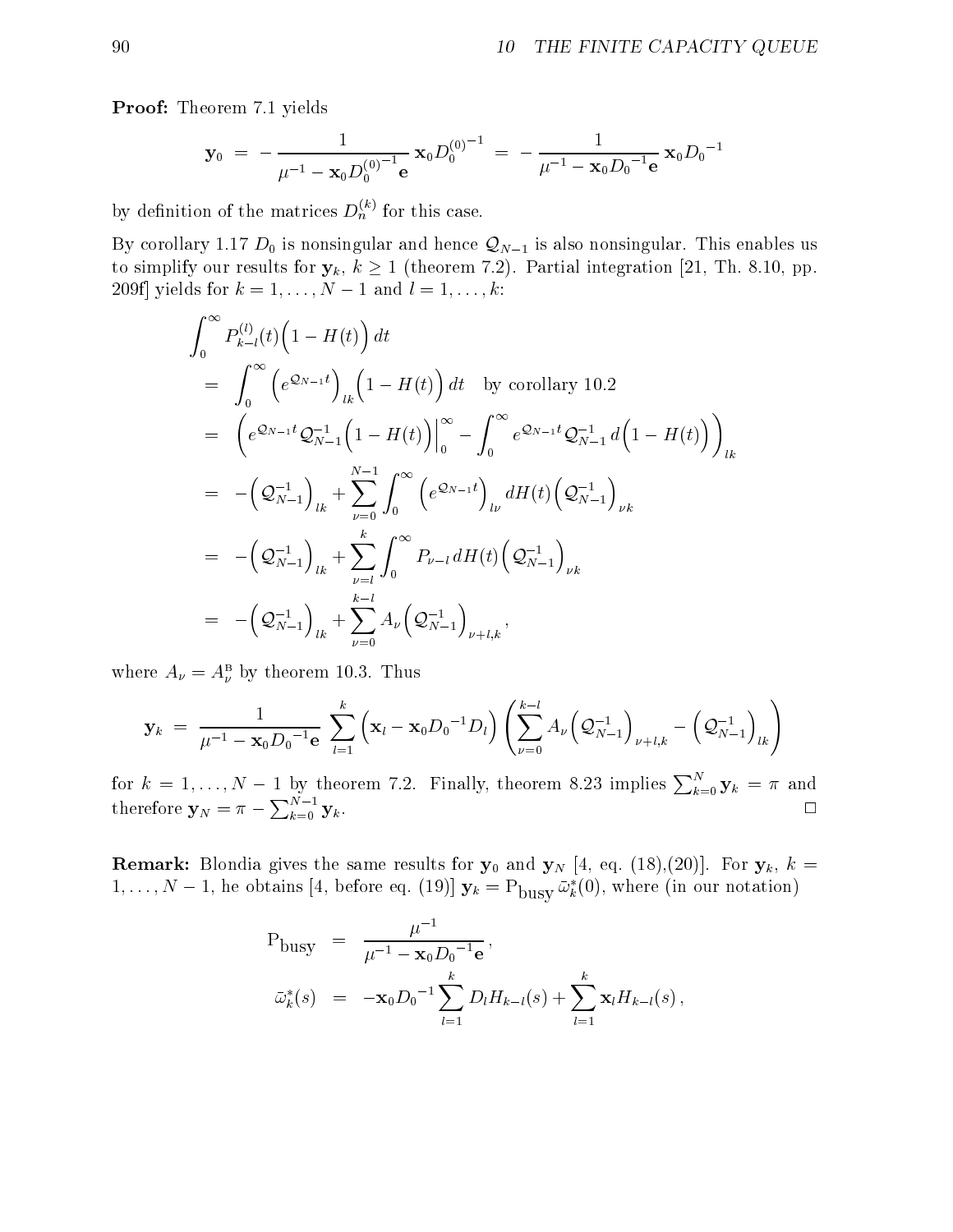**Proof:** Theorem 7.1 yields

$$\mathbf{y}_0 \;=\; -\,\frac{1}{\mu^{-1} - \mathbf{x}_0 {D_0^{(0)}}^{-1}\mathbf{e}}\,\mathbf{x}_0 {D_0^{(0)}}^{-1} \;=\; -\,\frac{1}{\mu^{-1} - \mathbf{x}_0 {D_0}^{-1}\mathbf{e}}\,\mathbf{x}_0 {D_0}^{-1}$$

by definition of the matrices $D_n^{(k)}$ for this case.

By corollary 1.17 $D_0$ is nonsingular and hence $\mathcal{Q}_{N-1}$ is also nonsingular. This enables us to simplify our results for $\mathbf{y}_k$, $k \geq 1$ (theorem 7.2). Partial integration [21, Th. 8.10, pp. 209f] yields for $k = 1, \ldots, N-1$ and $l = 1, \ldots, k$:

$$\begin{aligned}
&\int_0^\infty P_{k-l}^{(l)}(t)\Big(1 - H(t)\Big)\,dt \\
&= \int_0^\infty \Big(e^{\mathcal{Q}_{N-1}t}\Big)_{lk}\Big(1 - H(t)\Big)\,dt \quad \text{by corollary 10.2} \\
&= \left(e^{\mathcal{Q}_{N-1}t}\mathcal{Q}_{N-1}^{-1}\Big(1 - H(t)\Big)\Big|_0^\infty - \int_0^\infty e^{\mathcal{Q}_{N-1}t}\mathcal{Q}_{N-1}^{-1}\,d\Big(1 - H(t)\Big)\right)_{lk} \\
&= -\Big(\mathcal{Q}_{N-1}^{-1}\Big)_{lk} + \sum_{\nu=0}^{N-1}\int_0^\infty \Big(e^{\mathcal{Q}_{N-1}t}\Big)_{l\nu}\,dH(t)\Big(\mathcal{Q}_{N-1}^{-1}\Big)_{\nu k} \\
&= -\Big(\mathcal{Q}_{N-1}^{-1}\Big)_{lk} + \sum_{\nu=l}^{k}\int_0^\infty P_{\nu-l}\,dH(t)\Big(\mathcal{Q}_{N-1}^{-1}\Big)_{\nu k} \\
&= -\Big(\mathcal{Q}_{N-1}^{-1}\Big)_{lk} + \sum_{\nu=0}^{k-l} A_\nu\Big(\mathcal{Q}_{N-1}^{-1}\Big)_{\nu+l,k},
\end{aligned}$$

where $A_\nu = A_\nu^{\mathrm{B}}$ by theorem 10.3. Thus

$$\mathbf{y}_k \;=\; \frac{1}{\mu^{-1} - \mathbf{x}_0 {D_0}^{-1}\mathbf{e}}\;\sum_{l=1}^{k}\Big(\mathbf{x}_l - \mathbf{x}_0 {D_0}^{-1}D_l\Big)\left(\sum_{\nu=0}^{k-l}A_\nu\Big(\mathcal{Q}_{N-1}^{-1}\Big)_{\nu+l,k} - \Big(\mathcal{Q}_{N-1}^{-1}\Big)_{lk}\right)$$

for $k = 1, \ldots, N-1$ by theorem 7.2. Finally, theorem 8.23 implies $\sum_{k=0}^{N}\mathbf{y}_k = \pi$ and therefore $\mathbf{y}_N = \pi - \sum_{k=0}^{N-1}\mathbf{y}_k$. $\square$

**Remark:** Blondia gives the same results for $\mathbf{y}_0$ and $\mathbf{y}_N$ [4, eq. (18),(20)]. For $\mathbf{y}_k$, $k = 1, \ldots, N-1$, he obtains [4, before eq. (19)] $\mathbf{y}_k = \mathrm{P}_{\text{busy}}\,\bar{\omega}_k^*(0)$, where (in our notation)

$$\begin{aligned}
\mathrm{P}_{\text{busy}} &= \frac{\mu^{-1}}{\mu^{-1} - \mathbf{x}_0 {D_0}^{-1}\mathbf{e}}, \\
\bar{\omega}_k^*(s) &= -\mathbf{x}_0 {D_0}^{-1}\sum_{l=1}^{k} D_l H_{k-l}(s) + \sum_{l=1}^{k}\mathbf{x}_l H_{k-l}(s),
\end{aligned}$$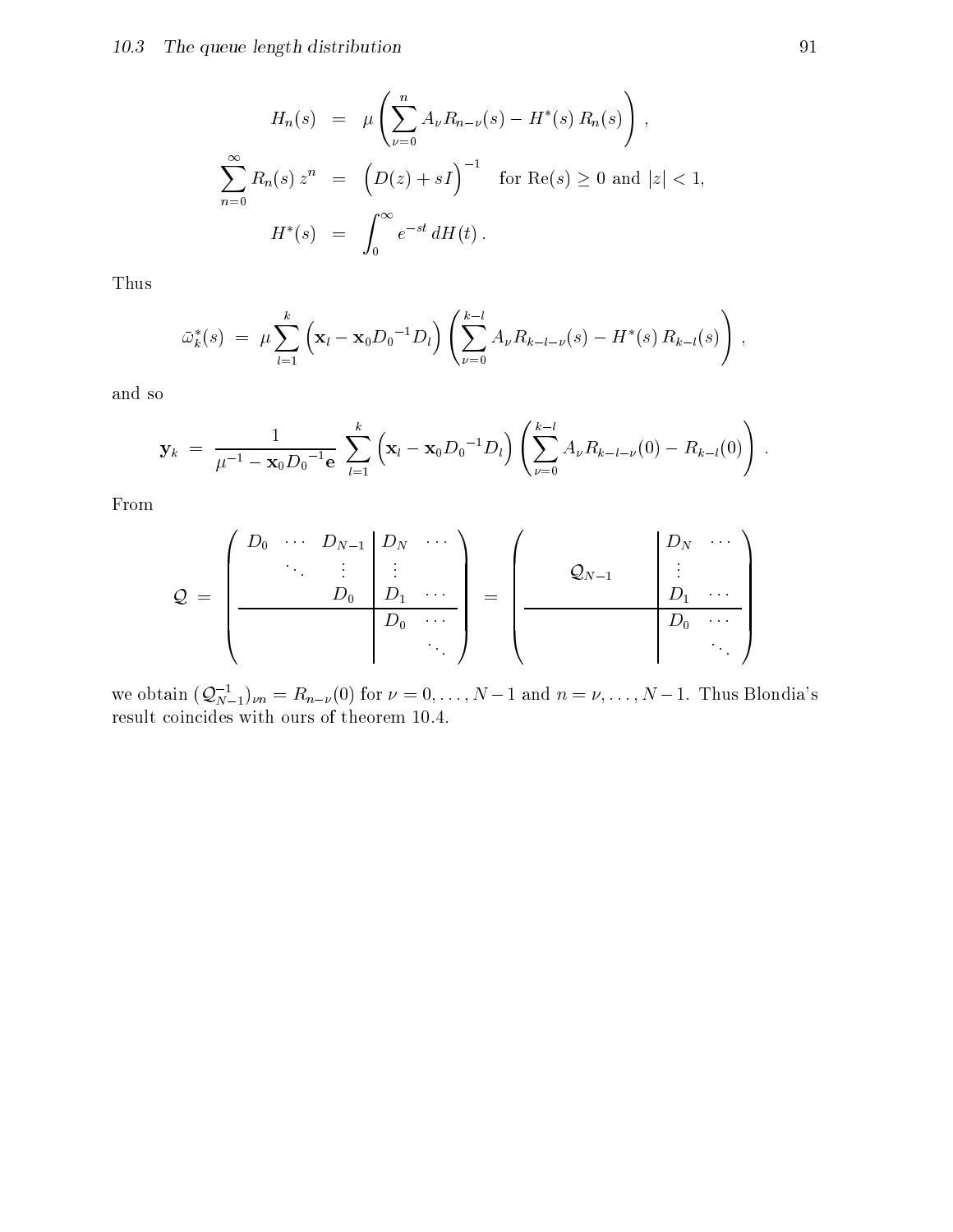$$
\begin{aligned}
H_n(s) &= \mu \left( \sum_{\nu=0}^{n} A_\nu R_{n-\nu}(s) - H^*(s)\, R_n(s) \right), \\
\sum_{n=0}^{\infty} R_n(s)\, z^n &= \Big( D(z) + sI \Big)^{-1} \quad \text{for } \mathrm{Re}(s) \geq 0 \text{ and } |z| < 1, \\
H^*(s) &= \int_0^\infty e^{-st}\, dH(t)\,.
\end{aligned}
$$

Thus

$$
\bar{\omega}_k^*(s) \;=\; \mu \sum_{l=1}^{k} \Big( \mathbf{x}_l - \mathbf{x}_0 {D_0}^{-1} D_l \Big) \left( \sum_{\nu=0}^{k-l} A_\nu R_{k-l-\nu}(s) - H^*(s)\, R_{k-l}(s) \right),
$$

and so

$$
\mathbf{y}_k \;=\; \frac{1}{\mu^{-1} - \mathbf{x}_0 {D_0}^{-1} \mathbf{e}} \; \sum_{l=1}^{k} \Big( \mathbf{x}_l - \mathbf{x}_0 {D_0}^{-1} D_l \Big) \left( \sum_{\nu=0}^{k-l} A_\nu R_{k-l-\nu}(0) - R_{k-l}(0) \right).
$$

From

$$
\mathcal{Q} \;=\; \left( \begin{array}{ccc|cc}
D_0 & \cdots & D_{N-1} & D_N & \cdots \\
 & \ddots & \vdots & \vdots & \\
 & & D_0 & D_1 & \cdots \\
\hline
 & & & D_0 & \cdots \\
 & & & & \ddots
\end{array} \right)
\;=\;
\left( \begin{array}{c|cc}
 & D_N & \cdots \\
\mathcal{Q}_{N-1} & \vdots & \\
 & D_1 & \cdots \\
\hline
 & D_0 & \cdots \\
 & & \ddots
\end{array} \right)
$$

we obtain $(\mathcal{Q}_{N-1}^{-1})_{\nu n} = R_{n-\nu}(0)$ for $\nu = 0, \ldots, N-1$ and $n = \nu, \ldots, N-1$. Thus Blondia's result coincides with ours of theorem 10.4.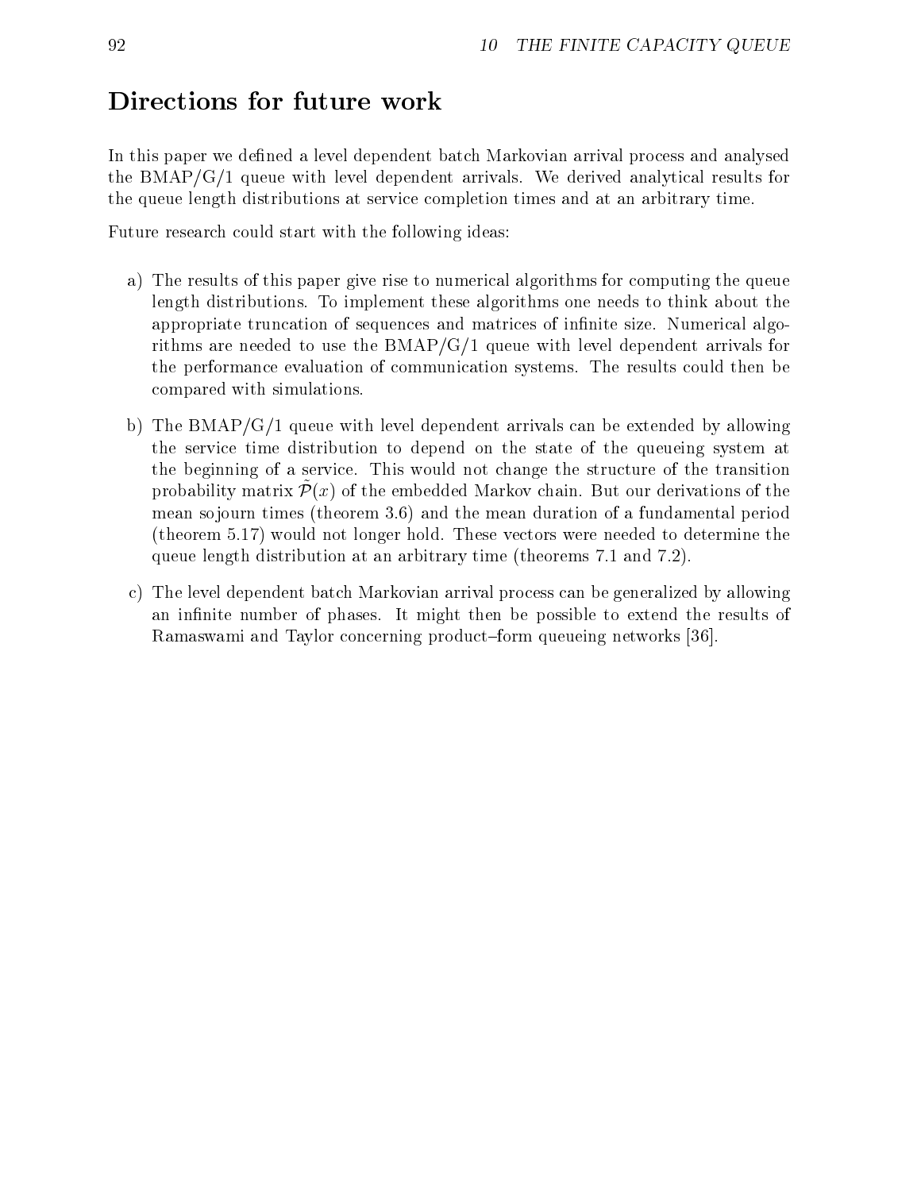## Directions for future work

In this paper we defined a level dependent batch Markovian arrival process and analysed the BMAP/G/1 queue with level dependent arrivals. We derived analytical results for the queue length distributions at service completion times and at an arbitrary time.

Future research could start with the following ideas:

a) The results of this paper give rise to numerical algorithms for computing the queue length distributions. To implement these algorithms one needs to think about the appropriate truncation of sequences and matrices of infinite size. Numerical algorithms are needed to use the BMAP/G/1 queue with level dependent arrivals for the performance evaluation of communication systems. The results could then be compared with simulations.

b) The BMAP/G/1 queue with level dependent arrivals can be extended by allowing the service time distribution to depend on the state of the queueing system at the beginning of a service. This would not change the structure of the transition probability matrix $\tilde{\mathcal{P}}(x)$ of the embedded Markov chain. But our derivations of the mean sojourn times (theorem 3.6) and the mean duration of a fundamental period (theorem 5.17) would not longer hold. These vectors were needed to determine the queue length distribution at an arbitrary time (theorems 7.1 and 7.2).

c) The level dependent batch Markovian arrival process can be generalized by allowing an infinite number of phases. It might then be possible to extend the results of Ramaswami and Taylor concerning product–form queueing networks [36].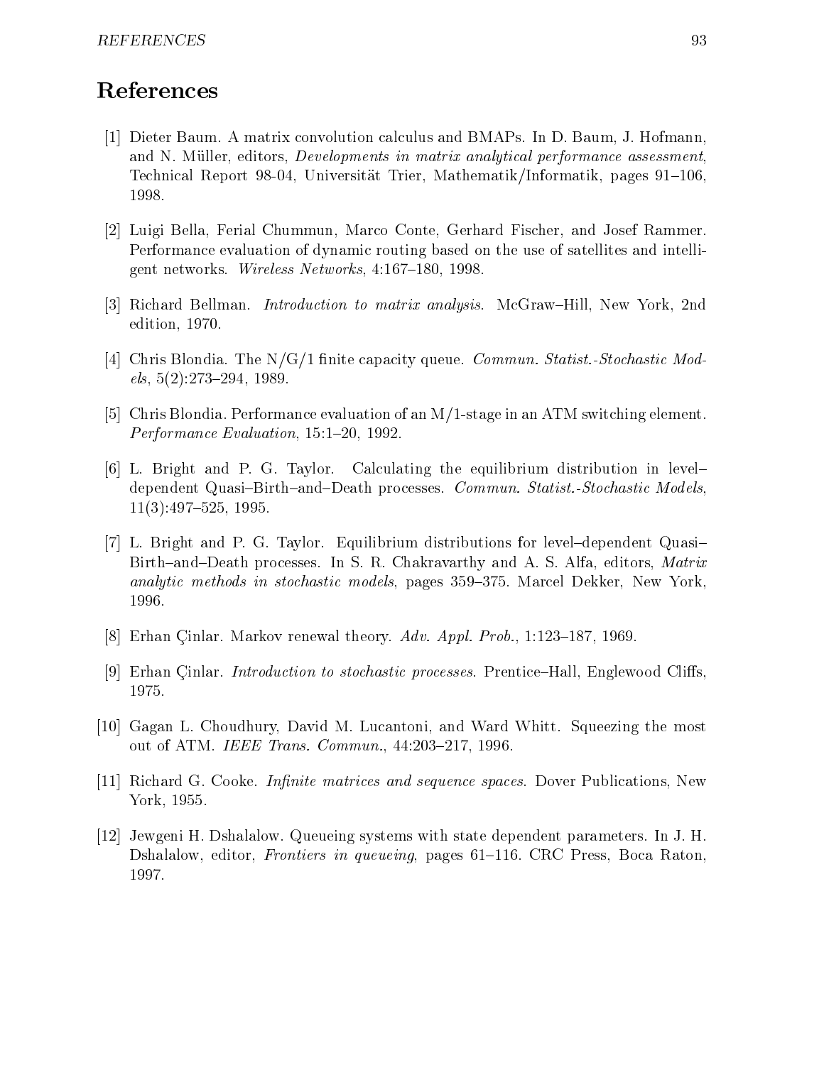# References

[1] Dieter Baum. A matrix convolution calculus and BMAPs. In D. Baum, J. Hofmann, and N. Müller, editors, *Developments in matrix analytical performance assessment*, Technical Report 98-04, Universität Trier, Mathematik/Informatik, pages 91–106, 1998.

[2] Luigi Bella, Ferial Chummun, Marco Conte, Gerhard Fischer, and Josef Rammer. Performance evaluation of dynamic routing based on the use of satellites and intelligent networks. *Wireless Networks*, 4:167–180, 1998.

[3] Richard Bellman. *Introduction to matrix analysis*. McGraw–Hill, New York, 2nd edition, 1970.

[4] Chris Blondia. The N/G/1 finite capacity queue. *Commun. Statist.-Stochastic Models*, 5(2):273–294, 1989.

[5] Chris Blondia. Performance evaluation of an M/1-stage in an ATM switching element. *Performance Evaluation*, 15:1–20, 1992.

[6] L. Bright and P. G. Taylor. Calculating the equilibrium distribution in level–dependent Quasi–Birth–and–Death processes. *Commun. Statist.-Stochastic Models*, 11(3):497–525, 1995.

[7] L. Bright and P. G. Taylor. Equilibrium distributions for level–dependent Quasi–Birth–and–Death processes. In S. R. Chakravarthy and A. S. Alfa, editors, *Matrix analytic methods in stochastic models*, pages 359–375. Marcel Dekker, New York, 1996.

[8] Erhan Çinlar. Markov renewal theory. *Adv. Appl. Prob.*, 1:123–187, 1969.

[9] Erhan Çinlar. *Introduction to stochastic processes*. Prentice–Hall, Englewood Cliffs, 1975.

[10] Gagan L. Choudhury, David M. Lucantoni, and Ward Whitt. Squeezing the most out of ATM. *IEEE Trans. Commun.*, 44:203–217, 1996.

[11] Richard G. Cooke. *Infinite matrices and sequence spaces*. Dover Publications, New York, 1955.

[12] Jewgeni H. Dshalalow. Queueing systems with state dependent parameters. In J. H. Dshalalow, editor, *Frontiers in queueing*, pages 61–116. CRC Press, Boca Raton, 1997.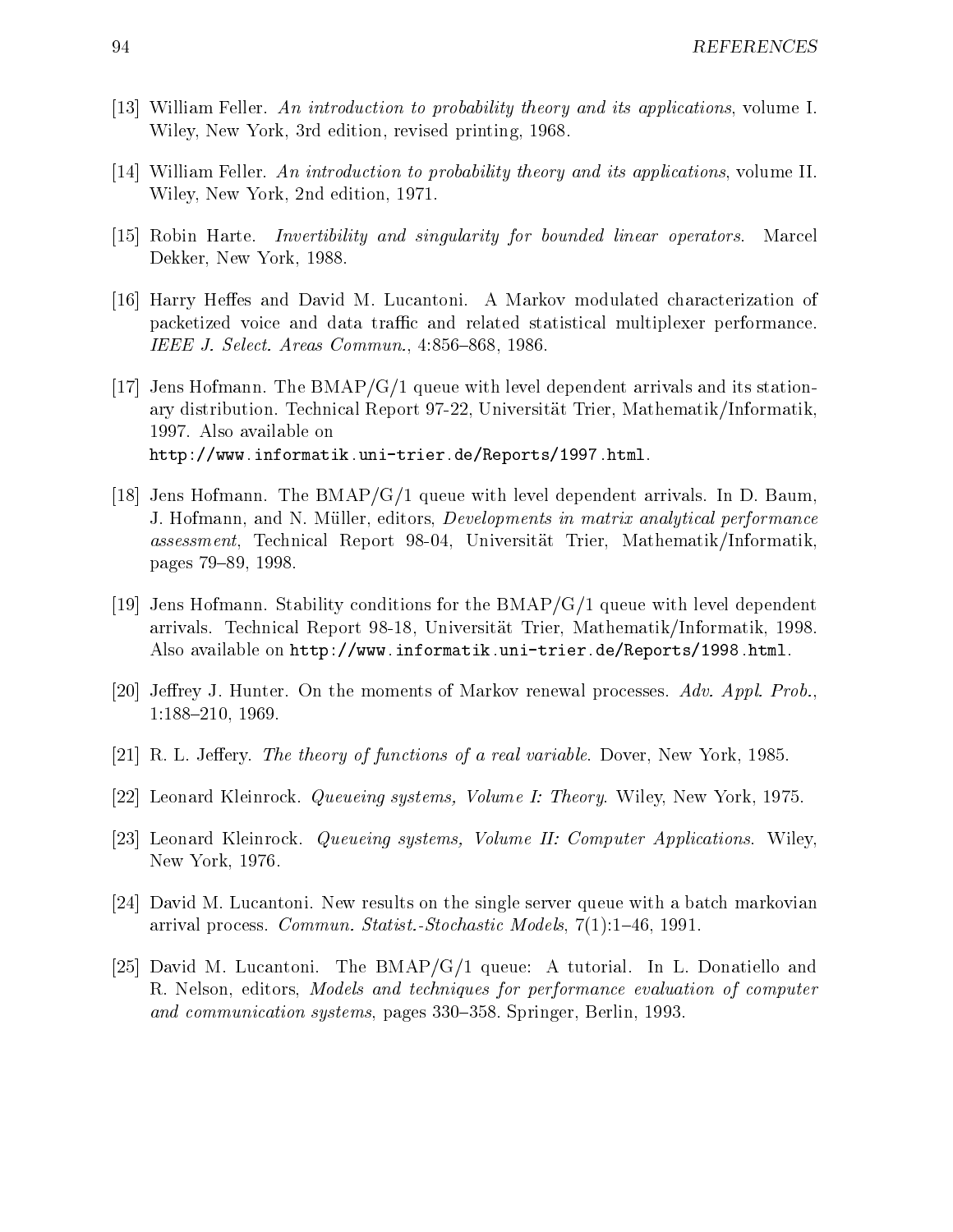[13] William Feller. *An introduction to probability theory and its applications*, volume I. Wiley, New York, 3rd edition, revised printing, 1968.

[14] William Feller. *An introduction to probability theory and its applications*, volume II. Wiley, New York, 2nd edition, 1971.

[15] Robin Harte. *Invertibility and singularity for bounded linear operators*. Marcel Dekker, New York, 1988.

[16] Harry Heffes and David M. Lucantoni. A Markov modulated characterization of packetized voice and data traffic and related statistical multiplexer performance. *IEEE J. Select. Areas Commun.*, 4:856–868, 1986.

[17] Jens Hofmann. The BMAP/G/1 queue with level dependent arrivals and its stationary distribution. Technical Report 97-22, Universität Trier, Mathematik/Informatik, 1997. Also available on `http://www.informatik.uni-trier.de/Reports/1997.html`.

[18] Jens Hofmann. The BMAP/G/1 queue with level dependent arrivals. In D. Baum, J. Hofmann, and N. Müller, editors, *Developments in matrix analytical performance assessment*, Technical Report 98-04, Universität Trier, Mathematik/Informatik, pages 79–89, 1998.

[19] Jens Hofmann. Stability conditions for the BMAP/G/1 queue with level dependent arrivals. Technical Report 98-18, Universität Trier, Mathematik/Informatik, 1998. Also available on `http://www.informatik.uni-trier.de/Reports/1998.html`.

[20] Jeffrey J. Hunter. On the moments of Markov renewal processes. *Adv. Appl. Prob.*, 1:188–210, 1969.

[21] R. L. Jeffery. *The theory of functions of a real variable*. Dover, New York, 1985.

[22] Leonard Kleinrock. *Queueing systems, Volume I: Theory*. Wiley, New York, 1975.

[23] Leonard Kleinrock. *Queueing systems, Volume II: Computer Applications*. Wiley, New York, 1976.

[24] David M. Lucantoni. New results on the single server queue with a batch markovian arrival process. *Commun. Statist.-Stochastic Models*, 7(1):1–46, 1991.

[25] David M. Lucantoni. The BMAP/G/1 queue: A tutorial. In L. Donatiello and R. Nelson, editors, *Models and techniques for performance evaluation of computer and communication systems*, pages 330–358. Springer, Berlin, 1993.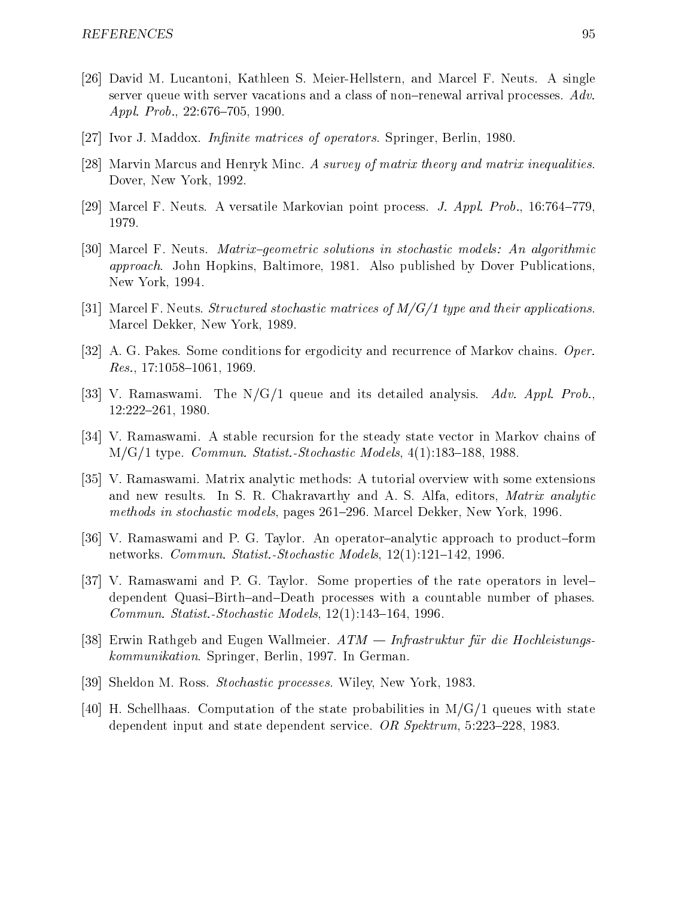[26] David M. Lucantoni, Kathleen S. Meier-Hellstern, and Marcel F. Neuts. A single server queue with server vacations and a class of non–renewal arrival processes. *Adv. Appl. Prob.*, 22:676–705, 1990.

[27] Ivor J. Maddox. *Infinite matrices of operators*. Springer, Berlin, 1980.

[28] Marvin Marcus and Henryk Minc. *A survey of matrix theory and matrix inequalities*. Dover, New York, 1992.

[29] Marcel F. Neuts. A versatile Markovian point process. *J. Appl. Prob.*, 16:764–779, 1979.

[30] Marcel F. Neuts. *Matrix–geometric solutions in stochastic models: An algorithmic approach*. John Hopkins, Baltimore, 1981. Also published by Dover Publications, New York, 1994.

[31] Marcel F. Neuts. *Structured stochastic matrices of M/G/1 type and their applications*. Marcel Dekker, New York, 1989.

[32] A. G. Pakes. Some conditions for ergodicity and recurrence of Markov chains. *Oper. Res.*, 17:1058–1061, 1969.

[33] V. Ramaswami. The N/G/1 queue and its detailed analysis. *Adv. Appl. Prob.*, 12:222–261, 1980.

[34] V. Ramaswami. A stable recursion for the steady state vector in Markov chains of M/G/1 type. *Commun. Statist.-Stochastic Models*, 4(1):183–188, 1988.

[35] V. Ramaswami. Matrix analytic methods: A tutorial overview with some extensions and new results. In S. R. Chakravarthy and A. S. Alfa, editors, *Matrix analytic methods in stochastic models*, pages 261–296. Marcel Dekker, New York, 1996.

[36] V. Ramaswami and P. G. Taylor. An operator–analytic approach to product–form networks. *Commun. Statist.-Stochastic Models*, 12(1):121–142, 1996.

[37] V. Ramaswami and P. G. Taylor. Some properties of the rate operators in level–dependent Quasi–Birth–and–Death processes with a countable number of phases. *Commun. Statist.-Stochastic Models*, 12(1):143–164, 1996.

[38] Erwin Rathgeb and Eugen Wallmeier. *ATM — Infrastruktur für die Hochleistungskommunikation*. Springer, Berlin, 1997. In German.

[39] Sheldon M. Ross. *Stochastic processes*. Wiley, New York, 1983.

[40] H. Schellhaas. Computation of the state probabilities in M/G/1 queues with state dependent input and state dependent service. *OR Spektrum*, 5:223–228, 1983.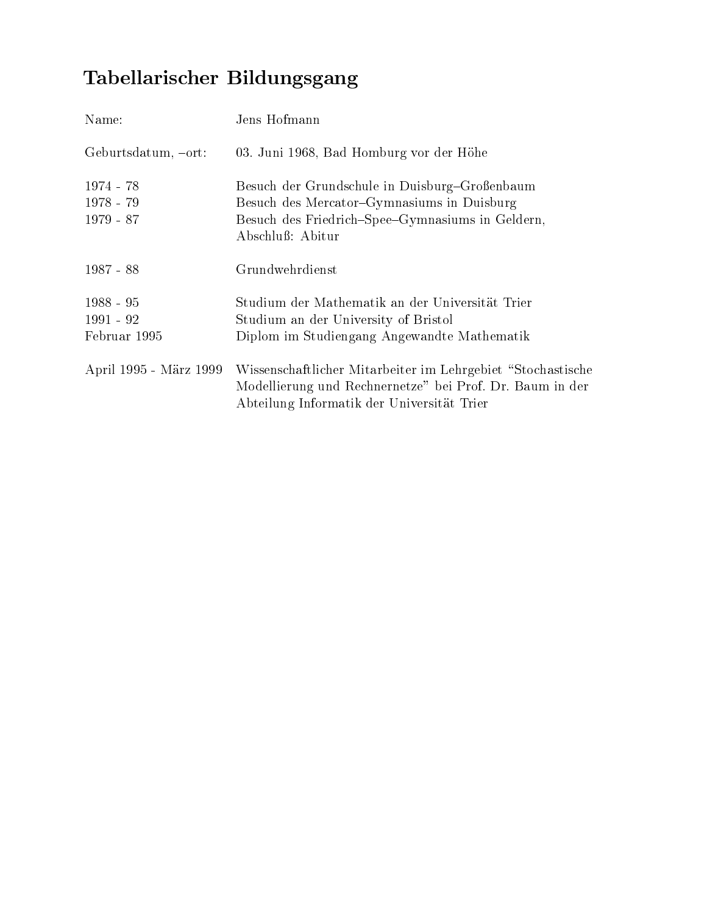# Tabellarischer Bildungsgang

| | |
|---|---|
| Name: | Jens Hofmann |
| Geburtsdatum, –ort: | 03. Juni 1968, Bad Homburg vor der Höhe |
| 1974 - 78 | Besuch der Grundschule in Duisburg–Großenbaum |
| 1978 - 79 | Besuch des Mercator–Gymnasiums in Duisburg |
| 1979 - 87 | Besuch des Friedrich–Spee–Gymnasiums in Geldern, Abschluß: Abitur |
| 1987 - 88 | Grundwehrdienst |
| 1988 - 95 | Studium der Mathematik an der Universität Trier |
| 1991 - 92 | Studium an der University of Bristol |
| Februar 1995 | Diplom im Studiengang Angewandte Mathematik |
| April 1995 - März 1999 | Wissenschaftlicher Mitarbeiter im Lehrgebiet "Stochastische Modellierung und Rechnernetze" bei Prof. Dr. Baum in der Abteilung Informatik der Universität Trier |